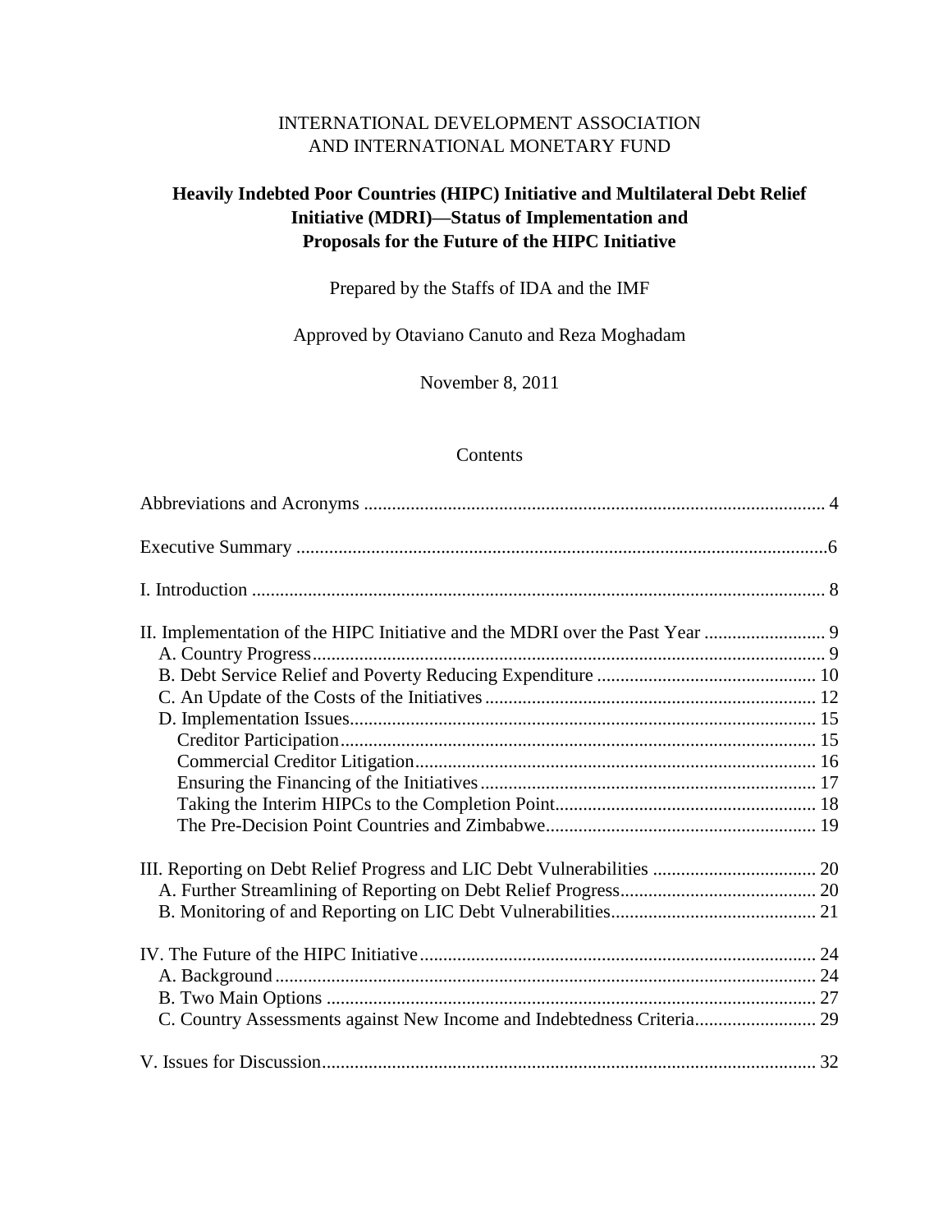INTERNATIONAL DEVELOPMENT ASSOCIATION
AND INTERNATIONAL MONETARY FUND

# Heavily Indebted Poor Countries (HIPC) Initiative and Multilateral Debt Relief Initiative (MDRI)—Status of Implementation and Proposals for the Future of the HIPC Initiative

Prepared by the Staffs of IDA and the IMF

Approved by Otaviano Canuto and Reza Moghadam

November 8, 2011

## Contents

Abbreviations and Acronyms ..... 4

Executive Summary ..... 6

I. Introduction ..... 8

II. Implementation of the HIPC Initiative and the MDRI over the Past Year ..... 9
- A. Country Progress ..... 9
- B. Debt Service Relief and Poverty Reducing Expenditure ..... 10
- C. An Update of the Costs of the Initiatives ..... 12
- D. Implementation Issues ..... 15
  - Creditor Participation ..... 15
  - Commercial Creditor Litigation ..... 16
  - Ensuring the Financing of the Initiatives ..... 17
  - Taking the Interim HIPCs to the Completion Point ..... 18
  - The Pre-Decision Point Countries and Zimbabwe ..... 19

III. Reporting on Debt Relief Progress and LIC Debt Vulnerabilities ..... 20
- A. Further Streamlining of Reporting on Debt Relief Progress ..... 20
- B. Monitoring of and Reporting on LIC Debt Vulnerabilities ..... 21

IV. The Future of the HIPC Initiative ..... 24
- A. Background ..... 24
- B. Two Main Options ..... 27
- C. Country Assessments against New Income and Indebtedness Criteria ..... 29

V. Issues for Discussion ..... 32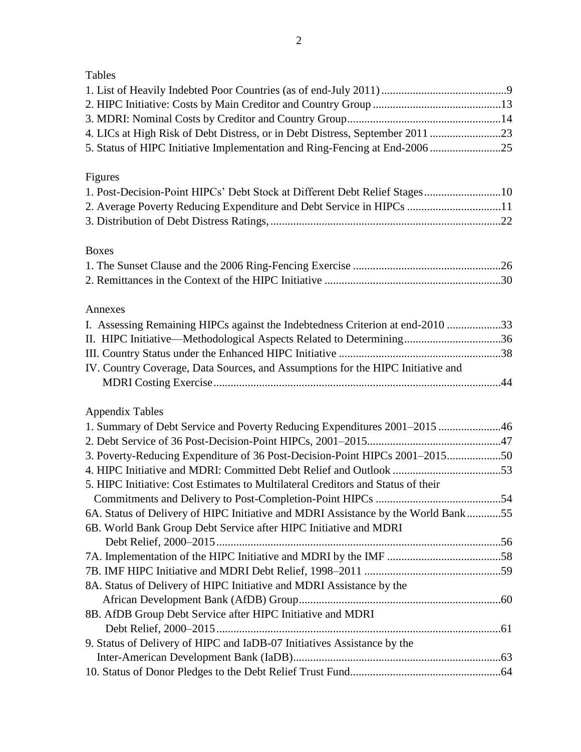Tables

1. List of Heavily Indebted Poor Countries (as of end-July 2011) ............................................9
2. HIPC Initiative: Costs by Main Creditor and Country Group .............................................13
3. MDRI: Nominal Costs by Creditor and Country Group......................................................14
4. LICs at High Risk of Debt Distress, or in Debt Distress, September 2011 .........................23
5. Status of HIPC Initiative Implementation and Ring-Fencing at End-2006 .........................25

Figures

1. Post-Decision-Point HIPCs' Debt Stock at Different Debt Relief Stages...........................10
2. Average Poverty Reducing Expenditure and Debt Service in HIPCs .................................11
3. Distribution of Debt Distress Ratings, .................................................................................22

Boxes

1. The Sunset Clause and the 2006 Ring-Fencing Exercise ....................................................26
2. Remittances in the Context of the HIPC Initiative ..............................................................30

Annexes

I. Assessing Remaining HIPCs against the Indebtedness Criterion at end-2010 ...................33
II. HIPC Initiative—Methodological Aspects Related to Determining..................................36
III. Country Status under the Enhanced HIPC Initiative .........................................................38
IV. Country Coverage, Data Sources, and Assumptions for the HIPC Initiative and MDRI Costing Exercise.....................................................................................................44

Appendix Tables

1. Summary of Debt Service and Poverty Reducing Expenditures 2001–2015 ......................46
2. Debt Service of 36 Post-Decision-Point HIPCs, 2001–2015...............................................47
3. Poverty-Reducing Expenditure of 36 Post-Decision-Point HIPCs 2001–2015...................50
4. HIPC Initiative and MDRI: Committed Debt Relief and Outlook ......................................53
5. HIPC Initiative: Cost Estimates to Multilateral Creditors and Status of their Commitments and Delivery to Post-Completion-Point HIPCs ............................................54

6A. Status of Delivery of HIPC Initiative and MDRI Assistance by the World Bank............55
6B. World Bank Group Debt Service after HIPC Initiative and MDRI Debt Relief, 2000–2015....................................................................................................56
7A. Implementation of the HIPC Initiative and MDRI by the IMF ........................................58
7B. IMF HIPC Initiative and MDRI Debt Relief, 1998–2011 ................................................59
8A. Status of Delivery of HIPC Initiative and MDRI Assistance by the African Development Bank (AfDB) Group.......................................................................60
8B. AfDB Group Debt Service after HIPC Initiative and MDRI Debt Relief, 2000–2015....................................................................................................61

9. Status of Delivery of HIPC and IaDB-07 Initiatives Assistance by the Inter-American Development Bank (IaDB).........................................................................63
10. Status of Donor Pledges to the Debt Relief Trust Fund.....................................................64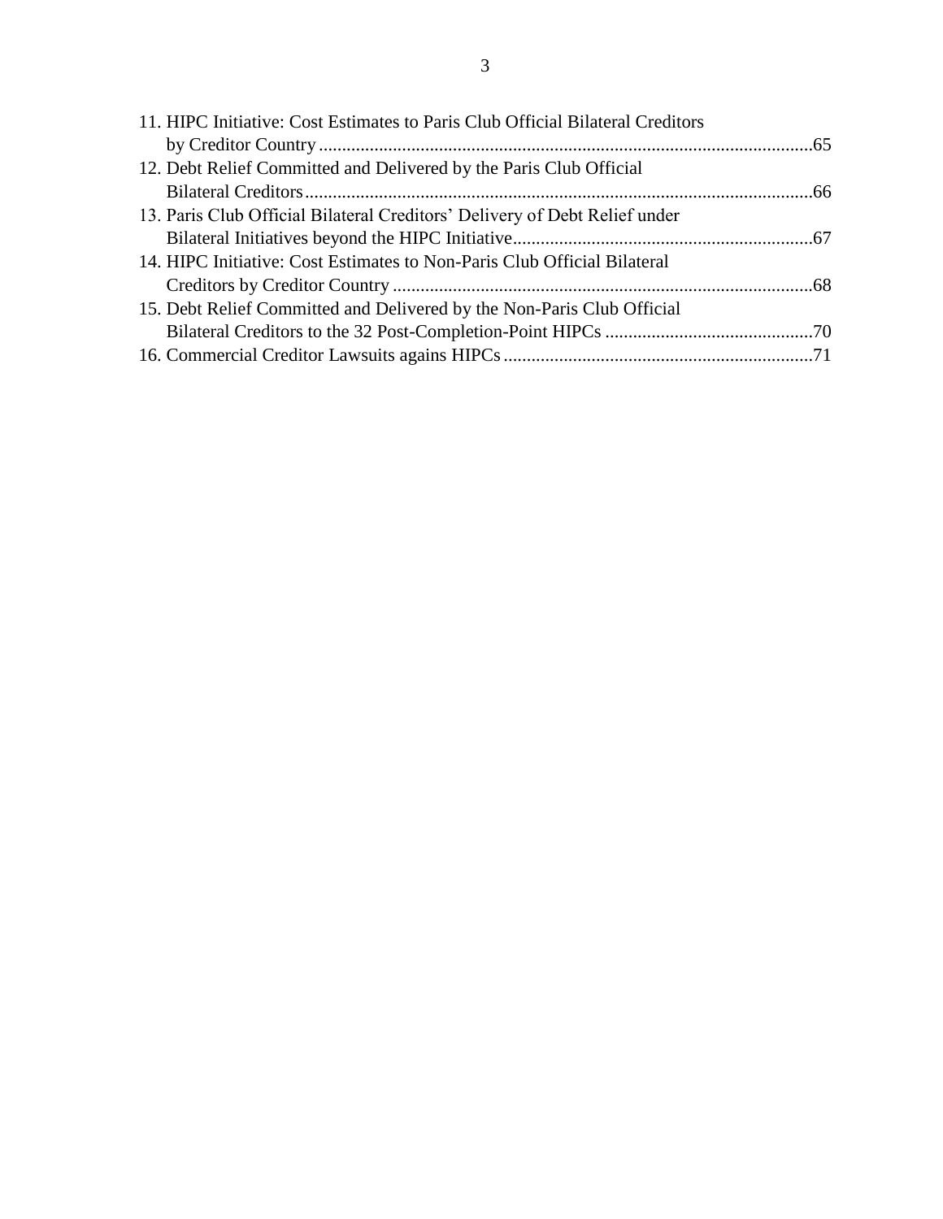11. HIPC Initiative: Cost Estimates to Paris Club Official Bilateral Creditors by Creditor Country ..........65
12. Debt Relief Committed and Delivered by the Paris Club Official Bilateral Creditors ..........66
13. Paris Club Official Bilateral Creditors' Delivery of Debt Relief under Bilateral Initiatives beyond the HIPC Initiative ..........67
14. HIPC Initiative: Cost Estimates to Non-Paris Club Official Bilateral Creditors by Creditor Country ..........68
15. Debt Relief Committed and Delivered by the Non-Paris Club Official Bilateral Creditors to the 32 Post-Completion-Point HIPCs ..........70
16. Commercial Creditor Lawsuits agains HIPCs ..........71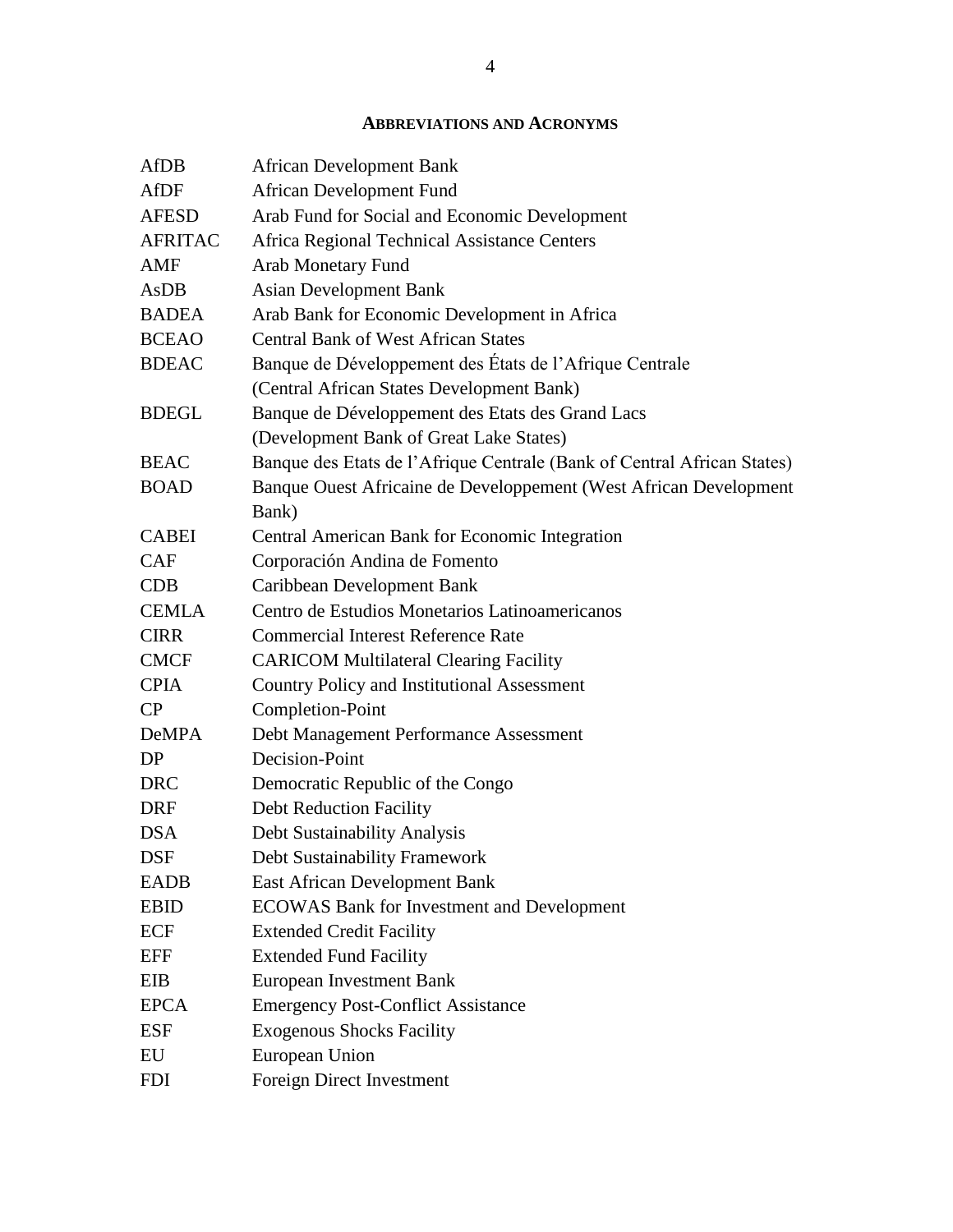## ABBREVIATIONS AND ACRONYMS

| | |
|---|---|
| AfDB | African Development Bank |
| AfDF | African Development Fund |
| AFESD | Arab Fund for Social and Economic Development |
| AFRITAC | Africa Regional Technical Assistance Centers |
| AMF | Arab Monetary Fund |
| AsDB | Asian Development Bank |
| BADEA | Arab Bank for Economic Development in Africa |
| BCEAO | Central Bank of West African States |
| BDEAC | Banque de Développement des États de l'Afrique Centrale (Central African States Development Bank) |
| BDEGL | Banque de Développement des Etats des Grand Lacs (Development Bank of Great Lake States) |
| BEAC | Banque des Etats de l'Afrique Centrale (Bank of Central African States) |
| BOAD | Banque Ouest Africaine de Developpement (West African Development Bank) |
| CABEI | Central American Bank for Economic Integration |
| CAF | Corporación Andina de Fomento |
| CDB | Caribbean Development Bank |
| CEMLA | Centro de Estudios Monetarios Latinoamericanos |
| CIRR | Commercial Interest Reference Rate |
| CMCF | CARICOM Multilateral Clearing Facility |
| CPIA | Country Policy and Institutional Assessment |
| CP | Completion-Point |
| DeMPA | Debt Management Performance Assessment |
| DP | Decision-Point |
| DRC | Democratic Republic of the Congo |
| DRF | Debt Reduction Facility |
| DSA | Debt Sustainability Analysis |
| DSF | Debt Sustainability Framework |
| EADB | East African Development Bank |
| EBID | ECOWAS Bank for Investment and Development |
| ECF | Extended Credit Facility |
| EFF | Extended Fund Facility |
| EIB | European Investment Bank |
| EPCA | Emergency Post-Conflict Assistance |
| ESF | Exogenous Shocks Facility |
| EU | European Union |
| FDI | Foreign Direct Investment |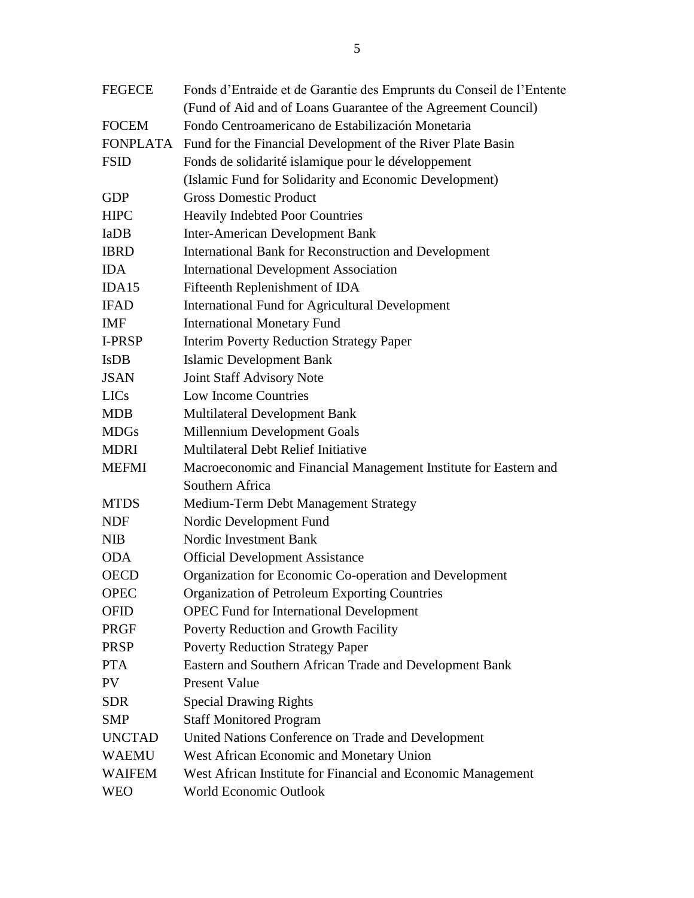| | |
|---|---|
| FEGECE | Fonds d'Entraide et de Garantie des Emprunts du Conseil de l'Entente (Fund of Aid and of Loans Guarantee of the Agreement Council) |
| FOCEM | Fondo Centroamericano de Estabilización Monetaria |
| FONPLATA | Fund for the Financial Development of the River Plate Basin |
| FSID | Fonds de solidarité islamique pour le développement (Islamic Fund for Solidarity and Economic Development) |
| GDP | Gross Domestic Product |
| HIPC | Heavily Indebted Poor Countries |
| IaDB | Inter-American Development Bank |
| IBRD | International Bank for Reconstruction and Development |
| IDA | International Development Association |
| IDA15 | Fifteenth Replenishment of IDA |
| IFAD | International Fund for Agricultural Development |
| IMF | International Monetary Fund |
| I-PRSP | Interim Poverty Reduction Strategy Paper |
| IsDB | Islamic Development Bank |
| JSAN | Joint Staff Advisory Note |
| LICs | Low Income Countries |
| MDB | Multilateral Development Bank |
| MDGs | Millennium Development Goals |
| MDRI | Multilateral Debt Relief Initiative |
| MEFMI | Macroeconomic and Financial Management Institute for Eastern and Southern Africa |
| MTDS | Medium-Term Debt Management Strategy |
| NDF | Nordic Development Fund |
| NIB | Nordic Investment Bank |
| ODA | Official Development Assistance |
| OECD | Organization for Economic Co-operation and Development |
| OPEC | Organization of Petroleum Exporting Countries |
| OFID | OPEC Fund for International Development |
| PRGF | Poverty Reduction and Growth Facility |
| PRSP | Poverty Reduction Strategy Paper |
| PTA | Eastern and Southern African Trade and Development Bank |
| PV | Present Value |
| SDR | Special Drawing Rights |
| SMP | Staff Monitored Program |
| UNCTAD | United Nations Conference on Trade and Development |
| WAEMU | West African Economic and Monetary Union |
| WAIFEM | West African Institute for Financial and Economic Management |
| WEO | World Economic Outlook |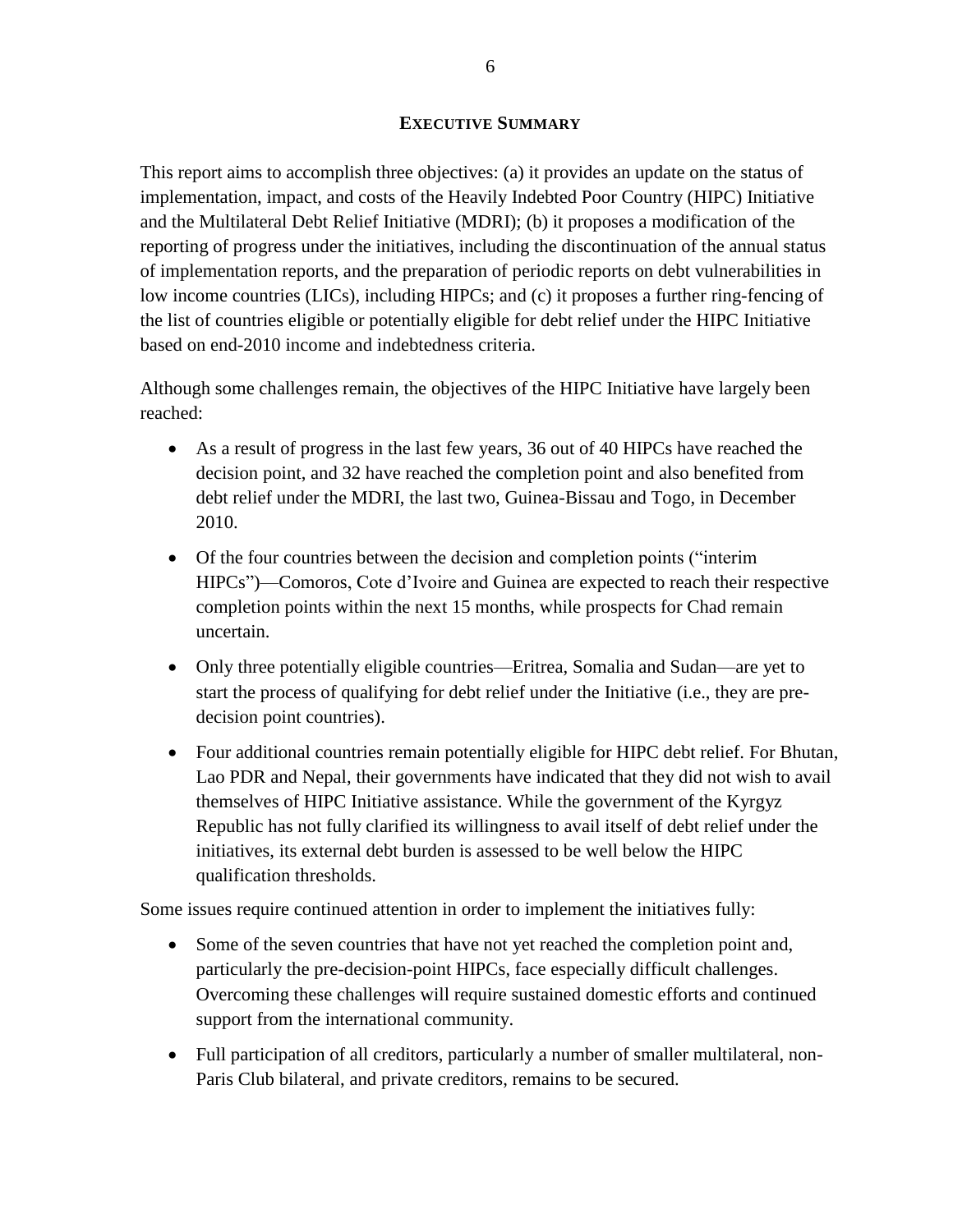## Executive Summary

This report aims to accomplish three objectives: (a) it provides an update on the status of implementation, impact, and costs of the Heavily Indebted Poor Country (HIPC) Initiative and the Multilateral Debt Relief Initiative (MDRI); (b) it proposes a modification of the reporting of progress under the initiatives, including the discontinuation of the annual status of implementation reports, and the preparation of periodic reports on debt vulnerabilities in low income countries (LICs), including HIPCs; and (c) it proposes a further ring-fencing of the list of countries eligible or potentially eligible for debt relief under the HIPC Initiative based on end-2010 income and indebtedness criteria.

Although some challenges remain, the objectives of the HIPC Initiative have largely been reached:

- As a result of progress in the last few years, 36 out of 40 HIPCs have reached the decision point, and 32 have reached the completion point and also benefited from debt relief under the MDRI, the last two, Guinea-Bissau and Togo, in December 2010.
- Of the four countries between the decision and completion points ("interim HIPCs")—Comoros, Cote d'Ivoire and Guinea are expected to reach their respective completion points within the next 15 months, while prospects for Chad remain uncertain.
- Only three potentially eligible countries—Eritrea, Somalia and Sudan—are yet to start the process of qualifying for debt relief under the Initiative (i.e., they are pre-decision point countries).
- Four additional countries remain potentially eligible for HIPC debt relief. For Bhutan, Lao PDR and Nepal, their governments have indicated that they did not wish to avail themselves of HIPC Initiative assistance. While the government of the Kyrgyz Republic has not fully clarified its willingness to avail itself of debt relief under the initiatives, its external debt burden is assessed to be well below the HIPC qualification thresholds.

Some issues require continued attention in order to implement the initiatives fully:

- Some of the seven countries that have not yet reached the completion point and, particularly the pre-decision-point HIPCs, face especially difficult challenges. Overcoming these challenges will require sustained domestic efforts and continued support from the international community.
- Full participation of all creditors, particularly a number of smaller multilateral, non-Paris Club bilateral, and private creditors, remains to be secured.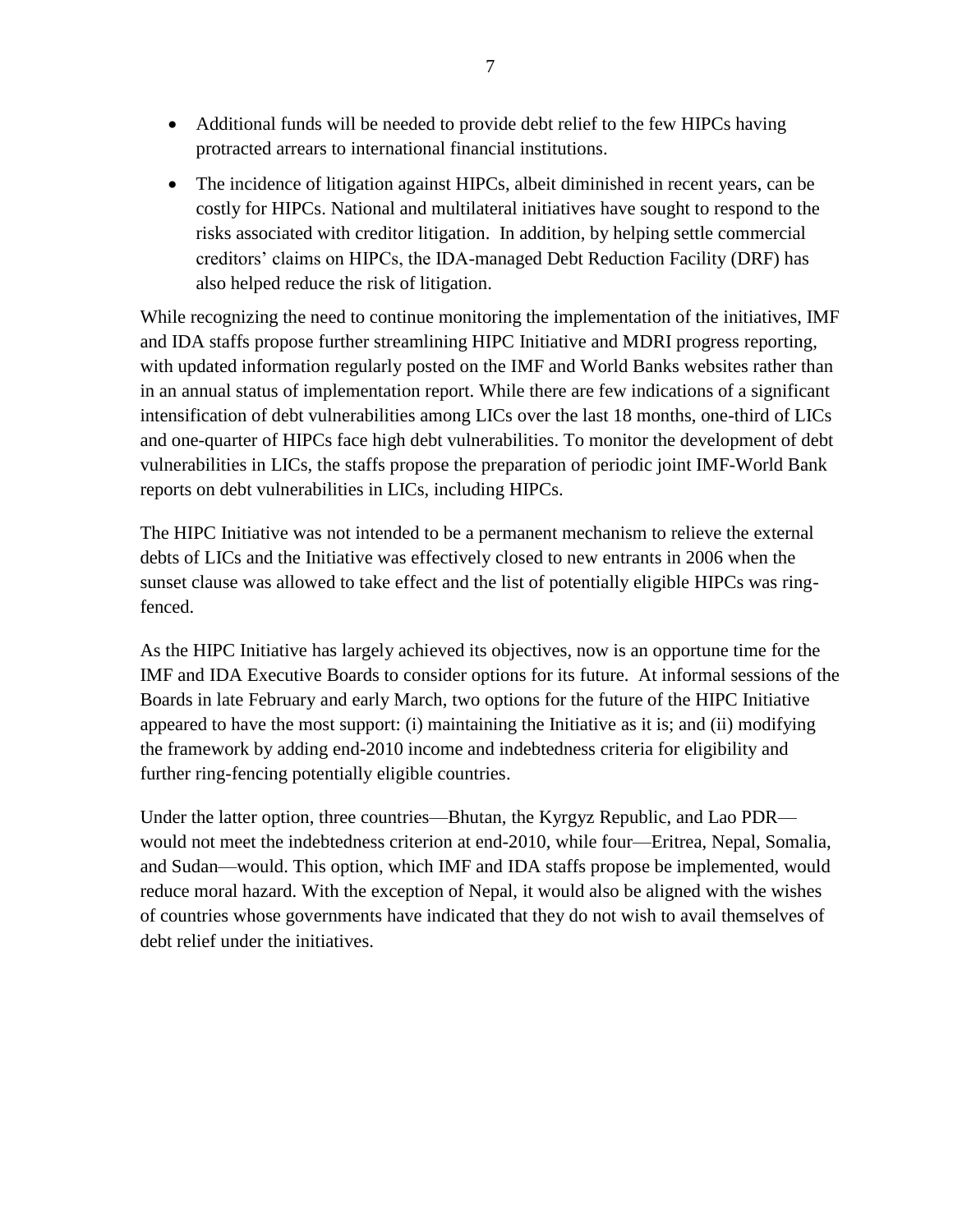- Additional funds will be needed to provide debt relief to the few HIPCs having protracted arrears to international financial institutions.
- The incidence of litigation against HIPCs, albeit diminished in recent years, can be costly for HIPCs. National and multilateral initiatives have sought to respond to the risks associated with creditor litigation. In addition, by helping settle commercial creditors' claims on HIPCs, the IDA-managed Debt Reduction Facility (DRF) has also helped reduce the risk of litigation.

While recognizing the need to continue monitoring the implementation of the initiatives, IMF and IDA staffs propose further streamlining HIPC Initiative and MDRI progress reporting, with updated information regularly posted on the IMF and World Banks websites rather than in an annual status of implementation report. While there are few indications of a significant intensification of debt vulnerabilities among LICs over the last 18 months, one-third of LICs and one-quarter of HIPCs face high debt vulnerabilities. To monitor the development of debt vulnerabilities in LICs, the staffs propose the preparation of periodic joint IMF-World Bank reports on debt vulnerabilities in LICs, including HIPCs.

The HIPC Initiative was not intended to be a permanent mechanism to relieve the external debts of LICs and the Initiative was effectively closed to new entrants in 2006 when the sunset clause was allowed to take effect and the list of potentially eligible HIPCs was ring-fenced.

As the HIPC Initiative has largely achieved its objectives, now is an opportune time for the IMF and IDA Executive Boards to consider options for its future. At informal sessions of the Boards in late February and early March, two options for the future of the HIPC Initiative appeared to have the most support: (i) maintaining the Initiative as it is; and (ii) modifying the framework by adding end-2010 income and indebtedness criteria for eligibility and further ring-fencing potentially eligible countries.

Under the latter option, three countries—Bhutan, the Kyrgyz Republic, and Lao PDR—would not meet the indebtedness criterion at end-2010, while four—Eritrea, Nepal, Somalia, and Sudan—would. This option, which IMF and IDA staffs propose be implemented, would reduce moral hazard. With the exception of Nepal, it would also be aligned with the wishes of countries whose governments have indicated that they do not wish to avail themselves of debt relief under the initiatives.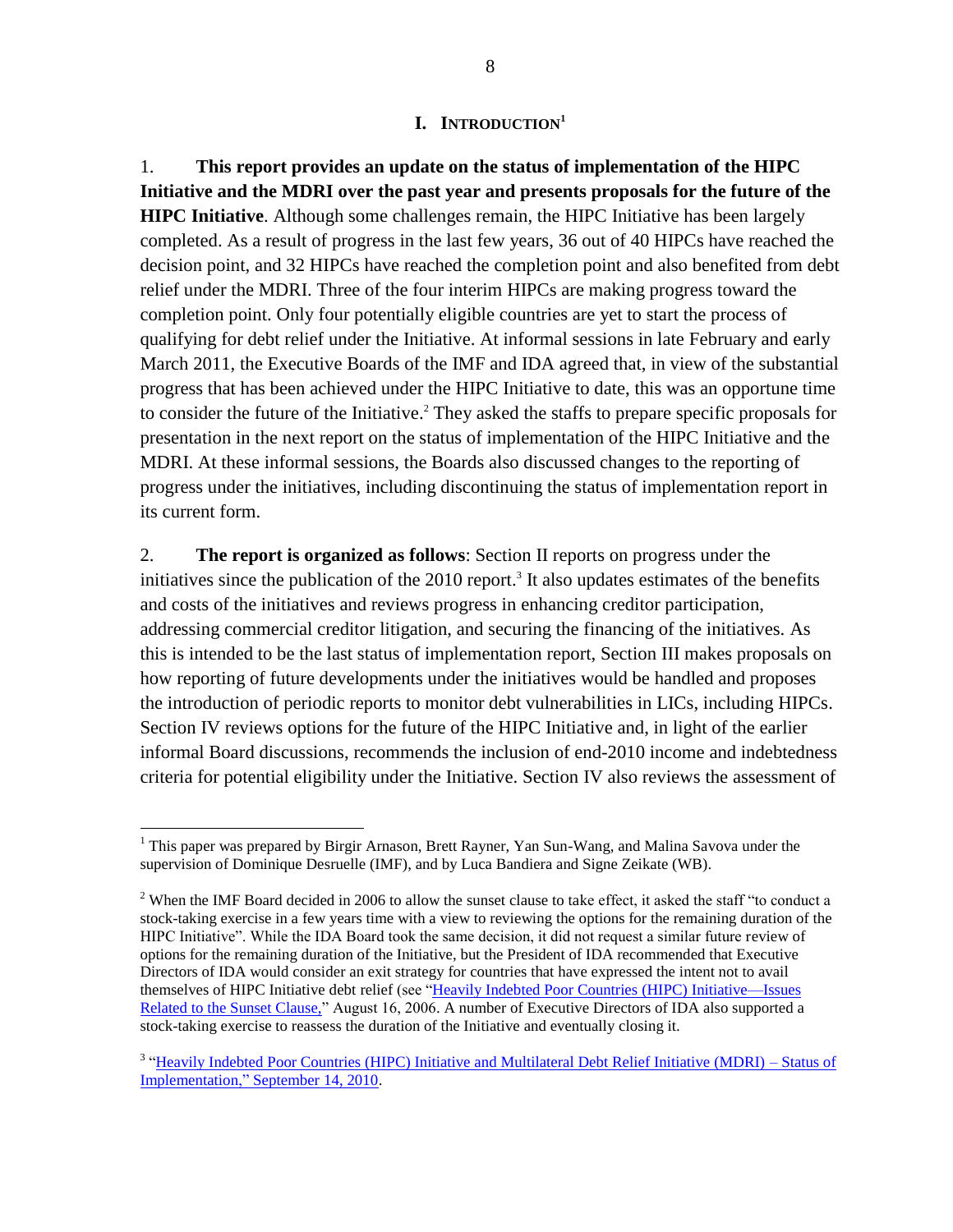## I. INTRODUCTION[1]

1. **This report provides an update on the status of implementation of the HIPC Initiative and the MDRI over the past year and presents proposals for the future of the HIPC Initiative**. Although some challenges remain, the HIPC Initiative has been largely completed. As a result of progress in the last few years, 36 out of 40 HIPCs have reached the decision point, and 32 HIPCs have reached the completion point and also benefited from debt relief under the MDRI. Three of the four interim HIPCs are making progress toward the completion point. Only four potentially eligible countries are yet to start the process of qualifying for debt relief under the Initiative. At informal sessions in late February and early March 2011, the Executive Boards of the IMF and IDA agreed that, in view of the substantial progress that has been achieved under the HIPC Initiative to date, this was an opportune time to consider the future of the Initiative.[2] They asked the staffs to prepare specific proposals for presentation in the next report on the status of implementation of the HIPC Initiative and the MDRI. At these informal sessions, the Boards also discussed changes to the reporting of progress under the initiatives, including discontinuing the status of implementation report in its current form.

2. **The report is organized as follows**: Section II reports on progress under the initiatives since the publication of the 2010 report.[3] It also updates estimates of the benefits and costs of the initiatives and reviews progress in enhancing creditor participation, addressing commercial creditor litigation, and securing the financing of the initiatives. As this is intended to be the last status of implementation report, Section III makes proposals on how reporting of future developments under the initiatives would be handled and proposes the introduction of periodic reports to monitor debt vulnerabilities in LICs, including HIPCs. Section IV reviews options for the future of the HIPC Initiative and, in light of the earlier informal Board discussions, recommends the inclusion of end-2010 income and indebtedness criteria for potential eligibility under the Initiative. Section IV also reviews the assessment of

---

[1] This paper was prepared by Birgir Arnason, Brett Rayner, Yan Sun-Wang, and Malina Savova under the supervision of Dominique Desruelle (IMF), and by Luca Bandiera and Signe Zeikate (WB).

[2] When the IMF Board decided in 2006 to allow the sunset clause to take effect, it asked the staff "to conduct a stock-taking exercise in a few years time with a view to reviewing the options for the remaining duration of the HIPC Initiative". While the IDA Board took the same decision, it did not request a similar future review of options for the remaining duration of the Initiative, but the President of IDA recommended that Executive Directors of IDA would consider an exit strategy for countries that have expressed the intent not to avail themselves of HIPC Initiative debt relief (see "Heavily Indebted Poor Countries (HIPC) Initiative—Issues Related to the Sunset Clause," August 16, 2006. A number of Executive Directors of IDA also supported a stock-taking exercise to reassess the duration of the Initiative and eventually closing it.

[3] "Heavily Indebted Poor Countries (HIPC) Initiative and Multilateral Debt Relief Initiative (MDRI) – Status of Implementation," September 14, 2010.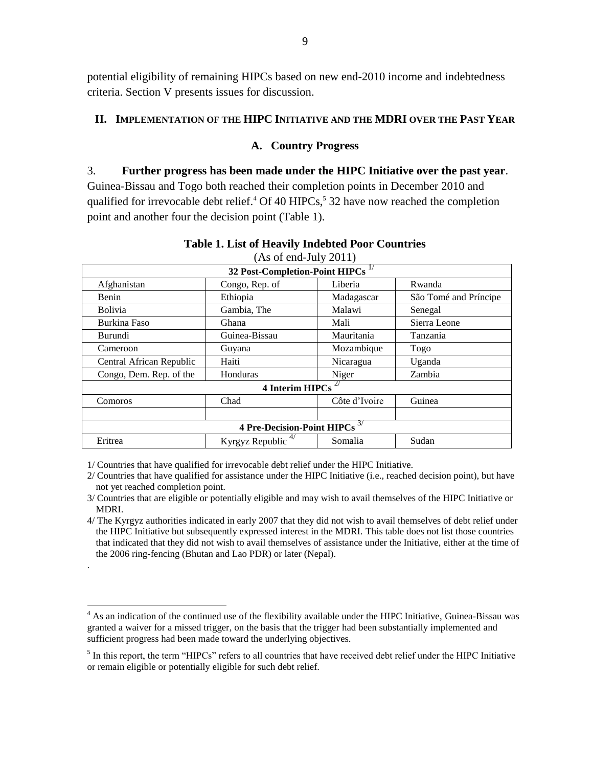potential eligibility of remaining HIPCs based on new end-2010 income and indebtedness criteria. Section V presents issues for discussion.

## II. Implementation of the HIPC Initiative and the MDRI over the Past Year

### A. Country Progress

3. **Further progress has been made under the HIPC Initiative over the past year**. Guinea-Bissau and Togo both reached their completion points in December 2010 and qualified for irrevocable debt relief.[4] Of 40 HIPCs,[5] 32 have now reached the completion point and another four the decision point (Table 1).

**Table 1. List of Heavily Indebted Poor Countries**

(As of end-July 2011)

| | | | |
|---|---|---|---|
| **32 Post-Completion-Point HIPCs** 1/ | | | |
| Afghanistan | Congo, Rep. of | Liberia | Rwanda |
| Benin | Ethiopia | Madagascar | São Tomé and Príncipe |
| Bolivia | Gambia, The | Malawi | Senegal |
| Burkina Faso | Ghana | Mali | Sierra Leone |
| Burundi | Guinea-Bissau | Mauritania | Tanzania |
| Cameroon | Guyana | Mozambique | Togo |
| Central African Republic | Haiti | Nicaragua | Uganda |
| Congo, Dem. Rep. of the | Honduras | Niger | Zambia |
| **4 Interim HIPCs** 2/ | | | |
| Comoros | Chad | Côte d'Ivoire | Guinea |
| | | | |
| **4 Pre-Decision-Point HIPCs** 3/ | | | |
| Eritrea | Kyrgyz Republic 4/ | Somalia | Sudan |

1/ Countries that have qualified for irrevocable debt relief under the HIPC Initiative.

2/ Countries that have qualified for assistance under the HIPC Initiative (i.e., reached decision point), but have not yet reached completion point.

3/ Countries that are eligible or potentially eligible and may wish to avail themselves of the HIPC Initiative or MDRI.

4/ The Kyrgyz authorities indicated in early 2007 that they did not wish to avail themselves of debt relief under the HIPC Initiative but subsequently expressed interest in the MDRI. This table does not list those countries that indicated that they did not wish to avail themselves of assistance under the Initiative, either at the time of the 2006 ring-fencing (Bhutan and Lao PDR) or later (Nepal).

[4] As an indication of the continued use of the flexibility available under the HIPC Initiative, Guinea-Bissau was granted a waiver for a missed trigger, on the basis that the trigger had been substantially implemented and sufficient progress had been made toward the underlying objectives.

[5] In this report, the term "HIPCs" refers to all countries that have received debt relief under the HIPC Initiative or remain eligible or potentially eligible for such debt relief.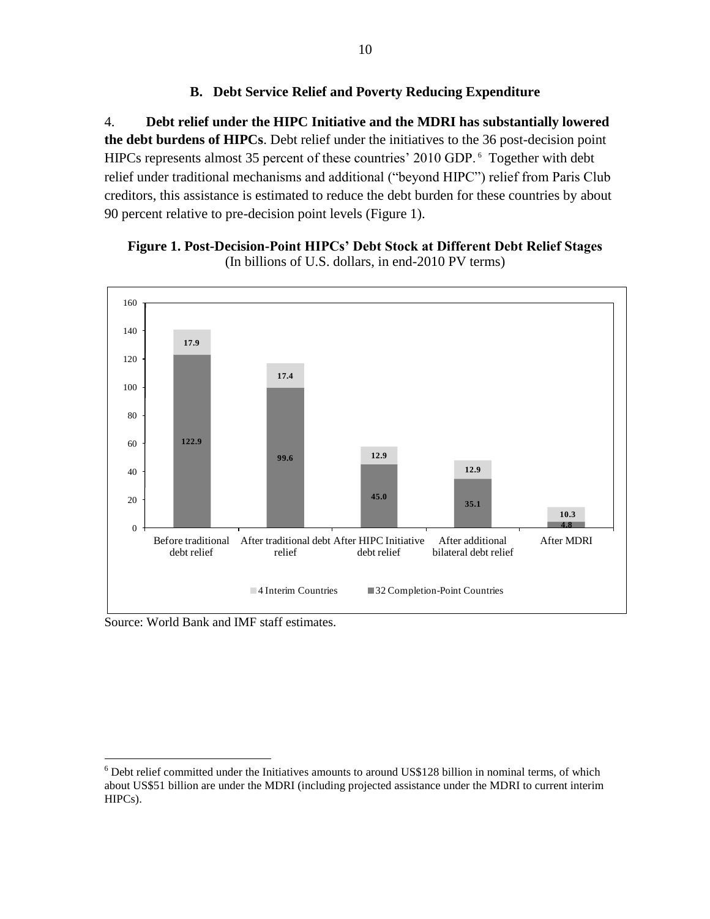### B. Debt Service Relief and Poverty Reducing Expenditure

4. **Debt relief under the HIPC Initiative and the MDRI has substantially lowered the debt burdens of HIPCs**. Debt relief under the initiatives to the 36 post-decision point HIPCs represents almost 35 percent of these countries' 2010 GDP.[6] Together with debt relief under traditional mechanisms and additional ("beyond HIPC") relief from Paris Club creditors, this assistance is estimated to reduce the debt burden for these countries by about 90 percent relative to pre-decision point levels (Figure 1).

**Figure 1. Post-Decision-Point HIPCs' Debt Stock at Different Debt Relief Stages**
(In billions of U.S. dollars, in end-2010 PV terms)

160
140
120
100
80
60
40
20
0

Before traditional debt relief: 122.9, 17.9
After traditional debt relief: 99.6, 17.4
After HIPC Initiative debt relief: 45.0, 12.9
After additional bilateral debt relief: 35.1, 12.9
After MDRI: 4.8, 10.3

4 Interim Countries
32 Completion-Point Countries

Source: World Bank and IMF staff estimates.

[6] Debt relief committed under the Initiatives amounts to around US$128 billion in nominal terms, of which about US$51 billion are under the MDRI (including projected assistance under the MDRI to current interim HIPCs).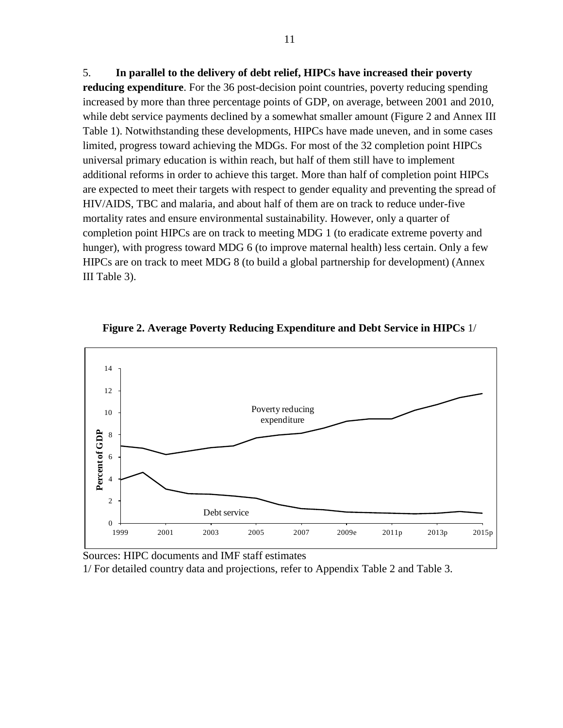5. **In parallel to the delivery of debt relief, HIPCs have increased their poverty reducing expenditure**. For the 36 post-decision point countries, poverty reducing spending increased by more than three percentage points of GDP, on average, between 2001 and 2010, while debt service payments declined by a somewhat smaller amount (Figure 2 and Annex III Table 1). Notwithstanding these developments, HIPCs have made uneven, and in some cases limited, progress toward achieving the MDGs. For most of the 32 completion point HIPCs universal primary education is within reach, but half of them still have to implement additional reforms in order to achieve this target. More than half of completion point HIPCs are expected to meet their targets with respect to gender equality and preventing the spread of HIV/AIDS, TBC and malaria, and about half of them are on track to reduce under-five mortality rates and ensure environmental sustainability. However, only a quarter of completion point HIPCs are on track to meeting MDG 1 (to eradicate extreme poverty and hunger), with progress toward MDG 6 (to improve maternal health) less certain. Only a few HIPCs are on track to meet MDG 8 (to build a global partnership for development) (Annex III Table 3).

**Figure 2. Average Poverty Reducing Expenditure and Debt Service in HIPCs** 1/

Percent of GDP

14
12
10
8
6
4
2
0

1999 2001 2003 2005 2007 2009e 2011p 2013p 2015p

Poverty reducing expenditure

Debt service

Sources: HIPC documents and IMF staff estimates

1/ For detailed country data and projections, refer to Appendix Table 2 and Table 3.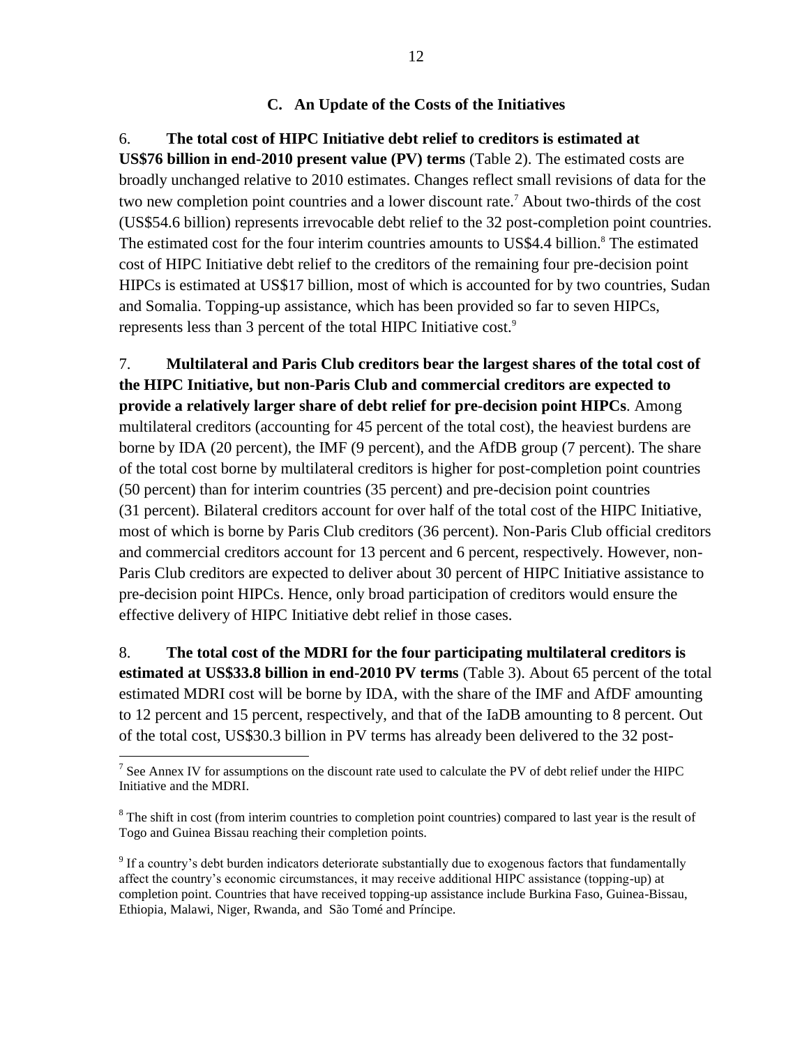### C. An Update of the Costs of the Initiatives

6. **The total cost of HIPC Initiative debt relief to creditors is estimated at US$76 billion in end-2010 present value (PV) terms** (Table 2). The estimated costs are broadly unchanged relative to 2010 estimates. Changes reflect small revisions of data for the two new completion point countries and a lower discount rate.[7] About two-thirds of the cost (US$54.6 billion) represents irrevocable debt relief to the 32 post-completion point countries. The estimated cost for the four interim countries amounts to US$4.4 billion.[8] The estimated cost of HIPC Initiative debt relief to the creditors of the remaining four pre-decision point HIPCs is estimated at US$17 billion, most of which is accounted for by two countries, Sudan and Somalia. Topping-up assistance, which has been provided so far to seven HIPCs, represents less than 3 percent of the total HIPC Initiative cost.[9]

7. **Multilateral and Paris Club creditors bear the largest shares of the total cost of the HIPC Initiative, but non-Paris Club and commercial creditors are expected to provide a relatively larger share of debt relief for pre-decision point HIPCs**. Among multilateral creditors (accounting for 45 percent of the total cost), the heaviest burdens are borne by IDA (20 percent), the IMF (9 percent), and the AfDB group (7 percent). The share of the total cost borne by multilateral creditors is higher for post-completion point countries (50 percent) than for interim countries (35 percent) and pre-decision point countries (31 percent). Bilateral creditors account for over half of the total cost of the HIPC Initiative, most of which is borne by Paris Club creditors (36 percent). Non-Paris Club official creditors and commercial creditors account for 13 percent and 6 percent, respectively. However, non-Paris Club creditors are expected to deliver about 30 percent of HIPC Initiative assistance to pre-decision point HIPCs. Hence, only broad participation of creditors would ensure the effective delivery of HIPC Initiative debt relief in those cases.

8. **The total cost of the MDRI for the four participating multilateral creditors is estimated at US$33.8 billion in end-2010 PV terms** (Table 3). About 65 percent of the total estimated MDRI cost will be borne by IDA, with the share of the IMF and AfDF amounting to 12 percent and 15 percent, respectively, and that of the IaDB amounting to 8 percent. Out of the total cost, US$30.3 billion in PV terms has already been delivered to the 32 post-

---

[7] See Annex IV for assumptions on the discount rate used to calculate the PV of debt relief under the HIPC Initiative and the MDRI.

[8] The shift in cost (from interim countries to completion point countries) compared to last year is the result of Togo and Guinea Bissau reaching their completion points.

[9] If a country's debt burden indicators deteriorate substantially due to exogenous factors that fundamentally affect the country's economic circumstances, it may receive additional HIPC assistance (topping-up) at completion point. Countries that have received topping-up assistance include Burkina Faso, Guinea-Bissau, Ethiopia, Malawi, Niger, Rwanda, and São Tomé and Príncipe.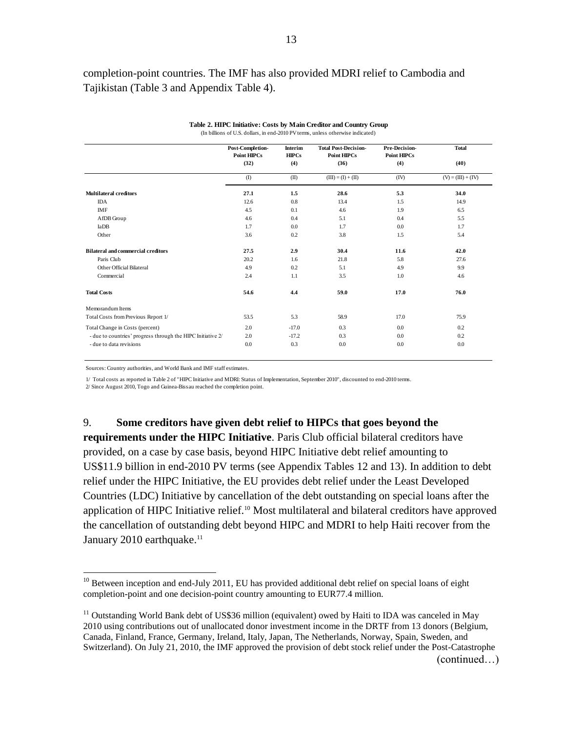completion-point countries. The IMF has also provided MDRI relief to Cambodia and Tajikistan (Table 3 and Appendix Table 4).

**Table 2. HIPC Initiative: Costs by Main Creditor and Country Group**

(In billions of U.S. dollars, in end-2010 PV terms, unless otherwise indicated)

| | Post-Completion-Point HIPCs | Interim HIPCs | Total Post-Decision-Point HIPCs | Pre-Decision-Point HIPCs | Total |
|---|---|---|---|---|---|
| | (32) | (4) | (36) | (4) | (40) |
| | (I) | (II) | (III) = (I) + (II) | (IV) | (V) = (III) + (IV) |
| **Multilateral creditors** | **27.1** | **1.5** | **28.6** | **5.3** | **34.0** |
| IDA | 12.6 | 0.8 | 13.4 | 1.5 | 14.9 |
| IMF | 4.5 | 0.1 | 4.6 | 1.9 | 6.5 |
| AfDB Group | 4.6 | 0.4 | 5.1 | 0.4 | 5.5 |
| IaDB | 1.7 | 0.0 | 1.7 | 0.0 | 1.7 |
| Other | 3.6 | 0.2 | 3.8 | 1.5 | 5.4 |
| **Bilateral and commercial creditors** | **27.5** | **2.9** | **30.4** | **11.6** | **42.0** |
| Paris Club | 20.2 | 1.6 | 21.8 | 5.8 | 27.6 |
| Other Official Bilateral | 4.9 | 0.2 | 5.1 | 4.9 | 9.9 |
| Commercial | 2.4 | 1.1 | 3.5 | 1.0 | 4.6 |
| **Total Costs** | **54.6** | **4.4** | **59.0** | **17.0** | **76.0** |
| Memorandum Items | | | | | |
| Total Costs from Previous Report 1/ | 53.5 | 5.3 | 58.9 | 17.0 | 75.9 |
| Total Change in Costs (percent) | 2.0 | -17.0 | 0.3 | 0.0 | 0.2 |
| - due to countries' progress through the HIPC Initiative 2/ | 2.0 | -17.2 | 0.3 | 0.0 | 0.2 |
| - due to data revisions | 0.0 | 0.3 | 0.0 | 0.0 | 0.0 |

Sources: Country authorities, and World Bank and IMF staff estimates.

1/ Total costs as reported in Table 2 of "HIPC Initiative and MDRI: Status of Implementation, September 2010", discounted to end-2010 terms.

2/ Since August 2010, Togo and Guinea-Bissau reached the completion point.

9. **Some creditors have given debt relief to HIPCs that goes beyond the requirements under the HIPC Initiative**. Paris Club official bilateral creditors have provided, on a case by case basis, beyond HIPC Initiative debt relief amounting to US$11.9 billion in end-2010 PV terms (see Appendix Tables 12 and 13). In addition to debt relief under the HIPC Initiative, the EU provides debt relief under the Least Developed Countries (LDC) Initiative by cancellation of the debt outstanding on special loans after the application of HIPC Initiative relief.[10] Most multilateral and bilateral creditors have approved the cancellation of outstanding debt beyond HIPC and MDRI to help Haiti recover from the January 2010 earthquake.[11]

[10] Between inception and end-July 2011, EU has provided additional debt relief on special loans of eight completion-point and one decision-point country amounting to EUR77.4 million.

[11] Outstanding World Bank debt of US$36 million (equivalent) owed by Haiti to IDA was canceled in May 2010 using contributions out of unallocated donor investment income in the DRTF from 13 donors (Belgium, Canada, Finland, France, Germany, Ireland, Italy, Japan, The Netherlands, Norway, Spain, Sweden, and Switzerland). On July 21, 2010, the IMF approved the provision of debt stock relief under the Post-Catastrophe

(continued…)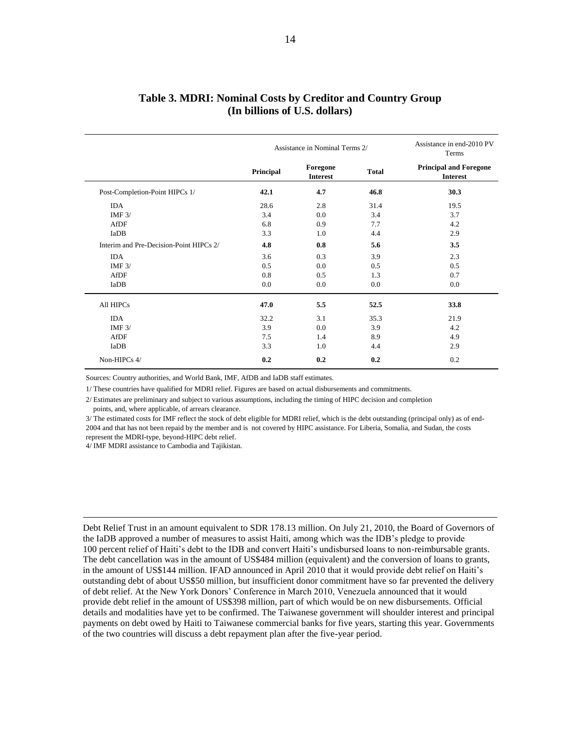**Table 3. MDRI: Nominal Costs by Creditor and Country Group**
**(In billions of U.S. dollars)**

| | Assistance in Nominal Terms 2/ | | | Assistance in end-2010 PV Terms |
|---|---|---|---|---|
| | **Principal** | **Foregone Interest** | **Total** | **Principal and Foregone Interest** |
| Post-Completion-Point HIPCs 1/ | **42.1** | **4.7** | **46.8** | **30.3** |
| IDA | 28.6 | 2.8 | 31.4 | 19.5 |
| IMF 3/ | 3.4 | 0.0 | 3.4 | 3.7 |
| AfDF | 6.8 | 0.9 | 7.7 | 4.2 |
| IaDB | 3.3 | 1.0 | 4.4 | 2.9 |
| Interim and Pre-Decision-Point HIPCs 2/ | **4.8** | **0.8** | **5.6** | **3.5** |
| IDA | 3.6 | 0.3 | 3.9 | 2.3 |
| IMF 3/ | 0.5 | 0.0 | 0.5 | 0.5 |
| AfDF | 0.8 | 0.5 | 1.3 | 0.7 |
| IaDB | 0.0 | 0.0 | 0.0 | 0.0 |
| All HIPCs | **47.0** | **5.5** | **52.5** | **33.8** |
| IDA | 32.2 | 3.1 | 35.3 | 21.9 |
| IMF 3/ | 3.9 | 0.0 | 3.9 | 4.2 |
| AfDF | 7.5 | 1.4 | 8.9 | 4.9 |
| IaDB | 3.3 | 1.0 | 4.4 | 2.9 |
| Non-HIPCs 4/ | **0.2** | **0.2** | **0.2** | 0.2 |

Sources: Country authorities, and World Bank, IMF, AfDB and IaDB staff estimates.

1/ These countries have qualified for MDRI relief. Figures are based on actual disbursements and commitments.

2/ Estimates are preliminary and subject to various assumptions, including the timing of HIPC decision and completion points, and, where applicable, of arrears clearance.

3/ The estimated costs for IMF reflect the stock of debt eligible for MDRI relief, which is the debt outstanding (principal only) as of end-2004 and that has not been repaid by the member and is not covered by HIPC assistance. For Liberia, Somalia, and Sudan, the costs represent the MDRI-type, beyond-HIPC debt relief.

4/ IMF MDRI assistance to Cambodia and Tajikistan.

---

Debt Relief Trust in an amount equivalent to SDR 178.13 million. On July 21, 2010, the Board of Governors of the IaDB approved a number of measures to assist Haiti, among which was the IDB's pledge to provide 100 percent relief of Haiti's debt to the IDB and convert Haiti's undisbursed loans to non-reimbursable grants. The debt cancellation was in the amount of US$484 million (equivalent) and the conversion of loans to grants, in the amount of US$144 million. IFAD announced in April 2010 that it would provide debt relief on Haiti's outstanding debt of about US$50 million, but insufficient donor commitment have so far prevented the delivery of debt relief. At the New York Donors' Conference in March 2010, Venezuela announced that it would provide debt relief in the amount of US$398 million, part of which would be on new disbursements. Official details and modalities have yet to be confirmed. The Taiwanese government will shoulder interest and principal payments on debt owed by Haiti to Taiwanese commercial banks for five years, starting this year. Governments of the two countries will discuss a debt repayment plan after the five-year period.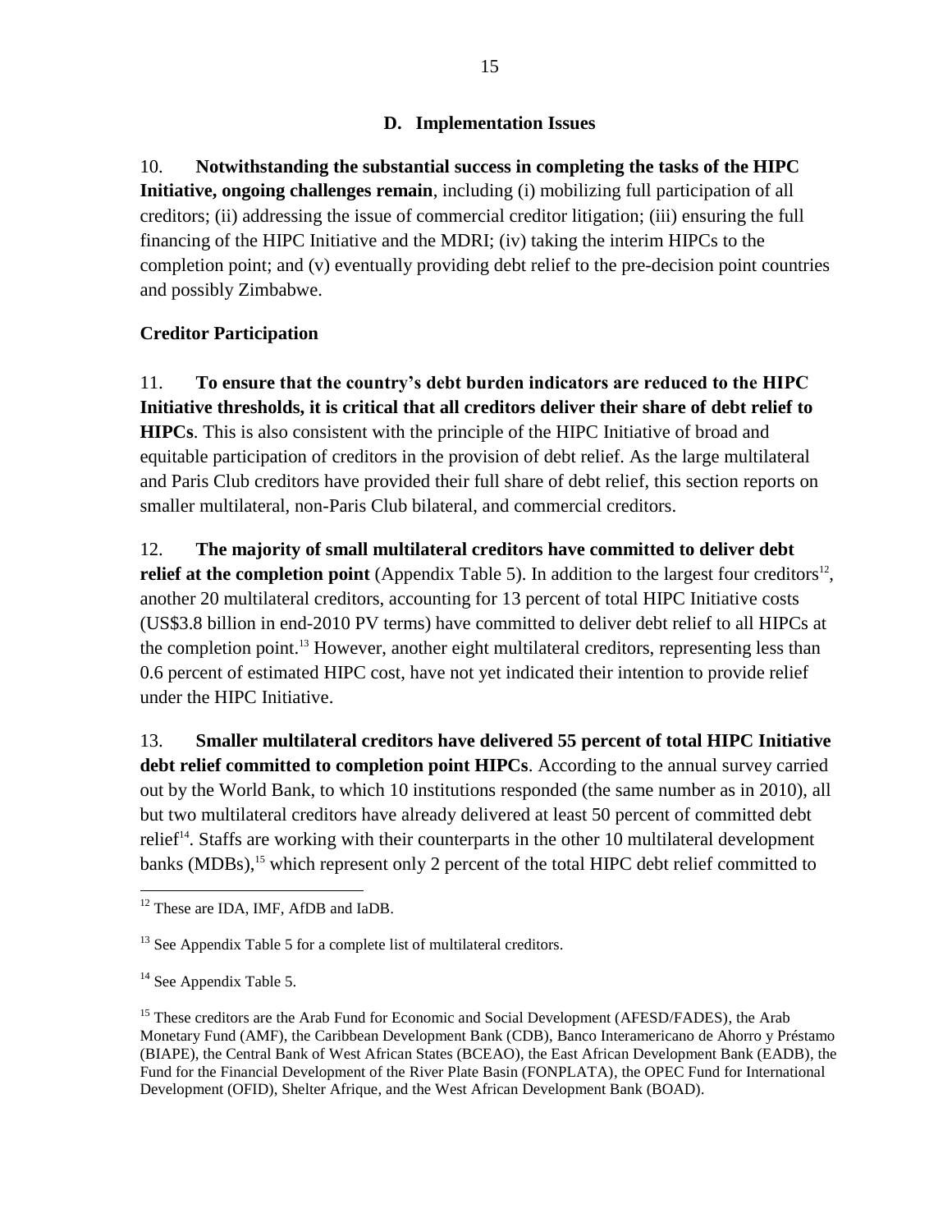### D. Implementation Issues

10. **Notwithstanding the substantial success in completing the tasks of the HIPC Initiative, ongoing challenges remain**, including (i) mobilizing full participation of all creditors; (ii) addressing the issue of commercial creditor litigation; (iii) ensuring the full financing of the HIPC Initiative and the MDRI; (iv) taking the interim HIPCs to the completion point; and (v) eventually providing debt relief to the pre-decision point countries and possibly Zimbabwe.

**Creditor Participation**

11. **To ensure that the country's debt burden indicators are reduced to the HIPC Initiative thresholds, it is critical that all creditors deliver their share of debt relief to HIPCs**. This is also consistent with the principle of the HIPC Initiative of broad and equitable participation of creditors in the provision of debt relief. As the large multilateral and Paris Club creditors have provided their full share of debt relief, this section reports on smaller multilateral, non-Paris Club bilateral, and commercial creditors.

12. **The majority of small multilateral creditors have committed to deliver debt relief at the completion point** (Appendix Table 5). In addition to the largest four creditors[12], another 20 multilateral creditors, accounting for 13 percent of total HIPC Initiative costs (US$3.8 billion in end-2010 PV terms) have committed to deliver debt relief to all HIPCs at the completion point.[13] However, another eight multilateral creditors, representing less than 0.6 percent of estimated HIPC cost, have not yet indicated their intention to provide relief under the HIPC Initiative.

13. **Smaller multilateral creditors have delivered 55 percent of total HIPC Initiative debt relief committed to completion point HIPCs**. According to the annual survey carried out by the World Bank, to which 10 institutions responded (the same number as in 2010), all but two multilateral creditors have already delivered at least 50 percent of committed debt relief[14]. Staffs are working with their counterparts in the other 10 multilateral development banks (MDBs),[15] which represent only 2 percent of the total HIPC debt relief committed to

---

[12] These are IDA, IMF, AfDB and IaDB.

[13] See Appendix Table 5 for a complete list of multilateral creditors.

[14] See Appendix Table 5.

[15] These creditors are the Arab Fund for Economic and Social Development (AFESD/FADES), the Arab Monetary Fund (AMF), the Caribbean Development Bank (CDB), Banco Interamericano de Ahorro y Préstamo (BIAPE), the Central Bank of West African States (BCEAO), the East African Development Bank (EADB), the Fund for the Financial Development of the River Plate Basin (FONPLATA), the OPEC Fund for International Development (OFID), Shelter Afrique, and the West African Development Bank (BOAD).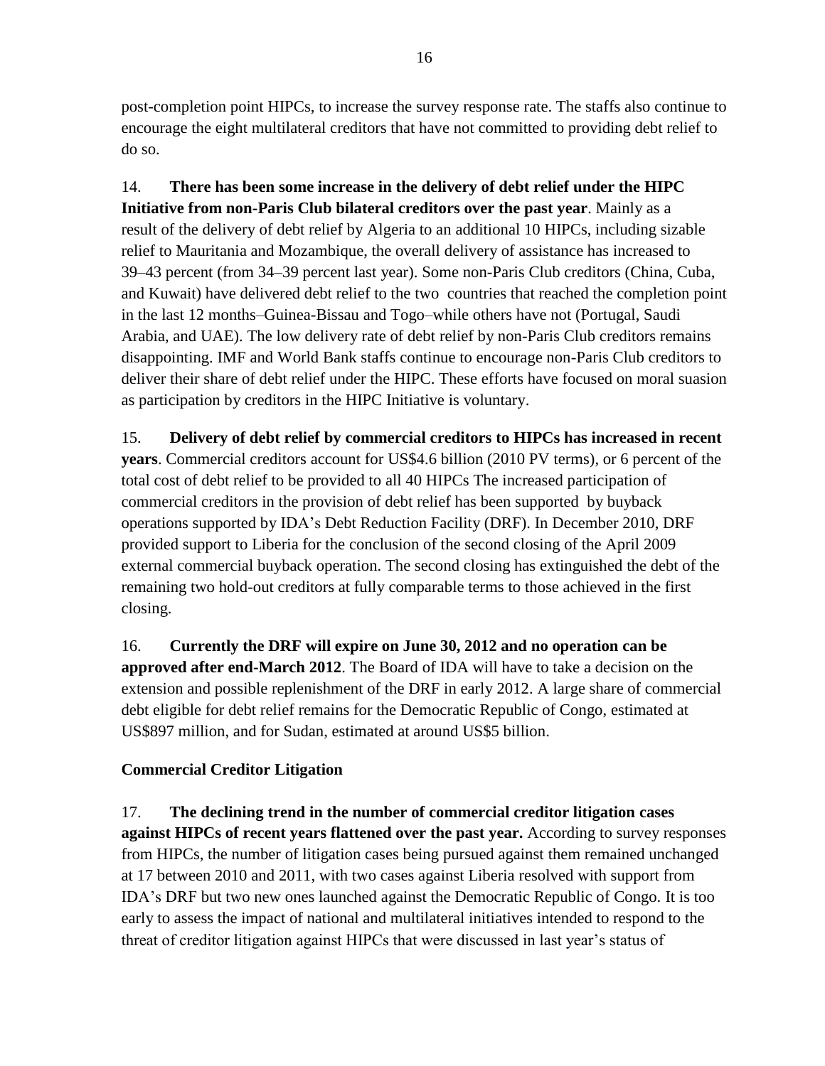post-completion point HIPCs, to increase the survey response rate. The staffs also continue to encourage the eight multilateral creditors that have not committed to providing debt relief to do so.

14. **There has been some increase in the delivery of debt relief under the HIPC Initiative from non-Paris Club bilateral creditors over the past year**. Mainly as a result of the delivery of debt relief by Algeria to an additional 10 HIPCs, including sizable relief to Mauritania and Mozambique, the overall delivery of assistance has increased to 39–43 percent (from 34–39 percent last year). Some non-Paris Club creditors (China, Cuba, and Kuwait) have delivered debt relief to the two countries that reached the completion point in the last 12 months–Guinea-Bissau and Togo–while others have not (Portugal, Saudi Arabia, and UAE). The low delivery rate of debt relief by non-Paris Club creditors remains disappointing. IMF and World Bank staffs continue to encourage non-Paris Club creditors to deliver their share of debt relief under the HIPC. These efforts have focused on moral suasion as participation by creditors in the HIPC Initiative is voluntary.

15. **Delivery of debt relief by commercial creditors to HIPCs has increased in recent years**. Commercial creditors account for US$4.6 billion (2010 PV terms), or 6 percent of the total cost of debt relief to be provided to all 40 HIPCs The increased participation of commercial creditors in the provision of debt relief has been supported by buyback operations supported by IDA's Debt Reduction Facility (DRF). In December 2010, DRF provided support to Liberia for the conclusion of the second closing of the April 2009 external commercial buyback operation. The second closing has extinguished the debt of the remaining two hold-out creditors at fully comparable terms to those achieved in the first closing.

16. **Currently the DRF will expire on June 30, 2012 and no operation can be approved after end-March 2012**. The Board of IDA will have to take a decision on the extension and possible replenishment of the DRF in early 2012. A large share of commercial debt eligible for debt relief remains for the Democratic Republic of Congo, estimated at US$897 million, and for Sudan, estimated at around US$5 billion.

**Commercial Creditor Litigation**

17. **The declining trend in the number of commercial creditor litigation cases against HIPCs of recent years flattened over the past year.** According to survey responses from HIPCs, the number of litigation cases being pursued against them remained unchanged at 17 between 2010 and 2011, with two cases against Liberia resolved with support from IDA's DRF but two new ones launched against the Democratic Republic of Congo. It is too early to assess the impact of national and multilateral initiatives intended to respond to the threat of creditor litigation against HIPCs that were discussed in last year's status of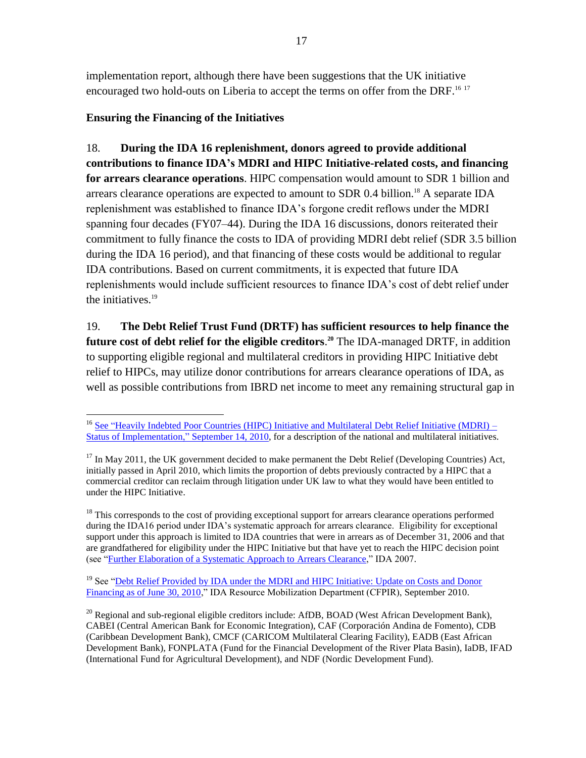implementation report, although there have been suggestions that the UK initiative encouraged two hold-outs on Liberia to accept the terms on offer from the DRF.[16] [17]

**Ensuring the Financing of the Initiatives**

18. **During the IDA 16 replenishment, donors agreed to provide additional contributions to finance IDA's MDRI and HIPC Initiative-related costs, and financing for arrears clearance operations**. HIPC compensation would amount to SDR 1 billion and arrears clearance operations are expected to amount to SDR 0.4 billion.[18] A separate IDA replenishment was established to finance IDA's forgone credit reflows under the MDRI spanning four decades (FY07–44). During the IDA 16 discussions, donors reiterated their commitment to fully finance the costs to IDA of providing MDRI debt relief (SDR 3.5 billion during the IDA 16 period), and that financing of these costs would be additional to regular IDA contributions. Based on current commitments, it is expected that future IDA replenishments would include sufficient resources to finance IDA's cost of debt relief under the initiatives.[19]

19. **The Debt Relief Trust Fund (DRTF) has sufficient resources to help finance the future cost of debt relief for the eligible creditors**.[20] The IDA-managed DRTF, in addition to supporting eligible regional and multilateral creditors in providing HIPC Initiative debt relief to HIPCs, may utilize donor contributions for arrears clearance operations of IDA, as well as possible contributions from IBRD net income to meet any remaining structural gap in

---

[16] See "Heavily Indebted Poor Countries (HIPC) Initiative and Multilateral Debt Relief Initiative (MDRI) – Status of Implementation," September 14, 2010, for a description of the national and multilateral initiatives.

[17] In May 2011, the UK government decided to make permanent the Debt Relief (Developing Countries) Act, initially passed in April 2010, which limits the proportion of debts previously contracted by a HIPC that a commercial creditor can reclaim through litigation under UK law to what they would have been entitled to under the HIPC Initiative.

[18] This corresponds to the cost of providing exceptional support for arrears clearance operations performed during the IDA16 period under IDA's systematic approach for arrears clearance. Eligibility for exceptional support under this approach is limited to IDA countries that were in arrears as of December 31, 2006 and that are grandfathered for eligibility under the HIPC Initiative but that have yet to reach the HIPC decision point (see "Further Elaboration of a Systematic Approach to Arrears Clearance," IDA 2007.

[19] See "Debt Relief Provided by IDA under the MDRI and HIPC Initiative: Update on Costs and Donor Financing as of June 30, 2010," IDA Resource Mobilization Department (CFPIR), September 2010.

[20] Regional and sub-regional eligible creditors include: AfDB, BOAD (West African Development Bank), CABEI (Central American Bank for Economic Integration), CAF (Corporación Andina de Fomento), CDB (Caribbean Development Bank), CMCF (CARICOM Multilateral Clearing Facility), EADB (East African Development Bank), FONPLATA (Fund for the Financial Development of the River Plata Basin), IaDB, IFAD (International Fund for Agricultural Development), and NDF (Nordic Development Fund).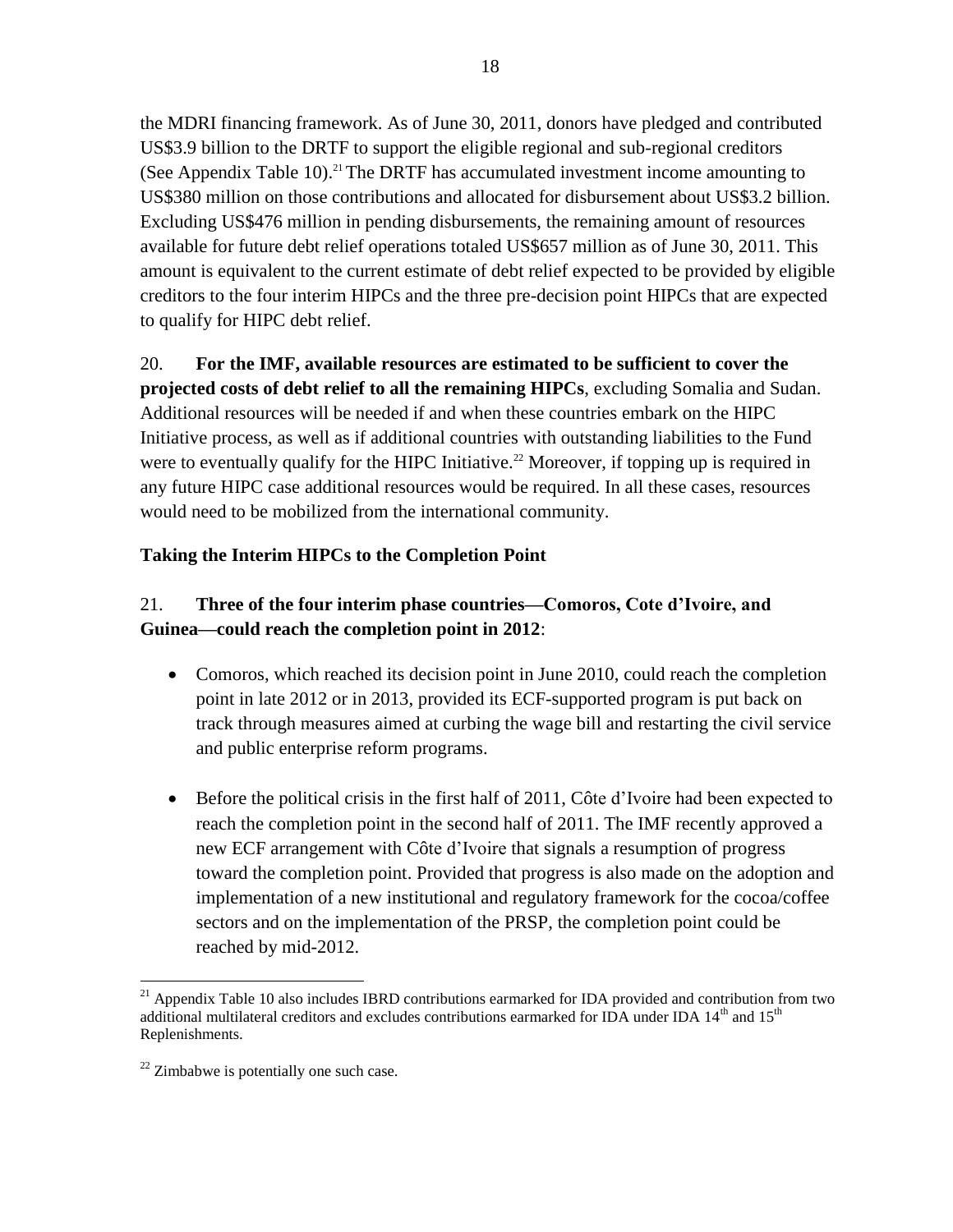the MDRI financing framework. As of June 30, 2011, donors have pledged and contributed US$3.9 billion to the DRTF to support the eligible regional and sub-regional creditors (See Appendix Table 10).[21] The DRTF has accumulated investment income amounting to US$380 million on those contributions and allocated for disbursement about US$3.2 billion. Excluding US$476 million in pending disbursements, the remaining amount of resources available for future debt relief operations totaled US$657 million as of June 30, 2011. This amount is equivalent to the current estimate of debt relief expected to be provided by eligible creditors to the four interim HIPCs and the three pre-decision point HIPCs that are expected to qualify for HIPC debt relief.

20. **For the IMF, available resources are estimated to be sufficient to cover the projected costs of debt relief to all the remaining HIPCs**, excluding Somalia and Sudan. Additional resources will be needed if and when these countries embark on the HIPC Initiative process, as well as if additional countries with outstanding liabilities to the Fund were to eventually qualify for the HIPC Initiative.[22] Moreover, if topping up is required in any future HIPC case additional resources would be required. In all these cases, resources would need to be mobilized from the international community.

### Taking the Interim HIPCs to the Completion Point

21. **Three of the four interim phase countries—Comoros, Cote d'Ivoire, and Guinea—could reach the completion point in 2012**:

- Comoros, which reached its decision point in June 2010, could reach the completion point in late 2012 or in 2013, provided its ECF-supported program is put back on track through measures aimed at curbing the wage bill and restarting the civil service and public enterprise reform programs.

- Before the political crisis in the first half of 2011, Côte d'Ivoire had been expected to reach the completion point in the second half of 2011. The IMF recently approved a new ECF arrangement with Côte d'Ivoire that signals a resumption of progress toward the completion point. Provided that progress is also made on the adoption and implementation of a new institutional and regulatory framework for the cocoa/coffee sectors and on the implementation of the PRSP, the completion point could be reached by mid-2012.

---

[21] Appendix Table 10 also includes IBRD contributions earmarked for IDA provided and contribution from two additional multilateral creditors and excludes contributions earmarked for IDA under IDA 14[th] and 15[th] Replenishments.

[22] Zimbabwe is potentially one such case.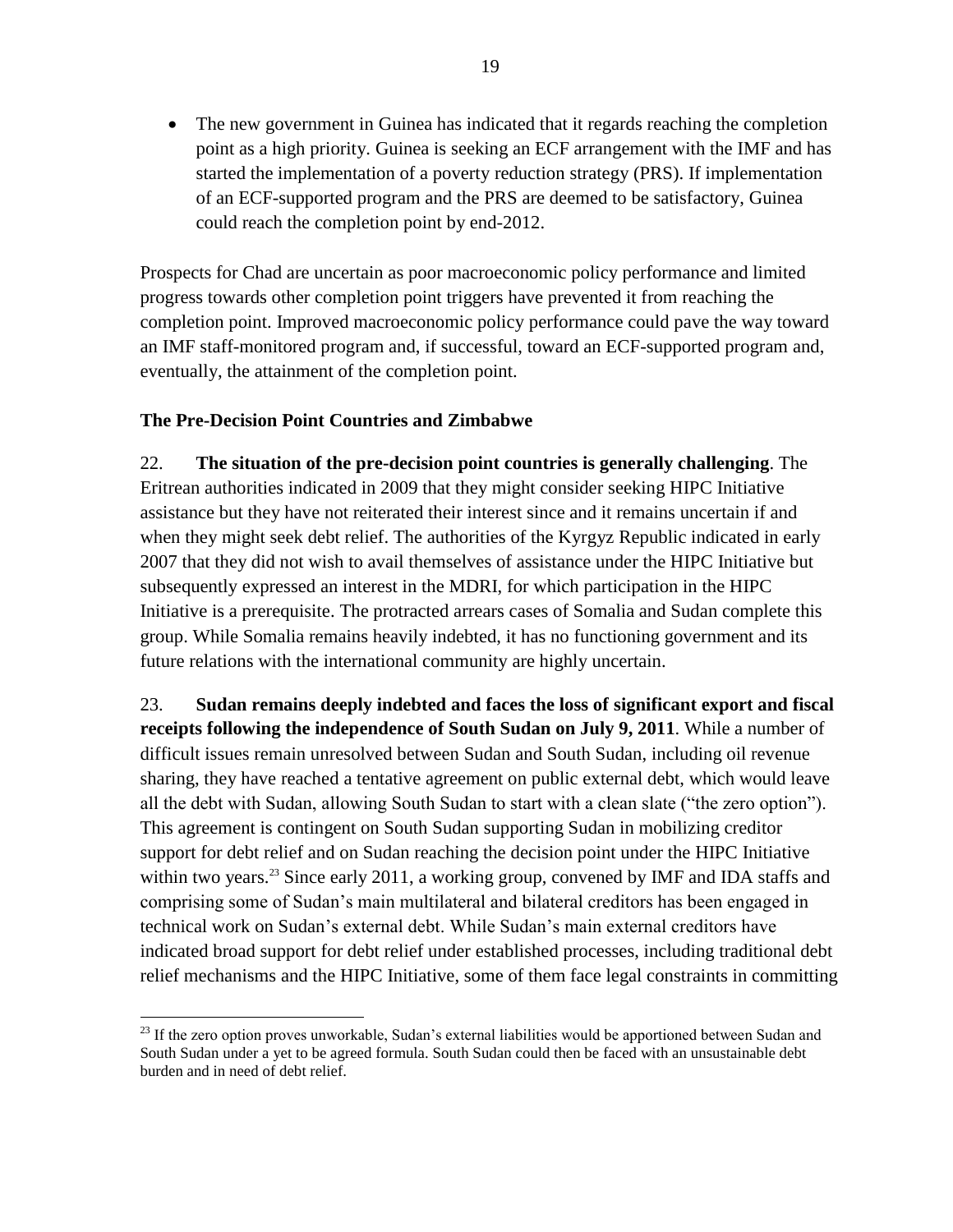- The new government in Guinea has indicated that it regards reaching the completion point as a high priority. Guinea is seeking an ECF arrangement with the IMF and has started the implementation of a poverty reduction strategy (PRS). If implementation of an ECF-supported program and the PRS are deemed to be satisfactory, Guinea could reach the completion point by end-2012.

Prospects for Chad are uncertain as poor macroeconomic policy performance and limited progress towards other completion point triggers have prevented it from reaching the completion point. Improved macroeconomic policy performance could pave the way toward an IMF staff-monitored program and, if successful, toward an ECF-supported program and, eventually, the attainment of the completion point.

### The Pre-Decision Point Countries and Zimbabwe

22. **The situation of the pre-decision point countries is generally challenging**. The Eritrean authorities indicated in 2009 that they might consider seeking HIPC Initiative assistance but they have not reiterated their interest since and it remains uncertain if and when they might seek debt relief. The authorities of the Kyrgyz Republic indicated in early 2007 that they did not wish to avail themselves of assistance under the HIPC Initiative but subsequently expressed an interest in the MDRI, for which participation in the HIPC Initiative is a prerequisite. The protracted arrears cases of Somalia and Sudan complete this group. While Somalia remains heavily indebted, it has no functioning government and its future relations with the international community are highly uncertain.

23. **Sudan remains deeply indebted and faces the loss of significant export and fiscal receipts following the independence of South Sudan on July 9, 2011**. While a number of difficult issues remain unresolved between Sudan and South Sudan, including oil revenue sharing, they have reached a tentative agreement on public external debt, which would leave all the debt with Sudan, allowing South Sudan to start with a clean slate ("the zero option"). This agreement is contingent on South Sudan supporting Sudan in mobilizing creditor support for debt relief and on Sudan reaching the decision point under the HIPC Initiative within two years.[23] Since early 2011, a working group, convened by IMF and IDA staffs and comprising some of Sudan's main multilateral and bilateral creditors has been engaged in technical work on Sudan's external debt. While Sudan's main external creditors have indicated broad support for debt relief under established processes, including traditional debt relief mechanisms and the HIPC Initiative, some of them face legal constraints in committing

[23] If the zero option proves unworkable, Sudan's external liabilities would be apportioned between Sudan and South Sudan under a yet to be agreed formula. South Sudan could then be faced with an unsustainable debt burden and in need of debt relief.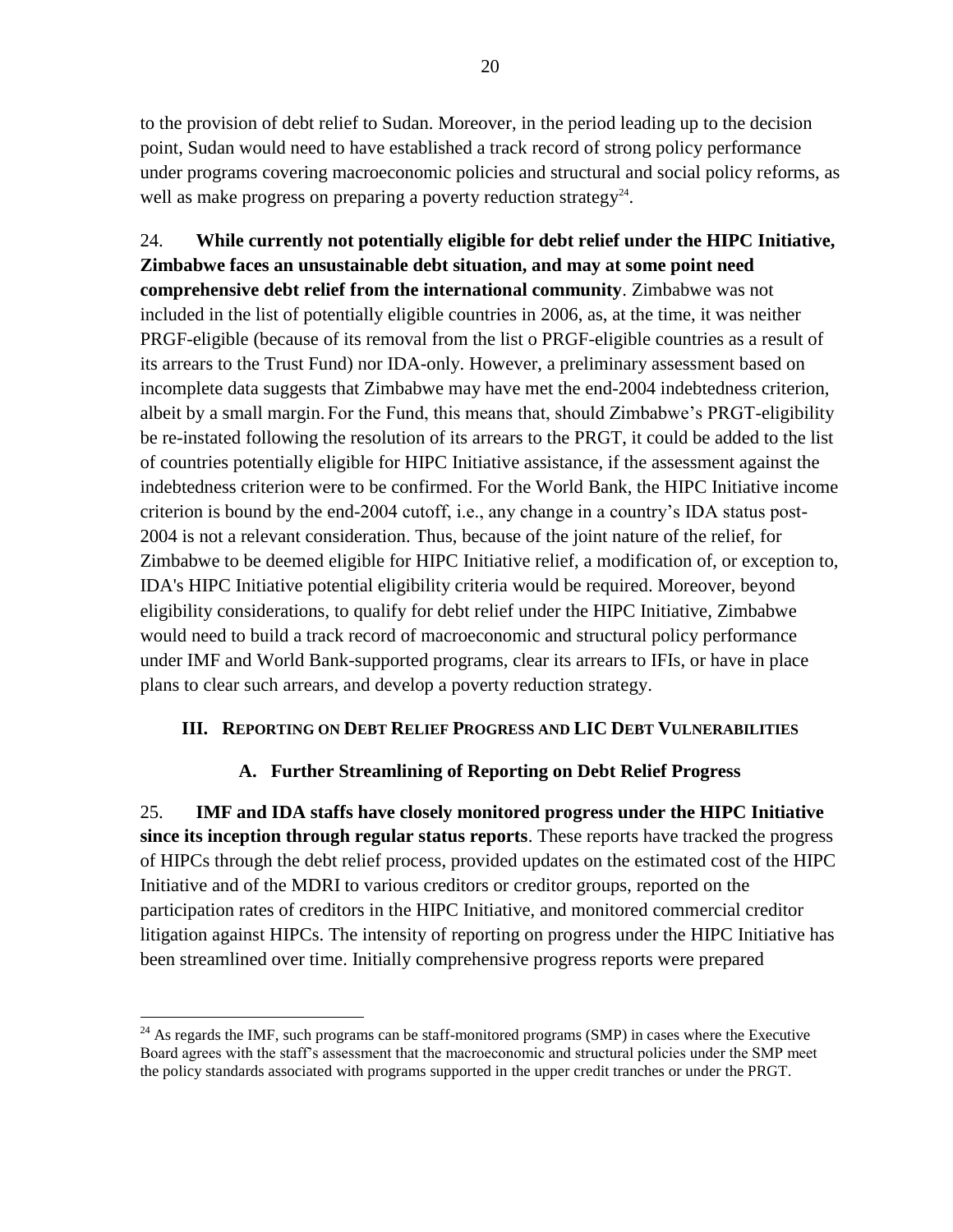to the provision of debt relief to Sudan. Moreover, in the period leading up to the decision point, Sudan would need to have established a track record of strong policy performance under programs covering macroeconomic policies and structural and social policy reforms, as well as make progress on preparing a poverty reduction strategy[24].

24. **While currently not potentially eligible for debt relief under the HIPC Initiative, Zimbabwe faces an unsustainable debt situation, and may at some point need comprehensive debt relief from the international community**. Zimbabwe was not included in the list of potentially eligible countries in 2006, as, at the time, it was neither PRGF-eligible (because of its removal from the list o PRGF-eligible countries as a result of its arrears to the Trust Fund) nor IDA-only. However, a preliminary assessment based on incomplete data suggests that Zimbabwe may have met the end-2004 indebtedness criterion, albeit by a small margin. For the Fund, this means that, should Zimbabwe's PRGT-eligibility be re-instated following the resolution of its arrears to the PRGT, it could be added to the list of countries potentially eligible for HIPC Initiative assistance, if the assessment against the indebtedness criterion were to be confirmed. For the World Bank, the HIPC Initiative income criterion is bound by the end-2004 cutoff, i.e., any change in a country's IDA status post-2004 is not a relevant consideration. Thus, because of the joint nature of the relief, for Zimbabwe to be deemed eligible for HIPC Initiative relief, a modification of, or exception to, IDA's HIPC Initiative potential eligibility criteria would be required. Moreover, beyond eligibility considerations, to qualify for debt relief under the HIPC Initiative, Zimbabwe would need to build a track record of macroeconomic and structural policy performance under IMF and World Bank-supported programs, clear its arrears to IFIs, or have in place plans to clear such arrears, and develop a poverty reduction strategy.

## III. Reporting on Debt Relief Progress and LIC Debt Vulnerabilities

### A. Further Streamlining of Reporting on Debt Relief Progress

25. **IMF and IDA staffs have closely monitored progress under the HIPC Initiative since its inception through regular status reports**. These reports have tracked the progress of HIPCs through the debt relief process, provided updates on the estimated cost of the HIPC Initiative and of the MDRI to various creditors or creditor groups, reported on the participation rates of creditors in the HIPC Initiative, and monitored commercial creditor litigation against HIPCs. The intensity of reporting on progress under the HIPC Initiative has been streamlined over time. Initially comprehensive progress reports were prepared

---

[24] As regards the IMF, such programs can be staff-monitored programs (SMP) in cases where the Executive Board agrees with the staff's assessment that the macroeconomic and structural policies under the SMP meet the policy standards associated with programs supported in the upper credit tranches or under the PRGT.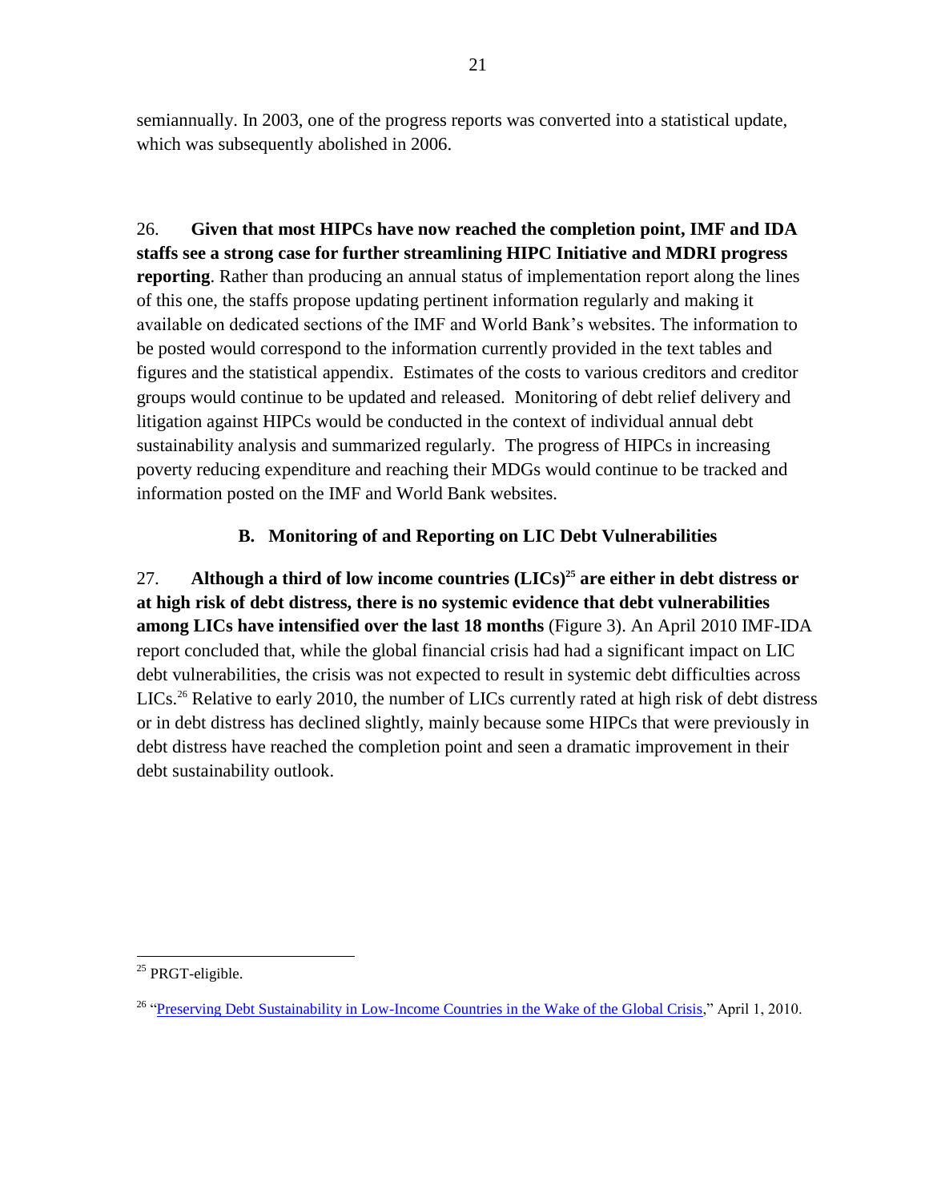semiannually. In 2003, one of the progress reports was converted into a statistical update, which was subsequently abolished in 2006.

26. **Given that most HIPCs have now reached the completion point, IMF and IDA staffs see a strong case for further streamlining HIPC Initiative and MDRI progress reporting**. Rather than producing an annual status of implementation report along the lines of this one, the staffs propose updating pertinent information regularly and making it available on dedicated sections of the IMF and World Bank's websites. The information to be posted would correspond to the information currently provided in the text tables and figures and the statistical appendix. Estimates of the costs to various creditors and creditor groups would continue to be updated and released. Monitoring of debt relief delivery and litigation against HIPCs would be conducted in the context of individual annual debt sustainability analysis and summarized regularly. The progress of HIPCs in increasing poverty reducing expenditure and reaching their MDGs would continue to be tracked and information posted on the IMF and World Bank websites.

### B. Monitoring of and Reporting on LIC Debt Vulnerabilities

27. **Although a third of low income countries (LICs)[25] are either in debt distress or at high risk of debt distress, there is no systemic evidence that debt vulnerabilities among LICs have intensified over the last 18 months** (Figure 3). An April 2010 IMF-IDA report concluded that, while the global financial crisis had had a significant impact on LIC debt vulnerabilities, the crisis was not expected to result in systemic debt difficulties across LICs.[26] Relative to early 2010, the number of LICs currently rated at high risk of debt distress or in debt distress has declined slightly, mainly because some HIPCs that were previously in debt distress have reached the completion point and seen a dramatic improvement in their debt sustainability outlook.

---

[25] PRGT-eligible.

[26] "Preserving Debt Sustainability in Low-Income Countries in the Wake of the Global Crisis," April 1, 2010.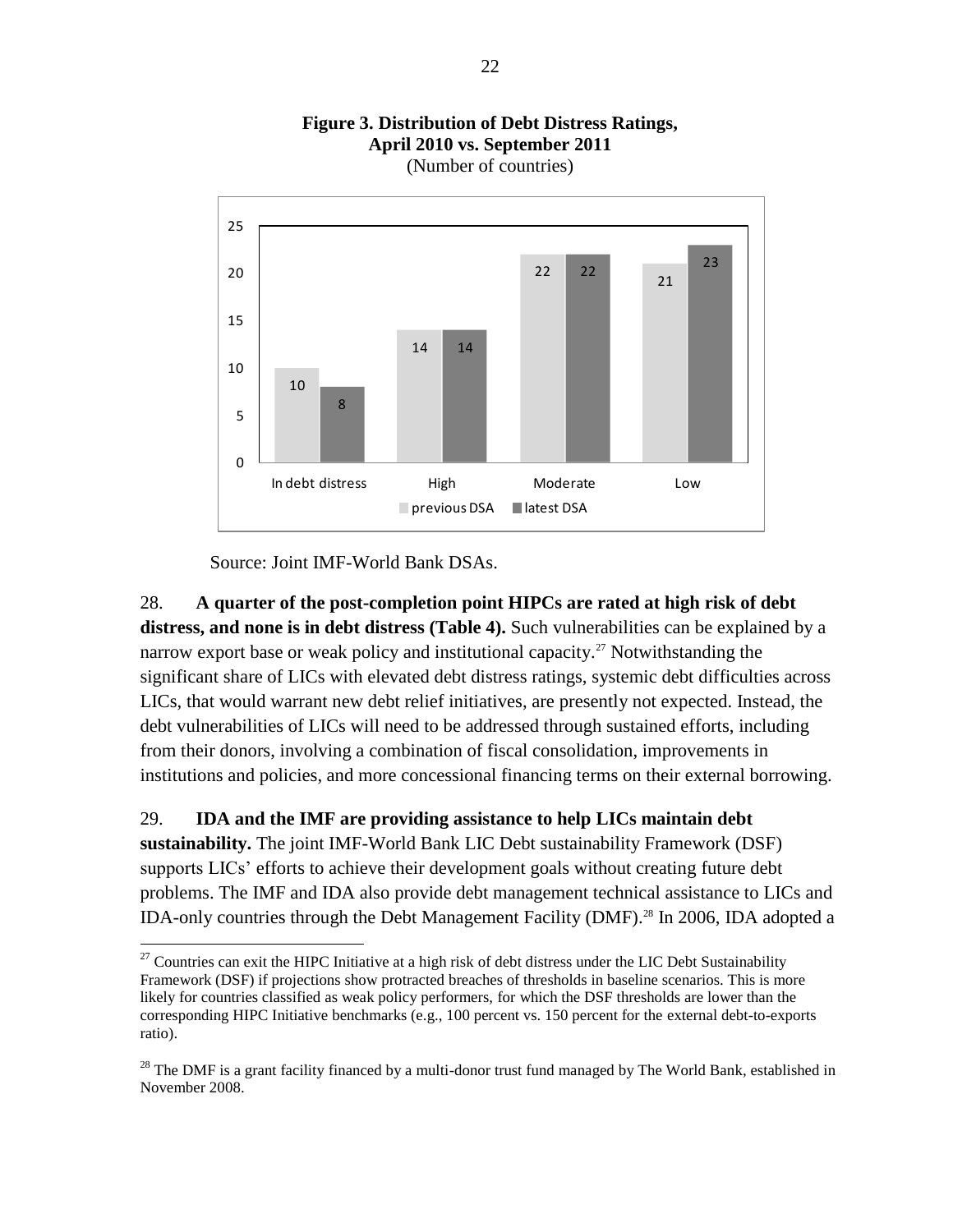**Figure 3. Distribution of Debt Distress Ratings, April 2010 vs. September 2011**
(Number of countries)

25
20
15
10
5
0

In debt distress: 10, 8
High: 14, 14
Moderate: 22, 22
Low: 21, 23

previous DSA
latest DSA

Source: Joint IMF-World Bank DSAs.

28. **A quarter of the post-completion point HIPCs are rated at high risk of debt distress, and none is in debt distress (Table 4).** Such vulnerabilities can be explained by a narrow export base or weak policy and institutional capacity.[27] Notwithstanding the significant share of LICs with elevated debt distress ratings, systemic debt difficulties across LICs, that would warrant new debt relief initiatives, are presently not expected. Instead, the debt vulnerabilities of LICs will need to be addressed through sustained efforts, including from their donors, involving a combination of fiscal consolidation, improvements in institutions and policies, and more concessional financing terms on their external borrowing.

29. **IDA and the IMF are providing assistance to help LICs maintain debt sustainability.** The joint IMF-World Bank LIC Debt sustainability Framework (DSF) supports LICs' efforts to achieve their development goals without creating future debt problems. The IMF and IDA also provide debt management technical assistance to LICs and IDA-only countries through the Debt Management Facility (DMF).[28] In 2006, IDA adopted a

---

[27] Countries can exit the HIPC Initiative at a high risk of debt distress under the LIC Debt Sustainability Framework (DSF) if projections show protracted breaches of thresholds in baseline scenarios. This is more likely for countries classified as weak policy performers, for which the DSF thresholds are lower than the corresponding HIPC Initiative benchmarks (e.g., 100 percent vs. 150 percent for the external debt-to-exports ratio).

[28] The DMF is a grant facility financed by a multi-donor trust fund managed by The World Bank, established in November 2008.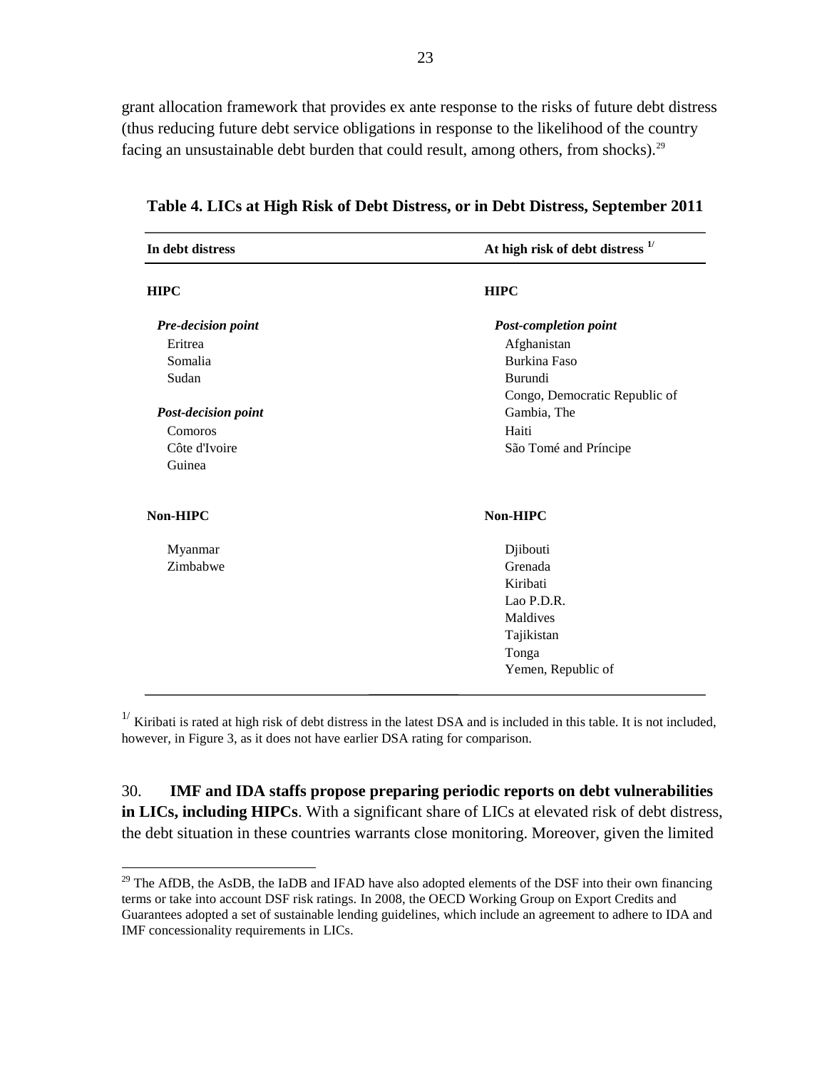grant allocation framework that provides ex ante response to the risks of future debt distress (thus reducing future debt service obligations in response to the likelihood of the country facing an unsustainable debt burden that could result, among others, from shocks).[29]

**Table 4. LICs at High Risk of Debt Distress, or in Debt Distress, September 2011**

| In debt distress | At high risk of debt distress [1/] |
|---|---|
| **HIPC** | **HIPC** |
| ***Pre-decision point*** | ***Post-completion point*** |
| Eritrea | Afghanistan |
| Somalia | Burkina Faso |
| Sudan | Burundi |
| | Congo, Democratic Republic of |
| ***Post-decision point*** | Gambia, The |
| Comoros | Haiti |
| Côte d'Ivoire | São Tomé and Príncipe |
| Guinea | |
| **Non-HIPC** | **Non-HIPC** |
| Myanmar | Djibouti |
| Zimbabwe | Grenada |
| | Kiribati |
| | Lao P.D.R. |
| | Maldives |
| | Tajikistan |
| | Tonga |
| | Yemen, Republic of |

[1/] Kiribati is rated at high risk of debt distress in the latest DSA and is included in this table. It is not included, however, in Figure 3, as it does not have earlier DSA rating for comparison.

30. **IMF and IDA staffs propose preparing periodic reports on debt vulnerabilities in LICs, including HIPCs**. With a significant share of LICs at elevated risk of debt distress, the debt situation in these countries warrants close monitoring. Moreover, given the limited

[29] The AfDB, the AsDB, the IaDB and IFAD have also adopted elements of the DSF into their own financing terms or take into account DSF risk ratings. In 2008, the OECD Working Group on Export Credits and Guarantees adopted a set of sustainable lending guidelines, which include an agreement to adhere to IDA and IMF concessionality requirements in LICs.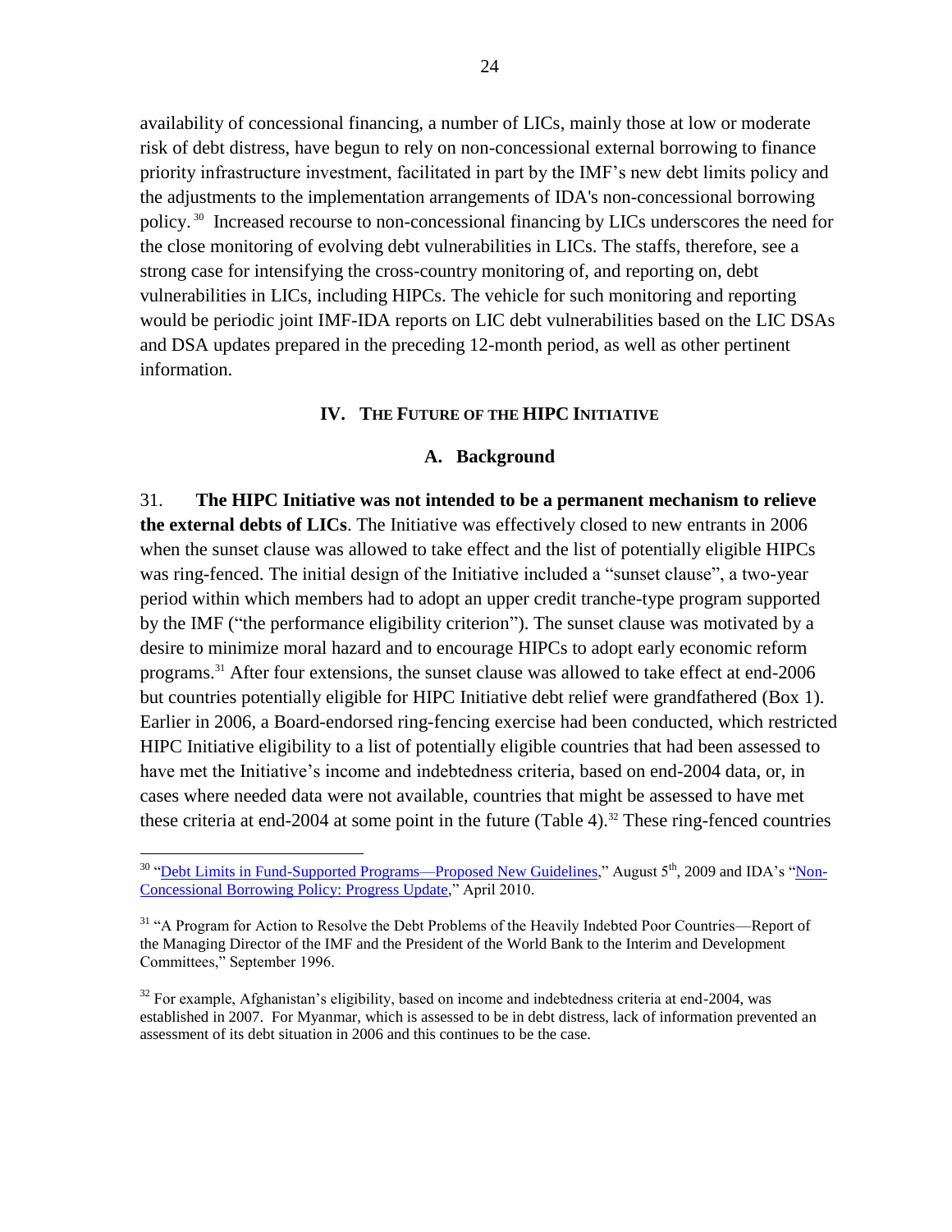availability of concessional financing, a number of LICs, mainly those at low or moderate risk of debt distress, have begun to rely on non-concessional external borrowing to finance priority infrastructure investment, facilitated in part by the IMF's new debt limits policy and the adjustments to the implementation arrangements of IDA's non-concessional borrowing policy.[30] Increased recourse to non-concessional financing by LICs underscores the need for the close monitoring of evolving debt vulnerabilities in LICs. The staffs, therefore, see a strong case for intensifying the cross-country monitoring of, and reporting on, debt vulnerabilities in LICs, including HIPCs. The vehicle for such monitoring and reporting would be periodic joint IMF-IDA reports on LIC debt vulnerabilities based on the LIC DSAs and DSA updates prepared in the preceding 12-month period, as well as other pertinent information.

## IV. The Future of the HIPC Initiative

### A. Background

31. **The HIPC Initiative was not intended to be a permanent mechanism to relieve the external debts of LICs**. The Initiative was effectively closed to new entrants in 2006 when the sunset clause was allowed to take effect and the list of potentially eligible HIPCs was ring-fenced. The initial design of the Initiative included a "sunset clause", a two-year period within which members had to adopt an upper credit tranche-type program supported by the IMF ("the performance eligibility criterion"). The sunset clause was motivated by a desire to minimize moral hazard and to encourage HIPCs to adopt early economic reform programs.[31] After four extensions, the sunset clause was allowed to take effect at end-2006 but countries potentially eligible for HIPC Initiative debt relief were grandfathered (Box 1). Earlier in 2006, a Board-endorsed ring-fencing exercise had been conducted, which restricted HIPC Initiative eligibility to a list of potentially eligible countries that had been assessed to have met the Initiative's income and indebtedness criteria, based on end-2004 data, or, in cases where needed data were not available, countries that might be assessed to have met these criteria at end-2004 at some point in the future (Table 4).[32] These ring-fenced countries

---

[30] "Debt Limits in Fund-Supported Programs—Proposed New Guidelines," August 5th, 2009 and IDA's "Non-Concessional Borrowing Policy: Progress Update," April 2010.

[31] "A Program for Action to Resolve the Debt Problems of the Heavily Indebted Poor Countries—Report of the Managing Director of the IMF and the President of the World Bank to the Interim and Development Committees," September 1996.

[32] For example, Afghanistan's eligibility, based on income and indebtedness criteria at end-2004, was established in 2007. For Myanmar, which is assessed to be in debt distress, lack of information prevented an assessment of its debt situation in 2006 and this continues to be the case.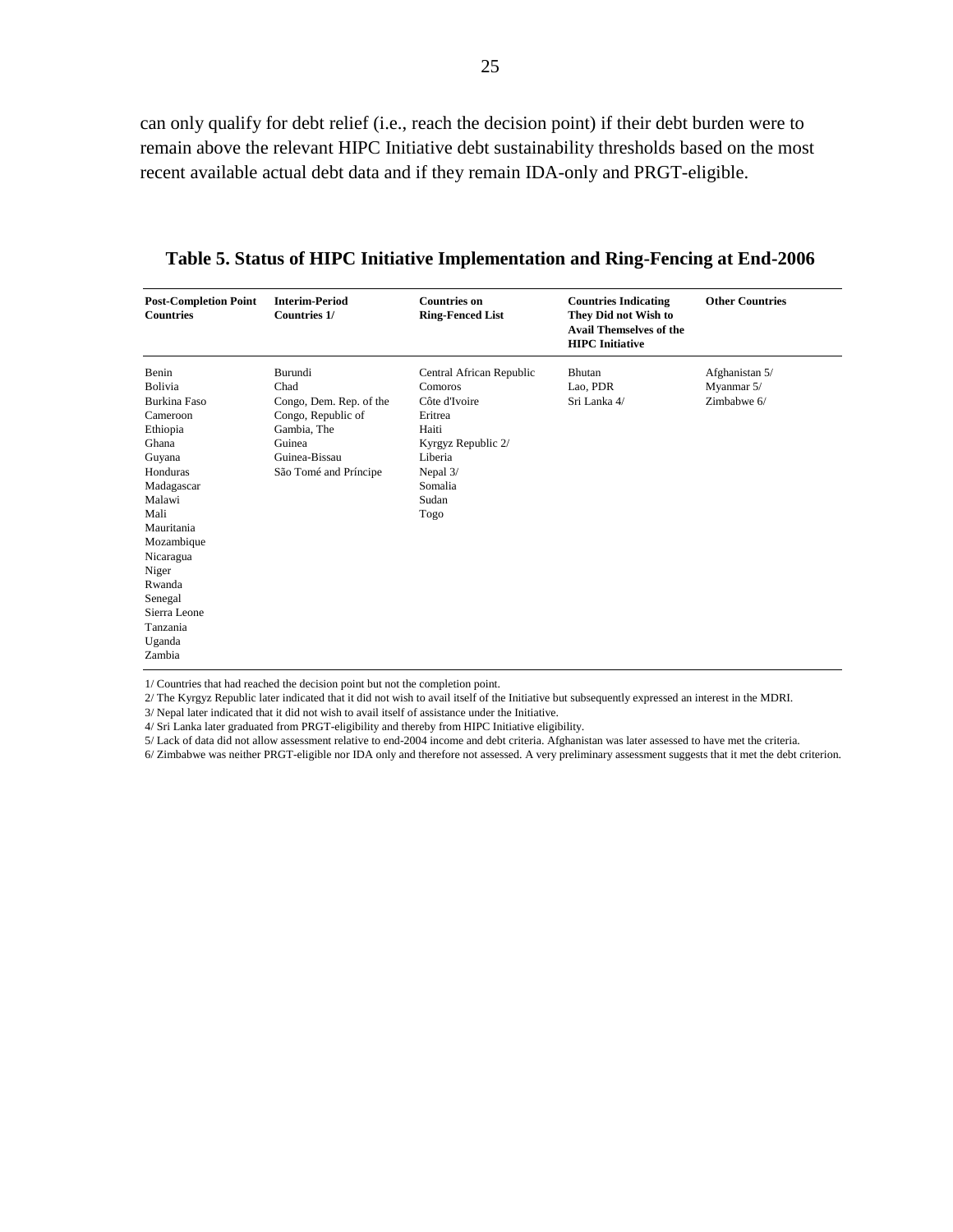can only qualify for debt relief (i.e., reach the decision point) if their debt burden were to remain above the relevant HIPC Initiative debt sustainability thresholds based on the most recent available actual debt data and if they remain IDA-only and PRGT-eligible.

**Table 5. Status of HIPC Initiative Implementation and Ring-Fencing at End-2006**

| Post-Completion Point Countries | Interim-Period Countries 1/ | Countries on Ring-Fenced List | Countries Indicating They Did not Wish to Avail Themselves of the HIPC Initiative | Other Countries |
|---|---|---|---|---|
| Benin | Burundi | Central African Republic | Bhutan | Afghanistan 5/ |
| Bolivia | Chad | Comoros | Lao, PDR | Myanmar 5/ |
| Burkina Faso | Congo, Dem. Rep. of the | Côte d'Ivoire | Sri Lanka 4/ | Zimbabwe 6/ |
| Cameroon | Congo, Republic of | Eritrea | | |
| Ethiopia | Gambia, The | Haiti | | |
| Ghana | Guinea | Kyrgyz Republic 2/ | | |
| Guyana | Guinea-Bissau | Liberia | | |
| Honduras | São Tomé and Príncipe | Nepal 3/ | | |
| Madagascar | | Somalia | | |
| Malawi | | Sudan | | |
| Mali | | Togo | | |
| Mauritania | | | | |
| Mozambique | | | | |
| Nicaragua | | | | |
| Niger | | | | |
| Rwanda | | | | |
| Senegal | | | | |
| Sierra Leone | | | | |
| Tanzania | | | | |
| Uganda | | | | |
| Zambia | | | | |

1/ Countries that had reached the decision point but not the completion point.

2/ The Kyrgyz Republic later indicated that it did not wish to avail itself of the Initiative but subsequently expressed an interest in the MDRI.

3/ Nepal later indicated that it did not wish to avail itself of assistance under the Initiative.

4/ Sri Lanka later graduated from PRGT-eligibility and thereby from HIPC Initiative eligibility.

5/ Lack of data did not allow assessment relative to end-2004 income and debt criteria. Afghanistan was later assessed to have met the criteria.

6/ Zimbabwe was neither PRGT-eligible nor IDA only and therefore not assessed. A very preliminary assessment suggests that it met the debt criterion.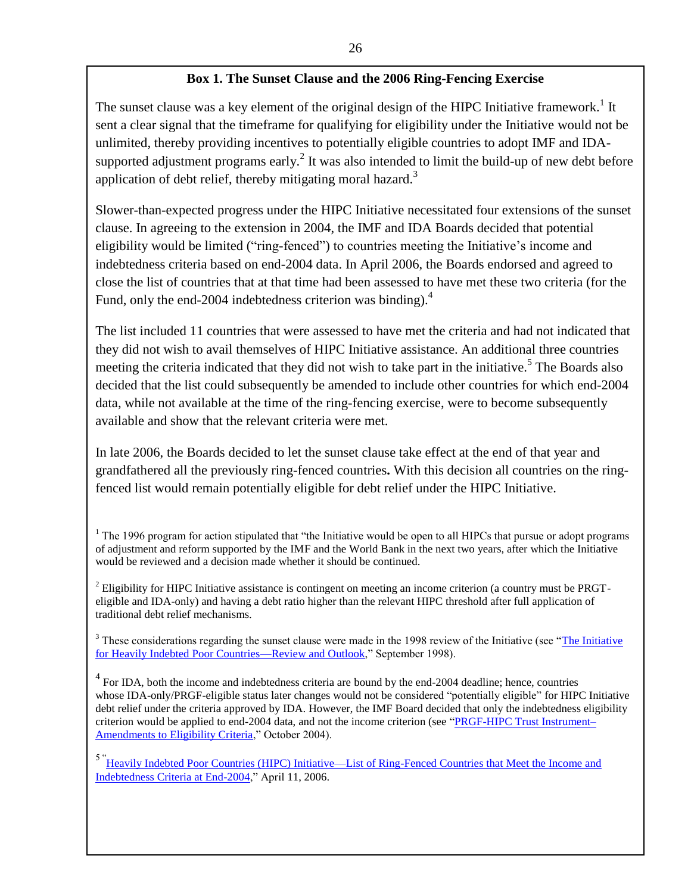### Box 1. The Sunset Clause and the 2006 Ring-Fencing Exercise

The sunset clause was a key element of the original design of the HIPC Initiative framework.[1] It sent a clear signal that the timeframe for qualifying for eligibility under the Initiative would not be unlimited, thereby providing incentives to potentially eligible countries to adopt IMF and IDA-supported adjustment programs early.[2] It was also intended to limit the build-up of new debt before application of debt relief, thereby mitigating moral hazard.[3]

Slower-than-expected progress under the HIPC Initiative necessitated four extensions of the sunset clause. In agreeing to the extension in 2004, the IMF and IDA Boards decided that potential eligibility would be limited ("ring-fenced") to countries meeting the Initiative's income and indebtedness criteria based on end-2004 data. In April 2006, the Boards endorsed and agreed to close the list of countries that at that time had been assessed to have met these two criteria (for the Fund, only the end-2004 indebtedness criterion was binding).[4]

The list included 11 countries that were assessed to have met the criteria and had not indicated that they did not wish to avail themselves of HIPC Initiative assistance. An additional three countries meeting the criteria indicated that they did not wish to take part in the initiative.[5] The Boards also decided that the list could subsequently be amended to include other countries for which end-2004 data, while not available at the time of the ring-fencing exercise, were to become subsequently available and show that the relevant criteria were met.

In late 2006, the Boards decided to let the sunset clause take effect at the end of that year and grandfathered all the previously ring-fenced countries**.** With this decision all countries on the ring-fenced list would remain potentially eligible for debt relief under the HIPC Initiative.

[1] The 1996 program for action stipulated that "the Initiative would be open to all HIPCs that pursue or adopt programs of adjustment and reform supported by the IMF and the World Bank in the next two years, after which the Initiative would be reviewed and a decision made whether it should be continued.

[2] Eligibility for HIPC Initiative assistance is contingent on meeting an income criterion (a country must be PRGT-eligible and IDA-only) and having a debt ratio higher than the relevant HIPC threshold after full application of traditional debt relief mechanisms.

[3] These considerations regarding the sunset clause were made in the 1998 review of the Initiative (see "The Initiative for Heavily Indebted Poor Countries—Review and Outlook," September 1998).

[4] For IDA, both the income and indebtedness criteria are bound by the end-2004 deadline; hence, countries whose IDA-only/PRGF-eligible status later changes would not be considered "potentially eligible" for HIPC Initiative debt relief under the criteria approved by IDA. However, the IMF Board decided that only the indebtedness eligibility criterion would be applied to end-2004 data, and not the income criterion (see "PRGF-HIPC Trust Instrument–Amendments to Eligibility Criteria," October 2004).

[5] "Heavily Indebted Poor Countries (HIPC) Initiative—List of Ring-Fenced Countries that Meet the Income and Indebtedness Criteria at End-2004," April 11, 2006.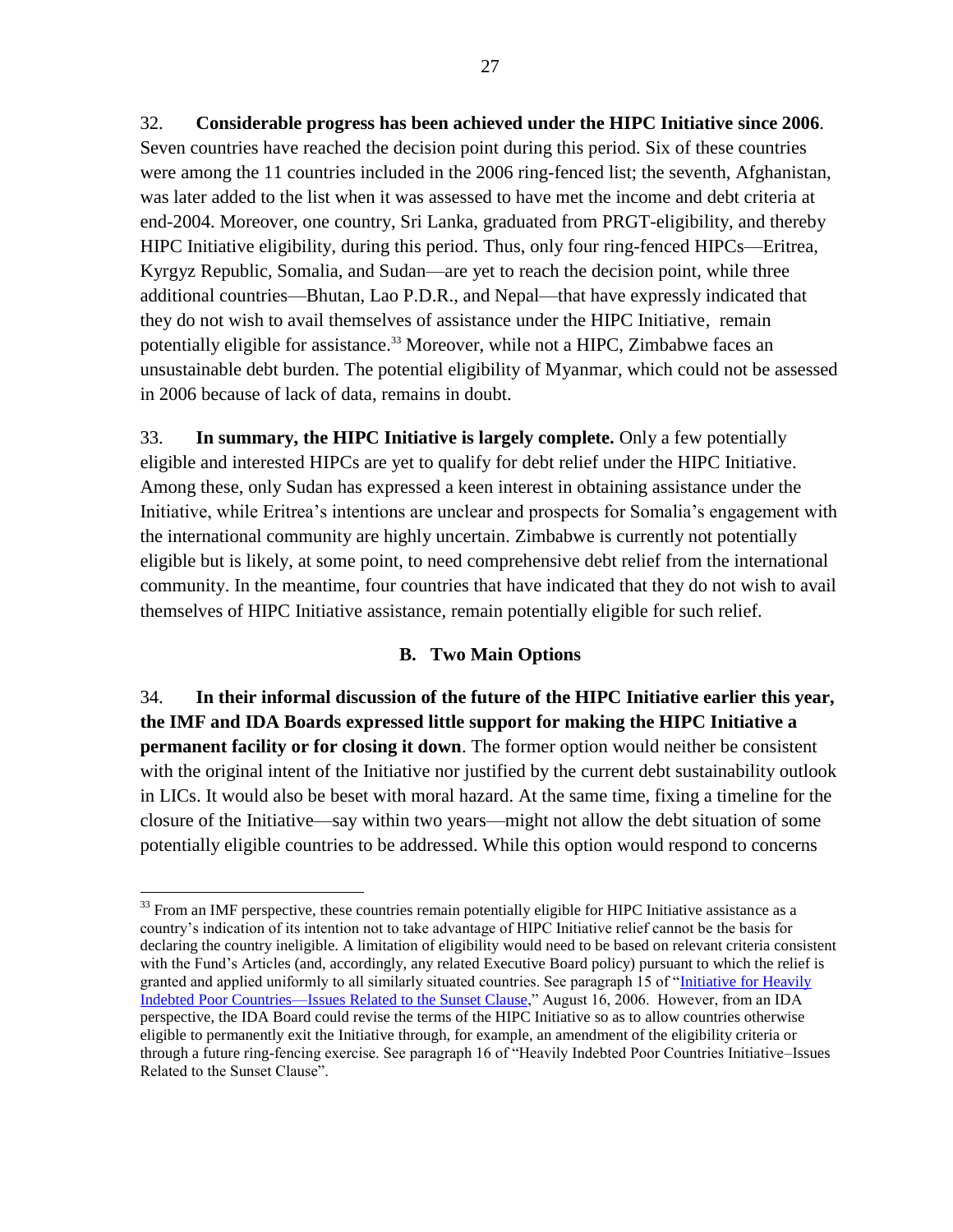32. **Considerable progress has been achieved under the HIPC Initiative since 2006**. Seven countries have reached the decision point during this period. Six of these countries were among the 11 countries included in the 2006 ring-fenced list; the seventh, Afghanistan, was later added to the list when it was assessed to have met the income and debt criteria at end-2004. Moreover, one country, Sri Lanka, graduated from PRGT-eligibility, and thereby HIPC Initiative eligibility, during this period. Thus, only four ring-fenced HIPCs—Eritrea, Kyrgyz Republic, Somalia, and Sudan—are yet to reach the decision point, while three additional countries—Bhutan, Lao P.D.R., and Nepal—that have expressly indicated that they do not wish to avail themselves of assistance under the HIPC Initiative, remain potentially eligible for assistance.[33] Moreover, while not a HIPC, Zimbabwe faces an unsustainable debt burden. The potential eligibility of Myanmar, which could not be assessed in 2006 because of lack of data, remains in doubt.

33. **In summary, the HIPC Initiative is largely complete.** Only a few potentially eligible and interested HIPCs are yet to qualify for debt relief under the HIPC Initiative. Among these, only Sudan has expressed a keen interest in obtaining assistance under the Initiative, while Eritrea's intentions are unclear and prospects for Somalia's engagement with the international community are highly uncertain. Zimbabwe is currently not potentially eligible but is likely, at some point, to need comprehensive debt relief from the international community. In the meantime, four countries that have indicated that they do not wish to avail themselves of HIPC Initiative assistance, remain potentially eligible for such relief.

### B. Two Main Options

34. **In their informal discussion of the future of the HIPC Initiative earlier this year, the IMF and IDA Boards expressed little support for making the HIPC Initiative a permanent facility or for closing it down**. The former option would neither be consistent with the original intent of the Initiative nor justified by the current debt sustainability outlook in LICs. It would also be beset with moral hazard. At the same time, fixing a timeline for the closure of the Initiative—say within two years—might not allow the debt situation of some potentially eligible countries to be addressed. While this option would respond to concerns

[33] From an IMF perspective, these countries remain potentially eligible for HIPC Initiative assistance as a country's indication of its intention not to take advantage of HIPC Initiative relief cannot be the basis for declaring the country ineligible. A limitation of eligibility would need to be based on relevant criteria consistent with the Fund's Articles (and, accordingly, any related Executive Board policy) pursuant to which the relief is granted and applied uniformly to all similarly situated countries. See paragraph 15 of "Initiative for Heavily Indebted Poor Countries—Issues Related to the Sunset Clause," August 16, 2006. However, from an IDA perspective, the IDA Board could revise the terms of the HIPC Initiative so as to allow countries otherwise eligible to permanently exit the Initiative through, for example, an amendment of the eligibility criteria or through a future ring-fencing exercise. See paragraph 16 of "Heavily Indebted Poor Countries Initiative–Issues Related to the Sunset Clause".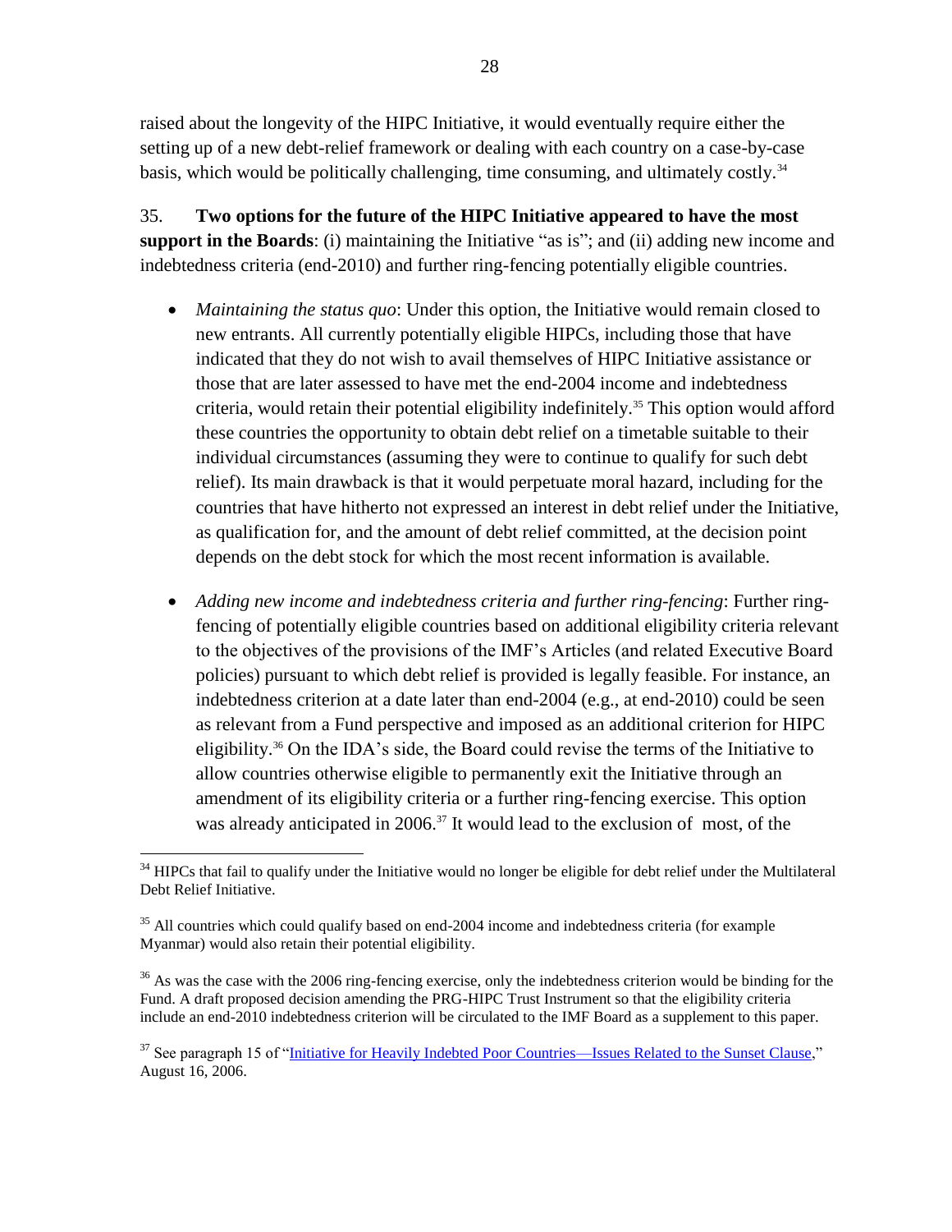raised about the longevity of the HIPC Initiative, it would eventually require either the setting up of a new debt-relief framework or dealing with each country on a case-by-case basis, which would be politically challenging, time consuming, and ultimately costly.[34]

35. **Two options for the future of the HIPC Initiative appeared to have the most support in the Boards**: (i) maintaining the Initiative "as is"; and (ii) adding new income and indebtedness criteria (end-2010) and further ring-fencing potentially eligible countries.

- *Maintaining the status quo*: Under this option, the Initiative would remain closed to new entrants. All currently potentially eligible HIPCs, including those that have indicated that they do not wish to avail themselves of HIPC Initiative assistance or those that are later assessed to have met the end-2004 income and indebtedness criteria, would retain their potential eligibility indefinitely.[35] This option would afford these countries the opportunity to obtain debt relief on a timetable suitable to their individual circumstances (assuming they were to continue to qualify for such debt relief). Its main drawback is that it would perpetuate moral hazard, including for the countries that have hitherto not expressed an interest in debt relief under the Initiative, as qualification for, and the amount of debt relief committed, at the decision point depends on the debt stock for which the most recent information is available.

- *Adding new income and indebtedness criteria and further ring-fencing*: Further ring-fencing of potentially eligible countries based on additional eligibility criteria relevant to the objectives of the provisions of the IMF's Articles (and related Executive Board policies) pursuant to which debt relief is provided is legally feasible. For instance, an indebtedness criterion at a date later than end-2004 (e.g., at end-2010) could be seen as relevant from a Fund perspective and imposed as an additional criterion for HIPC eligibility.[36] On the IDA's side, the Board could revise the terms of the Initiative to allow countries otherwise eligible to permanently exit the Initiative through an amendment of its eligibility criteria or a further ring-fencing exercise. This option was already anticipated in 2006.[37] It would lead to the exclusion of most, of the

---

[34] HIPCs that fail to qualify under the Initiative would no longer be eligible for debt relief under the Multilateral Debt Relief Initiative.

[35] All countries which could qualify based on end-2004 income and indebtedness criteria (for example Myanmar) would also retain their potential eligibility.

[36] As was the case with the 2006 ring-fencing exercise, only the indebtedness criterion would be binding for the Fund. A draft proposed decision amending the PRG-HIPC Trust Instrument so that the eligibility criteria include an end-2010 indebtedness criterion will be circulated to the IMF Board as a supplement to this paper.

[37] See paragraph 15 of "Initiative for Heavily Indebted Poor Countries—Issues Related to the Sunset Clause," August 16, 2006.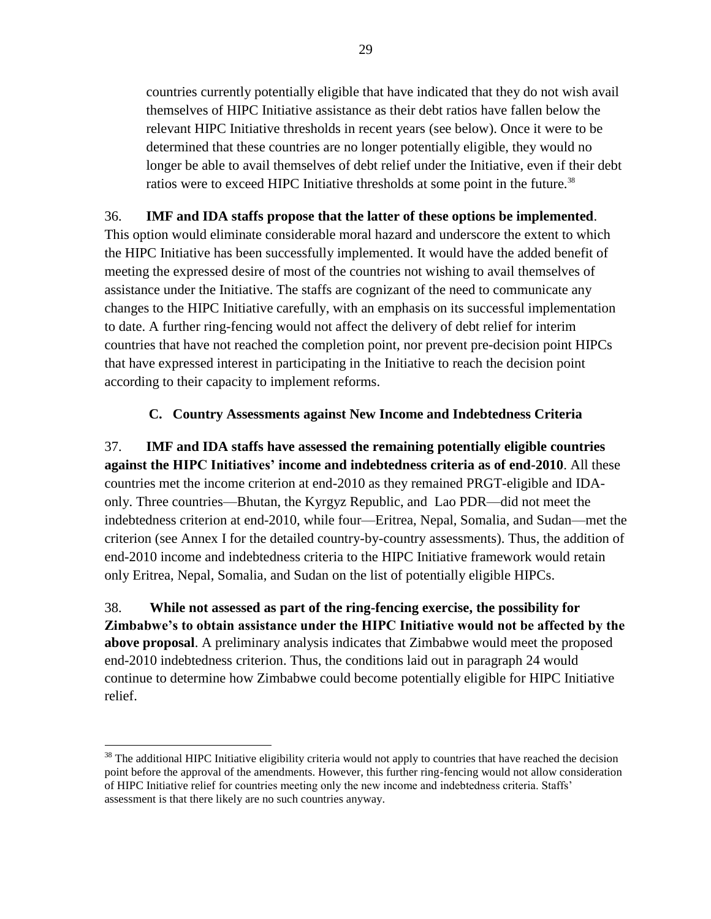countries currently potentially eligible that have indicated that they do not wish avail themselves of HIPC Initiative assistance as their debt ratios have fallen below the relevant HIPC Initiative thresholds in recent years (see below). Once it were to be determined that these countries are no longer potentially eligible, they would no longer be able to avail themselves of debt relief under the Initiative, even if their debt ratios were to exceed HIPC Initiative thresholds at some point in the future.[38]

36. **IMF and IDA staffs propose that the latter of these options be implemented**. This option would eliminate considerable moral hazard and underscore the extent to which the HIPC Initiative has been successfully implemented. It would have the added benefit of meeting the expressed desire of most of the countries not wishing to avail themselves of assistance under the Initiative. The staffs are cognizant of the need to communicate any changes to the HIPC Initiative carefully, with an emphasis on its successful implementation to date. A further ring-fencing would not affect the delivery of debt relief for interim countries that have not reached the completion point, nor prevent pre-decision point HIPCs that have expressed interest in participating in the Initiative to reach the decision point according to their capacity to implement reforms.

### C. Country Assessments against New Income and Indebtedness Criteria

37. **IMF and IDA staffs have assessed the remaining potentially eligible countries against the HIPC Initiatives' income and indebtedness criteria as of end-2010**. All these countries met the income criterion at end-2010 as they remained PRGT-eligible and IDA-only. Three countries—Bhutan, the Kyrgyz Republic, and Lao PDR—did not meet the indebtedness criterion at end-2010, while four—Eritrea, Nepal, Somalia, and Sudan—met the criterion (see Annex I for the detailed country-by-country assessments). Thus, the addition of end-2010 income and indebtedness criteria to the HIPC Initiative framework would retain only Eritrea, Nepal, Somalia, and Sudan on the list of potentially eligible HIPCs.

38. **While not assessed as part of the ring-fencing exercise, the possibility for Zimbabwe's to obtain assistance under the HIPC Initiative would not be affected by the above proposal**. A preliminary analysis indicates that Zimbabwe would meet the proposed end-2010 indebtedness criterion. Thus, the conditions laid out in paragraph 24 would continue to determine how Zimbabwe could become potentially eligible for HIPC Initiative relief.

---

[38] The additional HIPC Initiative eligibility criteria would not apply to countries that have reached the decision point before the approval of the amendments. However, this further ring-fencing would not allow consideration of HIPC Initiative relief for countries meeting only the new income and indebtedness criteria. Staffs' assessment is that there likely are no such countries anyway.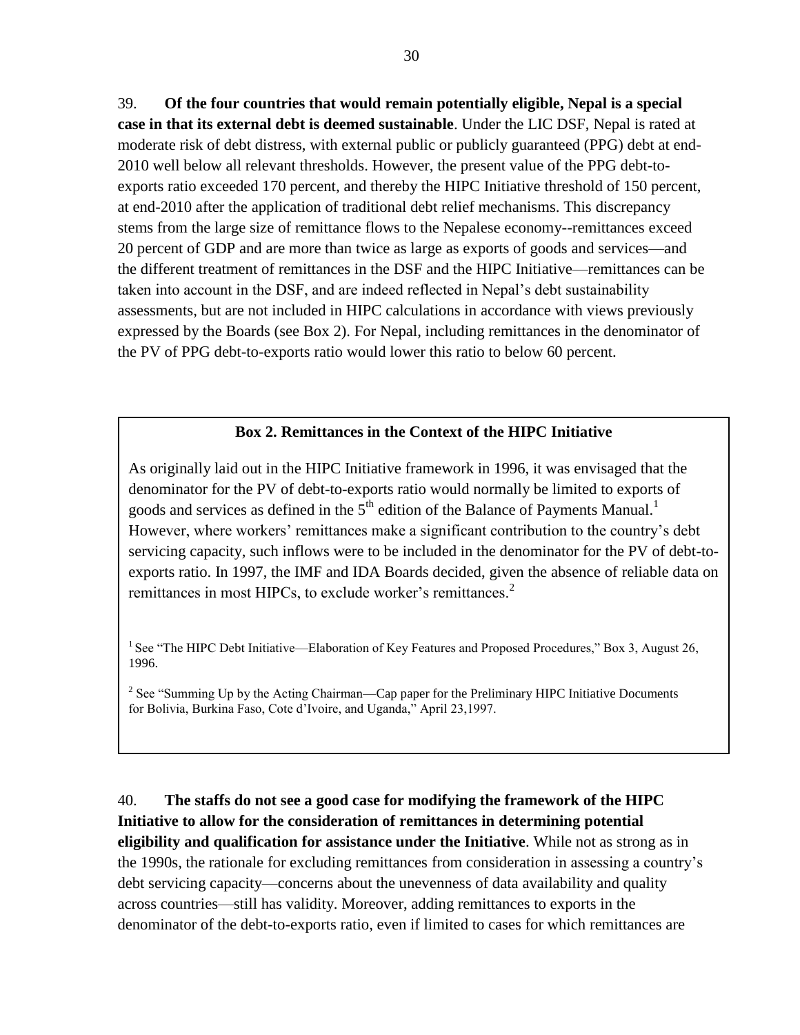39. **Of the four countries that would remain potentially eligible, Nepal is a special case in that its external debt is deemed sustainable**. Under the LIC DSF, Nepal is rated at moderate risk of debt distress, with external public or publicly guaranteed (PPG) debt at end-2010 well below all relevant thresholds. However, the present value of the PPG debt-to-exports ratio exceeded 170 percent, and thereby the HIPC Initiative threshold of 150 percent, at end-2010 after the application of traditional debt relief mechanisms. This discrepancy stems from the large size of remittance flows to the Nepalese economy--remittances exceed 20 percent of GDP and are more than twice as large as exports of goods and services—and the different treatment of remittances in the DSF and the HIPC Initiative—remittances can be taken into account in the DSF, and are indeed reflected in Nepal's debt sustainability assessments, but are not included in HIPC calculations in accordance with views previously expressed by the Boards (see Box 2). For Nepal, including remittances in the denominator of the PV of PPG debt-to-exports ratio would lower this ratio to below 60 percent.

**Box 2. Remittances in the Context of the HIPC Initiative**

As originally laid out in the HIPC Initiative framework in 1996, it was envisaged that the denominator for the PV of debt-to-exports ratio would normally be limited to exports of goods and services as defined in the 5th edition of the Balance of Payments Manual.[1] However, where workers' remittances make a significant contribution to the country's debt servicing capacity, such inflows were to be included in the denominator for the PV of debt-to-exports ratio. In 1997, the IMF and IDA Boards decided, given the absence of reliable data on remittances in most HIPCs, to exclude worker's remittances.[2]

[1] See "The HIPC Debt Initiative—Elaboration of Key Features and Proposed Procedures," Box 3, August 26, 1996.

[2] See "Summing Up by the Acting Chairman—Cap paper for the Preliminary HIPC Initiative Documents for Bolivia, Burkina Faso, Cote d'Ivoire, and Uganda," April 23,1997.

40. **The staffs do not see a good case for modifying the framework of the HIPC Initiative to allow for the consideration of remittances in determining potential eligibility and qualification for assistance under the Initiative**. While not as strong as in the 1990s, the rationale for excluding remittances from consideration in assessing a country's debt servicing capacity—concerns about the unevenness of data availability and quality across countries—still has validity. Moreover, adding remittances to exports in the denominator of the debt-to-exports ratio, even if limited to cases for which remittances are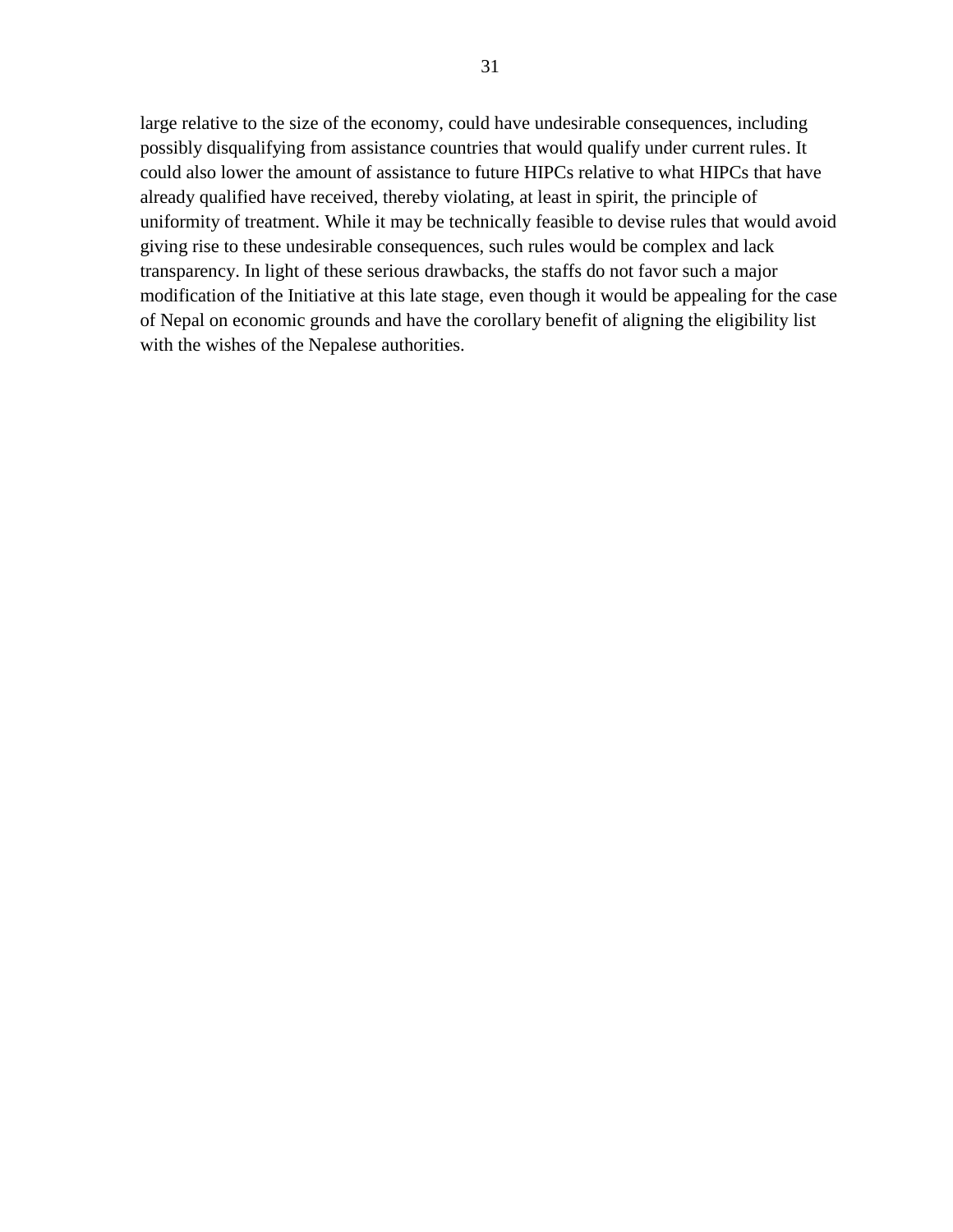large relative to the size of the economy, could have undesirable consequences, including possibly disqualifying from assistance countries that would qualify under current rules. It could also lower the amount of assistance to future HIPCs relative to what HIPCs that have already qualified have received, thereby violating, at least in spirit, the principle of uniformity of treatment. While it may be technically feasible to devise rules that would avoid giving rise to these undesirable consequences, such rules would be complex and lack transparency. In light of these serious drawbacks, the staffs do not favor such a major modification of the Initiative at this late stage, even though it would be appealing for the case of Nepal on economic grounds and have the corollary benefit of aligning the eligibility list with the wishes of the Nepalese authorities.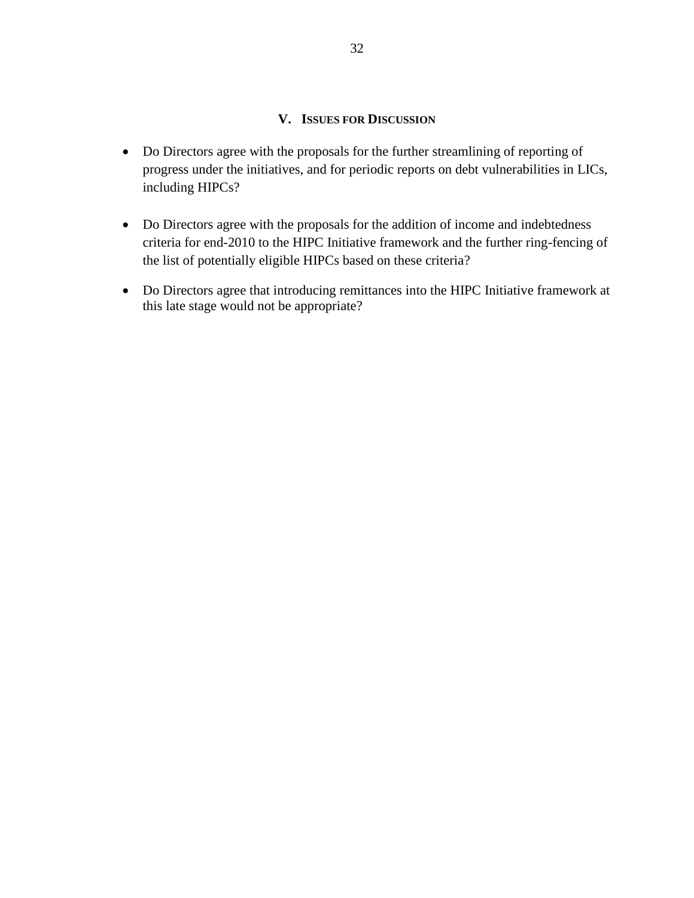## V. Issues for Discussion

- Do Directors agree with the proposals for the further streamlining of reporting of progress under the initiatives, and for periodic reports on debt vulnerabilities in LICs, including HIPCs?

- Do Directors agree with the proposals for the addition of income and indebtedness criteria for end-2010 to the HIPC Initiative framework and the further ring-fencing of the list of potentially eligible HIPCs based on these criteria?

- Do Directors agree that introducing remittances into the HIPC Initiative framework at this late stage would not be appropriate?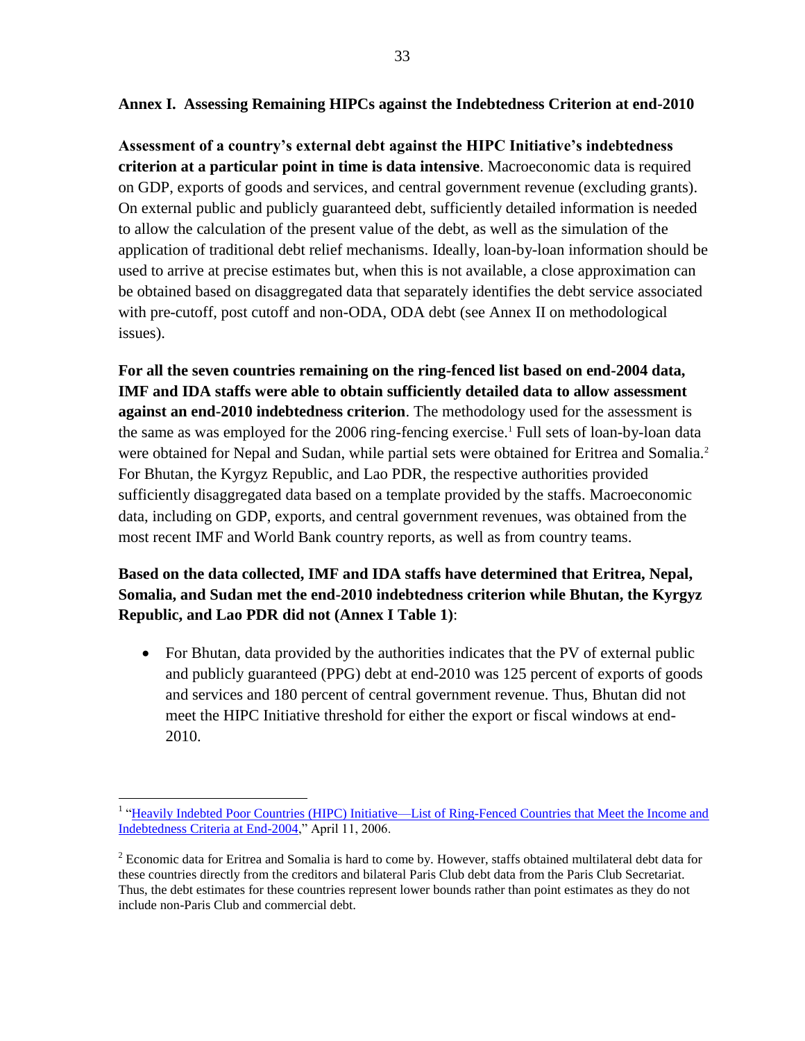## Annex I. Assessing Remaining HIPCs against the Indebtedness Criterion at end-2010

**Assessment of a country's external debt against the HIPC Initiative's indebtedness criterion at a particular point in time is data intensive**. Macroeconomic data is required on GDP, exports of goods and services, and central government revenue (excluding grants). On external public and publicly guaranteed debt, sufficiently detailed information is needed to allow the calculation of the present value of the debt, as well as the simulation of the application of traditional debt relief mechanisms. Ideally, loan-by-loan information should be used to arrive at precise estimates but, when this is not available, a close approximation can be obtained based on disaggregated data that separately identifies the debt service associated with pre-cutoff, post cutoff and non-ODA, ODA debt (see Annex II on methodological issues).

**For all the seven countries remaining on the ring-fenced list based on end-2004 data, IMF and IDA staffs were able to obtain sufficiently detailed data to allow assessment against an end-2010 indebtedness criterion**. The methodology used for the assessment is the same as was employed for the 2006 ring-fencing exercise.[1] Full sets of loan-by-loan data were obtained for Nepal and Sudan, while partial sets were obtained for Eritrea and Somalia.[2] For Bhutan, the Kyrgyz Republic, and Lao PDR, the respective authorities provided sufficiently disaggregated data based on a template provided by the staffs. Macroeconomic data, including on GDP, exports, and central government revenues, was obtained from the most recent IMF and World Bank country reports, as well as from country teams.

**Based on the data collected, IMF and IDA staffs have determined that Eritrea, Nepal, Somalia, and Sudan met the end-2010 indebtedness criterion while Bhutan, the Kyrgyz Republic, and Lao PDR did not (Annex I Table 1)**:

- For Bhutan, data provided by the authorities indicates that the PV of external public and publicly guaranteed (PPG) debt at end-2010 was 125 percent of exports of goods and services and 180 percent of central government revenue. Thus, Bhutan did not meet the HIPC Initiative threshold for either the export or fiscal windows at end-2010.

---

[1] "Heavily Indebted Poor Countries (HIPC) Initiative—List of Ring-Fenced Countries that Meet the Income and Indebtedness Criteria at End-2004," April 11, 2006.

[2] Economic data for Eritrea and Somalia is hard to come by. However, staffs obtained multilateral debt data for these countries directly from the creditors and bilateral Paris Club debt data from the Paris Club Secretariat. Thus, the debt estimates for these countries represent lower bounds rather than point estimates as they do not include non-Paris Club and commercial debt.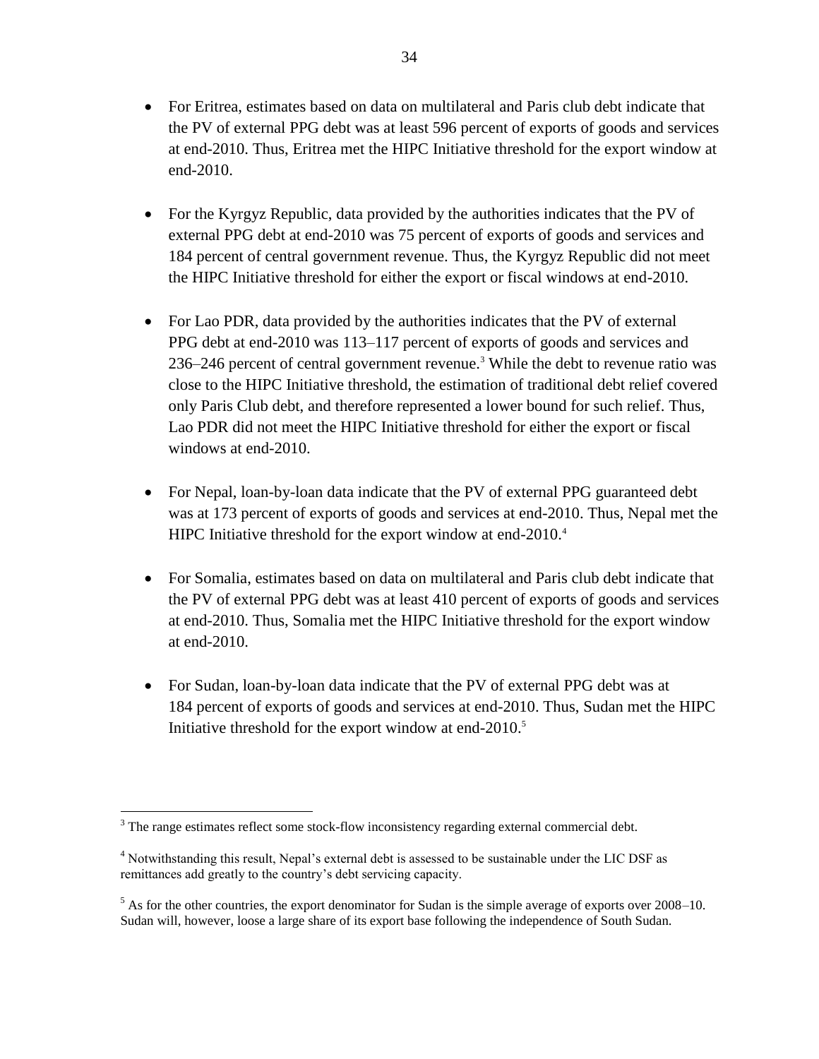- For Eritrea, estimates based on data on multilateral and Paris club debt indicate that the PV of external PPG debt was at least 596 percent of exports of goods and services at end-2010. Thus, Eritrea met the HIPC Initiative threshold for the export window at end-2010.

- For the Kyrgyz Republic, data provided by the authorities indicates that the PV of external PPG debt at end-2010 was 75 percent of exports of goods and services and 184 percent of central government revenue. Thus, the Kyrgyz Republic did not meet the HIPC Initiative threshold for either the export or fiscal windows at end-2010.

- For Lao PDR, data provided by the authorities indicates that the PV of external PPG debt at end-2010 was 113–117 percent of exports of goods and services and 236–246 percent of central government revenue.[3] While the debt to revenue ratio was close to the HIPC Initiative threshold, the estimation of traditional debt relief covered only Paris Club debt, and therefore represented a lower bound for such relief. Thus, Lao PDR did not meet the HIPC Initiative threshold for either the export or fiscal windows at end-2010.

- For Nepal, loan-by-loan data indicate that the PV of external PPG guaranteed debt was at 173 percent of exports of goods and services at end-2010. Thus, Nepal met the HIPC Initiative threshold for the export window at end-2010.[4]

- For Somalia, estimates based on data on multilateral and Paris club debt indicate that the PV of external PPG debt was at least 410 percent of exports of goods and services at end-2010. Thus, Somalia met the HIPC Initiative threshold for the export window at end-2010.

- For Sudan, loan-by-loan data indicate that the PV of external PPG debt was at 184 percent of exports of goods and services at end-2010. Thus, Sudan met the HIPC Initiative threshold for the export window at end-2010.[5]

---

[3] The range estimates reflect some stock-flow inconsistency regarding external commercial debt.

[4] Notwithstanding this result, Nepal's external debt is assessed to be sustainable under the LIC DSF as remittances add greatly to the country's debt servicing capacity.

[5] As for the other countries, the export denominator for Sudan is the simple average of exports over 2008–10. Sudan will, however, loose a large share of its export base following the independence of South Sudan.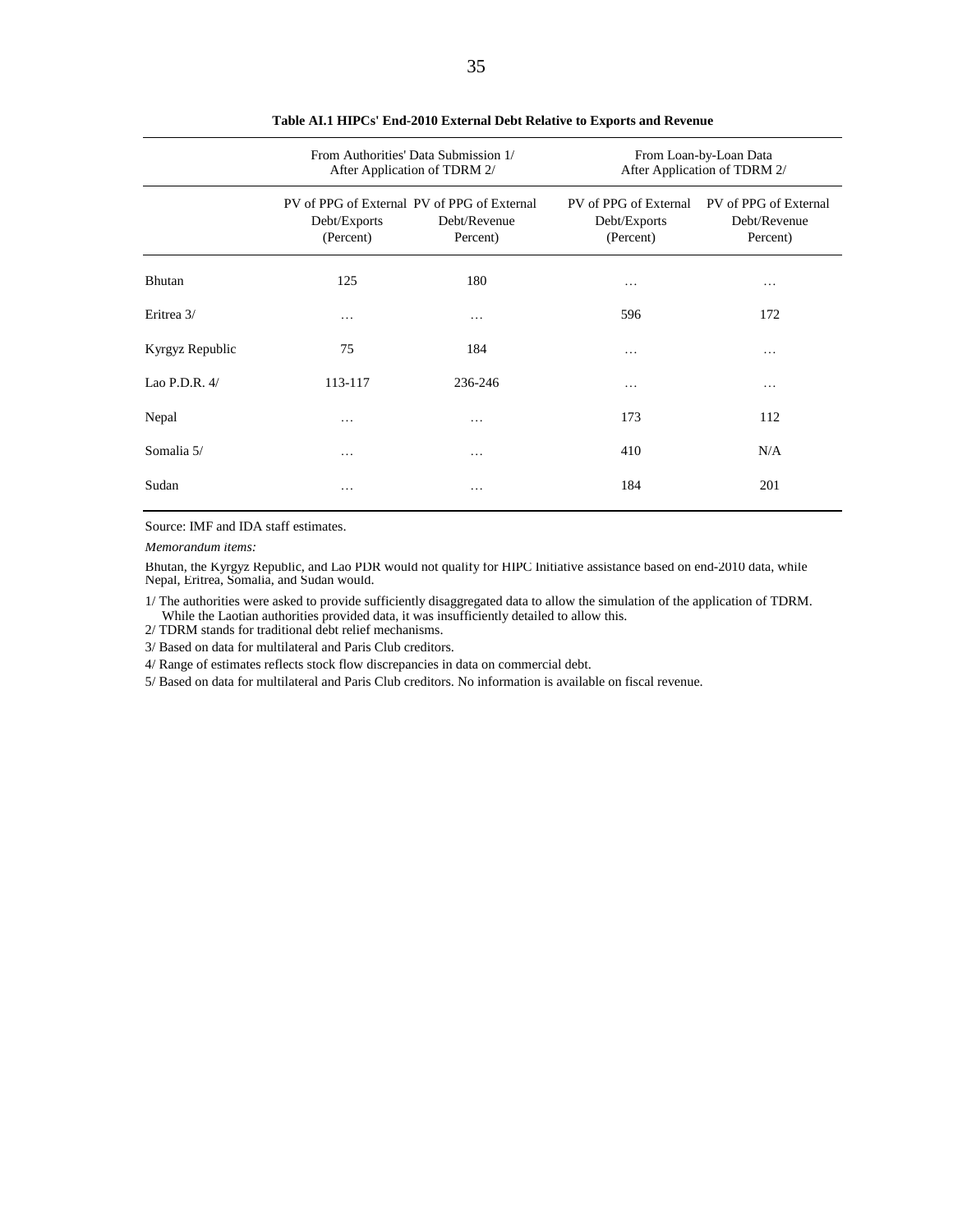**Table AI.1 HIPCs' End-2010 External Debt Relative to Exports and Revenue**

| | From Authorities' Data Submission 1/ After Application of TDRM 2/ | | From Loan-by-Loan Data After Application of TDRM 2/ | |
|---|---|---|---|---|
| | PV of PPG of External Debt/Exports (Percent) | PV of PPG of External Debt/Revenue Percent) | PV of PPG of External Debt/Exports (Percent) | PV of PPG of External Debt/Revenue Percent) |
| Bhutan | 125 | 180 | … | … |
| Eritrea 3/ | … | … | 596 | 172 |
| Kyrgyz Republic | 75 | 184 | … | … |
| Lao P.D.R. 4/ | 113-117 | 236-246 | … | … |
| Nepal | … | … | 173 | 112 |
| Somalia 5/ | … | … | 410 | N/A |
| Sudan | … | … | 184 | 201 |

Source: IMF and IDA staff estimates.

*Memorandum items:*

Bhutan, the Kyrgyz Republic, and Lao PDR would not qualify for HIPC Initiative assistance based on end-2010 data, while Nepal, Eritrea, Somalia, and Sudan would.

1/ The authorities were asked to provide sufficiently disaggregated data to allow the simulation of the application of TDRM. While the Laotian authorities provided data, it was insufficiently detailed to allow this.

2/ TDRM stands for traditional debt relief mechanisms.

3/ Based on data for multilateral and Paris Club creditors.

4/ Range of estimates reflects stock flow discrepancies in data on commercial debt.

5/ Based on data for multilateral and Paris Club creditors. No information is available on fiscal revenue.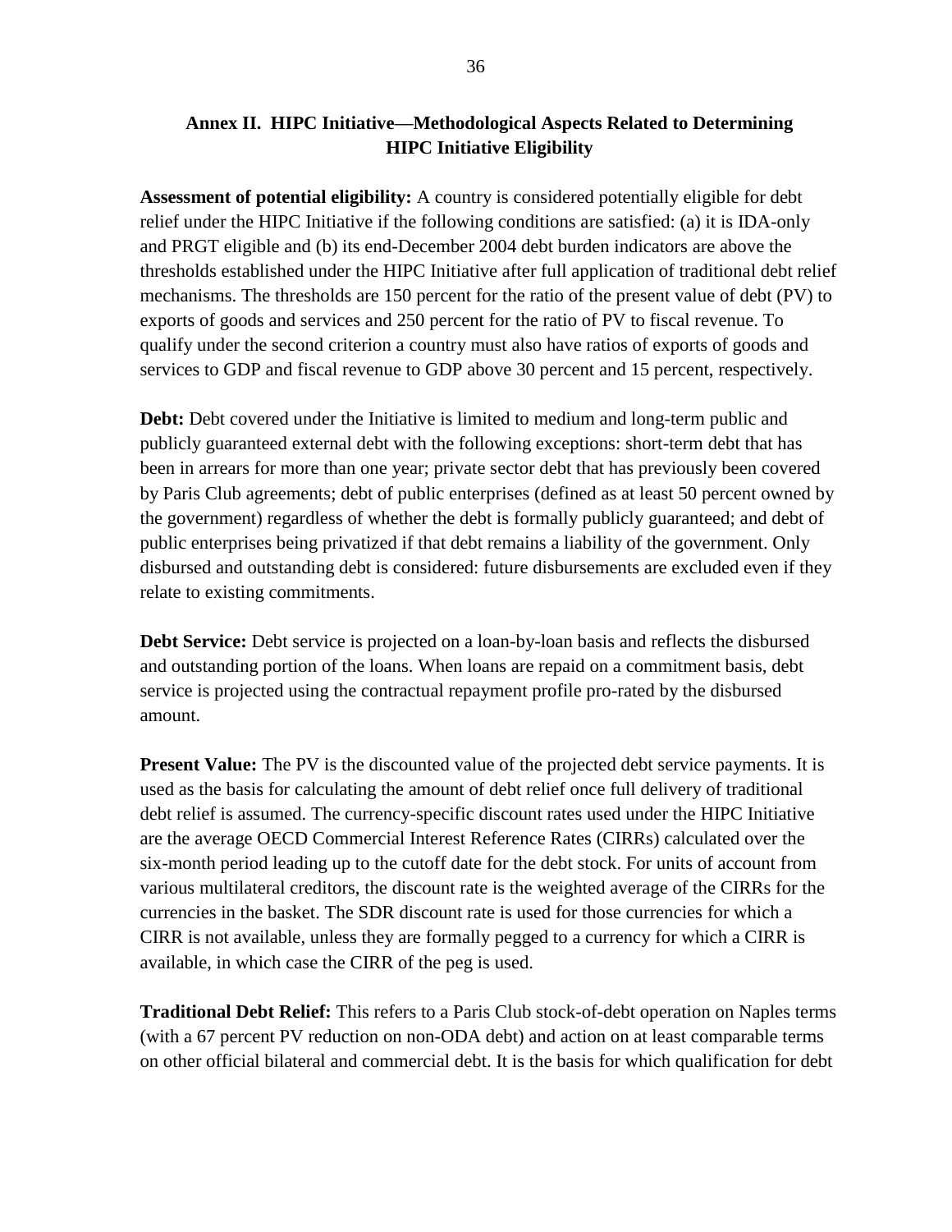## Annex II. HIPC Initiative—Methodological Aspects Related to Determining HIPC Initiative Eligibility

**Assessment of potential eligibility:** A country is considered potentially eligible for debt relief under the HIPC Initiative if the following conditions are satisfied: (a) it is IDA-only and PRGT eligible and (b) its end-December 2004 debt burden indicators are above the thresholds established under the HIPC Initiative after full application of traditional debt relief mechanisms. The thresholds are 150 percent for the ratio of the present value of debt (PV) to exports of goods and services and 250 percent for the ratio of PV to fiscal revenue. To qualify under the second criterion a country must also have ratios of exports of goods and services to GDP and fiscal revenue to GDP above 30 percent and 15 percent, respectively.

**Debt:** Debt covered under the Initiative is limited to medium and long-term public and publicly guaranteed external debt with the following exceptions: short-term debt that has been in arrears for more than one year; private sector debt that has previously been covered by Paris Club agreements; debt of public enterprises (defined as at least 50 percent owned by the government) regardless of whether the debt is formally publicly guaranteed; and debt of public enterprises being privatized if that debt remains a liability of the government. Only disbursed and outstanding debt is considered: future disbursements are excluded even if they relate to existing commitments.

**Debt Service:** Debt service is projected on a loan-by-loan basis and reflects the disbursed and outstanding portion of the loans. When loans are repaid on a commitment basis, debt service is projected using the contractual repayment profile pro-rated by the disbursed amount.

**Present Value:** The PV is the discounted value of the projected debt service payments. It is used as the basis for calculating the amount of debt relief once full delivery of traditional debt relief is assumed. The currency-specific discount rates used under the HIPC Initiative are the average OECD Commercial Interest Reference Rates (CIRRs) calculated over the six-month period leading up to the cutoff date for the debt stock. For units of account from various multilateral creditors, the discount rate is the weighted average of the CIRRs for the currencies in the basket. The SDR discount rate is used for those currencies for which a CIRR is not available, unless they are formally pegged to a currency for which a CIRR is available, in which case the CIRR of the peg is used.

**Traditional Debt Relief:** This refers to a Paris Club stock-of-debt operation on Naples terms (with a 67 percent PV reduction on non-ODA debt) and action on at least comparable terms on other official bilateral and commercial debt. It is the basis for which qualification for debt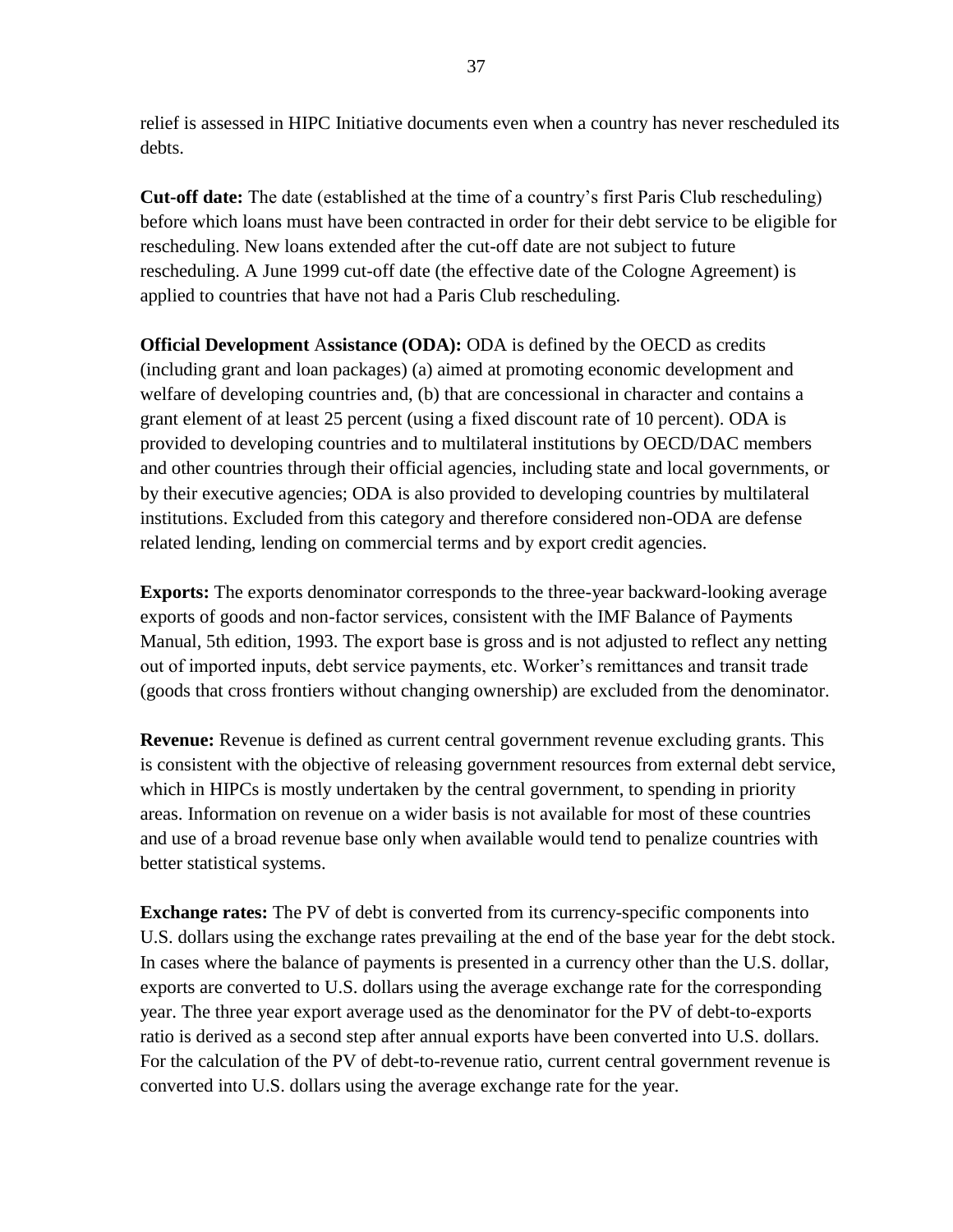relief is assessed in HIPC Initiative documents even when a country has never rescheduled its debts.

**Cut-off date:** The date (established at the time of a country's first Paris Club rescheduling) before which loans must have been contracted in order for their debt service to be eligible for rescheduling. New loans extended after the cut-off date are not subject to future rescheduling. A June 1999 cut-off date (the effective date of the Cologne Agreement) is applied to countries that have not had a Paris Club rescheduling.

**Official Development Assistance (ODA):** ODA is defined by the OECD as credits (including grant and loan packages) (a) aimed at promoting economic development and welfare of developing countries and, (b) that are concessional in character and contains a grant element of at least 25 percent (using a fixed discount rate of 10 percent). ODA is provided to developing countries and to multilateral institutions by OECD/DAC members and other countries through their official agencies, including state and local governments, or by their executive agencies; ODA is also provided to developing countries by multilateral institutions. Excluded from this category and therefore considered non-ODA are defense related lending, lending on commercial terms and by export credit agencies.

**Exports:** The exports denominator corresponds to the three-year backward-looking average exports of goods and non-factor services, consistent with the IMF Balance of Payments Manual, 5th edition, 1993. The export base is gross and is not adjusted to reflect any netting out of imported inputs, debt service payments, etc. Worker's remittances and transit trade (goods that cross frontiers without changing ownership) are excluded from the denominator.

**Revenue:** Revenue is defined as current central government revenue excluding grants. This is consistent with the objective of releasing government resources from external debt service, which in HIPCs is mostly undertaken by the central government, to spending in priority areas. Information on revenue on a wider basis is not available for most of these countries and use of a broad revenue base only when available would tend to penalize countries with better statistical systems.

**Exchange rates:** The PV of debt is converted from its currency-specific components into U.S. dollars using the exchange rates prevailing at the end of the base year for the debt stock. In cases where the balance of payments is presented in a currency other than the U.S. dollar, exports are converted to U.S. dollars using the average exchange rate for the corresponding year. The three year export average used as the denominator for the PV of debt-to-exports ratio is derived as a second step after annual exports have been converted into U.S. dollars. For the calculation of the PV of debt-to-revenue ratio, current central government revenue is converted into U.S. dollars using the average exchange rate for the year.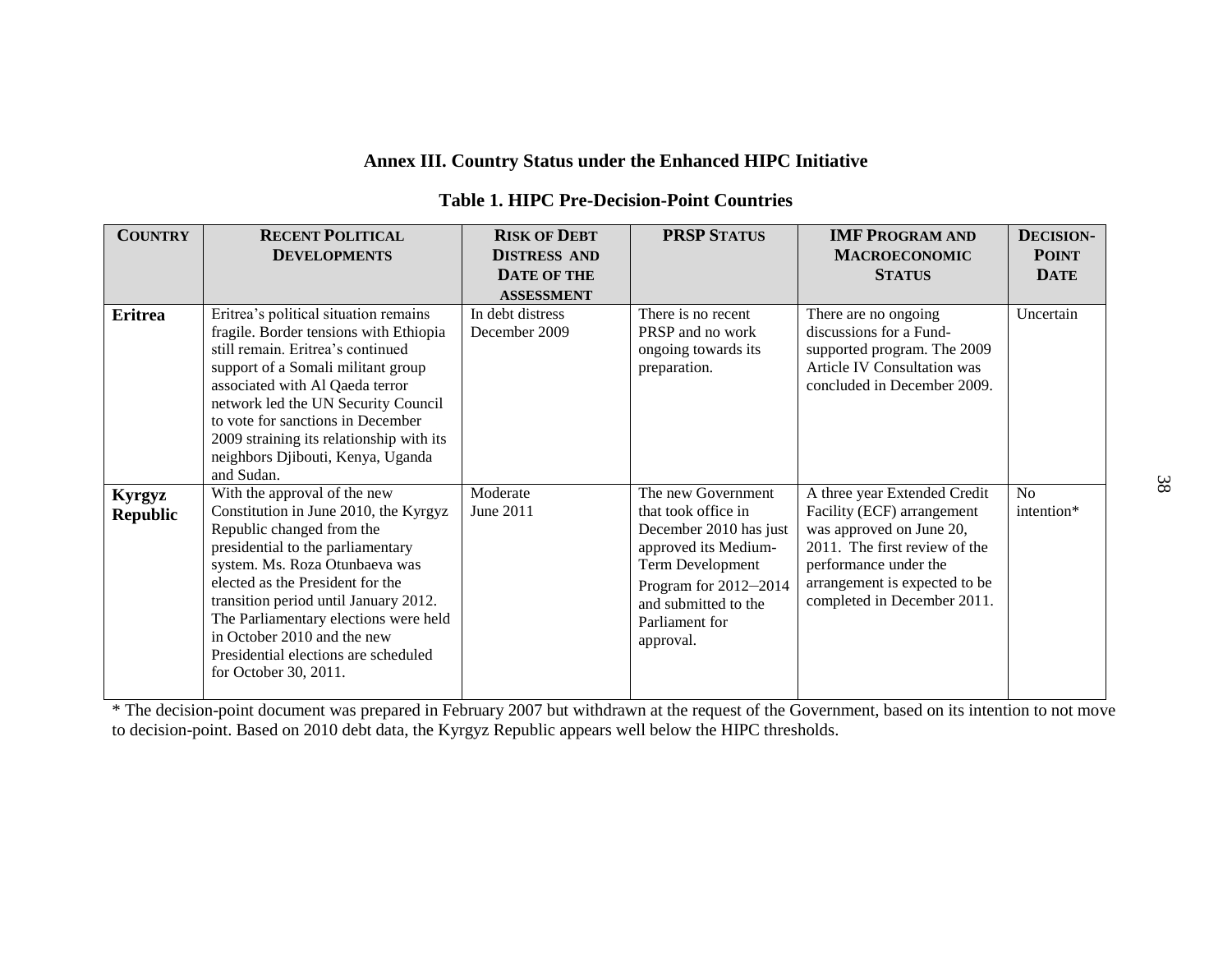## Annex III. Country Status under the Enhanced HIPC Initiative

### Table 1. HIPC Pre-Decision-Point Countries

| COUNTRY | RECENT POLITICAL DEVELOPMENTS | RISK OF DEBT DISTRESS AND DATE OF THE ASSESSMENT | PRSP STATUS | IMF PROGRAM AND MACROECONOMIC STATUS | DECISION-POINT DATE |
|---|---|---|---|---|---|
| **Eritrea** | Eritrea's political situation remains fragile. Border tensions with Ethiopia still remain. Eritrea's continued support of a Somali militant group associated with Al Qaeda terror network led the UN Security Council to vote for sanctions in December 2009 straining its relationship with its neighbors Djibouti, Kenya, Uganda and Sudan. | In debt distress December 2009 | There is no recent PRSP and no work ongoing towards its preparation. | There are no ongoing discussions for a Fund-supported program. The 2009 Article IV Consultation was concluded in December 2009. | Uncertain |
| **Kyrgyz Republic** | With the approval of the new Constitution in June 2010, the Kyrgyz Republic changed from the presidential to the parliamentary system. Ms. Roza Otunbaeva was elected as the President for the transition period until January 2012. The Parliamentary elections were held in October 2010 and the new Presidential elections are scheduled for October 30, 2011. | Moderate June 2011 | The new Government that took office in December 2010 has just approved its Medium-Term Development Program for 2012–2014 and submitted to the Parliament for approval. | A three year Extended Credit Facility (ECF) arrangement was approved on June 20, 2011. The first review of the performance under the arrangement is expected to be completed in December 2011. | No intention* |

* The decision-point document was prepared in February 2007 but withdrawn at the request of the Government, based on its intention to not move to decision-point. Based on 2010 debt data, the Kyrgyz Republic appears well below the HIPC thresholds.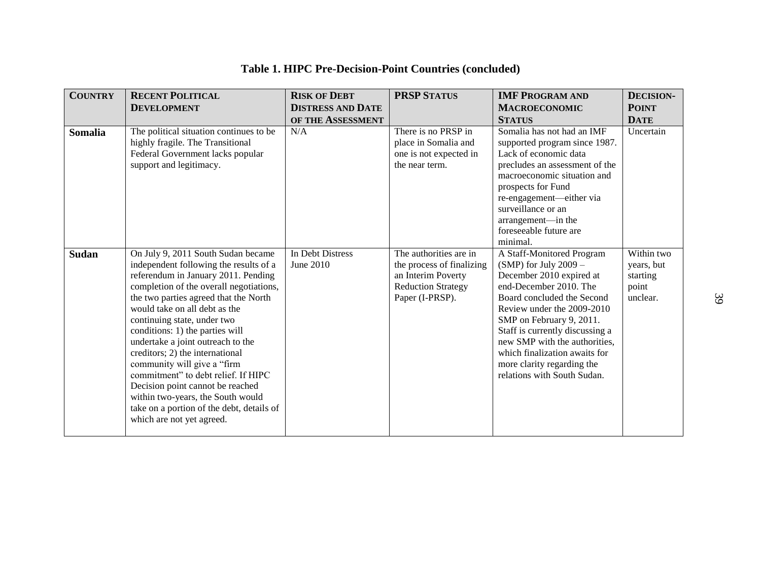# Table 1. HIPC Pre-Decision-Point Countries (concluded)

| COUNTRY | RECENT POLITICAL DEVELOPMENT | RISK OF DEBT DISTRESS AND DATE OF THE ASSESSMENT | PRSP STATUS | IMF PROGRAM AND MACROECONOMIC STATUS | DECISION-POINT DATE |
|---|---|---|---|---|---|
| **Somalia** | The political situation continues to be highly fragile. The Transitional Federal Government lacks popular support and legitimacy. | N/A | There is no PRSP in place in Somalia and one is not expected in the near term. | Somalia has not had an IMF supported program since 1987. Lack of economic data precludes an assessment of the macroeconomic situation and prospects for Fund re-engagement—either via surveillance or an arrangement—in the foreseeable future are minimal. | Uncertain |
| **Sudan** | On July 9, 2011 South Sudan became independent following the results of a referendum in January 2011. Pending completion of the overall negotiations, the two parties agreed that the North would take on all debt as the continuing state, under two conditions: 1) the parties will undertake a joint outreach to the creditors; 2) the international community will give a "firm commitment" to debt relief. If HIPC Decision point cannot be reached within two-years, the South would take on a portion of the debt, details of which are not yet agreed. | In Debt Distress June 2010 | The authorities are in the process of finalizing an Interim Poverty Reduction Strategy Paper (I-PRSP). | A Staff-Monitored Program (SMP) for July 2009 – December 2010 expired at end-December 2010. The Board concluded the Second Review under the 2009-2010 SMP on February 9, 2011. Staff is currently discussing a new SMP with the authorities, which finalization awaits for more clarity regarding the relations with South Sudan. | Within two years, but starting point unclear. |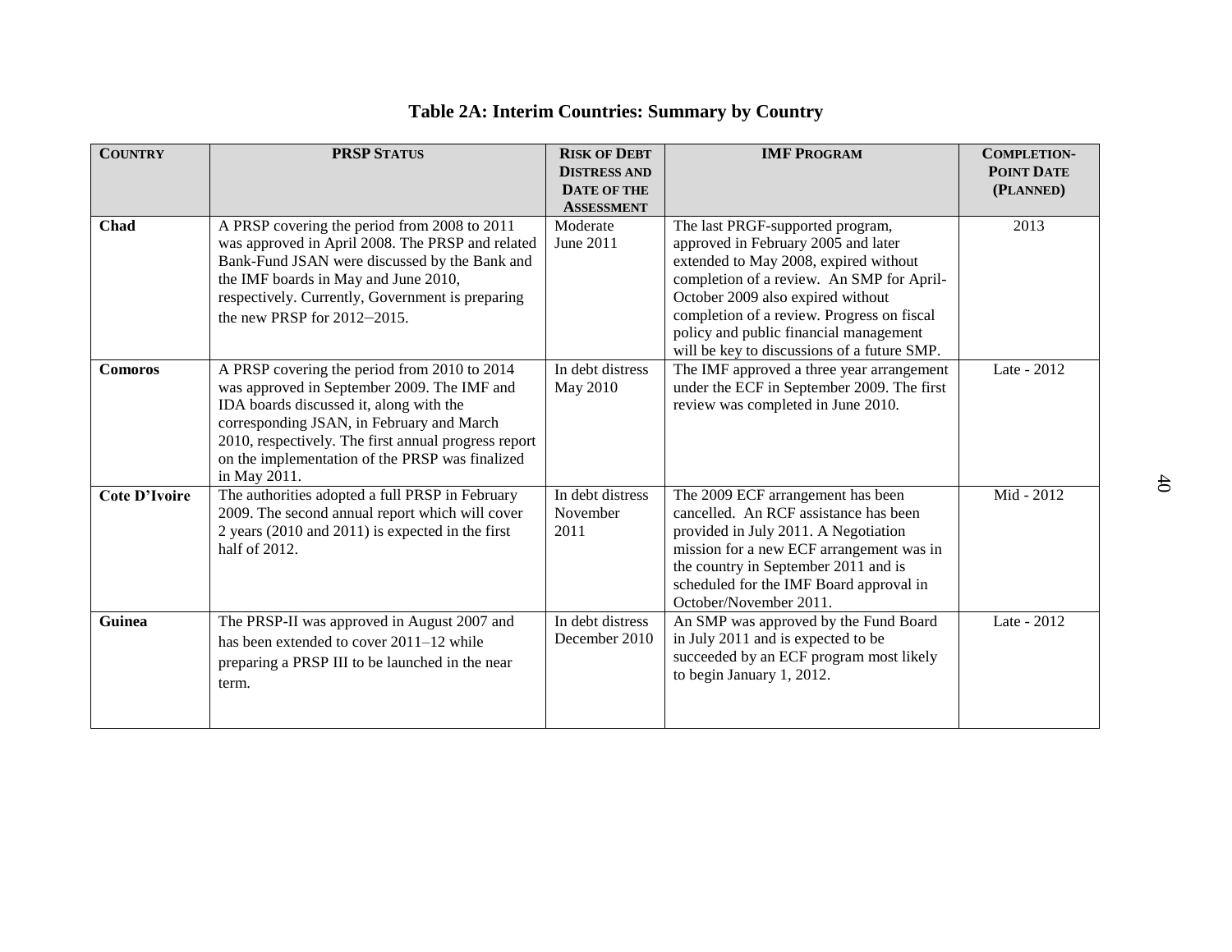# Table 2A: Interim Countries: Summary by Country

| COUNTRY | PRSP STATUS | RISK OF DEBT DISTRESS AND DATE OF THE ASSESSMENT | IMF PROGRAM | COMPLETION-POINT DATE (PLANNED) |
|---|---|---|---|---|
| **Chad** | A PRSP covering the period from 2008 to 2011 was approved in April 2008. The PRSP and related Bank-Fund JSAN were discussed by the Bank and the IMF boards in May and June 2010, respectively. Currently, Government is preparing the new PRSP for 2012–2015. | Moderate June 2011 | The last PRGF-supported program, approved in February 2005 and later extended to May 2008, expired without completion of a review. An SMP for April-October 2009 also expired without completion of a review. Progress on fiscal policy and public financial management will be key to discussions of a future SMP. | 2013 |
| **Comoros** | A PRSP covering the period from 2010 to 2014 was approved in September 2009. The IMF and IDA boards discussed it, along with the corresponding JSAN, in February and March 2010, respectively. The first annual progress report on the implementation of the PRSP was finalized in May 2011. | In debt distress May 2010 | The IMF approved a three year arrangement under the ECF in September 2009. The first review was completed in June 2010. | Late - 2012 |
| **Cote D'Ivoire** | The authorities adopted a full PRSP in February 2009. The second annual report which will cover 2 years (2010 and 2011) is expected in the first half of 2012. | In debt distress November 2011 | The 2009 ECF arrangement has been cancelled. An RCF assistance has been provided in July 2011. A Negotiation mission for a new ECF arrangement was in the country in September 2011 and is scheduled for the IMF Board approval in October/November 2011. | Mid - 2012 |
| **Guinea** | The PRSP-II was approved in August 2007 and has been extended to cover 2011–12 while preparing a PRSP III to be launched in the near term. | In debt distress December 2010 | An SMP was approved by the Fund Board in July 2011 and is expected to be succeeded by an ECF program most likely to begin January 1, 2012. | Late - 2012 |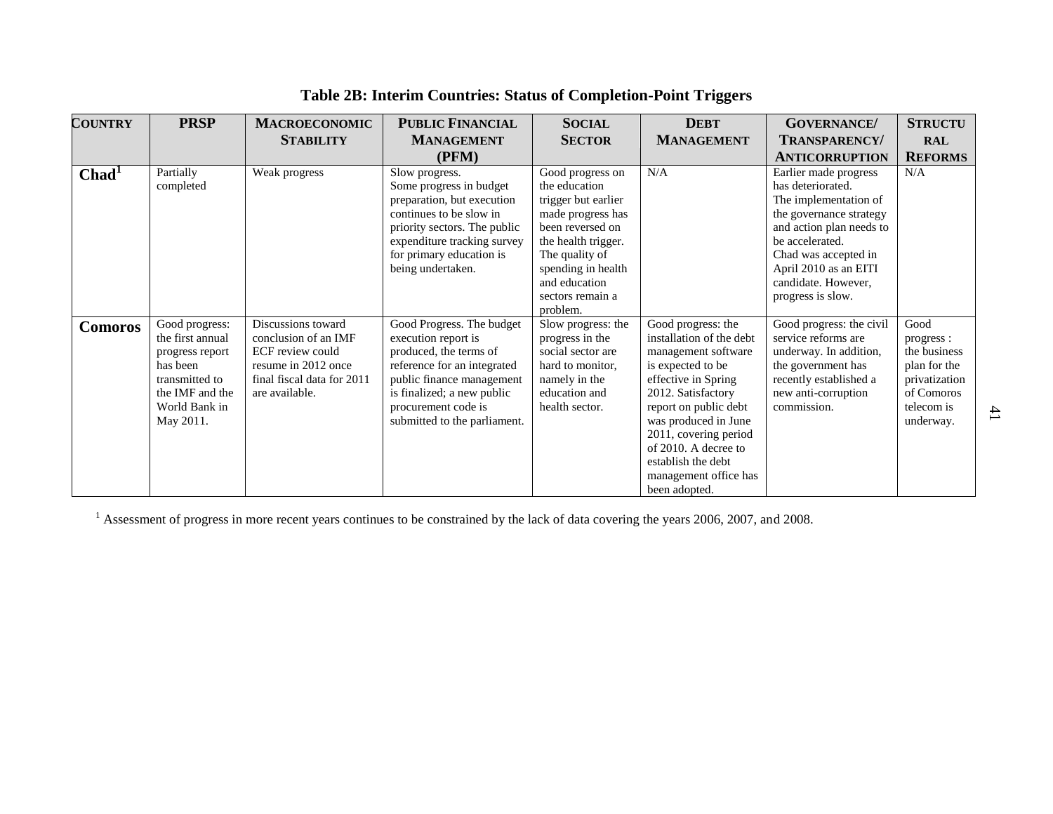## Table 2B: Interim Countries: Status of Completion-Point Triggers

| COUNTRY | PRSP | MACROECONOMIC STABILITY | PUBLIC FINANCIAL MANAGEMENT (PFM) | SOCIAL SECTOR | DEBT MANAGEMENT | GOVERNANCE/ TRANSPARENCY/ ANTICORRUPTION | STRUCTURAL REFORMS |
|---|---|---|---|---|---|---|---|
| **Chad**[1] | Partially completed | Weak progress | Slow progress. Some progress in budget preparation, but execution continues to be slow in priority sectors. The public expenditure tracking survey for primary education is being undertaken. | Good progress on the education trigger but earlier made progress has been reversed on the health trigger. The quality of spending in health and education sectors remain a problem. | N/A | Earlier made progress has deteriorated. The implementation of the governance strategy and action plan needs to be accelerated. Chad was accepted in April 2010 as an EITI candidate. However, progress is slow. | N/A |
| **Comoros** | Good progress: the first annual progress report has been transmitted to the IMF and the World Bank in May 2011. | Discussions toward conclusion of an IMF ECF review could resume in 2012 once final fiscal data for 2011 are available. | Good Progress. The budget execution report is produced, the terms of reference for an integrated public finance management is finalized; a new public procurement code is submitted to the parliament. | Slow progress: the progress in the social sector are hard to monitor, namely in the education and health sector. | Good progress: the installation of the debt management software is expected to be effective in Spring 2012. Satisfactory report on public debt was produced in June 2011, covering period of 2010. A decree to establish the debt management office has been adopted. | Good progress: the civil service reforms are underway. In addition, the government has recently established a new anti-corruption commission. | Good progress : the business plan for the privatization of Comoros telecom is underway. |

[1] Assessment of progress in more recent years continues to be constrained by the lack of data covering the years 2006, 2007, and 2008.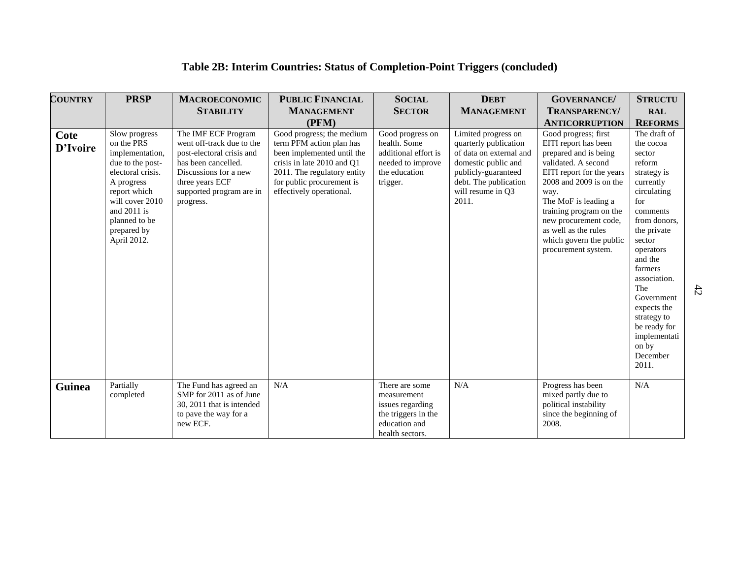## Table 2B: Interim Countries: Status of Completion-Point Triggers (concluded)

| COUNTRY | PRSP | MACROECONOMIC STABILITY | PUBLIC FINANCIAL MANAGEMENT (PFM) | SOCIAL SECTOR | DEBT MANAGEMENT | GOVERNANCE/ TRANSPARENCY/ ANTICORRUPTION | STRUCTURAL REFORMS |
|---|---|---|---|---|---|---|---|
| **Cote D'Ivoire** | Slow progress on the PRS implementation, due to the post-electoral crisis. A progress report which will cover 2010 and 2011 is planned to be prepared by April 2012. | The IMF ECF Program went off-track due to the post-electoral crisis and has been cancelled. Discussions for a new three years ECF supported program are in progress. | Good progress; the medium term PFM action plan has been implemented until the crisis in late 2010 and Q1 2011. The regulatory entity for public procurement is effectively operational. | Good progress on health. Some additional effort is needed to improve the education trigger. | Limited progress on quarterly publication of data on external and domestic public and publicly-guaranteed debt. The publication will resume in Q3 2011. | Good progress; first EITI report has been prepared and is being validated. A second EITI report for the years 2008 and 2009 is on the way. The MoF is leading a training program on the new procurement code, as well as the rules which govern the public procurement system. | The draft of the cocoa sector reform strategy is currently circulating for comments from donors, the private sector operators and the farmers association. The Government expects the strategy to be ready for implementation by December 2011. |
| **Guinea** | Partially completed | The Fund has agreed an SMP for 2011 as of June 30, 2011 that is intended to pave the way for a new ECF. | N/A | There are some measurement issues regarding the triggers in the education and health sectors. | N/A | Progress has been mixed partly due to political instability since the beginning of 2008. | N/A |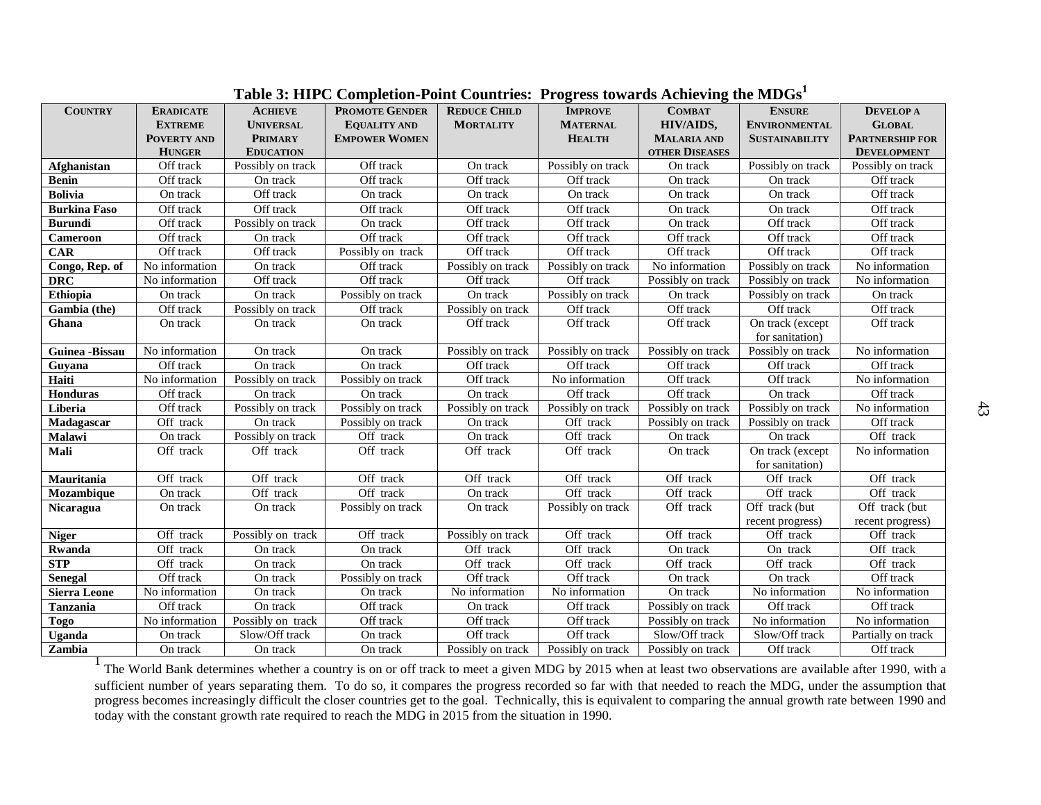# Table 3: HIPC Completion-Point Countries: Progress towards Achieving the MDGs[1]

| Country | Eradicate Extreme Poverty and Hunger | Achieve Universal Primary Education | Promote Gender Equality and Empower Women | Reduce Child Mortality | Improve Maternal Health | Combat HIV/AIDS, Malaria and other Diseases | Ensure Environmental Sustainability | Develop a Global Partnership for Development |
|---|---|---|---|---|---|---|---|---|
| **Afghanistan** | Off track | Possibly on track | Off track | On track | Possibly on track | On track | Possibly on track | Possibly on track |
| **Benin** | Off track | On track | Off track | Off track | Off track | On track | On track | Off track |
| **Bolivia** | On track | Off track | On track | On track | On track | On track | On track | Off track |
| **Burkina Faso** | Off track | Off track | Off track | Off track | Off track | On track | On track | Off track |
| **Burundi** | Off track | Possibly on track | On track | Off track | Off track | On track | Off track | Off track |
| **Cameroon** | Off track | On track | Off track | Off track | Off track | Off track | Off track | Off track |
| **CAR** | Off track | Off track | Possibly on track | Off track | Off track | Off track | Off track | Off track |
| **Congo, Rep. of** | No information | On track | Off track | Possibly on track | Possibly on track | No information | Possibly on track | No information |
| **DRC** | No information | Off track | Off track | Off track | Off track | Possibly on track | Possibly on track | No information |
| **Ethiopia** | On track | On track | Possibly on track | On track | Possibly on track | On track | Possibly on track | On track |
| **Gambia (the)** | Off track | Possibly on track | Off track | Possibly on track | Off track | Off track | Off track | Off track |
| **Ghana** | On track | On track | On track | Off track | Off track | Off track | On track (except for sanitation) | Off track |
| **Guinea -Bissau** | No information | On track | On track | Possibly on track | Possibly on track | Possibly on track | Possibly on track | No information |
| **Guyana** | Off track | On track | On track | Off track | Off track | Off track | Off track | Off track |
| **Haiti** | No information | Possibly on track | Possibly on track | Off track | No information | Off track | Off track | No information |
| **Honduras** | Off track | On track | On track | On track | Off track | Off track | On track | Off track |
| **Liberia** | Off track | Possibly on track | Possibly on track | Possibly on track | Possibly on track | Possibly on track | Possibly on track | No information |
| **Madagascar** | Off track | On track | Possibly on track | On track | Off track | Possibly on track | Possibly on track | Off track |
| **Malawi** | On track | Possibly on track | Off track | On track | Off track | On track | On track | Off track |
| **Mali** | Off track | Off track | Off track | Off track | Off track | On track | On track (except for sanitation) | No information |
| **Mauritania** | Off track | Off track | Off track | Off track | Off track | Off track | Off track | Off track |
| **Mozambique** | On track | Off track | Off track | On track | Off track | Off track | Off track | Off track |
| **Nicaragua** | On track | On track | Possibly on track | On track | Possibly on track | Off track | Off track (but recent progress) | Off track (but recent progress) |
| **Niger** | Off track | Possibly on track | Off track | Possibly on track | Off track | Off track | Off track | Off track |
| **Rwanda** | Off track | On track | On track | Off track | Off track | On track | On track | Off track |
| **STP** | Off track | On track | On track | Off track | Off track | Off track | Off track | Off track |
| **Senegal** | Off track | On track | Possibly on track | Off track | Off track | On track | On track | Off track |
| **Sierra Leone** | No information | On track | On track | No information | No information | On track | No information | No information |
| **Tanzania** | Off track | On track | Off track | On track | Off track | Possibly on track | Off track | Off track |
| **Togo** | No information | Possibly on track | Off track | Off track | Off track | Possibly on track | No information | No information |
| **Uganda** | On track | Slow/Off track | On track | Off track | Off track | Slow/Off track | Slow/Off track | Partially on track |
| **Zambia** | On track | On track | On track | Possibly on track | Possibly on track | Possibly on track | Off track | Off track |

[1] The World Bank determines whether a country is on or off track to meet a given MDG by 2015 when at least two observations are available after 1990, with a sufficient number of years separating them. To do so, it compares the progress recorded so far with that needed to reach the MDG, under the assumption that progress becomes increasingly difficult the closer countries get to the goal. Technically, this is equivalent to comparing the annual growth rate between 1990 and today with the constant growth rate required to reach the MDG in 2015 from the situation in 1990.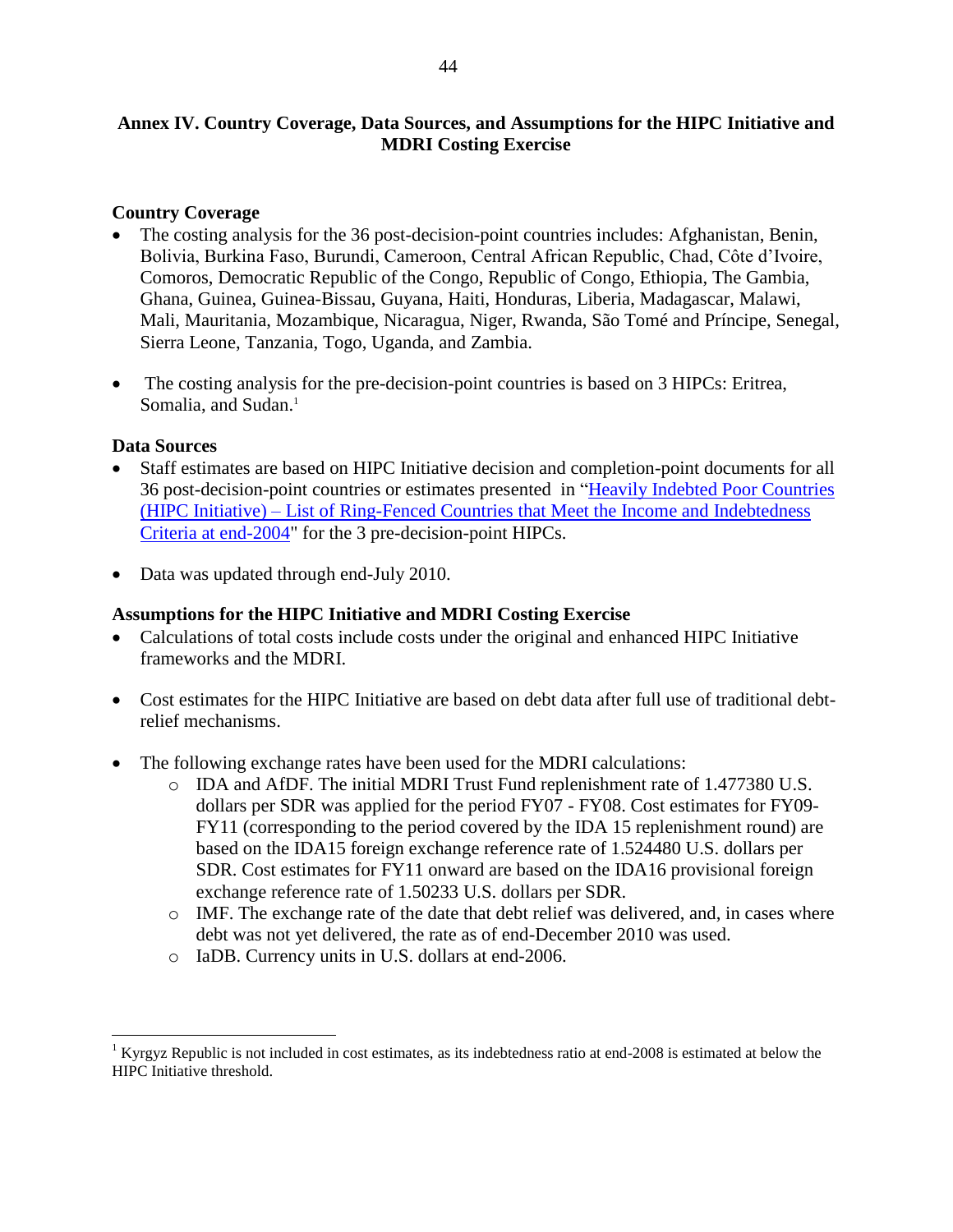## Annex IV. Country Coverage, Data Sources, and Assumptions for the HIPC Initiative and MDRI Costing Exercise

### Country Coverage

- The costing analysis for the 36 post-decision-point countries includes: Afghanistan, Benin, Bolivia, Burkina Faso, Burundi, Cameroon, Central African Republic, Chad, Côte d'Ivoire, Comoros, Democratic Republic of the Congo, Republic of Congo, Ethiopia, The Gambia, Ghana, Guinea, Guinea-Bissau, Guyana, Haiti, Honduras, Liberia, Madagascar, Malawi, Mali, Mauritania, Mozambique, Nicaragua, Niger, Rwanda, São Tomé and Príncipe, Senegal, Sierra Leone, Tanzania, Togo, Uganda, and Zambia.

- The costing analysis for the pre-decision-point countries is based on 3 HIPCs: Eritrea, Somalia, and Sudan.[1]

### Data Sources

- Staff estimates are based on HIPC Initiative decision and completion-point documents for all 36 post-decision-point countries or estimates presented in "Heavily Indebted Poor Countries (HIPC Initiative) – List of Ring-Fenced Countries that Meet the Income and Indebtedness Criteria at end-2004" for the 3 pre-decision-point HIPCs.

- Data was updated through end-July 2010.

### Assumptions for the HIPC Initiative and MDRI Costing Exercise

- Calculations of total costs include costs under the original and enhanced HIPC Initiative frameworks and the MDRI.

- Cost estimates for the HIPC Initiative are based on debt data after full use of traditional debt-relief mechanisms.

- The following exchange rates have been used for the MDRI calculations:
  - IDA and AfDF. The initial MDRI Trust Fund replenishment rate of 1.477380 U.S. dollars per SDR was applied for the period FY07 - FY08. Cost estimates for FY09-FY11 (corresponding to the period covered by the IDA 15 replenishment round) are based on the IDA15 foreign exchange reference rate of 1.524480 U.S. dollars per SDR. Cost estimates for FY11 onward are based on the IDA16 provisional foreign exchange reference rate of 1.50233 U.S. dollars per SDR.
  - IMF. The exchange rate of the date that debt relief was delivered, and, in cases where debt was not yet delivered, the rate as of end-December 2010 was used.
  - IaDB. Currency units in U.S. dollars at end-2006.

---

[1] Kyrgyz Republic is not included in cost estimates, as its indebtedness ratio at end-2008 is estimated at below the HIPC Initiative threshold.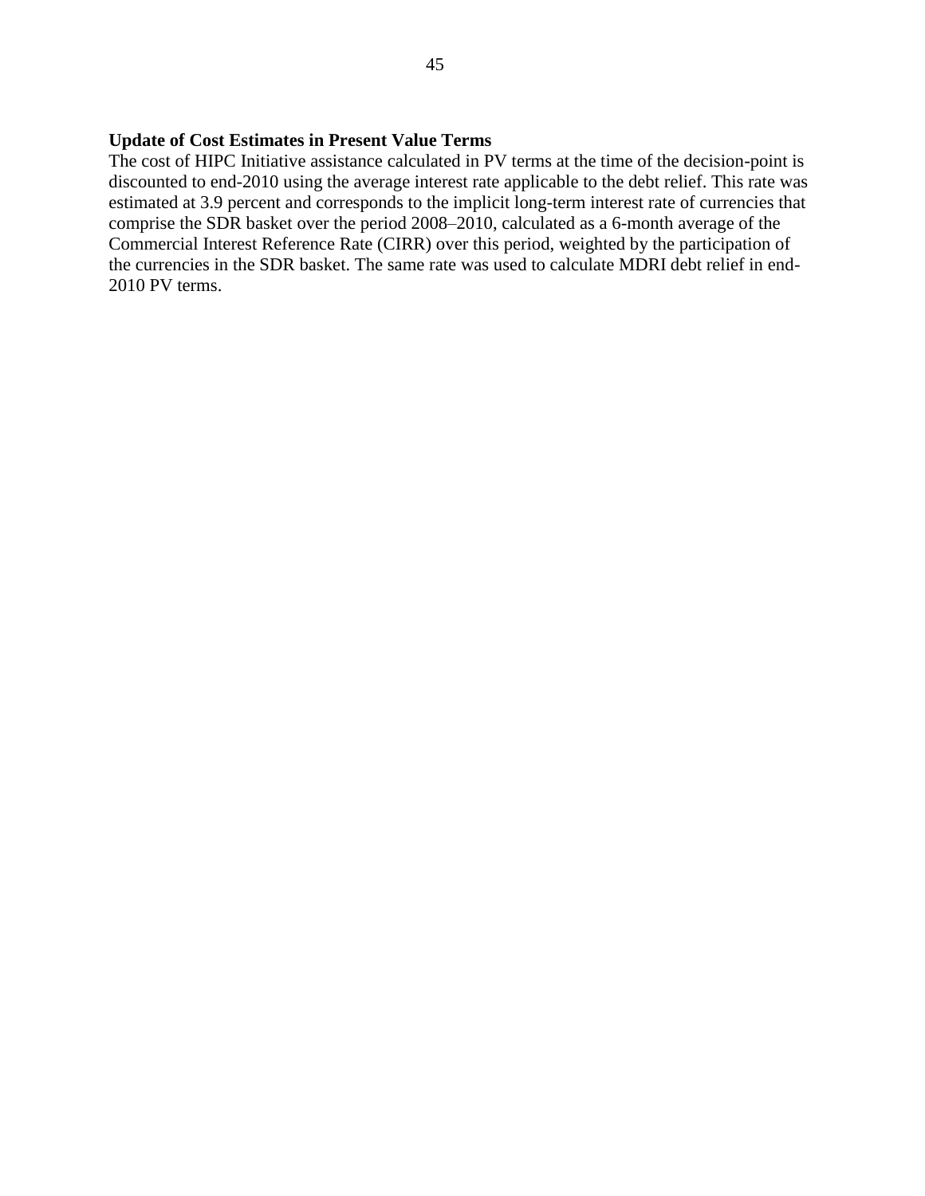**Update of Cost Estimates in Present Value Terms**

The cost of HIPC Initiative assistance calculated in PV terms at the time of the decision-point is discounted to end-2010 using the average interest rate applicable to the debt relief. This rate was estimated at 3.9 percent and corresponds to the implicit long-term interest rate of currencies that comprise the SDR basket over the period 2008–2010, calculated as a 6-month average of the Commercial Interest Reference Rate (CIRR) over this period, weighted by the participation of the currencies in the SDR basket. The same rate was used to calculate MDRI debt relief in end-2010 PV terms.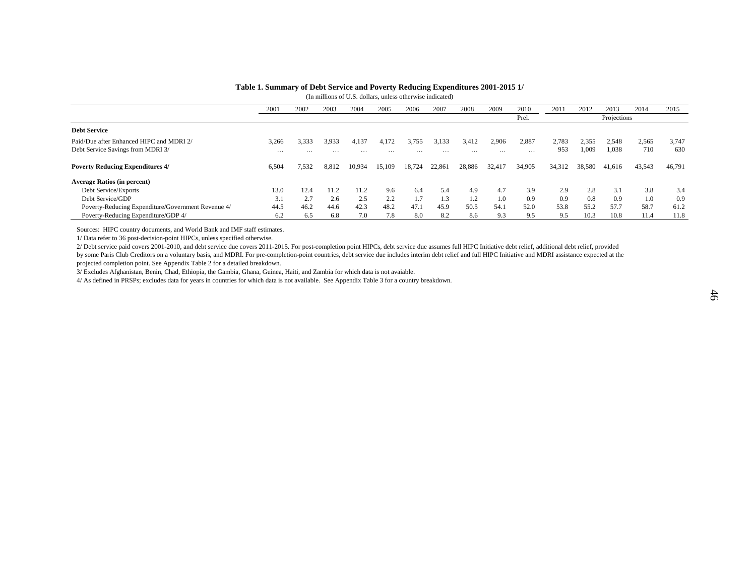**Table 1. Summary of Debt Service and Poverty Reducing Expenditures 2001-2015 1/**

(In millions of U.S. dollars, unless otherwise indicated)

| | 2001 | 2002 | 2003 | 2004 | 2005 | 2006 | 2007 | 2008 | 2009 | 2010 | 2011 | 2012 | 2013 | 2014 | 2015 |
|---|---|---|---|---|---|---|---|---|---|---|---|---|---|---|---|
| | | | | | | | | | | Prel. | | | Projections | | |
| **Debt Service** | | | | | | | | | | | | | | | |
| Paid/Due after Enhanced HIPC and MDRI 2/ | 3,266 | 3,333 | 3,933 | 4,137 | 4,172 | 3,755 | 3,133 | 3,412 | 2,906 | 2,887 | 2,783 | 2,355 | 2,548 | 2,565 | 3,747 |
| Debt Service Savings from MDRI 3/ | … | … | … | … | … | … | … | … | … | … | 953 | 1,009 | 1,038 | 710 | 630 |
| **Poverty Reducing Expenditures 4/** | 6,504 | 7,532 | 8,812 | 10,934 | 15,109 | 18,724 | 22,861 | 28,886 | 32,417 | 34,905 | 34,312 | 38,580 | 41,616 | 43,543 | 46,791 |
| **Average Ratios (in percent)** | | | | | | | | | | | | | | | |
| Debt Service/Exports | 13.0 | 12.4 | 11.2 | 11.2 | 9.6 | 6.4 | 5.4 | 4.9 | 4.7 | 3.9 | 2.9 | 2.8 | 3.1 | 3.8 | 3.4 |
| Debt Service/GDP | 3.1 | 2.7 | 2.6 | 2.5 | 2.2 | 1.7 | 1.3 | 1.2 | 1.0 | 0.9 | 0.9 | 0.8 | 0.9 | 1.0 | 0.9 |
| Poverty-Reducing Expenditure/Government Revenue 4/ | 44.5 | 46.2 | 44.6 | 42.3 | 48.2 | 47.1 | 45.9 | 50.5 | 54.1 | 52.0 | 53.8 | 55.2 | 57.7 | 58.7 | 61.2 |
| Poverty-Reducing Expenditure/GDP 4/ | 6.2 | 6.5 | 6.8 | 7.0 | 7.8 | 8.0 | 8.2 | 8.6 | 9.3 | 9.5 | 9.5 | 10.3 | 10.8 | 11.4 | 11.8 |

Sources: HIPC country documents, and World Bank and IMF staff estimates.

1/ Data refer to 36 post-decision-point HIPCs, unless specified otherwise.

2/ Debt service paid covers 2001-2010, and debt service due covers 2011-2015. For post-completion point HIPCs, debt service due assumes full HIPC Initiative debt relief, additional debt relief, provided by some Paris Club Creditors on a voluntary basis, and MDRI. For pre-completion-point countries, debt service due includes interim debt relief and full HIPC Initiative and MDRI assistance expected at the projected completion point. See Appendix Table 2 for a detailed breakdown.

3/ Excludes Afghanistan, Benin, Chad, Ethiopia, the Gambia, Ghana, Guinea, Haiti, and Zambia for which data is not avaiable.

4/ As defined in PRSPs; excludes data for years in countries for which data is not available. See Appendix Table 3 for a country breakdown.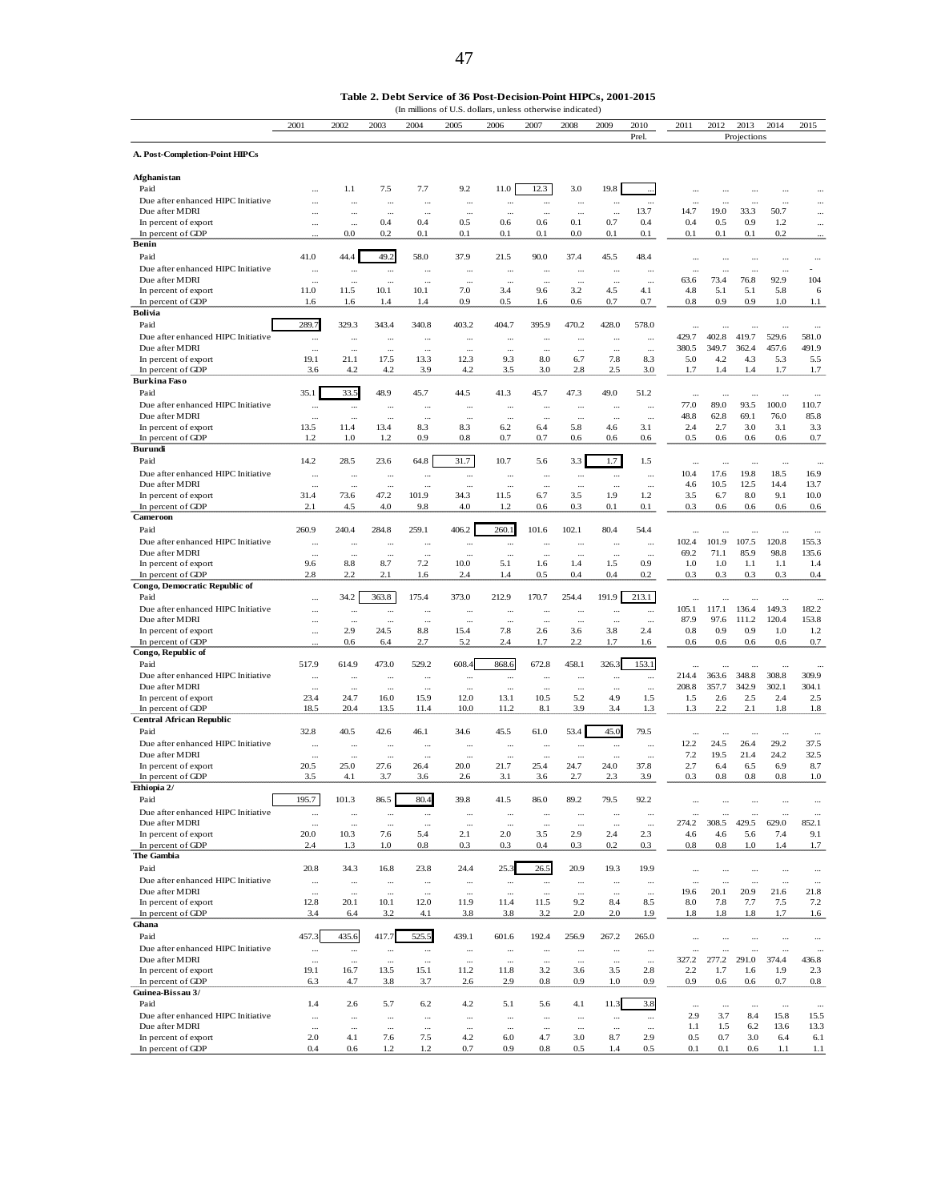**Table 2. Debt Service of 36 Post-Decision-Point HIPCs, 2001-2015**
(In millions of U.S. dollars, unless otherwise indicated)

| | 2001 | 2002 | 2003 | 2004 | 2005 | 2006 | 2007 | 2008 | 2009 | 2010 | 2011 | 2012 | 2013 | 2014 | 2015 |
|---|---|---|---|---|---|---|---|---|---|---|---|---|---|---|---|
| | | | | | | | | | | Prel. | | | Projections | | |
| **A. Post-Completion-Point HIPCs** | | | | | | | | | | | | | | | |
| **Afghanistan** | | | | | | | | | | | | | | | |
| Paid | ... | 1.1 | 7.5 | 7.7 | 9.2 | 11.0 | 12.3 | 3.0 | 19.8 | ... | ... | ... | ... | ... | ... |
| Due after enhanced HIPC Initiative | ... | ... | ... | ... | ... | ... | ... | ... | ... | ... | ... | ... | ... | ... | ... |
| Due after MDRI | ... | ... | ... | ... | ... | ... | ... | ... | ... | 13.7 | 14.7 | 19.0 | 33.3 | 50.7 | ... |
| In percent of export | ... | ... | 0.4 | 0.4 | 0.5 | 0.6 | 0.6 | 0.1 | 0.7 | 0.4 | 0.4 | 0.5 | 0.9 | 1.2 | ... |
| In percent of GDP | ... | 0.0 | 0.2 | 0.1 | 0.1 | 0.1 | 0.1 | 0.0 | 0.1 | 0.1 | 0.1 | 0.1 | 0.1 | 0.2 | ... |
| **Benin** | | | | | | | | | | | | | | | |
| Paid | 41.0 | 44.4 | 49.2 | 58.0 | 37.9 | 21.5 | 90.0 | 37.4 | 45.5 | 48.4 | ... | ... | ... | ... | ... |
| Due after enhanced HIPC Initiative | ... | ... | ... | ... | ... | ... | ... | ... | ... | ... | ... | ... | ... | ... | - |
| Due after MDRI | ... | ... | ... | ... | ... | ... | ... | ... | ... | ... | 63.6 | 73.4 | 76.8 | 92.9 | 104 |
| In percent of export | 11.0 | 11.5 | 10.1 | 10.1 | 7.0 | 3.4 | 9.6 | 3.2 | 4.5 | 4.1 | 4.8 | 5.1 | 5.1 | 5.8 | 6 |
| In percent of GDP | 1.6 | 1.6 | 1.4 | 1.4 | 0.9 | 0.5 | 1.6 | 0.6 | 0.7 | 0.7 | 0.8 | 0.9 | 0.9 | 1.0 | 1.1 |
| **Bolivia** | | | | | | | | | | | | | | | |
| Paid | 289.7 | 329.3 | 343.4 | 340.8 | 403.2 | 404.7 | 395.9 | 470.2 | 428.0 | 578.0 | ... | ... | ... | ... | ... |
| Due after enhanced HIPC Initiative | ... | ... | ... | ... | ... | ... | ... | ... | ... | ... | 429.7 | 402.8 | 419.7 | 529.6 | 581.0 |
| Due after MDRI | ... | ... | ... | ... | ... | ... | ... | ... | ... | ... | 380.5 | 349.7 | 362.4 | 457.6 | 491.9 |
| In percent of export | 19.1 | 21.1 | 17.5 | 13.3 | 12.3 | 9.3 | 8.0 | 6.7 | 7.8 | 8.3 | 5.0 | 4.2 | 4.3 | 5.3 | 5.5 |
| In percent of GDP | 3.6 | 4.2 | 4.2 | 3.9 | 4.2 | 3.5 | 3.0 | 2.8 | 2.5 | 3.0 | 1.7 | 1.4 | 1.4 | 1.7 | 1.7 |
| **Burkina Faso** | | | | | | | | | | | | | | | |
| Paid | 35.1 | 33.5 | 48.9 | 45.7 | 44.5 | 41.3 | 45.7 | 47.3 | 49.0 | 51.2 | ... | ... | ... | ... | ... |
| Due after enhanced HIPC Initiative | ... | ... | ... | ... | ... | ... | ... | ... | ... | ... | 77.0 | 89.0 | 93.5 | 100.0 | 110.7 |
| Due after MDRI | ... | ... | ... | ... | ... | ... | ... | ... | ... | ... | 48.8 | 62.8 | 69.1 | 76.0 | 85.8 |
| In percent of export | 13.5 | 11.4 | 13.4 | 8.3 | 8.3 | 6.2 | 6.4 | 5.8 | 4.6 | 3.1 | 2.4 | 2.7 | 3.0 | 3.1 | 3.3 |
| In percent of GDP | 1.2 | 1.0 | 1.2 | 0.9 | 0.8 | 0.7 | 0.7 | 0.6 | 0.6 | 0.6 | 0.5 | 0.6 | 0.6 | 0.6 | 0.7 |
| **Burundi** | | | | | | | | | | | | | | | |
| Paid | 14.2 | 28.5 | 23.6 | 64.8 | 31.7 | 10.7 | 5.6 | 3.3 | 1.7 | 1.5 | ... | ... | ... | ... | ... |
| Due after enhanced HIPC Initiative | ... | ... | ... | ... | ... | ... | ... | ... | ... | ... | 10.4 | 17.6 | 19.8 | 18.5 | 16.9 |
| Due after MDRI | ... | ... | ... | ... | ... | ... | ... | ... | ... | ... | 4.6 | 10.5 | 12.5 | 14.4 | 13.7 |
| In percent of export | 31.4 | 73.6 | 47.2 | 101.9 | 34.3 | 11.5 | 6.7 | 3.5 | 1.9 | 1.2 | 3.5 | 6.7 | 8.0 | 9.1 | 10.0 |
| In percent of GDP | 2.1 | 4.5 | 4.0 | 9.8 | 4.0 | 1.2 | 0.6 | 0.3 | 0.1 | 0.1 | 0.3 | 0.6 | 0.6 | 0.6 | 0.6 |
| **Cameroon** | | | | | | | | | | | | | | | |
| Paid | 260.9 | 240.4 | 284.8 | 259.1 | 406.2 | 260.1 | 101.6 | 102.1 | 80.4 | 54.4 | ... | ... | ... | ... | ... |
| Due after enhanced HIPC Initiative | ... | ... | ... | ... | ... | ... | ... | ... | ... | ... | 102.4 | 101.9 | 107.5 | 120.8 | 155.3 |
| Due after MDRI | ... | ... | ... | ... | ... | ... | ... | ... | ... | ... | 69.2 | 71.1 | 85.9 | 98.8 | 135.6 |
| In percent of export | 9.6 | 8.8 | 8.7 | 7.2 | 10.0 | 5.1 | 1.6 | 1.4 | 1.5 | 0.9 | 1.0 | 1.0 | 1.1 | 1.1 | 1.4 |
| In percent of GDP | 2.8 | 2.2 | 2.1 | 1.6 | 2.4 | 1.4 | 0.5 | 0.4 | 0.4 | 0.2 | 0.3 | 0.3 | 0.3 | 0.3 | 0.4 |
| **Congo, Democratic Republic of** | | | | | | | | | | | | | | | |
| Paid | ... | 34.2 | 363.8 | 175.4 | 373.0 | 212.9 | 170.7 | 254.4 | 191.9 | 213.1 | ... | ... | ... | ... | ... |
| Due after enhanced HIPC Initiative | ... | ... | ... | ... | ... | ... | ... | ... | ... | ... | 105.1 | 117.1 | 136.4 | 149.3 | 182.2 |
| Due after MDRI | ... | ... | ... | ... | ... | ... | ... | ... | ... | ... | 87.9 | 97.6 | 111.2 | 120.4 | 153.8 |
| In percent of export | ... | 2.9 | 24.5 | 8.8 | 15.4 | 7.8 | 2.6 | 3.6 | 3.8 | 2.4 | 0.8 | 0.9 | 0.9 | 1.0 | 1.2 |
| In percent of GDP | ... | 0.6 | 6.4 | 2.7 | 5.2 | 2.4 | 1.7 | 2.2 | 1.7 | 1.6 | 0.6 | 0.6 | 0.6 | 0.6 | 0.7 |
| **Congo, Republic of** | | | | | | | | | | | | | | | |
| Paid | 517.9 | 614.9 | 473.0 | 529.2 | 608.4 | 868.6 | 672.8 | 458.1 | 326.3 | 153.1 | ... | ... | ... | ... | ... |
| Due after enhanced HIPC Initiative | ... | ... | ... | ... | ... | ... | ... | ... | ... | ... | 214.4 | 363.6 | 348.8 | 308.8 | 309.9 |
| Due after MDRI | ... | ... | ... | ... | ... | ... | ... | ... | ... | ... | 208.8 | 357.7 | 342.9 | 302.1 | 304.1 |
| In percent of export | 23.4 | 24.7 | 16.0 | 15.9 | 12.0 | 13.1 | 10.5 | 5.2 | 4.9 | 1.5 | 1.5 | 2.6 | 2.5 | 2.4 | 2.5 |
| In percent of GDP | 18.5 | 20.4 | 13.5 | 11.4 | 10.0 | 11.2 | 8.1 | 3.9 | 3.4 | 1.3 | 1.3 | 2.2 | 2.1 | 1.8 | 1.8 |
| **Central African Republic** | | | | | | | | | | | | | | | |
| Paid | 32.8 | 40.5 | 42.6 | 46.1 | 34.6 | 45.5 | 61.0 | 53.4 | 45.0 | 79.5 | ... | ... | ... | ... | ... |
| Due after enhanced HIPC Initiative | ... | ... | ... | ... | ... | ... | ... | ... | ... | ... | 12.2 | 24.5 | 26.4 | 29.2 | 37.5 |
| Due after MDRI | ... | ... | ... | ... | ... | ... | ... | ... | ... | ... | 7.2 | 19.5 | 21.4 | 24.2 | 32.5 |
| In percent of export | 20.5 | 25.0 | 27.6 | 26.4 | 20.0 | 21.7 | 25.4 | 24.7 | 24.0 | 37.8 | 2.7 | 6.4 | 6.5 | 6.9 | 8.7 |
| In percent of GDP | 3.5 | 4.1 | 3.7 | 3.6 | 2.6 | 3.1 | 3.6 | 2.7 | 2.3 | 3.9 | 0.3 | 0.8 | 0.8 | 0.8 | 1.0 |
| **Ethiopia 2/** | | | | | | | | | | | | | | | |
| Paid | 195.7 | 101.3 | 86.5 | 80.4 | 39.8 | 41.5 | 86.0 | 89.2 | 79.5 | 92.2 | ... | ... | ... | ... | ... |
| Due after enhanced HIPC Initiative | ... | ... | ... | ... | ... | ... | ... | ... | ... | ... | ... | ... | ... | ... | ... |
| Due after MDRI | ... | ... | ... | ... | ... | ... | ... | ... | ... | ... | 274.2 | 308.5 | 429.5 | 629.0 | 852.1 |
| In percent of export | 20.0 | 10.3 | 7.6 | 5.4 | 2.1 | 2.0 | 3.5 | 2.9 | 2.4 | 2.3 | 4.6 | 4.6 | 5.6 | 7.4 | 9.1 |
| In percent of GDP | 2.4 | 1.3 | 1.0 | 0.8 | 0.3 | 0.3 | 0.4 | 0.3 | 0.2 | 0.3 | 0.8 | 0.8 | 1.0 | 1.4 | 1.7 |
| **The Gambia** | | | | | | | | | | | | | | | |
| Paid | 20.8 | 34.3 | 16.8 | 23.8 | 24.4 | 25.3 | 26.5 | 20.9 | 19.3 | 19.9 | ... | ... | ... | ... | ... |
| Due after enhanced HIPC Initiative | ... | ... | ... | ... | ... | ... | ... | ... | ... | ... | ... | ... | ... | ... | ... |
| Due after MDRI | ... | ... | ... | ... | ... | ... | ... | ... | ... | ... | 19.6 | 20.1 | 20.9 | 21.6 | 21.8 |
| In percent of export | 12.8 | 20.1 | 10.1 | 12.0 | 11.9 | 11.4 | 11.5 | 9.2 | 8.4 | 8.5 | 8.0 | 7.8 | 7.7 | 7.5 | 7.2 |
| In percent of GDP | 3.4 | 6.4 | 3.2 | 4.1 | 3.8 | 3.8 | 3.2 | 2.0 | 2.0 | 1.9 | 1.8 | 1.8 | 1.8 | 1.7 | 1.6 |
| **Ghana** | | | | | | | | | | | | | | | |
| Paid | 457.3 | 435.6 | 417.7 | 525.5 | 439.1 | 601.6 | 192.4 | 256.9 | 267.2 | 265.0 | ... | ... | ... | ... | ... |
| Due after enhanced HIPC Initiative | ... | ... | ... | ... | ... | ... | ... | ... | ... | ... | ... | ... | ... | ... | ... |
| Due after MDRI | ... | ... | ... | ... | ... | ... | ... | ... | ... | ... | 327.2 | 277.2 | 291.0 | 374.4 | 436.8 |
| In percent of export | 19.1 | 16.7 | 13.5 | 15.1 | 11.2 | 11.8 | 3.2 | 3.6 | 3.5 | 2.8 | 2.2 | 1.7 | 1.6 | 1.9 | 2.3 |
| In percent of GDP | 6.3 | 4.7 | 3.8 | 3.7 | 2.6 | 2.9 | 0.8 | 0.9 | 1.0 | 0.9 | 0.9 | 0.6 | 0.6 | 0.7 | 0.8 |
| **Guinea-Bissau 3/** | | | | | | | | | | | | | | | |
| Paid | 1.4 | 2.6 | 5.7 | 6.2 | 4.2 | 5.1 | 5.6 | 4.1 | 11.3 | 3.8 | ... | ... | ... | ... | ... |
| Due after enhanced HIPC Initiative | ... | ... | ... | ... | ... | ... | ... | ... | ... | ... | 2.9 | 3.7 | 8.4 | 15.8 | 15.5 |
| Due after MDRI | ... | ... | ... | ... | ... | ... | ... | ... | ... | ... | 1.1 | 1.5 | 6.2 | 13.6 | 13.3 |
| In percent of export | 2.0 | 4.1 | 7.6 | 7.5 | 4.2 | 6.0 | 4.7 | 3.0 | 8.7 | 2.9 | 0.5 | 0.7 | 3.0 | 6.4 | 6.1 |
| In percent of GDP | 0.4 | 0.6 | 1.2 | 1.2 | 0.7 | 0.9 | 0.8 | 0.5 | 1.4 | 0.5 | 0.1 | 0.1 | 0.6 | 1.1 | 1.1 |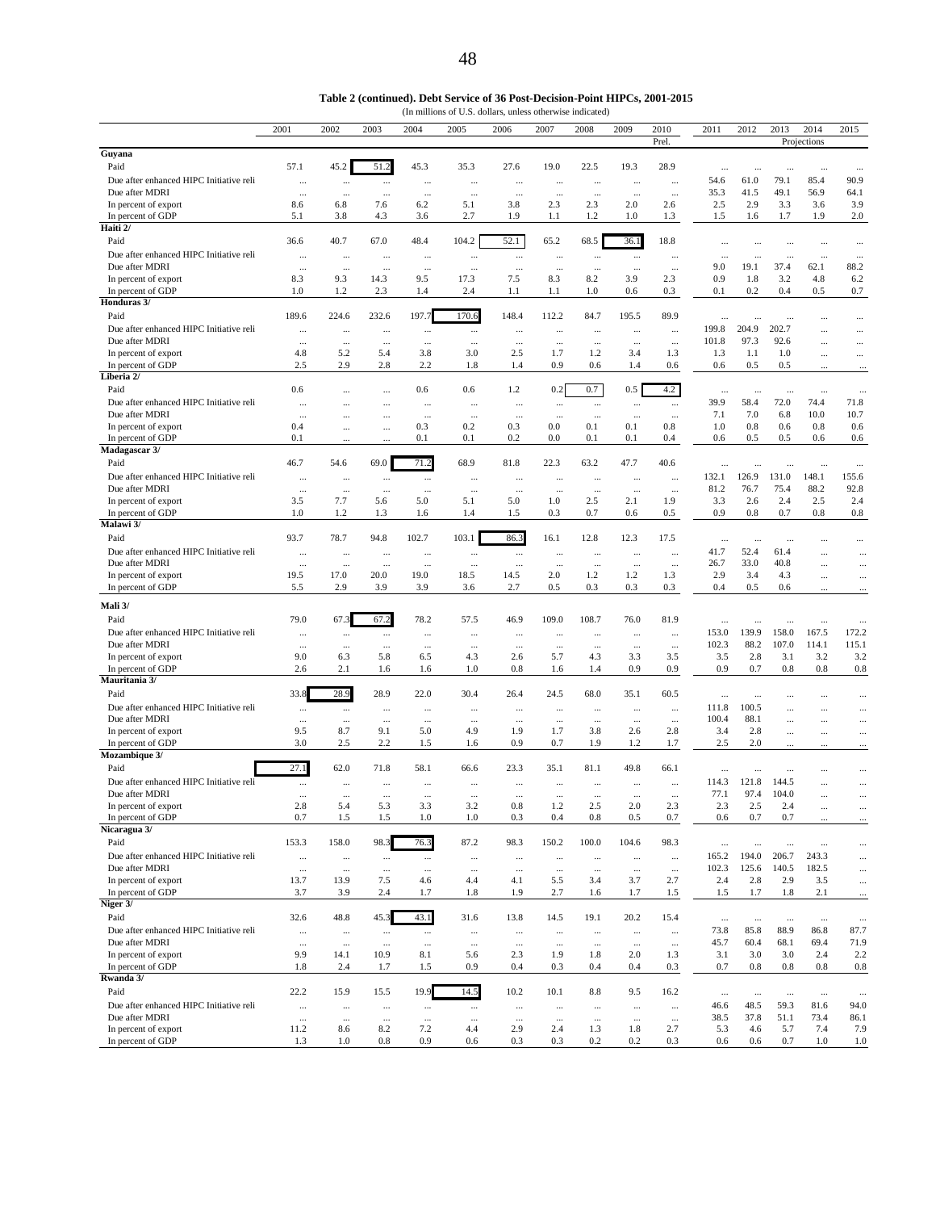**Table 2 (continued). Debt Service of 36 Post-Decision-Point HIPCs, 2001-2015**

(In millions of U.S. dollars, unless otherwise indicated)

| | 2001 | 2002 | 2003 | 2004 | 2005 | 2006 | 2007 | 2008 | 2009 | 2010 Prel. | 2011 | 2012 | 2013 | 2014 | 2015 |
|---|---|---|---|---|---|---|---|---|---|---|---|---|---|---|---|
| | | | | | | | | | | | | | Projections | | |
| **Guyana** | | | | | | | | | | | | | | | |
| Paid | 57.1 | 45.2 | 51.2 | 45.3 | 35.3 | 27.6 | 19.0 | 22.5 | 19.3 | 28.9 | ... | ... | ... | ... | ... |
| Due after enhanced HIPC Initiative reli | ... | ... | ... | ... | ... | ... | ... | ... | ... | ... | 54.6 | 61.0 | 79.1 | 85.4 | 90.9 |
| Due after MDRI | ... | ... | ... | ... | ... | ... | ... | ... | ... | ... | 35.3 | 41.5 | 49.1 | 56.9 | 64.1 |
| In percent of export | 8.6 | 6.8 | 7.6 | 6.2 | 5.1 | 3.8 | 2.3 | 2.3 | 2.0 | 2.6 | 2.5 | 2.9 | 3.3 | 3.6 | 3.9 |
| In percent of GDP | 5.1 | 3.8 | 4.3 | 3.6 | 2.7 | 1.9 | 1.1 | 1.2 | 1.0 | 1.3 | 1.5 | 1.6 | 1.7 | 1.9 | 2.0 |
| **Haiti 2/** | | | | | | | | | | | | | | | |
| Paid | 36.6 | 40.7 | 67.0 | 48.4 | 104.2 | 52.1 | 65.2 | 68.5 | 36.1 | 18.8 | ... | ... | ... | ... | ... |
| Due after enhanced HIPC Initiative reli | ... | ... | ... | ... | ... | ... | ... | ... | ... | ... | ... | ... | ... | ... | ... |
| Due after MDRI | ... | ... | ... | ... | ... | ... | ... | ... | ... | ... | 9.0 | 19.1 | 37.4 | 62.1 | 88.2 |
| In percent of export | 8.3 | 9.3 | 14.3 | 9.5 | 17.3 | 7.5 | 8.3 | 8.2 | 3.9 | 2.3 | 0.9 | 1.8 | 3.2 | 4.8 | 6.2 |
| In percent of GDP | 1.0 | 1.2 | 2.3 | 1.4 | 2.4 | 1.1 | 1.1 | 1.0 | 0.6 | 0.3 | 0.1 | 0.2 | 0.4 | 0.5 | 0.7 |
| **Honduras 3/** | | | | | | | | | | | | | | | |
| Paid | 189.6 | 224.6 | 232.6 | 197.7 | 170.6 | 148.4 | 112.2 | 84.7 | 195.5 | 89.9 | ... | ... | ... | ... | ... |
| Due after enhanced HIPC Initiative reli | ... | ... | ... | ... | ... | ... | ... | ... | ... | ... | 199.8 | 204.9 | 202.7 | ... | ... |
| Due after MDRI | ... | ... | ... | ... | ... | ... | ... | ... | ... | ... | 101.8 | 97.3 | 92.6 | ... | ... |
| In percent of export | 4.8 | 5.2 | 5.4 | 3.8 | 3.0 | 2.5 | 1.7 | 1.2 | 3.4 | 1.3 | 1.3 | 1.1 | 1.0 | ... | ... |
| In percent of GDP | 2.5 | 2.9 | 2.8 | 2.2 | 1.8 | 1.4 | 0.9 | 0.6 | 1.4 | 0.6 | 0.6 | 0.5 | 0.5 | ... | ... |
| **Liberia 2/** | | | | | | | | | | | | | | | |
| Paid | 0.6 | ... | ... | 0.6 | 0.6 | 1.2 | 0.2 | 0.7 | 0.5 | 4.2 | ... | ... | ... | ... | ... |
| Due after enhanced HIPC Initiative reli | ... | ... | ... | ... | ... | ... | ... | ... | ... | ... | 39.9 | 58.4 | 72.0 | 74.4 | 71.8 |
| Due after MDRI | ... | ... | ... | ... | ... | ... | ... | ... | ... | ... | 7.1 | 7.0 | 6.8 | 10.0 | 10.7 |
| In percent of export | 0.4 | ... | ... | 0.3 | 0.2 | 0.3 | 0.0 | 0.1 | 0.1 | 0.8 | 1.0 | 0.8 | 0.6 | 0.8 | 0.6 |
| In percent of GDP | 0.1 | ... | ... | 0.1 | 0.1 | 0.2 | 0.0 | 0.1 | 0.1 | 0.4 | 0.6 | 0.5 | 0.5 | 0.6 | 0.6 |
| **Madagascar 3/** | | | | | | | | | | | | | | | |
| Paid | 46.7 | 54.6 | 69.0 | 71.2 | 68.9 | 81.8 | 22.3 | 63.2 | 47.7 | 40.6 | ... | ... | ... | ... | ... |
| Due after enhanced HIPC Initiative reli | ... | ... | ... | ... | ... | ... | ... | ... | ... | ... | 132.1 | 126.9 | 131.0 | 148.1 | 155.6 |
| Due after MDRI | ... | ... | ... | ... | ... | ... | ... | ... | ... | ... | 81.2 | 76.7 | 75.4 | 88.2 | 92.8 |
| In percent of export | 3.5 | 7.7 | 5.6 | 5.0 | 5.1 | 5.0 | 1.0 | 2.5 | 2.1 | 1.9 | 3.3 | 2.6 | 2.4 | 2.5 | 2.4 |
| In percent of GDP | 1.0 | 1.2 | 1.3 | 1.6 | 1.4 | 1.5 | 0.3 | 0.7 | 0.6 | 0.5 | 0.9 | 0.8 | 0.7 | 0.8 | 0.8 |
| **Malawi 3/** | | | | | | | | | | | | | | | |
| Paid | 93.7 | 78.7 | 94.8 | 102.7 | 103.1 | 86.3 | 16.1 | 12.8 | 12.3 | 17.5 | ... | ... | ... | ... | ... |
| Due after enhanced HIPC Initiative reli | ... | ... | ... | ... | ... | ... | ... | ... | ... | ... | 41.7 | 52.4 | 61.4 | ... | ... |
| Due after MDRI | ... | ... | ... | ... | ... | ... | ... | ... | ... | ... | 26.7 | 33.0 | 40.8 | ... | ... |
| In percent of export | 19.5 | 17.0 | 20.0 | 19.0 | 18.5 | 14.5 | 2.0 | 1.2 | 1.2 | 1.3 | 2.9 | 3.4 | 4.3 | ... | ... |
| In percent of GDP | 5.5 | 2.9 | 3.9 | 3.9 | 3.6 | 2.7 | 0.5 | 0.3 | 0.3 | 0.3 | 0.4 | 0.5 | 0.6 | ... | ... |
| **Mali 3/** | | | | | | | | | | | | | | | |
| Paid | 79.0 | 67.3 | 67.2 | 78.2 | 57.5 | 46.9 | 109.0 | 108.7 | 76.0 | 81.9 | ... | ... | ... | ... | ... |
| Due after enhanced HIPC Initiative reli | ... | ... | ... | ... | ... | ... | ... | ... | ... | ... | 153.0 | 139.9 | 158.0 | 167.5 | 172.2 |
| Due after MDRI | ... | ... | ... | ... | ... | ... | ... | ... | ... | ... | 102.3 | 88.2 | 107.0 | 114.1 | 115.1 |
| In percent of export | 9.0 | 6.3 | 5.8 | 6.5 | 4.3 | 2.6 | 5.7 | 4.3 | 3.3 | 3.5 | 3.5 | 2.8 | 3.1 | 3.2 | 3.2 |
| In percent of GDP | 2.6 | 2.1 | 1.6 | 1.6 | 1.0 | 0.8 | 1.6 | 1.4 | 0.9 | 0.9 | 0.9 | 0.7 | 0.8 | 0.8 | 0.8 |
| **Mauritania 3/** | | | | | | | | | | | | | | | |
| Paid | 33.8 | 28.9 | 28.9 | 22.0 | 30.4 | 26.4 | 24.5 | 68.0 | 35.1 | 60.5 | ... | ... | ... | ... | ... |
| Due after enhanced HIPC Initiative reli | ... | ... | ... | ... | ... | ... | ... | ... | ... | ... | 111.8 | 100.5 | ... | ... | ... |
| Due after MDRI | ... | ... | ... | ... | ... | ... | ... | ... | ... | ... | 100.4 | 88.1 | ... | ... | ... |
| In percent of export | 9.5 | 8.7 | 9.1 | 5.0 | 4.9 | 1.9 | 1.7 | 3.8 | 2.6 | 2.8 | 3.4 | 2.8 | ... | ... | ... |
| In percent of GDP | 3.0 | 2.5 | 2.2 | 1.5 | 1.6 | 0.9 | 0.7 | 1.9 | 1.2 | 1.7 | 2.5 | 2.0 | ... | ... | ... |
| **Mozambique 3/** | | | | | | | | | | | | | | | |
| Paid | 27.1 | 62.0 | 71.8 | 58.1 | 66.6 | 23.3 | 35.1 | 81.1 | 49.8 | 66.1 | ... | ... | ... | ... | ... |
| Due after enhanced HIPC Initiative reli | ... | ... | ... | ... | ... | ... | ... | ... | ... | ... | 114.3 | 121.8 | 144.5 | ... | ... |
| Due after MDRI | ... | ... | ... | ... | ... | ... | ... | ... | ... | ... | 77.1 | 97.4 | 104.0 | ... | ... |
| In percent of export | 2.8 | 5.4 | 5.3 | 3.3 | 3.2 | 0.8 | 1.2 | 2.5 | 2.0 | 2.3 | 2.3 | 2.5 | 2.4 | ... | ... |
| In percent of GDP | 0.7 | 1.5 | 1.5 | 1.0 | 1.0 | 0.3 | 0.4 | 0.8 | 0.5 | 0.7 | 0.6 | 0.7 | 0.7 | ... | ... |
| **Nicaragua 3/** | | | | | | | | | | | | | | | |
| Paid | 153.3 | 158.0 | 98.3 | 76.3 | 87.2 | 98.3 | 150.2 | 100.0 | 104.6 | 98.3 | ... | ... | ... | ... | ... |
| Due after enhanced HIPC Initiative reli | ... | ... | ... | ... | ... | ... | ... | ... | ... | ... | 165.2 | 194.0 | 206.7 | 243.3 | ... |
| Due after MDRI | ... | ... | ... | ... | ... | ... | ... | ... | ... | ... | 102.3 | 125.6 | 140.5 | 182.5 | ... |
| In percent of export | 13.7 | 13.9 | 7.5 | 4.6 | 4.4 | 4.1 | 5.5 | 3.4 | 3.7 | 2.7 | 2.4 | 2.8 | 2.9 | 3.5 | ... |
| In percent of GDP | 3.7 | 3.9 | 2.4 | 1.7 | 1.8 | 1.9 | 2.7 | 1.6 | 1.7 | 1.5 | 1.5 | 1.7 | 1.8 | 2.1 | ... |
| **Niger 3/** | | | | | | | | | | | | | | | |
| Paid | 32.6 | 48.8 | 45.3 | 43.1 | 31.6 | 13.8 | 14.5 | 19.1 | 20.2 | 15.4 | ... | ... | ... | ... | ... |
| Due after enhanced HIPC Initiative reli | ... | ... | ... | ... | ... | ... | ... | ... | ... | ... | 73.8 | 85.8 | 88.9 | 86.8 | 87.7 |
| Due after MDRI | ... | ... | ... | ... | ... | ... | ... | ... | ... | ... | 45.7 | 60.4 | 68.1 | 69.4 | 71.9 |
| In percent of export | 9.9 | 14.1 | 10.9 | 8.1 | 5.6 | 2.3 | 1.9 | 1.8 | 2.0 | 1.3 | 3.1 | 3.0 | 3.0 | 2.4 | 2.2 |
| In percent of GDP | 1.8 | 2.4 | 1.7 | 1.5 | 0.9 | 0.4 | 0.3 | 0.4 | 0.4 | 0.3 | 0.7 | 0.8 | 0.8 | 0.8 | 0.8 |
| **Rwanda 3/** | | | | | | | | | | | | | | | |
| Paid | 22.2 | 15.9 | 15.5 | 19.9 | 14.5 | 10.2 | 10.1 | 8.8 | 9.5 | 16.2 | ... | ... | ... | ... | ... |
| Due after enhanced HIPC Initiative reli | ... | ... | ... | ... | ... | ... | ... | ... | ... | ... | 46.6 | 48.5 | 59.3 | 81.6 | 94.0 |
| Due after MDRI | ... | ... | ... | ... | ... | ... | ... | ... | ... | ... | 38.5 | 37.8 | 51.1 | 73.4 | 86.1 |
| In percent of export | 11.2 | 8.6 | 8.2 | 7.2 | 4.4 | 2.9 | 2.4 | 1.3 | 1.8 | 2.7 | 5.3 | 4.6 | 5.7 | 7.4 | 7.9 |
| In percent of GDP | 1.3 | 1.0 | 0.8 | 0.9 | 0.6 | 0.3 | 0.3 | 0.2 | 0.2 | 0.3 | 0.6 | 0.6 | 0.7 | 1.0 | 1.0 |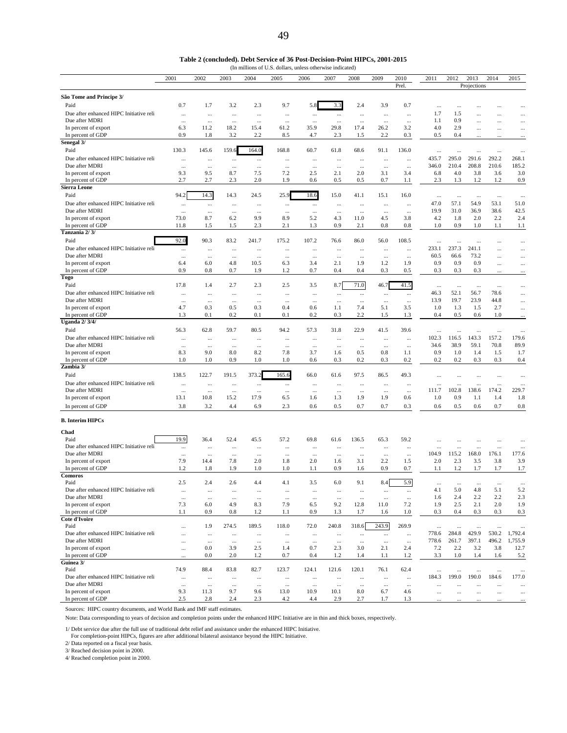**Table 2 (concluded). Debt Service of 36 Post-Decision-Point HIPCs, 2001-2015**

(In millions of U.S. dollars, unless otherwise indicated)

| | 2001 | 2002 | 2003 | 2004 | 2005 | 2006 | 2007 | 2008 | 2009 | 2010 Prel. | 2011 | 2012 | 2013 Projections | 2014 | 2015 |
|---|---|---|---|---|---|---|---|---|---|---|---|---|---|---|---|
| **São Tome and Principe 3/** | | | | | | | | | | | | | | | |
| Paid | 0.7 | 1.7 | 3.2 | 2.3 | 9.7 | 5.8 | 3.3 | 2.4 | 3.9 | 0.7 | ... | ... | ... | ... | ... |
| Due after enhanced HIPC Initiative reli | ... | ... | ... | ... | ... | ... | ... | ... | ... | ... | 1.7 | 1.5 | ... | ... | ... |
| Due after MDRI | ... | ... | ... | ... | ... | ... | ... | ... | ... | ... | 1.1 | 0.9 | ... | ... | ... |
| In percent of export | 6.3 | 11.2 | 18.2 | 15.4 | 61.2 | 35.9 | 29.8 | 17.4 | 26.2 | 3.2 | 4.0 | 2.9 | ... | ... | ... |
| In percent of GDP | 0.9 | 1.8 | 3.2 | 2.2 | 8.5 | 4.7 | 2.3 | 1.5 | 2.2 | 0.3 | 0.5 | 0.4 | ... | ... | ... |
| **Senegal 3/** | | | | | | | | | | | | | | | |
| Paid | 130.3 | 145.6 | 159.6 | 164.0 | 168.8 | 60.7 | 61.8 | 68.6 | 91.1 | 136.0 | ... | ... | ... | ... | ... |
| Due after enhanced HIPC Initiative reli | ... | ... | ... | ... | ... | ... | ... | ... | ... | ... | 435.7 | 295.0 | 291.6 | 292.2 | 268.1 |
| Due after MDRI | ... | ... | ... | ... | ... | ... | ... | ... | ... | ... | 346.0 | 210.4 | 208.8 | 210.6 | 185.2 |
| In percent of export | 9.3 | 9.5 | 8.7 | 7.5 | 7.2 | 2.5 | 2.1 | 2.0 | 3.1 | 3.4 | 6.8 | 4.0 | 3.8 | 3.6 | 3.0 |
| In percent of GDP | 2.7 | 2.7 | 2.3 | 2.0 | 1.9 | 0.6 | 0.5 | 0.5 | 0.7 | 1.1 | 2.3 | 1.3 | 1.2 | 1.2 | 0.9 |
| **Sierra Leone** | | | | | | | | | | | | | | | |
| Paid | 94.2 | 14.3 | 14.3 | 24.5 | 25.9 | 18.6 | 15.0 | 41.1 | 15.1 | 16.0 | ... | ... | ... | ... | ... |
| Due after enhanced HIPC Initiative reli | ... | ... | ... | ... | ... | ... | ... | ... | ... | ... | 47.0 | 57.1 | 54.9 | 53.1 | 51.0 |
| Due after MDRI | ... | ... | ... | ... | ... | ... | ... | ... | ... | ... | 19.9 | 31.0 | 36.9 | 38.6 | 42.5 |
| In percent of export | 73.0 | 8.7 | 6.2 | 9.9 | 8.9 | 5.2 | 4.3 | 11.0 | 4.5 | 3.8 | 4.2 | 1.8 | 2.0 | 2.2 | 2.4 |
| In percent of GDP | 11.8 | 1.5 | 1.5 | 2.3 | 2.1 | 1.3 | 0.9 | 2.1 | 0.8 | 0.8 | 1.0 | 0.9 | 1.0 | 1.1 | 1.1 |
| **Tanzania 2/ 3/** | | | | | | | | | | | | | | | |
| Paid | 92.0 | 90.3 | 83.2 | 241.7 | 175.2 | 107.2 | 76.6 | 86.0 | 56.0 | 108.5 | ... | ... | ... | ... | ... |
| Due after enhanced HIPC Initiative reli | ... | ... | ... | ... | ... | ... | ... | ... | ... | ... | 233.1 | 237.3 | 241.1 | ... | ... |
| Due after MDRI | ... | ... | ... | ... | ... | ... | ... | ... | ... | ... | 60.5 | 66.6 | 73.2 | ... | ... |
| In percent of export | 6.4 | 6.0 | 4.8 | 10.5 | 6.3 | 3.4 | 2.1 | 1.9 | 1.2 | 1.9 | 0.9 | 0.9 | 0.9 | ... | ... |
| In percent of GDP | 0.9 | 0.8 | 0.7 | 1.9 | 1.2 | 0.7 | 0.4 | 0.4 | 0.3 | 0.5 | 0.3 | 0.3 | 0.3 | ... | ... |
| **Togo** | | | | | | | | | | | | | | | |
| Paid | 17.8 | 1.4 | 2.7 | 2.3 | 2.5 | 3.5 | 8.7 | 71.0 | 46.7 | 41.5 | ... | ... | ... | ... | ... |
| Due after enhanced HIPC Initiative reli | ... | ... | ... | ... | ... | ... | ... | ... | ... | ... | 46.3 | 52.1 | 56.7 | 78.6 | ... |
| Due after MDRI | ... | ... | ... | ... | ... | ... | ... | ... | ... | ... | 13.9 | 19.7 | 23.9 | 44.8 | ... |
| In percent of export | 4.7 | 0.3 | 0.5 | 0.3 | 0.4 | 0.6 | 1.1 | 7.4 | 5.1 | 3.5 | 1.0 | 1.3 | 1.5 | 2.7 | ... |
| In percent of GDP | 1.3 | 0.1 | 0.2 | 0.1 | 0.1 | 0.2 | 0.3 | 2.2 | 1.5 | 1.3 | 0.4 | 0.5 | 0.6 | 1.0 | ... |
| **Uganda 2/ 3/4/** | | | | | | | | | | | | | | | |
| Paid | 56.3 | 62.8 | 59.7 | 80.5 | 94.2 | 57.3 | 31.8 | 22.9 | 41.5 | 39.6 | ... | ... | ... | ... | ... |
| Due after enhanced HIPC Initiative reli | ... | ... | ... | ... | ... | ... | ... | ... | ... | ... | 102.3 | 116.5 | 143.3 | 157.2 | 179.6 |
| Due after MDRI | ... | ... | ... | ... | ... | ... | ... | ... | ... | ... | 34.6 | 38.9 | 59.1 | 70.8 | 89.9 |
| In percent of export | 8.3 | 9.0 | 8.0 | 8.2 | 7.8 | 3.7 | 1.6 | 0.5 | 0.8 | 1.1 | 0.9 | 1.0 | 1.4 | 1.5 | 1.7 |
| In percent of GDP | 1.0 | 1.0 | 0.9 | 1.0 | 1.0 | 0.6 | 0.3 | 0.2 | 0.3 | 0.2 | 0.2 | 0.2 | 0.3 | 0.3 | 0.4 |
| **Zambia 3/** | | | | | | | | | | | | | | | |
| Paid | 138.5 | 122.7 | 191.5 | 373.2 | 165.6 | 66.0 | 61.6 | 97.5 | 86.5 | 49.3 | ... | ... | ... | ... | ... |
| Due after enhanced HIPC Initiative reli | ... | ... | ... | ... | ... | ... | ... | ... | ... | ... | ... | ... | ... | ... | ... |
| Due after MDRI | ... | ... | ... | ... | ... | ... | ... | ... | ... | ... | 111.7 | 102.8 | 138.6 | 174.2 | 229.7 |
| In percent of export | 13.1 | 10.8 | 15.2 | 17.9 | 6.5 | 1.6 | 1.3 | 1.9 | 1.9 | 0.6 | 1.0 | 0.9 | 1.1 | 1.4 | 1.8 |
| In percent of GDP | 3.8 | 3.2 | 4.4 | 6.9 | 2.3 | 0.6 | 0.5 | 0.7 | 0.7 | 0.3 | 0.6 | 0.5 | 0.6 | 0.7 | 0.8 |
| **B. Interim HIPCs** | | | | | | | | | | | | | | | |
| **Chad** | | | | | | | | | | | | | | | |
| Paid | 19.9 | 36.4 | 52.4 | 45.5 | 57.2 | 69.8 | 61.6 | 136.5 | 65.3 | 59.2 | ... | ... | ... | ... | ... |
| Due after enhanced HIPC Initiative reli | ... | ... | ... | ... | ... | ... | ... | ... | ... | ... | ... | ... | ... | ... | ... |
| Due after MDRI | ... | ... | ... | ... | ... | ... | ... | ... | ... | ... | 104.9 | 115.2 | 168.0 | 176.1 | 177.6 |
| In percent of export | 7.9 | 14.4 | 7.8 | 2.0 | 1.8 | 2.0 | 1.6 | 3.1 | 2.2 | 1.5 | 2.0 | 2.3 | 3.5 | 3.8 | 3.9 |
| In percent of GDP | 1.2 | 1.8 | 1.9 | 1.0 | 1.0 | 1.1 | 0.9 | 1.6 | 0.9 | 0.7 | 1.1 | 1.2 | 1.7 | 1.7 | 1.7 |
| **Comoros** | | | | | | | | | | | | | | | |
| Paid | 2.5 | 2.4 | 2.6 | 4.4 | 4.1 | 3.5 | 6.0 | 9.1 | 8.4 | 5.9 | ... | ... | ... | ... | ... |
| Due after enhanced HIPC Initiative reli | ... | ... | ... | ... | ... | ... | ... | ... | ... | ... | 4.1 | 5.0 | 4.8 | 5.1 | 5.2 |
| Due after MDRI | ... | ... | ... | ... | ... | ... | ... | ... | ... | ... | 1.6 | 2.4 | 2.2 | 2.2 | 2.3 |
| In percent of export | 7.3 | 6.0 | 4.9 | 8.3 | 7.9 | 6.5 | 9.2 | 12.8 | 11.0 | 7.2 | 1.9 | 2.5 | 2.1 | 2.0 | 1.9 |
| In percent of GDP | 1.1 | 0.9 | 0.8 | 1.2 | 1.1 | 0.9 | 1.3 | 1.7 | 1.6 | 1.0 | 0.3 | 0.4 | 0.3 | 0.3 | 0.3 |
| **Cote d'Ivoire** | | | | | | | | | | | | | | | |
| Paid | ... | 1.9 | 274.5 | 189.5 | 118.0 | 72.0 | 240.8 | 318.6 | 243.9 | 269.9 | ... | ... | ... | ... | ... |
| Due after enhanced HIPC Initiative reli | ... | ... | ... | ... | ... | ... | ... | ... | ... | ... | 778.6 | 284.8 | 429.9 | 530.2 | 1,792.4 |
| Due after MDRI | ... | ... | ... | ... | ... | ... | ... | ... | ... | ... | 778.6 | 261.7 | 397.1 | 496.2 | 1,755.9 |
| In percent of export | ... | 0.0 | 3.9 | 2.5 | 1.4 | 0.7 | 2.3 | 3.0 | 2.1 | 2.4 | 7.2 | 2.2 | 3.2 | 3.8 | 12.7 |
| In percent of GDP | ... | 0.0 | 2.0 | 1.2 | 0.7 | 0.4 | 1.2 | 1.4 | 1.1 | 1.2 | 3.3 | 1.0 | 1.4 | 1.6 | 5.2 |
| **Guinea 3/** | | | | | | | | | | | | | | | |
| Paid | 74.9 | 88.4 | 83.8 | 82.7 | 123.7 | 124.1 | 121.6 | 120.1 | 76.1 | 62.4 | ... | ... | ... | ... | ... |
| Due after enhanced HIPC Initiative reli | ... | ... | ... | ... | ... | ... | ... | ... | ... | ... | 184.3 | 199.0 | 190.0 | 184.6 | 177.0 |
| Due after MDRI | ... | ... | ... | ... | ... | ... | ... | ... | ... | ... | ... | ... | ... | ... | ... |
| In percent of export | 9.3 | 11.3 | 9.7 | 9.6 | 13.0 | 10.9 | 10.1 | 8.0 | 6.7 | 4.6 | ... | ... | ... | ... | ... |
| In percent of GDP | 2.5 | 2.8 | 2.4 | 2.3 | 4.2 | 4.4 | 2.9 | 2.7 | 1.7 | 1.3 | ... | ... | ... | ... | ... |

Sources: HIPC country documents, and World Bank and IMF staff estimates.

Note: Data corresponding to years of decision and completion points under the enhanced HIPC Initiative are in thin and thick boxes, respectively.

1/ Debt service due after the full use of traditional debt relief and assistance under the enhanced HIPC Initiative.
For completion-point HIPCs, figures are after additional bilateral assistance beyond the HIPC Initiative.

2/ Data reported on a fiscal year basis.

3/ Reached decision point in 2000.

4/ Reached completion point in 2000.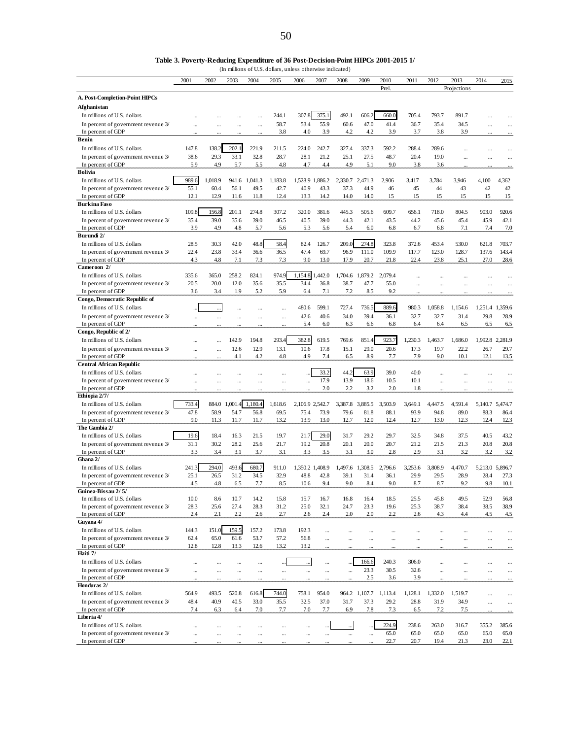**Table 3. Poverty-Reducing Expenditure of 36 Post-Decision-Point HIPCs 2001-2015 1/**

(In millions of U.S. dollars, unless otherwise indicated)

| | 2001 | 2002 | 2003 | 2004 | 2005 | 2006 | 2007 | 2008 | 2009 | 2010 | 2011 | 2012 | 2013 | 2014 | 2015 |
|---|---|---|---|---|---|---|---|---|---|---|---|---|---|---|---|
| | | | | | | | | | | Prel. | | | Projections | | |
| **A. Post-Completion-Point HIPCs** | | | | | | | | | | | | | | | |
| **Afghanistan** | | | | | | | | | | | | | | | |
| In millions of U.S. dollars | ... | ... | ... | ... | 244.1 | 307.8 | 375.1 | 492.1 | 606.2 | 660.0 | 705.4 | 793.7 | 891.7 | ... | ... |
| In percent of government revenue 3/ | ... | ... | ... | ... | 58.7 | 53.4 | 55.9 | 60.6 | 47.0 | 41.4 | 36.7 | 35.4 | 34.5 | ... | ... |
| In percent of GDP | ... | ... | ... | ... | 3.8 | 4.0 | 3.9 | 4.2 | 4.2 | 3.9 | 3.7 | 3.8 | 3.9 | ... | ... |
| **Benin** | | | | | | | | | | | | | | | |
| In millions of U.S. dollars | 147.8 | 138.2 | 202.1 | 221.9 | 211.5 | 224.0 | 242.7 | 327.4 | 337.3 | 592.2 | 288.4 | 289.6 | ... | ... | ... |
| In percent of government revenue 3/ | 38.6 | 29.3 | 33.1 | 32.8 | 28.7 | 28.1 | 21.2 | 25.1 | 27.5 | 48.7 | 20.4 | 19.0 | ... | ... | ... |
| In percent of GDP | 5.9 | 4.9 | 5.7 | 5.5 | 4.8 | 4.7 | 4.4 | 4.9 | 5.1 | 9.0 | 3.8 | 3.6 | ... | ... | ... |
| **Bolivia** | | | | | | | | | | | | | | | |
| In millions of U.S. dollars | 989.6 | 1,018.9 | 941.6 | 1,041.3 | 1,183.8 | 1,528.9 | 1,886.2 | 2,330.7 | 2,471.3 | 2,906 | 3,417 | 3,784 | 3,946 | 4,100 | 4,362 |
| In percent of government revenue 3/ | 55.1 | 60.4 | 56.1 | 49.5 | 42.7 | 40.9 | 43.3 | 37.3 | 44.9 | 46 | 45 | 44 | 43 | 42 | 42 |
| In percent of GDP | 12.1 | 12.9 | 11.6 | 11.8 | 12.4 | 13.3 | 14.2 | 14.0 | 14.0 | 15 | 15 | 15 | 15 | 15 | 15 |
| **Burkina Faso** | | | | | | | | | | | | | | | |
| In millions of U.S. dollars | 109.8 | 156.8 | 201.1 | 274.8 | 307.2 | 320.0 | 381.6 | 445.3 | 505.6 | 609.7 | 656.1 | 718.0 | 804.5 | 903.0 | 920.6 |
| In percent of government revenue 3/ | 35.4 | 39.0 | 35.6 | 39.0 | 46.5 | 40.5 | 39.0 | 44.3 | 42.1 | 43.5 | 44.2 | 45.6 | 45.4 | 45.9 | 42.1 |
| In percent of GDP | 3.9 | 4.9 | 4.8 | 5.7 | 5.6 | 5.3 | 5.6 | 5.4 | 6.0 | 6.8 | 6.7 | 6.8 | 7.1 | 7.4 | 7.0 |
| **Burundi 2/** | | | | | | | | | | | | | | | |
| In millions of U.S. dollars | 28.5 | 30.3 | 42.0 | 48.8 | 58.4 | 82.4 | 126.7 | 209.0 | 274.8 | 323.8 | 372.6 | 453.4 | 530.0 | 621.8 | 703.7 |
| In percent of government revenue 3/ | 22.4 | 23.8 | 33.4 | 36.6 | 36.5 | 47.4 | 69.7 | 96.9 | 111.0 | 109.9 | 117.7 | 123.0 | 128.7 | 137.6 | 143.4 |
| In percent of GDP | 4.3 | 4.8 | 7.1 | 7.3 | 7.3 | 9.0 | 13.0 | 17.9 | 20.7 | 21.8 | 22.4 | 23.8 | 25.1 | 27.0 | 28.6 |
| **Cameroon 2/** | | | | | | | | | | | | | | | |
| In millions of U.S. dollars | 335.6 | 365.0 | 258.2 | 824.1 | 974.9 | 1,154.8 | 1,442.0 | 1,704.6 | 1,879.2 | 2,079.4 | ... | ... | ... | ... | ... |
| In percent of government revenue 3/ | 20.5 | 20.0 | 12.0 | 35.6 | 35.5 | 34.4 | 36.8 | 38.7 | 47.7 | 55.0 | ... | ... | ... | ... | ... |
| In percent of GDP | 3.6 | 3.4 | 1.9 | 5.2 | 5.9 | 6.4 | 7.1 | 7.2 | 8.5 | 9.2 | ... | ... | ... | ... | ... |
| **Congo, Democratic Republic of** | | | | | | | | | | | | | | | |
| In millions of U.S. dollars | ... | ... | ... | ... | ... | 480.6 | 599.1 | 727.4 | 736.5 | 889.6 | 980.3 | 1,058.8 | 1,154.6 | 1,251.4 | 1,359.6 |
| In percent of government revenue 3/ | ... | ... | ... | ... | ... | 42.6 | 40.6 | 34.0 | 39.4 | 36.1 | 32.7 | 32.7 | 31.4 | 29.8 | 28.9 |
| In percent of GDP | ... | ... | ... | ... | ... | 5.4 | 6.0 | 6.3 | 6.6 | 6.8 | 6.4 | 6.4 | 6.5 | 6.5 | 6.5 |
| **Congo, Republic of 2/** | | | | | | | | | | | | | | | |
| In millions of U.S. dollars | ... | ... | 142.9 | 194.8 | 293.4 | 382.8 | 619.5 | 769.6 | 851.4 | 923.7 | 1,230.3 | 1,463.7 | 1,686.0 | 1,992.8 | 2,281.9 |
| In percent of government revenue 3/ | ... | ... | 12.6 | 12.9 | 13.1 | 10.6 | 17.8 | 15.1 | 29.0 | 20.6 | 17.3 | 19.7 | 22.2 | 26.7 | 29.7 |
| In percent of GDP | ... | ... | 4.1 | 4.2 | 4.8 | 4.9 | 7.4 | 6.5 | 8.9 | 7.7 | 7.9 | 9.0 | 10.1 | 12.1 | 13.5 |
| **Central African Republic** | | | | | | | | | | | | | | | |
| In millions of U.S. dollars | ... | ... | ... | ... | ... | ... | 33.2 | 44.2 | 63.9 | 39.0 | 40.0 | ... | ... | ... | ... |
| In percent of government revenue 3/ | ... | ... | ... | ... | ... | ... | 17.9 | 13.9 | 18.6 | 10.5 | 10.1 | ... | ... | ... | ... |
| In percent of GDP | ... | ... | ... | ... | ... | ... | 2.0 | 2.2 | 3.2 | 2.0 | 1.8 | ... | ... | ... | ... |
| **Ethiopia 2/7/** | | | | | | | | | | | | | | | |
| In millions of U.S. dollars | 733.4 | 884.0 | 1,001.4 | 1,180.4 | 1,618.6 | 2,106.9 | 2,542.7 | 3,387.8 | 3,885.5 | 3,503.9 | 3,649.1 | 4,447.5 | 4,591.4 | 5,140.7 | 5,474.7 |
| In percent of government revenue 3/ | 47.8 | 58.9 | 54.7 | 56.8 | 69.5 | 75.4 | 73.9 | 79.6 | 81.8 | 88.1 | 93.9 | 94.8 | 89.0 | 88.3 | 86.4 |
| In percent of GDP | 9.0 | 11.3 | 11.7 | 11.7 | 13.2 | 13.9 | 13.0 | 12.7 | 12.0 | 12.4 | 12.7 | 13.0 | 12.3 | 12.4 | 12.3 |
| **The Gambia 2/** | | | | | | | | | | | | | | | |
| In millions of U.S. dollars | 19.6 | 18.4 | 16.3 | 21.5 | 19.7 | 21.7 | 29.0 | 31.7 | 29.2 | 29.7 | 32.5 | 34.8 | 37.5 | 40.5 | 43.2 |
| In percent of government revenue 3/ | 31.1 | 30.2 | 28.2 | 25.6 | 21.7 | 19.2 | 20.8 | 20.1 | 20.0 | 20.7 | 21.2 | 21.5 | 21.3 | 20.8 | 20.8 |
| In percent of GDP | 3.3 | 3.4 | 3.1 | 3.7 | 3.1 | 3.3 | 3.5 | 3.1 | 3.0 | 2.8 | 2.9 | 3.1 | 3.2 | 3.2 | 3.2 |
| **Ghana 2/** | | | | | | | | | | | | | | | |
| In millions of U.S. dollars | 241.3 | 294.0 | 493.6 | 680.7 | 911.0 | 1,350.2 | 1,408.9 | 1,497.6 | 1,308.5 | 2,796.6 | 3,253.6 | 3,808.9 | 4,470.7 | 5,213.0 | 5,896.7 |
| In percent of government revenue 3/ | 25.1 | 26.5 | 31.2 | 34.5 | 32.9 | 48.8 | 42.8 | 39.1 | 31.4 | 36.1 | 29.9 | 29.5 | 28.9 | 28.4 | 27.3 |
| In percent of GDP | 4.5 | 4.8 | 6.5 | 7.7 | 8.5 | 10.6 | 9.4 | 9.0 | 8.4 | 9.0 | 8.7 | 8.7 | 9.2 | 9.8 | 10.1 |
| **Guinea-Bissau 2/ 5/** | | | | | | | | | | | | | | | |
| In millions of U.S. dollars | 10.0 | 8.6 | 10.7 | 14.2 | 15.8 | 15.7 | 16.7 | 16.8 | 16.4 | 18.5 | 25.5 | 45.8 | 49.5 | 52.9 | 56.8 |
| In percent of government revenue 3/ | 28.3 | 25.6 | 27.4 | 28.3 | 31.2 | 25.0 | 32.1 | 24.7 | 23.3 | 19.6 | 25.3 | 38.7 | 38.4 | 38.5 | 38.9 |
| In percent of GDP | 2.4 | 2.1 | 2.2 | 2.6 | 2.7 | 2.6 | 2.4 | 2.0 | 2.0 | 2.2 | 2.6 | 4.3 | 4.4 | 4.5 | 4.5 |
| **Guyana 4/** | | | | | | | | | | | | | | | |
| In millions of U.S. dollars | 144.3 | 151.0 | 159.5 | 157.2 | 173.8 | 192.3 | ... | ... | ... | ... | ... | ... | ... | ... | ... |
| In percent of government revenue 3/ | 62.4 | 65.0 | 61.6 | 53.7 | 57.2 | 56.8 | ... | ... | ... | ... | ... | ... | ... | ... | ... |
| In percent of GDP | 12.8 | 12.8 | 13.3 | 12.6 | 13.2 | 13.2 | ... | ... | ... | ... | ... | ... | ... | ... | ... |
| **Haiti 7/** | | | | | | | | | | | | | | | |
| In millions of U.S. dollars | ... | ... | ... | ... | ... | ... | ... | ... | 166.6 | 240.3 | 306.0 | ... | ... | ... | ... |
| In percent of government revenue 3/ | ... | ... | ... | ... | ... | ... | ... | ... | 23.3 | 30.5 | 32.6 | ... | ... | ... | ... |
| In percent of GDP | ... | ... | ... | ... | ... | ... | ... | ... | 2.5 | 3.6 | 3.9 | ... | ... | ... | ... |
| **Honduras 2/** | | | | | | | | | | | | | | | |
| In millions of U.S. dollars | 564.9 | 493.5 | 520.8 | 616.8 | 744.0 | 758.1 | 954.0 | 964.2 | 1,107.7 | 1,113.4 | 1,128.1 | 1,332.0 | 1,519.7 | ... | ... |
| In percent of government revenue 3/ | 48.4 | 40.9 | 40.5 | 33.0 | 35.5 | 32.5 | 37.0 | 31.7 | 37.3 | 29.2 | 28.8 | 31.9 | 34.9 | ... | ... |
| In percent of GDP | 7.4 | 6.3 | 6.4 | 7.0 | 7.7 | 7.0 | 7.7 | 6.9 | 7.8 | 7.3 | 6.5 | 7.2 | 7.5 | ... | ... |
| **Liberia 4/** | | | | | | | | | | | | | | | |
| In millions of U.S. dollars | ... | ... | ... | ... | ... | ... | ... | ... | ... | 224.9 | 238.6 | 263.0 | 316.7 | 355.2 | 385.6 |
| In percent of government revenue 3/ | ... | ... | ... | ... | ... | ... | ... | ... | ... | 65.0 | 65.0 | 65.0 | 65.0 | 65.0 | 65.0 |
| In percent of GDP | ... | ... | ... | ... | ... | ... | ... | ... | ... | 22.7 | 20.7 | 19.4 | 21.3 | 23.0 | 22.1 |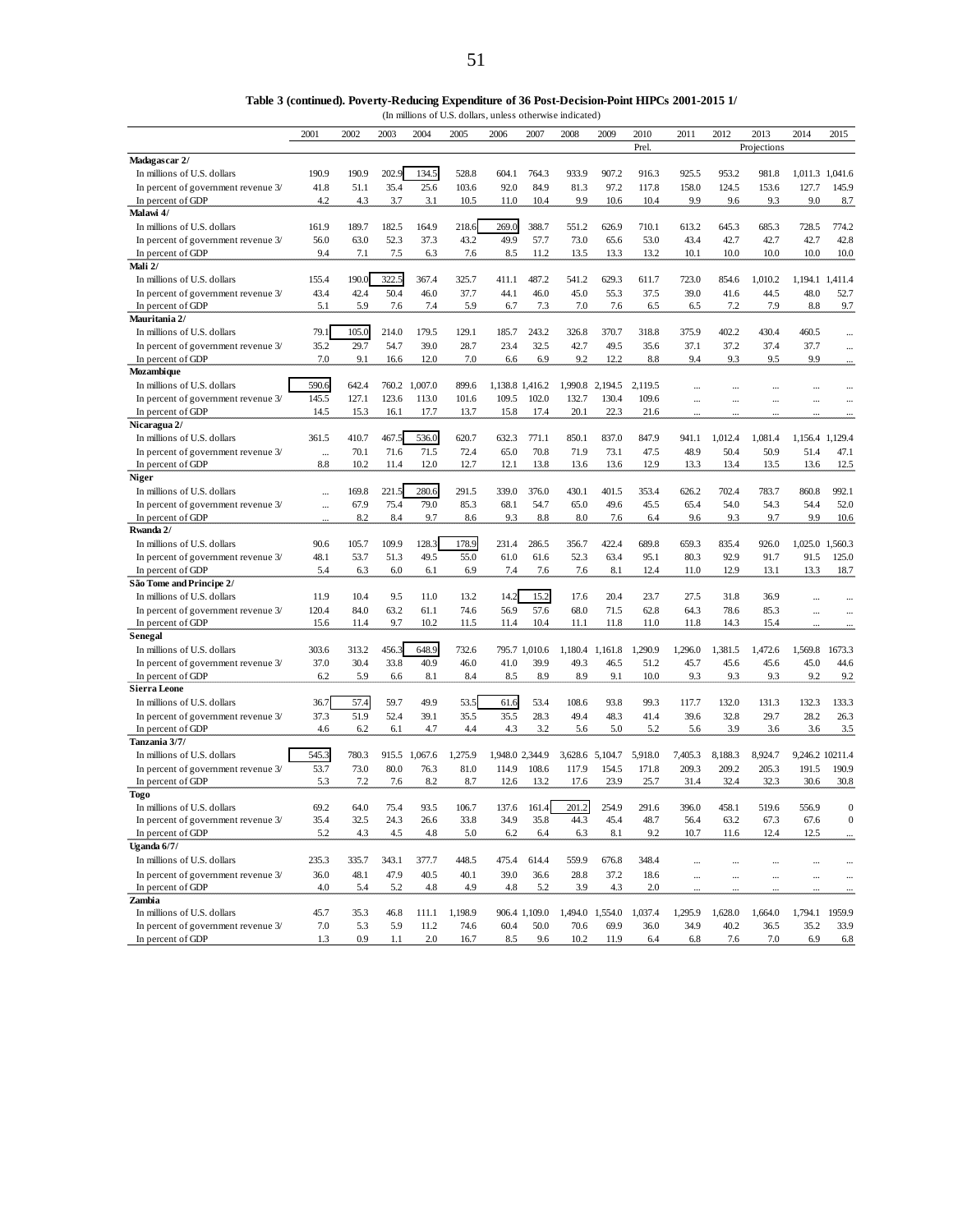**Table 3 (continued). Poverty-Reducing Expenditure of 36 Post-Decision-Point HIPCs 2001-2015 1/**

(In millions of U.S. dollars, unless otherwise indicated)

| | 2001 | 2002 | 2003 | 2004 | 2005 | 2006 | 2007 | 2008 | 2009 | 2010 | 2011 | 2012 | 2013 | 2014 | 2015 |
|---|---|---|---|---|---|---|---|---|---|---|---|---|---|---|---|
| | | | | | | | | | | Prel. | | | Projections | | |
| **Madagascar 2/** | | | | | | | | | | | | | | | |
| In millions of U.S. dollars | 190.9 | 190.9 | 202.9 | 134.5 | 528.8 | 604.1 | 764.3 | 933.9 | 907.2 | 916.3 | 925.5 | 953.2 | 981.8 | 1,011.3 | 1,041.6 |
| In percent of government revenue 3/ | 41.8 | 51.1 | 35.4 | 25.6 | 103.6 | 92.0 | 84.9 | 81.3 | 97.2 | 117.8 | 158.0 | 124.5 | 153.6 | 127.7 | 145.9 |
| In percent of GDP | 4.2 | 4.3 | 3.7 | 3.1 | 10.5 | 11.0 | 10.4 | 9.9 | 10.6 | 10.4 | 9.9 | 9.6 | 9.3 | 9.0 | 8.7 |
| **Malawi 4/** | | | | | | | | | | | | | | | |
| In millions of U.S. dollars | 161.9 | 189.7 | 182.5 | 164.9 | 218.6 | 269.0 | 388.7 | 551.2 | 626.9 | 710.1 | 613.2 | 645.3 | 685.3 | 728.5 | 774.2 |
| In percent of government revenue 3/ | 56.0 | 63.0 | 52.3 | 37.3 | 43.2 | 49.9 | 57.7 | 73.0 | 65.6 | 53.0 | 43.4 | 42.7 | 42.7 | 42.7 | 42.8 |
| In percent of GDP | 9.4 | 7.1 | 7.5 | 6.3 | 7.6 | 8.5 | 11.2 | 13.5 | 13.3 | 13.2 | 10.1 | 10.0 | 10.0 | 10.0 | 10.0 |
| **Mali 2/** | | | | | | | | | | | | | | | |
| In millions of U.S. dollars | 155.4 | 190.0 | 322.5 | 367.4 | 325.7 | 411.1 | 487.2 | 541.2 | 629.3 | 611.7 | 723.0 | 854.6 | 1,010.2 | 1,194.1 | 1,411.4 |
| In percent of government revenue 3/ | 43.4 | 42.4 | 50.4 | 46.0 | 37.7 | 44.1 | 46.0 | 45.0 | 55.3 | 37.5 | 39.0 | 41.6 | 44.5 | 48.0 | 52.7 |
| In percent of GDP | 5.1 | 5.9 | 7.6 | 7.4 | 5.9 | 6.7 | 7.3 | 7.0 | 7.6 | 6.5 | 6.5 | 7.2 | 7.9 | 8.8 | 9.7 |
| **Mauritania 2/** | | | | | | | | | | | | | | | |
| In millions of U.S. dollars | 79.1 | 105.0 | 214.0 | 179.5 | 129.1 | 185.7 | 243.2 | 326.8 | 370.7 | 318.8 | 375.9 | 402.2 | 430.4 | 460.5 | ... |
| In percent of government revenue 3/ | 35.2 | 29.7 | 54.7 | 39.0 | 28.7 | 23.4 | 32.5 | 42.7 | 49.5 | 35.6 | 37.1 | 37.2 | 37.4 | 37.7 | ... |
| In percent of GDP | 7.0 | 9.1 | 16.6 | 12.0 | 7.0 | 6.6 | 6.9 | 9.2 | 12.2 | 8.8 | 9.4 | 9.3 | 9.5 | 9.9 | ... |
| **Mozambique** | | | | | | | | | | | | | | | |
| In millions of U.S. dollars | 590.6 | 642.4 | 760.2 | 1,007.0 | 899.6 | 1,138.8 | 1,416.2 | 1,990.8 | 2,194.5 | 2,119.5 | ... | ... | ... | ... | ... |
| In percent of government revenue 3/ | 145.5 | 127.1 | 123.6 | 113.0 | 101.6 | 109.5 | 102.0 | 132.7 | 130.4 | 109.6 | ... | ... | ... | ... | ... |
| In percent of GDP | 14.5 | 15.3 | 16.1 | 17.7 | 13.7 | 15.8 | 17.4 | 20.1 | 22.3 | 21.6 | ... | ... | ... | ... | ... |
| **Nicaragua 2/** | | | | | | | | | | | | | | | |
| In millions of U.S. dollars | 361.5 | 410.7 | 467.5 | 536.0 | 620.7 | 632.3 | 771.1 | 850.1 | 837.0 | 847.9 | 941.1 | 1,012.4 | 1,081.4 | 1,156.4 | 1,129.4 |
| In percent of government revenue 3/ | ... | 70.1 | 71.6 | 71.5 | 72.4 | 65.0 | 70.8 | 71.9 | 73.1 | 47.5 | 48.9 | 50.4 | 50.9 | 51.4 | 47.1 |
| In percent of GDP | 8.8 | 10.2 | 11.4 | 12.0 | 12.7 | 12.1 | 13.8 | 13.6 | 13.6 | 12.9 | 13.3 | 13.4 | 13.5 | 13.6 | 12.5 |
| **Niger** | | | | | | | | | | | | | | | |
| In millions of U.S. dollars | ... | 169.8 | 221.5 | 280.6 | 291.5 | 339.0 | 376.0 | 430.1 | 401.5 | 353.4 | 626.2 | 702.4 | 783.7 | 860.8 | 992.1 |
| In percent of government revenue 3/ | ... | 67.9 | 75.4 | 79.0 | 85.3 | 68.1 | 54.7 | 65.0 | 49.6 | 45.5 | 65.4 | 54.0 | 54.3 | 54.4 | 52.0 |
| In percent of GDP | ... | 8.2 | 8.4 | 9.7 | 8.6 | 9.3 | 8.8 | 8.0 | 7.6 | 6.4 | 9.6 | 9.3 | 9.7 | 9.9 | 10.6 |
| **Rwanda 2/** | | | | | | | | | | | | | | | |
| In millions of U.S. dollars | 90.6 | 105.7 | 109.9 | 128.3 | 178.9 | 231.4 | 286.5 | 356.7 | 422.4 | 689.8 | 659.3 | 835.4 | 926.0 | 1,025.0 | 1,560.3 |
| In percent of government revenue 3/ | 48.1 | 53.7 | 51.3 | 49.5 | 55.0 | 61.0 | 61.6 | 52.3 | 63.4 | 95.1 | 80.3 | 92.9 | 91.7 | 91.5 | 125.0 |
| In percent of GDP | 5.4 | 6.3 | 6.0 | 6.1 | 6.9 | 7.4 | 7.6 | 7.6 | 8.1 | 12.4 | 11.0 | 12.9 | 13.1 | 13.3 | 18.7 |
| **São Tome and Principe 2/** | | | | | | | | | | | | | | | |
| In millions of U.S. dollars | 11.9 | 10.4 | 9.5 | 11.0 | 13.2 | 14.2 | 15.2 | 17.6 | 20.4 | 23.7 | 27.5 | 31.8 | 36.9 | ... | ... |
| In percent of government revenue 3/ | 120.4 | 84.0 | 63.2 | 61.1 | 74.6 | 56.9 | 57.6 | 68.0 | 71.5 | 62.8 | 64.3 | 78.6 | 85.3 | ... | ... |
| In percent of GDP | 15.6 | 11.4 | 9.7 | 10.2 | 11.5 | 11.4 | 10.4 | 11.1 | 11.8 | 11.0 | 11.8 | 14.3 | 15.4 | ... | ... |
| **Senegal** | | | | | | | | | | | | | | | |
| In millions of U.S. dollars | 303.6 | 313.2 | 456.3 | 648.9 | 732.6 | 795.7 | 1,010.6 | 1,180.4 | 1,161.8 | 1,290.9 | 1,296.0 | 1,381.5 | 1,472.6 | 1,569.8 | 1673.3 |
| In percent of government revenue 3/ | 37.0 | 30.4 | 33.8 | 40.9 | 46.0 | 41.0 | 39.9 | 49.3 | 46.5 | 51.2 | 45.7 | 45.6 | 45.6 | 45.0 | 44.6 |
| In percent of GDP | 6.2 | 5.9 | 6.6 | 8.1 | 8.4 | 8.5 | 8.9 | 8.9 | 9.1 | 10.0 | 9.3 | 9.3 | 9.3 | 9.2 | 9.2 |
| **Sierra Leone** | | | | | | | | | | | | | | | |
| In millions of U.S. dollars | 36.7 | 57.4 | 59.7 | 49.9 | 53.5 | 61.6 | 53.4 | 108.6 | 93.8 | 99.3 | 117.7 | 132.0 | 131.3 | 132.3 | 133.3 |
| In percent of government revenue 3/ | 37.3 | 51.9 | 52.4 | 39.1 | 35.5 | 35.5 | 28.3 | 49.4 | 48.3 | 41.4 | 39.6 | 32.8 | 29.7 | 28.2 | 26.3 |
| In percent of GDP | 4.6 | 6.2 | 6.1 | 4.7 | 4.4 | 4.3 | 3.2 | 5.6 | 5.0 | 5.2 | 5.6 | 3.9 | 3.6 | 3.6 | 3.5 |
| **Tanzania 3/7/** | | | | | | | | | | | | | | | |
| In millions of U.S. dollars | 545.3 | 780.3 | 915.5 | 1,067.6 | 1,275.9 | 1,948.0 | 2,344.9 | 3,628.6 | 5,104.7 | 5,918.0 | 7,405.3 | 8,188.3 | 8,924.7 | 9,246.2 | 10211.4 |
| In percent of government revenue 3/ | 53.7 | 73.0 | 80.0 | 76.3 | 81.0 | 114.9 | 108.6 | 117.9 | 154.5 | 171.8 | 209.3 | 209.2 | 205.3 | 191.5 | 190.9 |
| In percent of GDP | 5.3 | 7.2 | 7.6 | 8.2 | 8.7 | 12.6 | 13.2 | 17.6 | 23.9 | 25.7 | 31.4 | 32.4 | 32.3 | 30.6 | 30.8 |
| **Togo** | | | | | | | | | | | | | | | |
| In millions of U.S. dollars | 69.2 | 64.0 | 75.4 | 93.5 | 106.7 | 137.6 | 161.4 | 201.2 | 254.9 | 291.6 | 396.0 | 458.1 | 519.6 | 556.9 | 0 |
| In percent of government revenue 3/ | 35.4 | 32.5 | 24.3 | 26.6 | 33.8 | 34.9 | 35.8 | 44.3 | 45.4 | 48.7 | 56.4 | 63.2 | 67.3 | 67.6 | 0 |
| In percent of GDP | 5.2 | 4.3 | 4.5 | 4.8 | 5.0 | 6.2 | 6.4 | 6.3 | 8.1 | 9.2 | 10.7 | 11.6 | 12.4 | 12.5 | ... |
| **Uganda 6/7/** | | | | | | | | | | | | | | | |
| In millions of U.S. dollars | 235.3 | 335.7 | 343.1 | 377.7 | 448.5 | 475.4 | 614.4 | 559.9 | 676.8 | 348.4 | ... | ... | ... | ... | ... |
| In percent of government revenue 3/ | 36.0 | 48.1 | 47.9 | 40.5 | 40.1 | 39.0 | 36.6 | 28.8 | 37.2 | 18.6 | ... | ... | ... | ... | ... |
| In percent of GDP | 4.0 | 5.4 | 5.2 | 4.8 | 4.9 | 4.8 | 5.2 | 3.9 | 4.3 | 2.0 | ... | ... | ... | ... | ... |
| **Zambia** | | | | | | | | | | | | | | | |
| In millions of U.S. dollars | 45.7 | 35.3 | 46.8 | 111.1 | 1,198.9 | 906.4 | 1,109.0 | 1,494.0 | 1,554.0 | 1,037.4 | 1,295.9 | 1,628.0 | 1,664.0 | 1,794.1 | 1959.9 |
| In percent of government revenue 3/ | 7.0 | 5.3 | 5.9 | 11.2 | 74.6 | 60.4 | 50.0 | 70.6 | 69.9 | 36.0 | 34.9 | 40.2 | 36.5 | 35.2 | 33.9 |
| In percent of GDP | 1.3 | 0.9 | 1.1 | 2.0 | 16.7 | 8.5 | 9.6 | 10.2 | 11.9 | 6.4 | 6.8 | 7.6 | 7.0 | 6.9 | 6.8 |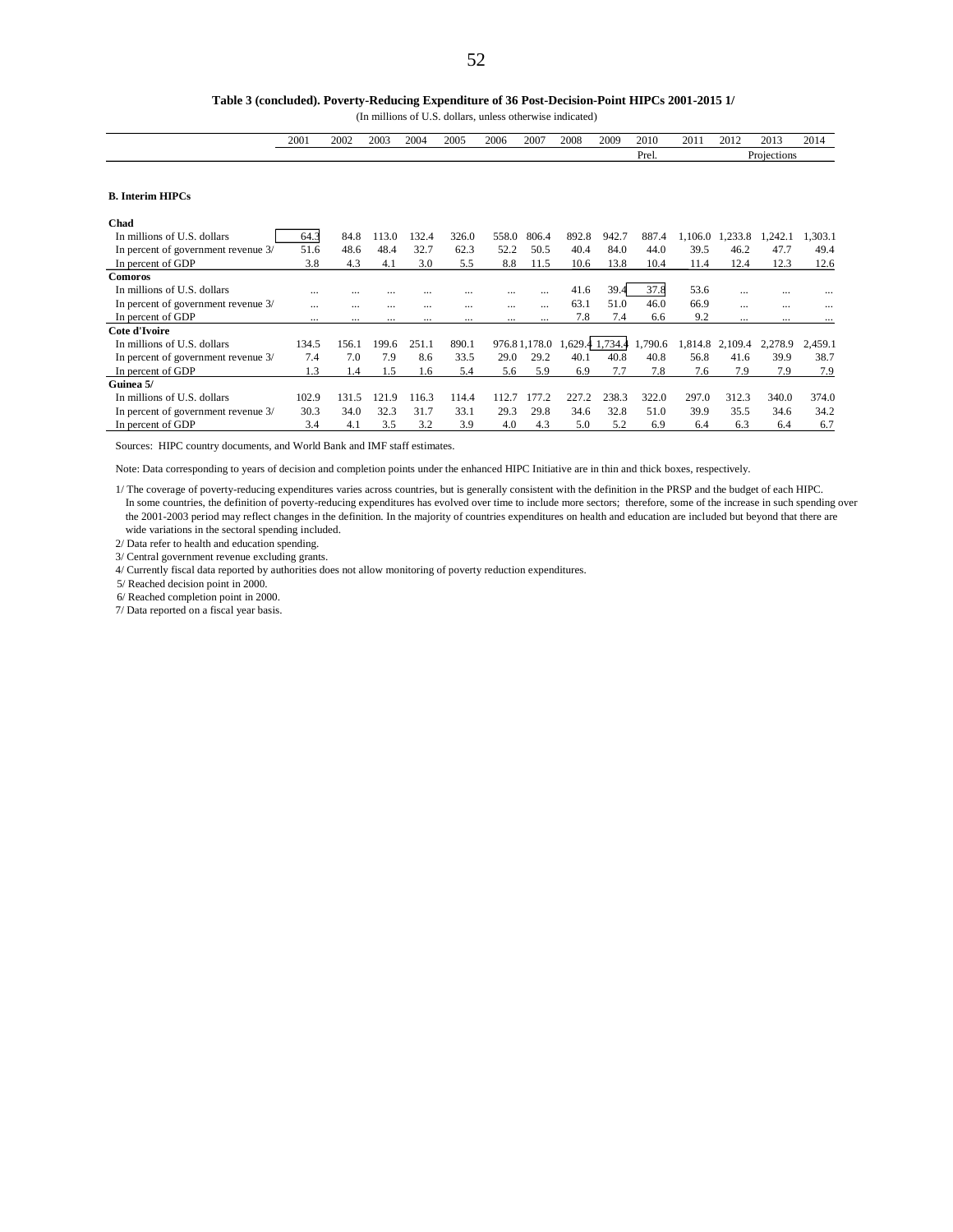**Table 3 (concluded). Poverty-Reducing Expenditure of 36 Post-Decision-Point HIPCs 2001-2015 1/**

(In millions of U.S. dollars, unless otherwise indicated)

| | 2001 | 2002 | 2003 | 2004 | 2005 | 2006 | 2007 | 2008 | 2009 | 2010 | 2011 | 2012 | 2013 | 2014 |
|---|---|---|---|---|---|---|---|---|---|---|---|---|---|---|
| | | | | | | | | | | Prel. | | | Projections | |
| **B. Interim HIPCs** | | | | | | | | | | | | | | |
| **Chad** | | | | | | | | | | | | | | |
| In millions of U.S. dollars | 64.3 | 84.8 | 113.0 | 132.4 | 326.0 | 558.0 | 806.4 | 892.8 | 942.7 | 887.4 | 1,106.0 | 1,233.8 | 1,242.1 | 1,303.1 |
| In percent of government revenue 3/ | 51.6 | 48.6 | 48.4 | 32.7 | 62.3 | 52.2 | 50.5 | 40.4 | 84.0 | 44.0 | 39.5 | 46.2 | 47.7 | 49.4 |
| In percent of GDP | 3.8 | 4.3 | 4.1 | 3.0 | 5.5 | 8.8 | 11.5 | 10.6 | 13.8 | 10.4 | 11.4 | 12.4 | 12.3 | 12.6 |
| **Comoros** | | | | | | | | | | | | | | |
| In millions of U.S. dollars | ... | ... | ... | ... | ... | ... | ... | 41.6 | 39.4 | 37.8 | 53.6 | ... | ... | ... |
| In percent of government revenue 3/ | ... | ... | ... | ... | ... | ... | ... | 63.1 | 51.0 | 46.0 | 66.9 | ... | ... | ... |
| In percent of GDP | ... | ... | ... | ... | ... | ... | ... | 7.8 | 7.4 | 6.6 | 9.2 | ... | ... | ... |
| **Cote d'Ivoire** | | | | | | | | | | | | | | |
| In millions of U.S. dollars | 134.5 | 156.1 | 199.6 | 251.1 | 890.1 | 976.8 | 1,178.0 | 1,629.4 | 1,734.4 | 1,790.6 | 1,814.8 | 2,109.4 | 2,278.9 | 2,459.1 |
| In percent of government revenue 3/ | 7.4 | 7.0 | 7.9 | 8.6 | 33.5 | 29.0 | 29.2 | 40.1 | 40.8 | 40.8 | 56.8 | 41.6 | 39.9 | 38.7 |
| In percent of GDP | 1.3 | 1.4 | 1.5 | 1.6 | 5.4 | 5.6 | 5.9 | 6.9 | 7.7 | 7.8 | 7.6 | 7.9 | 7.9 | 7.9 |
| **Guinea 5/** | | | | | | | | | | | | | | |
| In millions of U.S. dollars | 102.9 | 131.5 | 121.9 | 116.3 | 114.4 | 112.7 | 177.2 | 227.2 | 238.3 | 322.0 | 297.0 | 312.3 | 340.0 | 374.0 |
| In percent of government revenue 3/ | 30.3 | 34.0 | 32.3 | 31.7 | 33.1 | 29.3 | 29.8 | 34.6 | 32.8 | 51.0 | 39.9 | 35.5 | 34.6 | 34.2 |
| In percent of GDP | 3.4 | 4.1 | 3.5 | 3.2 | 3.9 | 4.0 | 4.3 | 5.0 | 5.2 | 6.9 | 6.4 | 6.3 | 6.4 | 6.7 |

Sources: HIPC country documents, and World Bank and IMF staff estimates.

Note: Data corresponding to years of decision and completion points under the enhanced HIPC Initiative are in thin and thick boxes, respectively.

1/ The coverage of poverty-reducing expenditures varies across countries, but is generally consistent with the definition in the PRSP and the budget of each HIPC. In some countries, the definition of poverty-reducing expenditures has evolved over time to include more sectors; therefore, some of the increase in such spending over the 2001-2003 period may reflect changes in the definition. In the majority of countries expenditures on health and education are included but beyond that there are wide variations in the sectoral spending included.

2/ Data refer to health and education spending.

3/ Central government revenue excluding grants.

4/ Currently fiscal data reported by authorities does not allow monitoring of poverty reduction expenditures.

5/ Reached decision point in 2000.

6/ Reached completion point in 2000.

7/ Data reported on a fiscal year basis.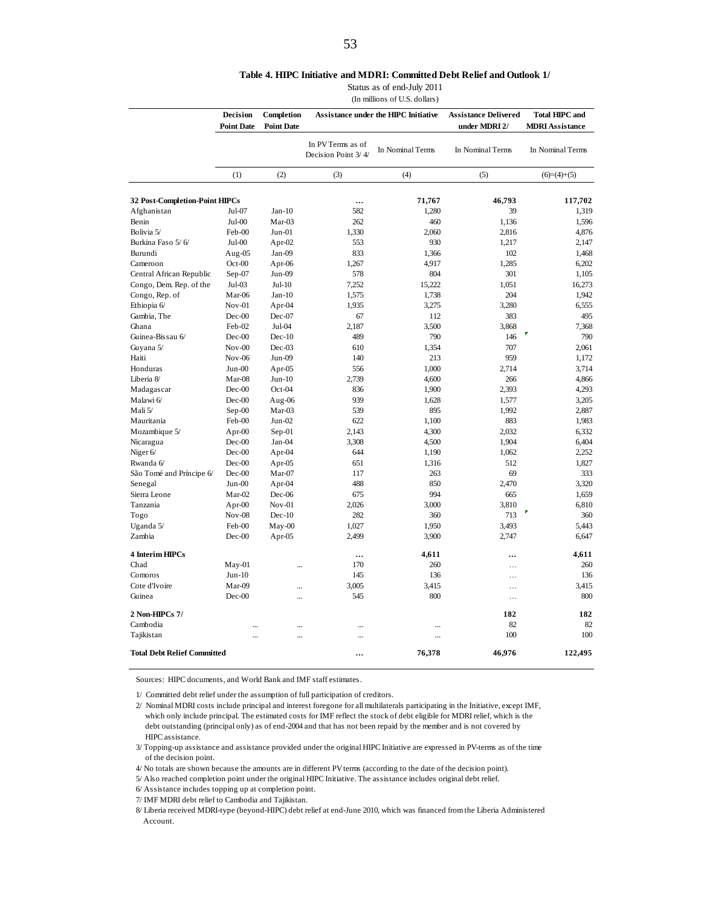**Table 4. HIPC Initiative and MDRI: Committed Debt Relief and Outlook 1/**

Status as of end-July 2011

(In millions of U.S. dollars)

| | Decision Point Date | Completion Point Date | Assistance under the HIPC Initiative | | Assistance Delivered under MDRI 2/ | Total HIPC and MDRI Assistance |
|---|---|---|---|---|---|---|
| | | | In PV Terms as of Decision Point 3/ 4/ | In Nominal Terms | In Nominal Terms | In Nominal Terms |
| | (1) | (2) | (3) | (4) | (5) | (6)=(4)+(5) |
| **32 Post-Completion-Point HIPCs** | | | **…** | **71,767** | **46,793** | **117,702** |
| Afghanistan | Jul-07 | Jan-10 | 582 | 1,280 | 39 | 1,319 |
| Benin | Jul-00 | Mar-03 | 262 | 460 | 1,136 | 1,596 |
| Bolivia 5/ | Feb-00 | Jun-01 | 1,330 | 2,060 | 2,816 | 4,876 |
| Burkina Faso 5/ 6/ | Jul-00 | Apr-02 | 553 | 930 | 1,217 | 2,147 |
| Burundi | Aug-05 | Jan-09 | 833 | 1,366 | 102 | 1,468 |
| Cameroon | Oct-00 | Apr-06 | 1,267 | 4,917 | 1,285 | 6,202 |
| Central African Republic | Sep-07 | Jun-09 | 578 | 804 | 301 | 1,105 |
| Congo, Dem. Rep. of the | Jul-03 | Jul-10 | 7,252 | 15,222 | 1,051 | 16,273 |
| Congo, Rep. of | Mar-06 | Jan-10 | 1,575 | 1,738 | 204 | 1,942 |
| Ethiopia 6/ | Nov-01 | Apr-04 | 1,935 | 3,275 | 3,280 | 6,555 |
| Gambia, The | Dec-00 | Dec-07 | 67 | 112 | 383 | 495 |
| Ghana | Feb-02 | Jul-04 | 2,187 | 3,500 | 3,868 | 7,368 |
| Guinea-Bissau 6/ | Dec-00 | Dec-10 | 489 | 790 | 146 | 790 |
| Guyana 5/ | Nov-00 | Dec-03 | 610 | 1,354 | 707 | 2,061 |
| Haiti | Nov-06 | Jun-09 | 140 | 213 | 959 | 1,172 |
| Honduras | Jun-00 | Apr-05 | 556 | 1,000 | 2,714 | 3,714 |
| Liberia 8/ | Mar-08 | Jun-10 | 2,739 | 4,600 | 266 | 4,866 |
| Madagascar | Dec-00 | Oct-04 | 836 | 1,900 | 2,393 | 4,293 |
| Malawi 6/ | Dec-00 | Aug-06 | 939 | 1,628 | 1,577 | 3,205 |
| Mali 5/ | Sep-00 | Mar-03 | 539 | 895 | 1,992 | 2,887 |
| Mauritania | Feb-00 | Jun-02 | 622 | 1,100 | 883 | 1,983 |
| Mozambique 5/ | Apr-00 | Sep-01 | 2,143 | 4,300 | 2,032 | 6,332 |
| Nicaragua | Dec-00 | Jan-04 | 3,308 | 4,500 | 1,904 | 6,404 |
| Niger 6/ | Dec-00 | Apr-04 | 644 | 1,190 | 1,062 | 2,252 |
| Rwanda 6/ | Dec-00 | Apr-05 | 651 | 1,316 | 512 | 1,827 |
| São Tomé and Príncipe 6/ | Dec-00 | Mar-07 | 117 | 263 | 69 | 333 |
| Senegal | Jun-00 | Apr-04 | 488 | 850 | 2,470 | 3,320 |
| Sierra Leone | Mar-02 | Dec-06 | 675 | 994 | 665 | 1,659 |
| Tanzania | Apr-00 | Nov-01 | 2,026 | 3,000 | 3,810 | 6,810 |
| Togo | Nov-08 | Dec-10 | 282 | 360 | 713 | 360 |
| Uganda 5/ | Feb-00 | May-00 | 1,027 | 1,950 | 3,493 | 5,443 |
| Zambia | Dec-00 | Apr-05 | 2,499 | 3,900 | 2,747 | 6,647 |
| **4 Interim HIPCs** | | | **…** | **4,611** | **…** | **4,611** |
| Chad | May-01 | ... | 170 | 260 | … | 260 |
| Comoros | Jun-10 | | 145 | 136 | … | 136 |
| Cote d'Ivoire | Mar-09 | ... | 3,005 | 3,415 | … | 3,415 |
| Guinea | Dec-00 | ... | 545 | 800 | … | 800 |
| **2 Non-HIPCs 7/** | | | | | **182** | **182** |
| Cambodia | ... | ... | ... | ... | 82 | 82 |
| Tajikistan | ... | ... | ... | ... | 100 | 100 |
| **Total Debt Relief Committed** | | | **…** | **76,378** | **46,976** | **122,495** |

Sources: HIPC documents, and World Bank and IMF staff estimates.

1/ Committed debt relief under the assumption of full participation of creditors.

2/ Nominal MDRI costs include principal and interest foregone for all multilaterals participating in the Initiative, except IMF, which only include principal. The estimated costs for IMF reflect the stock of debt eligible for MDRI relief, which is the debt outstanding (principal only) as of end-2004 and that has not been repaid by the member and is not covered by HIPC assistance.

3/ Topping-up assistance and assistance provided under the original HIPC Initiative are expressed in PV-terms as of the time of the decision point.

4/ No totals are shown because the amounts are in different PV terms (according to the date of the decision point).

5/ Also reached completion point under the original HIPC Initiative. The assistance includes original debt relief.

6/ Assistance includes topping up at completion point.

7/ IMF MDRI debt relief to Cambodia and Tajikistan.

8/ Liberia received MDRI-type (beyond-HIPC) debt relief at end-June 2010, which was financed from the Liberia Administered Account.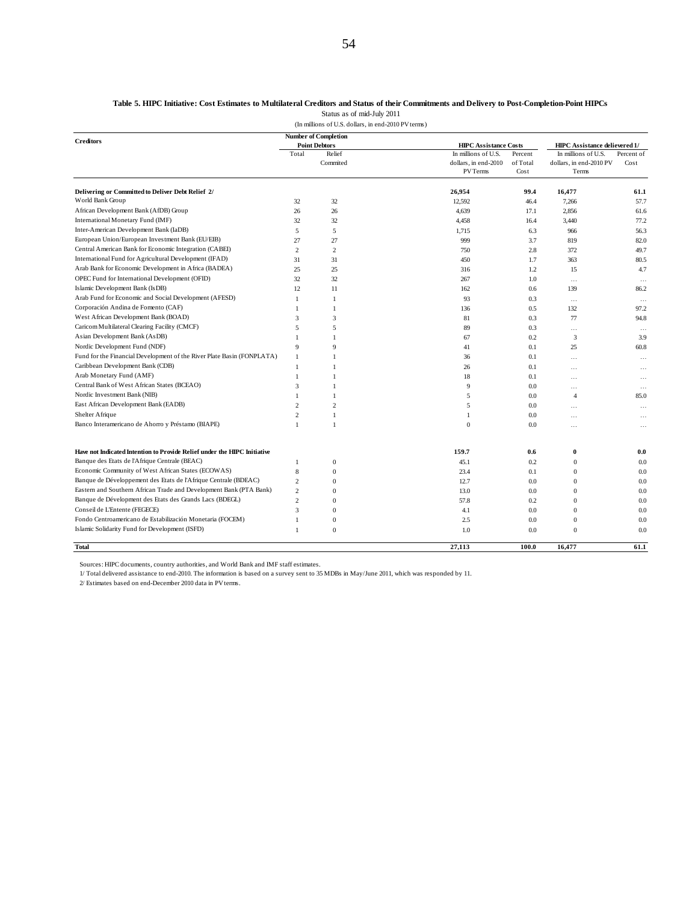**Table 5. HIPC Initiative: Cost Estimates to Multilateral Creditors and Status of their Commitments and Delivery to Post-Completion-Point HIPCs**

Status as of mid-July 2011

(In millions of U.S. dollars, in end-2010 PV terms)

| Creditors | Number of Completion Point Debtors | | HIPC Assistance Costs | | HIPC Assistance delievered 1/ | |
|---|---|---|---|---|---|---|
| | Total | Relief Commited | In millions of U.S. dollars, in end-2010 PV Terms | Percent of Total Cost | In millions of U.S. dollars, in end-2010 PV Terms | Percent of Cost |
| **Delivering or Committed to Deliver Debt Relief 2/** | | | **26,954** | **99.4** | **16,477** | **61.1** |
| World Bank Group | 32 | 32 | 12,592 | 46.4 | 7,266 | 57.7 |
| African Development Bank (AfDB) Group | 26 | 26 | 4,639 | 17.1 | 2,856 | 61.6 |
| International Monetary Fund (IMF) | 32 | 32 | 4,458 | 16.4 | 3,440 | 77.2 |
| Inter-American Development Bank (IaDB) | 5 | 5 | 1,715 | 6.3 | 966 | 56.3 |
| European Union/European Investment Bank (EU/EIB) | 27 | 27 | 999 | 3.7 | 819 | 82.0 |
| Central American Bank for Economic Integration (CABEI) | 2 | 2 | 750 | 2.8 | 372 | 49.7 |
| International Fund for Agricultural Development (IFAD) | 31 | 31 | 450 | 1.7 | 363 | 80.5 |
| Arab Bank for Economic Development in Africa (BADEA) | 25 | 25 | 316 | 1.2 | 15 | 4.7 |
| OPEC Fund for International Development (OFID) | 32 | 32 | 267 | 1.0 | … | … |
| Islamic Development Bank (IsDB) | 12 | 11 | 162 | 0.6 | 139 | 86.2 |
| Arab Fund for Economic and Social Development (AFESD) | 1 | 1 | 93 | 0.3 | … | … |
| Corporación Andina de Fomento (CAF) | 1 | 1 | 136 | 0.5 | 132 | 97.2 |
| West African Development Bank (BOAD) | 3 | 3 | 81 | 0.3 | 77 | 94.8 |
| Caricom Multilateral Clearing Facility (CMCF) | 5 | 5 | 89 | 0.3 | … | … |
| Asian Development Bank (AsDB) | 1 | 1 | 67 | 0.2 | 3 | 3.9 |
| Nordic Development Fund (NDF) | 9 | 9 | 41 | 0.1 | 25 | 60.8 |
| Fund for the Financial Development of the River Plate Basin (FONPLATA) | 1 | 1 | 36 | 0.1 | … | … |
| Caribbean Development Bank (CDB) | 1 | 1 | 26 | 0.1 | … | … |
| Arab Monetary Fund (AMF) | 1 | 1 | 18 | 0.1 | … | … |
| Central Bank of West African States (BCEAO) | 3 | 1 | 9 | 0.0 | … | … |
| Nordic Investment Bank (NIB) | 1 | 1 | 5 | 0.0 | 4 | 85.0 |
| East African Development Bank (EADB) | 2 | 2 | 5 | 0.0 | … | … |
| Shelter Afrique | 2 | 1 | 1 | 0.0 | … | … |
| Banco Interamericano de Ahorro y Préstamo (BIAPE) | 1 | 1 | 0 | 0.0 | … | … |
| **Have not Indicated Intention to Provide Relief under the HIPC Initiative** | | | **159.7** | **0.6** | **0** | **0.0** |
| Banque des Etats de l'Afrique Centrale (BEAC) | 1 | 0 | 45.1 | 0.2 | 0 | 0.0 |
| Economic Community of West African States (ECOWAS) | 8 | 0 | 23.4 | 0.1 | 0 | 0.0 |
| Banque de Développement des Etats de l'Afrique Centrale (BDEAC) | 2 | 0 | 12.7 | 0.0 | 0 | 0.0 |
| Eastern and Southern African Trade and Development Bank (PTA Bank) | 2 | 0 | 13.0 | 0.0 | 0 | 0.0 |
| Banque de Dévelopment des Etats des Grands Lacs (BDEGL) | 2 | 0 | 57.8 | 0.2 | 0 | 0.0 |
| Conseil de L'Entente (FEGECE) | 3 | 0 | 4.1 | 0.0 | 0 | 0.0 |
| Fondo Centroamericano de Estabilización Monetaria (FOCEM) | 1 | 0 | 2.5 | 0.0 | 0 | 0.0 |
| Islamic Solidarity Fund for Development (ISFD) | 1 | 0 | 1.0 | 0.0 | 0 | 0.0 |
| **Total** | | | **27,113** | **100.0** | **16,477** | **61.1** |

Sources: HIPC documents, country authorities, and World Bank and IMF staff estimates.

1/ Total delivered assistance to end-2010. The information is based on a survey sent to 35 MDBs in May/June 2011, which was responded by 11.

2/ Estimates based on end-December 2010 data in PV terms.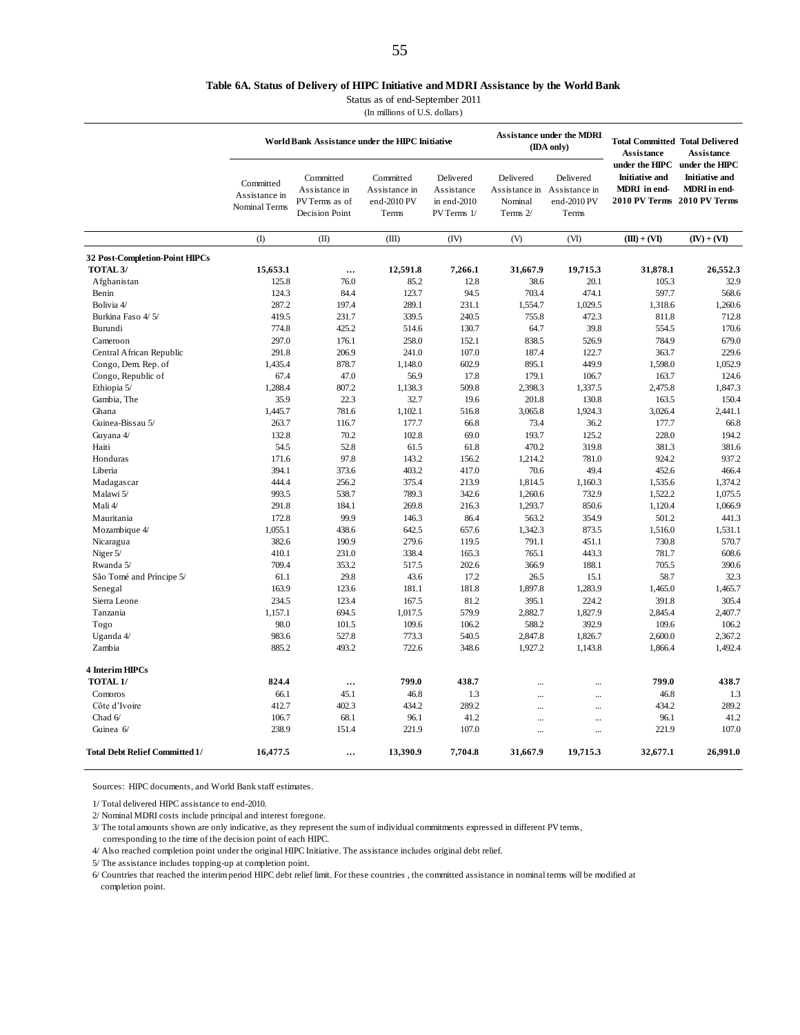### Table 6A. Status of Delivery of HIPC Initiative and MDRI Assistance by the World Bank

Status as of end-September 2011

(In millions of U.S. dollars)

| | World Bank Assistance under the HIPC Initiative | | | | Assistance under the MDRI (IDA only) | | Total Committed Assistance under the HIPC Initiative and MDRI in end-2010 PV Terms | Total Delivered Assistance under the HIPC Initiative and MDRI in end-2010 PV Terms |
|---|---|---|---|---|---|---|---|---|
| | Committed Assistance in Nominal Terms | Committed Assistance in PV Terms as of Decision Point | Committed Assistance in end-2010 PV Terms | Delivered Assistance in end-2010 PV Terms 1/ | Delivered Assistance in Nominal Terms 2/ | Delivered Assistance in end-2010 PV Terms | | |
| | (I) | (II) | (III) | (IV) | (V) | (VI) | **(III) + (VI)** | **(IV) + (VI)** |
| **32 Post-Completion-Point HIPCs** | | | | | | | | |
| **TOTAL 3/** | **15,653.1** | **…** | **12,591.8** | **7,266.1** | **31,667.9** | **19,715.3** | **31,878.1** | **26,552.3** |
| Afghanistan | 125.8 | 76.0 | 85.2 | 12.8 | 38.6 | 20.1 | 105.3 | 32.9 |
| Benin | 124.3 | 84.4 | 123.7 | 94.5 | 703.4 | 474.1 | 597.7 | 568.6 |
| Bolivia 4/ | 287.2 | 197.4 | 289.1 | 231.1 | 1,554.7 | 1,029.5 | 1,318.6 | 1,260.6 |
| Burkina Faso 4/ 5/ | 419.5 | 231.7 | 339.5 | 240.5 | 755.8 | 472.3 | 811.8 | 712.8 |
| Burundi | 774.8 | 425.2 | 514.6 | 130.7 | 64.7 | 39.8 | 554.5 | 170.6 |
| Cameroon | 297.0 | 176.1 | 258.0 | 152.1 | 838.5 | 526.9 | 784.9 | 679.0 |
| Central African Republic | 291.8 | 206.9 | 241.0 | 107.0 | 187.4 | 122.7 | 363.7 | 229.6 |
| Congo, Dem. Rep. of | 1,435.4 | 878.7 | 1,148.0 | 602.9 | 895.1 | 449.9 | 1,598.0 | 1,052.9 |
| Congo, Republic of | 67.4 | 47.0 | 56.9 | 17.8 | 179.1 | 106.7 | 163.7 | 124.6 |
| Ethiopia 5/ | 1,288.4 | 807.2 | 1,138.3 | 509.8 | 2,398.3 | 1,337.5 | 2,475.8 | 1,847.3 |
| Gambia, The | 35.9 | 22.3 | 32.7 | 19.6 | 201.8 | 130.8 | 163.5 | 150.4 |
| Ghana | 1,445.7 | 781.6 | 1,102.1 | 516.8 | 3,065.8 | 1,924.3 | 3,026.4 | 2,441.1 |
| Guinea-Bissau 5/ | 263.7 | 116.7 | 177.7 | 66.8 | 73.4 | 36.2 | 177.7 | 66.8 |
| Guyana 4/ | 132.8 | 70.2 | 102.8 | 69.0 | 193.7 | 125.2 | 228.0 | 194.2 |
| Haiti | 54.5 | 52.8 | 61.5 | 61.8 | 470.2 | 319.8 | 381.3 | 381.6 |
| Honduras | 171.6 | 97.8 | 143.2 | 156.2 | 1,214.2 | 781.0 | 924.2 | 937.2 |
| Liberia | 394.1 | 373.6 | 403.2 | 417.0 | 70.6 | 49.4 | 452.6 | 466.4 |
| Madagascar | 444.4 | 256.2 | 375.4 | 213.9 | 1,814.5 | 1,160.3 | 1,535.6 | 1,374.2 |
| Malawi 5/ | 993.5 | 538.7 | 789.3 | 342.6 | 1,260.6 | 732.9 | 1,522.2 | 1,075.5 |
| Mali 4/ | 291.8 | 184.1 | 269.8 | 216.3 | 1,293.7 | 850.6 | 1,120.4 | 1,066.9 |
| Mauritania | 172.8 | 99.9 | 146.3 | 86.4 | 563.2 | 354.9 | 501.2 | 441.3 |
| Mozambique 4/ | 1,055.1 | 438.6 | 642.5 | 657.6 | 1,342.3 | 873.5 | 1,516.0 | 1,531.1 |
| Nicaragua | 382.6 | 190.9 | 279.6 | 119.5 | 791.1 | 451.1 | 730.8 | 570.7 |
| Niger 5/ | 410.1 | 231.0 | 338.4 | 165.3 | 765.1 | 443.3 | 781.7 | 608.6 |
| Rwanda 5/ | 709.4 | 353.2 | 517.5 | 202.6 | 366.9 | 188.1 | 705.5 | 390.6 |
| São Tomé and Príncipe 5/ | 61.1 | 29.8 | 43.6 | 17.2 | 26.5 | 15.1 | 58.7 | 32.3 |
| Senegal | 163.9 | 123.6 | 181.1 | 181.8 | 1,897.8 | 1,283.9 | 1,465.0 | 1,465.7 |
| Sierra Leone | 234.5 | 123.4 | 167.5 | 81.2 | 395.1 | 224.2 | 391.8 | 305.4 |
| Tanzania | 1,157.1 | 694.5 | 1,017.5 | 579.9 | 2,882.7 | 1,827.9 | 2,845.4 | 2,407.7 |
| Togo | 98.0 | 101.5 | 109.6 | 106.2 | 588.2 | 392.9 | 109.6 | 106.2 |
| Uganda 4/ | 983.6 | 527.8 | 773.3 | 540.5 | 2,847.8 | 1,826.7 | 2,600.0 | 2,367.2 |
| Zambia | 885.2 | 493.2 | 722.6 | 348.6 | 1,927.2 | 1,143.8 | 1,866.4 | 1,492.4 |
| **4 Interim HIPCs** | | | | | | | | |
| **TOTAL 1/** | **824.4** | **…** | **799.0** | **438.7** | ... | ... | **799.0** | **438.7** |
| Comoros | 66.1 | 45.1 | 46.8 | 1.3 | ... | ... | 46.8 | 1.3 |
| Côte d'Ivoire | 412.7 | 402.3 | 434.2 | 289.2 | ... | ... | 434.2 | 289.2 |
| Chad 6/ | 106.7 | 68.1 | 96.1 | 41.2 | ... | ... | 96.1 | 41.2 |
| Guinea 6/ | 238.9 | 151.4 | 221.9 | 107.0 | ... | ... | 221.9 | 107.0 |
| **Total Debt Relief Committed 1/** | **16,477.5** | **…** | **13,390.9** | **7,704.8** | **31,667.9** | **19,715.3** | **32,677.1** | **26,991.0** |

Sources: HIPC documents, and World Bank staff estimates.

1/ Total delivered HIPC assistance to end-2010.

2/ Nominal MDRI costs include principal and interest foregone.

3/ The total amounts shown are only indicative, as they represent the sum of individual commitments expressed in different PV terms, corresponding to the time of the decision point of each HIPC.

4/ Also reached completion point under the original HIPC Initiative. The assistance includes original debt relief.

5/ The assistance includes topping-up at completion point.

6/ Countries that reached the interim period HIPC debt relief limit. For these countries , the committed assistance in nominal terms will be modified at completion point.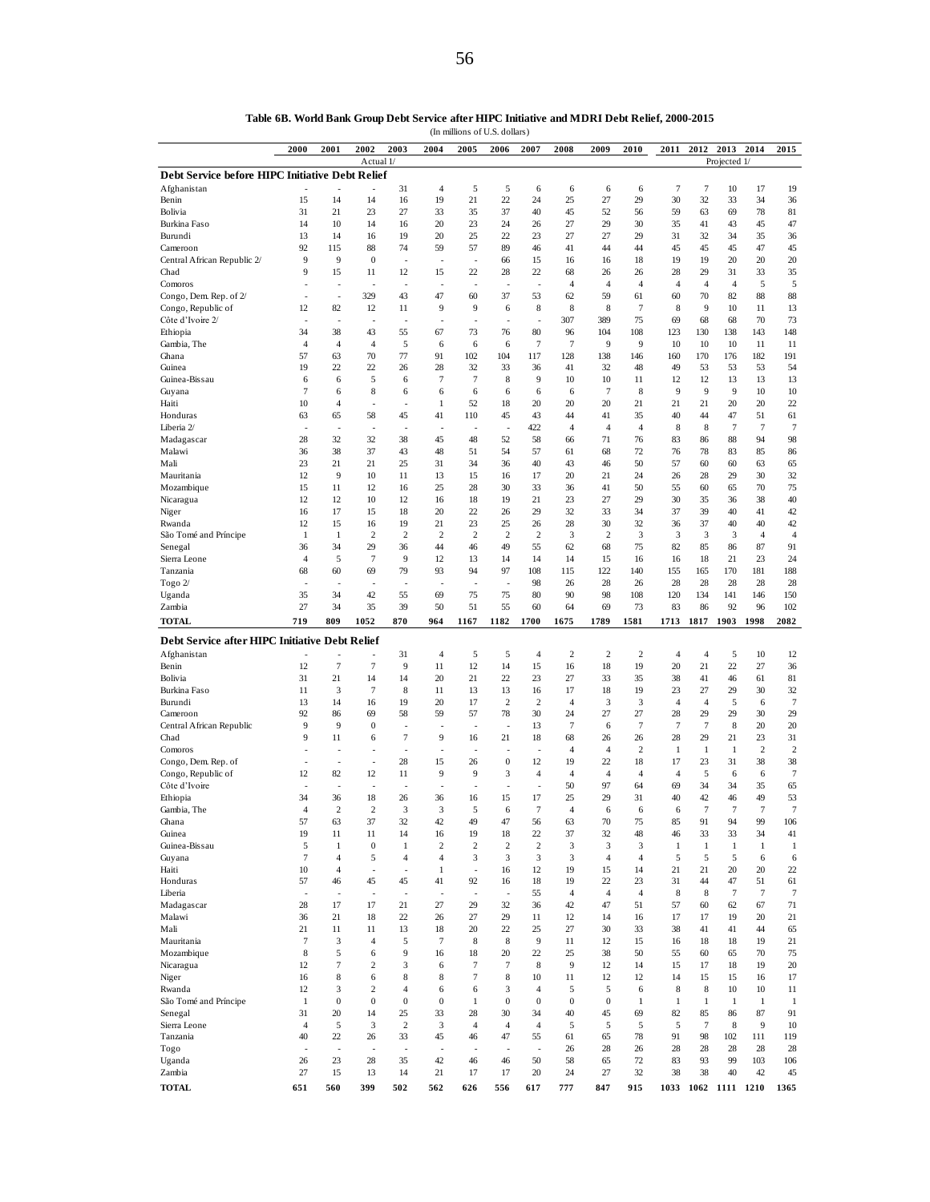**Table 6B. World Bank Group Debt Service after HIPC Initiative and MDRI Debt Relief, 2000-2015**

(In millions of U.S. dollars)

| | 2000 | 2001 | 2002 | 2003 | 2004 | 2005 | 2006 | 2007 | 2008 | 2009 | 2010 | 2011 | 2012 | 2013 | 2014 | 2015 |
|---|---|---|---|---|---|---|---|---|---|---|---|---|---|---|---|---|
| | | | Actual 1/ | | | | | | | | | | | Projected 1/ | | |
| **Debt Service before HIPC Initiative Debt Relief** | | | | | | | | | | | | | | | | |
| Afghanistan | - | - | - | 31 | 4 | 5 | 5 | 6 | 6 | 6 | 6 | 7 | 7 | 10 | 17 | 19 |
| Benin | 15 | 14 | 14 | 16 | 19 | 21 | 22 | 24 | 25 | 27 | 29 | 30 | 32 | 33 | 34 | 36 |
| Bolivia | 31 | 21 | 23 | 27 | 33 | 35 | 37 | 40 | 45 | 52 | 56 | 59 | 63 | 69 | 78 | 81 |
| Burkina Faso | 14 | 10 | 14 | 16 | 20 | 23 | 24 | 26 | 27 | 29 | 30 | 35 | 41 | 43 | 45 | 47 |
| Burundi | 13 | 14 | 16 | 19 | 20 | 25 | 22 | 23 | 27 | 27 | 29 | 31 | 32 | 34 | 35 | 36 |
| Cameroon | 92 | 115 | 88 | 74 | 59 | 57 | 89 | 46 | 41 | 44 | 44 | 45 | 45 | 45 | 47 | 45 |
| Central African Republic 2/ | 9 | 9 | 0 | - | - | - | 66 | 15 | 16 | 16 | 18 | 19 | 19 | 20 | 20 | 20 |
| Chad | 9 | 15 | 11 | 12 | 15 | 22 | 28 | 22 | 68 | 26 | 26 | 28 | 29 | 31 | 33 | 35 |
| Comoros | - | - | - | - | - | - | - | - | 4 | 4 | 4 | 4 | 4 | 4 | 5 | 5 |
| Congo, Dem. Rep. of 2/ | - | - | 329 | 43 | 47 | 60 | 37 | 53 | 62 | 59 | 61 | 60 | 70 | 82 | 88 | 88 |
| Congo, Republic of | 12 | 82 | 12 | 11 | 9 | 9 | 6 | 8 | 8 | 8 | 7 | 8 | 9 | 10 | 11 | 13 |
| Côte d'Ivoire 2/ | - | - | - | - | - | - | - | - | 307 | 389 | 75 | 69 | 68 | 68 | 70 | 73 |
| Ethiopia | 34 | 38 | 43 | 55 | 67 | 73 | 76 | 80 | 96 | 104 | 108 | 123 | 130 | 138 | 143 | 148 |
| Gambia, The | 4 | 4 | 4 | 5 | 6 | 6 | 6 | 7 | 7 | 9 | 9 | 10 | 10 | 10 | 11 | 11 |
| Ghana | 57 | 63 | 70 | 77 | 91 | 102 | 104 | 117 | 128 | 138 | 146 | 160 | 170 | 176 | 182 | 191 |
| Guinea | 19 | 22 | 22 | 26 | 28 | 32 | 33 | 36 | 41 | 32 | 48 | 49 | 53 | 53 | 53 | 54 |
| Guinea-Bissau | 6 | 6 | 5 | 6 | 7 | 7 | 8 | 9 | 10 | 10 | 11 | 12 | 12 | 13 | 13 | 13 |
| Guyana | 7 | 6 | 8 | 6 | 6 | 6 | 6 | 6 | 6 | 7 | 8 | 9 | 9 | 9 | 10 | 10 |
| Haiti | 10 | 4 | - | - | 1 | 52 | 18 | 20 | 20 | 20 | 21 | 21 | 21 | 20 | 20 | 22 |
| Honduras | 63 | 65 | 58 | 45 | 41 | 110 | 45 | 43 | 44 | 41 | 35 | 40 | 44 | 47 | 51 | 61 |
| Liberia 2/ | - | - | - | - | - | - | - | 422 | 4 | 4 | 4 | 8 | 8 | 7 | 7 | 7 |
| Madagascar | 28 | 32 | 32 | 38 | 45 | 48 | 52 | 58 | 66 | 71 | 76 | 83 | 86 | 88 | 94 | 98 |
| Malawi | 36 | 38 | 37 | 43 | 48 | 51 | 54 | 57 | 61 | 68 | 72 | 76 | 78 | 83 | 85 | 86 |
| Mali | 23 | 21 | 21 | 25 | 31 | 34 | 36 | 40 | 43 | 46 | 50 | 57 | 60 | 60 | 63 | 65 |
| Mauritania | 12 | 9 | 10 | 11 | 13 | 15 | 16 | 17 | 20 | 21 | 24 | 26 | 28 | 29 | 30 | 32 |
| Mozambique | 15 | 11 | 12 | 16 | 25 | 28 | 30 | 33 | 36 | 41 | 50 | 55 | 60 | 65 | 70 | 75 |
| Nicaragua | 12 | 12 | 10 | 12 | 16 | 18 | 19 | 21 | 23 | 27 | 29 | 30 | 35 | 36 | 38 | 40 |
| Niger | 16 | 17 | 15 | 18 | 20 | 22 | 26 | 29 | 32 | 33 | 34 | 37 | 39 | 40 | 41 | 42 |
| Rwanda | 12 | 15 | 16 | 19 | 21 | 23 | 25 | 26 | 28 | 30 | 32 | 36 | 37 | 40 | 40 | 42 |
| São Tomé and Príncipe | 1 | 1 | 2 | 2 | 2 | 2 | 2 | 2 | 3 | 2 | 3 | 3 | 3 | 3 | 4 | 4 |
| Senegal | 36 | 34 | 29 | 36 | 44 | 46 | 49 | 55 | 62 | 68 | 75 | 82 | 85 | 86 | 87 | 91 |
| Sierra Leone | 4 | 5 | 7 | 9 | 12 | 13 | 14 | 14 | 14 | 15 | 16 | 16 | 18 | 21 | 23 | 24 |
| Tanzania | 68 | 60 | 69 | 79 | 93 | 94 | 97 | 108 | 115 | 122 | 140 | 155 | 165 | 170 | 181 | 188 |
| Togo 2/ | - | - | - | - | - | - | - | 98 | 26 | 28 | 26 | 28 | 28 | 28 | 28 | 28 |
| Uganda | 35 | 34 | 42 | 55 | 69 | 75 | 75 | 80 | 90 | 98 | 108 | 120 | 134 | 141 | 146 | 150 |
| Zambia | 27 | 34 | 35 | 39 | 50 | 51 | 55 | 60 | 64 | 69 | 73 | 83 | 86 | 92 | 96 | 102 |
| **TOTAL** | **719** | **809** | **1052** | **870** | **964** | **1167** | **1182** | **1700** | **1675** | **1789** | **1581** | **1713** | **1817** | **1903** | **1998** | **2082** |
| **Debt Service after HIPC Initiative Debt Relief** | | | | | | | | | | | | | | | | |
| Afghanistan | - | - | - | 31 | 4 | 5 | 5 | 4 | 2 | 2 | 2 | 4 | 4 | 5 | 10 | 12 |
| Benin | 12 | 7 | 7 | 9 | 11 | 12 | 14 | 15 | 16 | 18 | 19 | 20 | 21 | 22 | 27 | 36 |
| Bolivia | 31 | 21 | 14 | 14 | 20 | 21 | 22 | 23 | 27 | 33 | 35 | 38 | 41 | 46 | 61 | 81 |
| Burkina Faso | 11 | 3 | 7 | 8 | 11 | 13 | 13 | 16 | 17 | 18 | 19 | 23 | 27 | 29 | 30 | 32 |
| Burundi | 13 | 14 | 16 | 19 | 20 | 17 | 2 | 2 | 4 | 3 | 3 | 4 | 4 | 5 | 6 | 7 |
| Cameroon | 92 | 86 | 69 | 58 | 59 | 57 | 78 | 30 | 24 | 27 | 27 | 28 | 29 | 29 | 30 | 29 |
| Central African Republic | 9 | 9 | 0 | - | - | - | - | 13 | 7 | 6 | 7 | 7 | 7 | 8 | 20 | 20 |
| Chad | 9 | 11 | 6 | 7 | 9 | 16 | 21 | 18 | 68 | 26 | 26 | 28 | 29 | 21 | 23 | 31 |
| Comoros | - | - | - | - | - | - | - | - | 4 | 4 | 2 | 1 | 1 | 1 | 2 | 2 |
| Congo, Dem. Rep. of | - | - | - | 28 | 15 | 26 | 0 | 12 | 19 | 22 | 18 | 17 | 23 | 31 | 38 | 38 |
| Congo, Republic of | 12 | 82 | 12 | 11 | 9 | 9 | 3 | 4 | 4 | 4 | 4 | 4 | 5 | 6 | 6 | 7 |
| Côte d'Ivoire | - | - | - | - | - | - | - | - | 50 | 97 | 64 | 69 | 34 | 34 | 35 | 65 |
| Ethiopia | 34 | 36 | 18 | 26 | 36 | 16 | 15 | 17 | 25 | 29 | 31 | 40 | 42 | 46 | 49 | 53 |
| Gambia, The | 4 | 2 | 2 | 3 | 3 | 5 | 6 | 7 | 4 | 6 | 6 | 6 | 7 | 7 | 7 | 7 |
| Ghana | 57 | 63 | 37 | 32 | 42 | 49 | 47 | 56 | 63 | 70 | 75 | 85 | 91 | 94 | 99 | 106 |
| Guinea | 19 | 11 | 11 | 14 | 16 | 19 | 18 | 22 | 37 | 32 | 48 | 46 | 33 | 33 | 34 | 41 |
| Guinea-Bissau | 5 | 1 | 0 | 1 | 2 | 2 | 2 | 2 | 3 | 3 | 3 | 1 | 1 | 1 | 1 | 1 |
| Guyana | 7 | 4 | 5 | 4 | 4 | 3 | 3 | 3 | 3 | 4 | 4 | 5 | 5 | 5 | 6 | 6 |
| Haiti | 10 | 4 | - | - | 1 | - | 16 | 12 | 19 | 15 | 14 | 21 | 21 | 20 | 20 | 22 |
| Honduras | 57 | 46 | 45 | 45 | 41 | 92 | 16 | 18 | 19 | 22 | 23 | 31 | 44 | 47 | 51 | 61 |
| Liberia | - | - | - | - | - | - | - | 55 | 4 | 4 | 4 | 8 | 8 | 7 | 7 | 7 |
| Madagascar | 28 | 17 | 17 | 21 | 27 | 29 | 32 | 36 | 42 | 47 | 51 | 57 | 60 | 62 | 67 | 71 |
| Malawi | 36 | 21 | 18 | 22 | 26 | 27 | 29 | 11 | 12 | 14 | 16 | 17 | 17 | 19 | 20 | 21 |
| Mali | 21 | 11 | 11 | 13 | 18 | 20 | 22 | 25 | 27 | 30 | 33 | 38 | 41 | 41 | 44 | 65 |
| Mauritania | 7 | 3 | 4 | 5 | 7 | 8 | 8 | 9 | 11 | 12 | 15 | 16 | 18 | 18 | 19 | 21 |
| Mozambique | 8 | 5 | 6 | 9 | 16 | 18 | 20 | 22 | 25 | 38 | 50 | 55 | 60 | 65 | 70 | 75 |
| Nicaragua | 12 | 7 | 2 | 3 | 6 | 7 | 7 | 8 | 9 | 12 | 14 | 15 | 17 | 18 | 19 | 20 |
| Niger | 16 | 8 | 6 | 8 | 8 | 7 | 8 | 10 | 11 | 12 | 12 | 14 | 15 | 15 | 16 | 17 |
| Rwanda | 12 | 3 | 2 | 4 | 6 | 6 | 3 | 4 | 5 | 5 | 6 | 8 | 8 | 10 | 10 | 11 |
| São Tomé and Príncipe | 1 | 0 | 0 | 0 | 0 | 1 | 0 | 0 | 0 | 0 | 1 | 1 | 1 | 1 | 1 | 1 |
| Senegal | 31 | 20 | 14 | 25 | 33 | 28 | 30 | 34 | 40 | 45 | 69 | 82 | 85 | 86 | 87 | 91 |
| Sierra Leone | 4 | 5 | 3 | 2 | 3 | 4 | 4 | 4 | 5 | 5 | 5 | 5 | 7 | 8 | 9 | 10 |
| Tanzania | 40 | 22 | 26 | 33 | 45 | 46 | 47 | 55 | 61 | 65 | 78 | 91 | 98 | 102 | 111 | 119 |
| Togo | - | - | - | - | - | - | - | - | 26 | 28 | 26 | 28 | 28 | 28 | 28 | 28 |
| Uganda | 26 | 23 | 28 | 35 | 42 | 46 | 46 | 50 | 58 | 65 | 72 | 83 | 93 | 99 | 103 | 106 |
| Zambia | 27 | 15 | 13 | 14 | 21 | 17 | 17 | 20 | 24 | 27 | 32 | 38 | 38 | 40 | 42 | 45 |
| **TOTAL** | **651** | **560** | **399** | **502** | **562** | **626** | **556** | **617** | **777** | **847** | **915** | **1033** | **1062** | **1111** | **1210** | **1365** |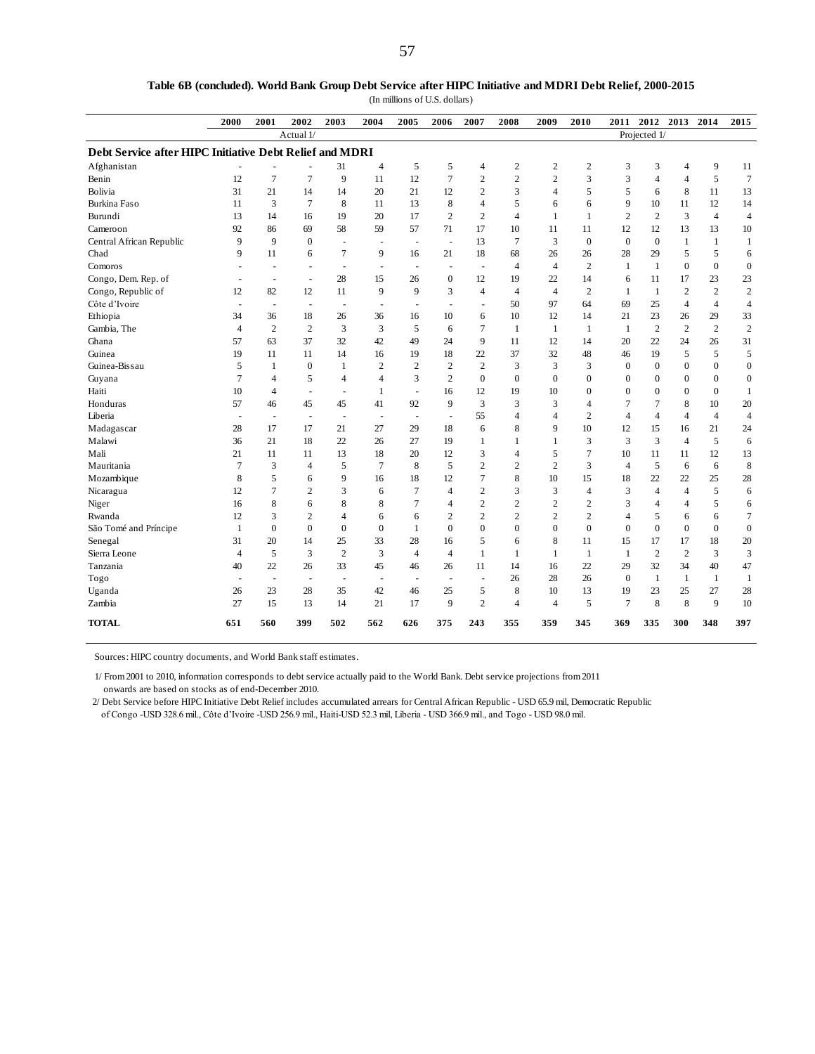**Table 6B (concluded). World Bank Group Debt Service after HIPC Initiative and MDRI Debt Relief, 2000-2015**

(In millions of U.S. dollars)

| | 2000 | 2001 | 2002 | 2003 | 2004 | 2005 | 2006 | 2007 | 2008 | 2009 | 2010 | 2011 | 2012 | 2013 | 2014 | 2015 |
|---|---|---|---|---|---|---|---|---|---|---|---|---|---|---|---|---|
| | | | Actual 1/ | | | | | | | | | | Projected 1/ | | | |
| **Debt Service after HIPC Initiative Debt Relief and MDRI** | | | | | | | | | | | | | | | | |
| Afghanistan | - | - | - | 31 | 4 | 5 | 5 | 4 | 2 | 2 | 2 | 3 | 3 | 4 | 9 | 11 |
| Benin | 12 | 7 | 7 | 9 | 11 | 12 | 7 | 2 | 2 | 2 | 3 | 3 | 4 | 4 | 5 | 7 |
| Bolivia | 31 | 21 | 14 | 14 | 20 | 21 | 12 | 2 | 3 | 4 | 5 | 5 | 6 | 8 | 11 | 13 |
| Burkina Faso | 11 | 3 | 7 | 8 | 11 | 13 | 8 | 4 | 5 | 6 | 6 | 9 | 10 | 11 | 12 | 14 |
| Burundi | 13 | 14 | 16 | 19 | 20 | 17 | 2 | 2 | 4 | 1 | 1 | 2 | 2 | 3 | 4 | 4 |
| Cameroon | 92 | 86 | 69 | 58 | 59 | 57 | 71 | 17 | 10 | 11 | 11 | 12 | 12 | 13 | 13 | 10 |
| Central African Republic | 9 | 9 | 0 | - | - | - | - | 13 | 7 | 3 | 0 | 0 | 0 | 1 | 1 | 1 |
| Chad | 9 | 11 | 6 | 7 | 9 | 16 | 21 | 18 | 68 | 26 | 26 | 28 | 29 | 5 | 5 | 6 |
| Comoros | - | - | - | - | - | - | - | - | 4 | 4 | 2 | 1 | 1 | 0 | 0 | 0 |
| Congo, Dem. Rep. of | - | - | - | 28 | 15 | 26 | 0 | 12 | 19 | 22 | 14 | 6 | 11 | 17 | 23 | 23 |
| Congo, Republic of | 12 | 82 | 12 | 11 | 9 | 9 | 3 | 4 | 4 | 4 | 2 | 1 | 1 | 2 | 2 | 2 |
| Côte d'Ivoire | - | - | - | - | - | - | - | - | 50 | 97 | 64 | 69 | 25 | 4 | 4 | 4 |
| Ethiopia | 34 | 36 | 18 | 26 | 36 | 16 | 10 | 6 | 10 | 12 | 14 | 21 | 23 | 26 | 29 | 33 |
| Gambia, The | 4 | 2 | 2 | 3 | 3 | 5 | 6 | 7 | 1 | 1 | 1 | 1 | 2 | 2 | 2 | 2 |
| Ghana | 57 | 63 | 37 | 32 | 42 | 49 | 24 | 9 | 11 | 12 | 14 | 20 | 22 | 24 | 26 | 31 |
| Guinea | 19 | 11 | 11 | 14 | 16 | 19 | 18 | 22 | 37 | 32 | 48 | 46 | 19 | 5 | 5 | 5 |
| Guinea-Bissau | 5 | 1 | 0 | 1 | 2 | 2 | 2 | 2 | 3 | 3 | 3 | 0 | 0 | 0 | 0 | 0 |
| Guyana | 7 | 4 | 5 | 4 | 4 | 3 | 2 | 0 | 0 | 0 | 0 | 0 | 0 | 0 | 0 | 0 |
| Haiti | 10 | 4 | - | - | 1 | - | 16 | 12 | 19 | 10 | 0 | 0 | 0 | 0 | 0 | 1 |
| Honduras | 57 | 46 | 45 | 45 | 41 | 92 | 9 | 3 | 3 | 3 | 4 | 7 | 7 | 8 | 10 | 20 |
| Liberia | - | - | - | - | - | - | - | 55 | 4 | 4 | 2 | 4 | 4 | 4 | 4 | 4 |
| Madagascar | 28 | 17 | 17 | 21 | 27 | 29 | 18 | 6 | 8 | 9 | 10 | 12 | 15 | 16 | 21 | 24 |
| Malawi | 36 | 21 | 18 | 22 | 26 | 27 | 19 | 1 | 1 | 1 | 3 | 3 | 3 | 4 | 5 | 6 |
| Mali | 21 | 11 | 11 | 13 | 18 | 20 | 12 | 3 | 4 | 5 | 7 | 10 | 11 | 11 | 12 | 13 |
| Mauritania | 7 | 3 | 4 | 5 | 7 | 8 | 5 | 2 | 2 | 2 | 3 | 4 | 5 | 6 | 6 | 8 |
| Mozambique | 8 | 5 | 6 | 9 | 16 | 18 | 12 | 7 | 8 | 10 | 15 | 18 | 22 | 22 | 25 | 28 |
| Nicaragua | 12 | 7 | 2 | 3 | 6 | 7 | 4 | 2 | 3 | 3 | 4 | 3 | 4 | 4 | 5 | 6 |
| Niger | 16 | 8 | 6 | 8 | 8 | 7 | 4 | 2 | 2 | 2 | 2 | 3 | 4 | 4 | 5 | 6 |
| Rwanda | 12 | 3 | 2 | 4 | 6 | 6 | 2 | 2 | 2 | 2 | 2 | 4 | 5 | 6 | 6 | 7 |
| São Tomé and Príncipe | 1 | 0 | 0 | 0 | 0 | 1 | 0 | 0 | 0 | 0 | 0 | 0 | 0 | 0 | 0 | 0 |
| Senegal | 31 | 20 | 14 | 25 | 33 | 28 | 16 | 5 | 6 | 8 | 11 | 15 | 17 | 17 | 18 | 20 |
| Sierra Leone | 4 | 5 | 3 | 2 | 3 | 4 | 4 | 1 | 1 | 1 | 1 | 1 | 2 | 2 | 3 | 3 |
| Tanzania | 40 | 22 | 26 | 33 | 45 | 46 | 26 | 11 | 14 | 16 | 22 | 29 | 32 | 34 | 40 | 47 |
| Togo | - | - | - | - | - | - | - | - | 26 | 28 | 26 | 0 | 1 | 1 | 1 | 1 |
| Uganda | 26 | 23 | 28 | 35 | 42 | 46 | 25 | 5 | 8 | 10 | 13 | 19 | 23 | 25 | 27 | 28 |
| Zambia | 27 | 15 | 13 | 14 | 21 | 17 | 9 | 2 | 4 | 4 | 5 | 7 | 8 | 8 | 9 | 10 |
| **TOTAL** | **651** | **560** | **399** | **502** | **562** | **626** | **375** | **243** | **355** | **359** | **345** | **369** | **335** | **300** | **348** | **397** |

Sources: HIPC country documents, and World Bank staff estimates.

1/ From 2001 to 2010, information corresponds to debt service actually paid to the World Bank. Debt service projections from 2011 onwards are based on stocks as of end-December 2010.

2/ Debt Service before HIPC Initiative Debt Relief includes accumulated arrears for Central African Republic - USD 65.9 mil, Democratic Republic of Congo -USD 328.6 mil., Côte d'Ivoire -USD 256.9 mil., Haiti-USD 52.3 mil, Liberia - USD 366.9 mil., and Togo - USD 98.0 mil.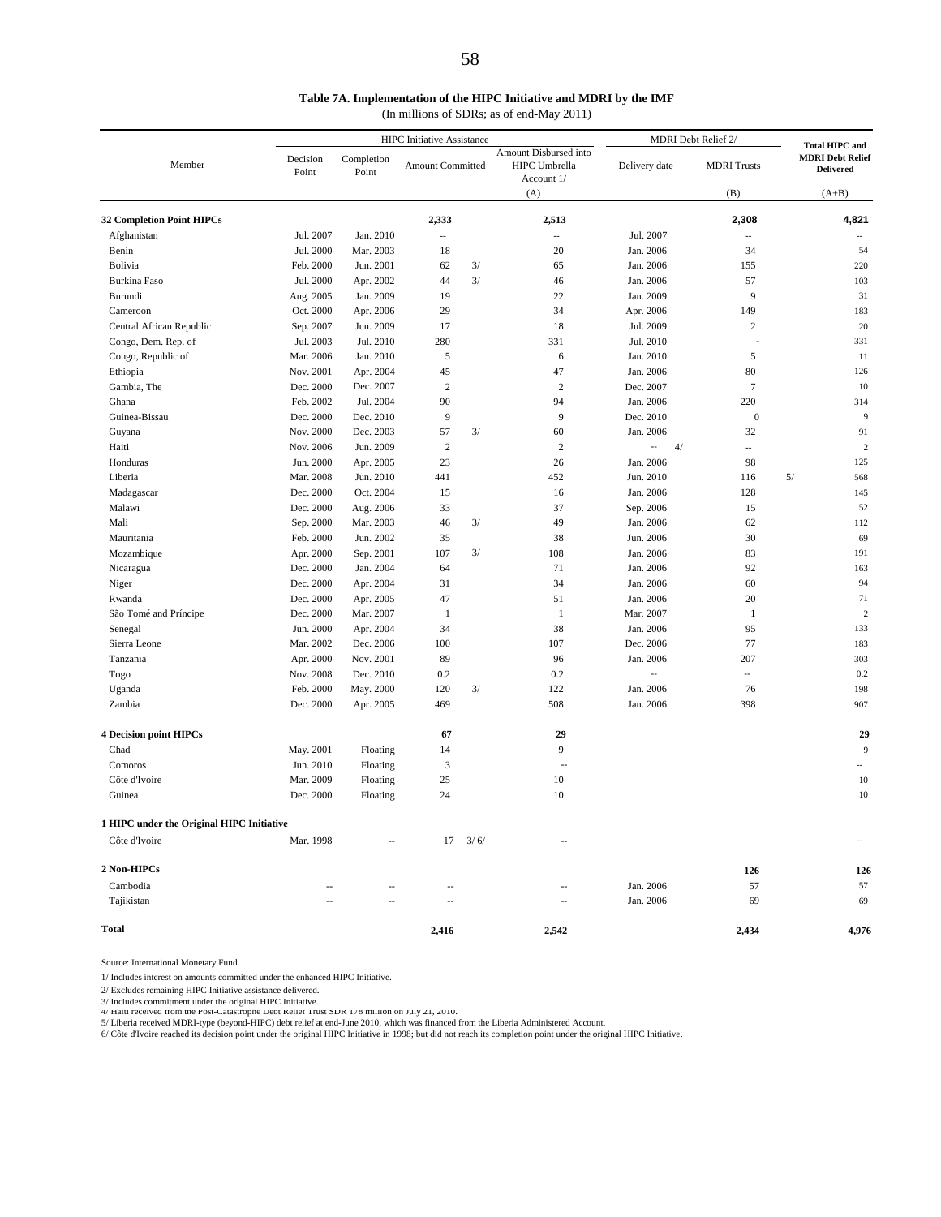**Table 7A. Implementation of the HIPC Initiative and MDRI by the IMF**

(In millions of SDRs; as of end-May 2011)

| Member | HIPC Initiative Assistance | | | | MDRI Debt Relief 2/ | | Total HIPC and MDRI Debt Relief Delivered |
|---|---|---|---|---|---|---|---|
| | Decision Point | Completion Point | Amount Committed | Amount Disbursed into HIPC Umbrella Account 1/ | Delivery date | MDRI Trusts | |
| | | | | (A) | | (B) | (A+B) |
| **32 Completion Point HIPCs** | | | **2,333** | **2,513** | | **2,308** | **4,821** |
| Afghanistan | Jul. 2007 | Jan. 2010 | -- | -- | Jul. 2007 | -- | -- |
| Benin | Jul. 2000 | Mar. 2003 | 18 | 20 | Jan. 2006 | 34 | 54 |
| Bolivia | Feb. 2000 | Jun. 2001 | 62 3/ | 65 | Jan. 2006 | 155 | 220 |
| Burkina Faso | Jul. 2000 | Apr. 2002 | 44 3/ | 46 | Jan. 2006 | 57 | 103 |
| Burundi | Aug. 2005 | Jan. 2009 | 19 | 22 | Jan. 2009 | 9 | 31 |
| Cameroon | Oct. 2000 | Apr. 2006 | 29 | 34 | Apr. 2006 | 149 | 183 |
| Central African Republic | Sep. 2007 | Jun. 2009 | 17 | 18 | Jul. 2009 | 2 | 20 |
| Congo, Dem. Rep. of | Jul. 2003 | Jul. 2010 | 280 | 331 | Jul. 2010 | - | 331 |
| Congo, Republic of | Mar. 2006 | Jan. 2010 | 5 | 6 | Jan. 2010 | 5 | 11 |
| Ethiopia | Nov. 2001 | Apr. 2004 | 45 | 47 | Jan. 2006 | 80 | 126 |
| Gambia, The | Dec. 2000 | Dec. 2007 | 2 | 2 | Dec. 2007 | 7 | 10 |
| Ghana | Feb. 2002 | Jul. 2004 | 90 | 94 | Jan. 2006 | 220 | 314 |
| Guinea-Bissau | Dec. 2000 | Dec. 2010 | 9 | 9 | Dec. 2010 | 0 | 9 |
| Guyana | Nov. 2000 | Dec. 2003 | 57 3/ | 60 | Jan. 2006 | 32 | 91 |
| Haiti | Nov. 2006 | Jun. 2009 | 2 | 2 | -- 4/ | -- | 2 |
| Honduras | Jun. 2000 | Apr. 2005 | 23 | 26 | Jan. 2006 | 98 | 125 |
| Liberia | Mar. 2008 | Jun. 2010 | 441 | 452 | Jun. 2010 | 116 | 5/ 568 |
| Madagascar | Dec. 2000 | Oct. 2004 | 15 | 16 | Jan. 2006 | 128 | 145 |
| Malawi | Dec. 2000 | Aug. 2006 | 33 | 37 | Sep. 2006 | 15 | 52 |
| Mali | Sep. 2000 | Mar. 2003 | 46 3/ | 49 | Jan. 2006 | 62 | 112 |
| Mauritania | Feb. 2000 | Jun. 2002 | 35 | 38 | Jun. 2006 | 30 | 69 |
| Mozambique | Apr. 2000 | Sep. 2001 | 107 3/ | 108 | Jan. 2006 | 83 | 191 |
| Nicaragua | Dec. 2000 | Jan. 2004 | 64 | 71 | Jan. 2006 | 92 | 163 |
| Niger | Dec. 2000 | Apr. 2004 | 31 | 34 | Jan. 2006 | 60 | 94 |
| Rwanda | Dec. 2000 | Apr. 2005 | 47 | 51 | Jan. 2006 | 20 | 71 |
| São Tomé and Príncipe | Dec. 2000 | Mar. 2007 | 1 | 1 | Mar. 2007 | 1 | 2 |
| Senegal | Jun. 2000 | Apr. 2004 | 34 | 38 | Jan. 2006 | 95 | 133 |
| Sierra Leone | Mar. 2002 | Dec. 2006 | 100 | 107 | Dec. 2006 | 77 | 183 |
| Tanzania | Apr. 2000 | Nov. 2001 | 89 | 96 | Jan. 2006 | 207 | 303 |
| Togo | Nov. 2008 | Dec. 2010 | 0.2 | 0.2 | -- | -- | 0.2 |
| Uganda | Feb. 2000 | May. 2000 | 120 3/ | 122 | Jan. 2006 | 76 | 198 |
| Zambia | Dec. 2000 | Apr. 2005 | 469 | 508 | Jan. 2006 | 398 | 907 |
| **4 Decision point HIPCs** | | | **67** | **29** | | | **29** |
| Chad | May. 2001 | Floating | 14 | 9 | | | 9 |
| Comoros | Jun. 2010 | Floating | 3 | -- | | | -- |
| Côte d'Ivoire | Mar. 2009 | Floating | 25 | 10 | | | 10 |
| Guinea | Dec. 2000 | Floating | 24 | 10 | | | 10 |
| **1 HIPC under the Original HIPC Initiative** | | | | | | | |
| Côte d'Ivoire | Mar. 1998 | -- | 17 3/ 6/ | -- | | | -- |
| **2 Non-HIPCs** | | | | | | **126** | **126** |
| Cambodia | -- | -- | -- | -- | Jan. 2006 | 57 | 57 |
| Tajikistan | -- | -- | -- | -- | Jan. 2006 | 69 | 69 |
| **Total** | | | **2,416** | **2,542** | | **2,434** | **4,976** |

Source: International Monetary Fund.

1/ Includes interest on amounts committed under the enhanced HIPC Initiative.

2/ Excludes remaining HIPC Initiative assistance delivered.

3/ Includes commitment under the original HIPC Initiative.

4/ Haiti received from the Post-Catastrophe Debt Relief Trust SDR 178 million on July 21, 2010.

5/ Liberia received MDRI-type (beyond-HIPC) debt relief at end-June 2010, which was financed from the Liberia Administered Account.

6/ Côte d'Ivoire reached its decision point under the original HIPC Initiative in 1998; but did not reach its completion point under the original HIPC Initiative.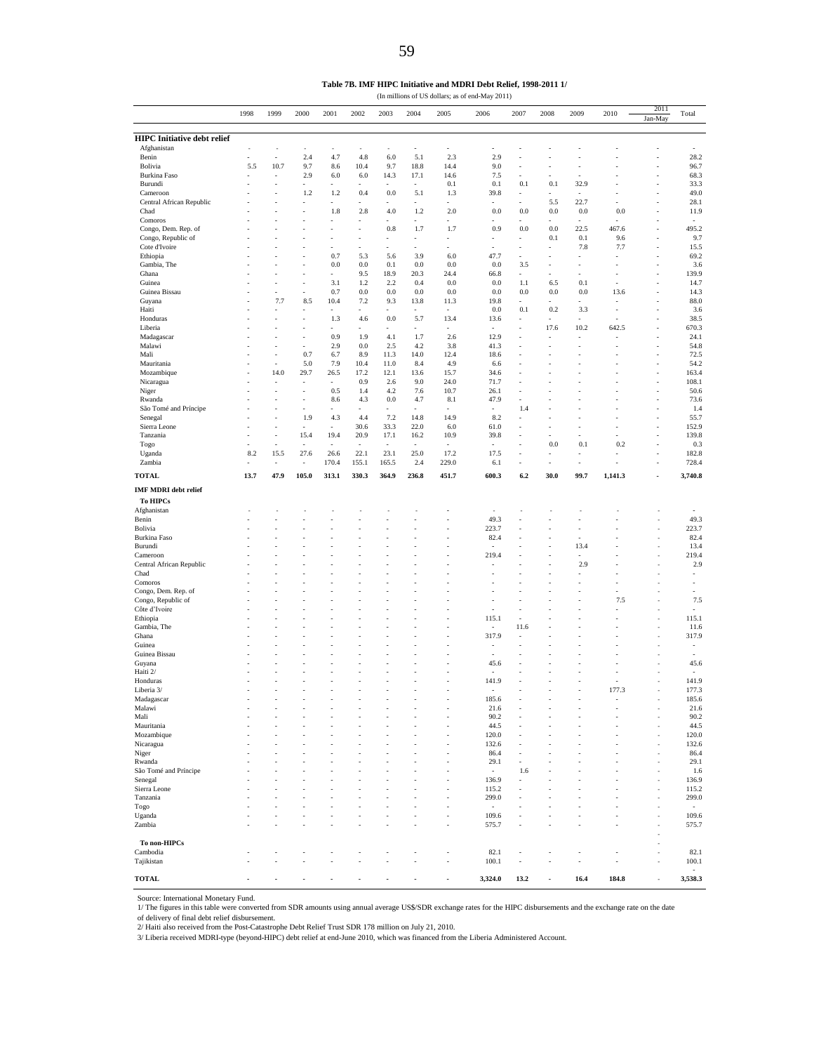**Table 7B. IMF HIPC Initiative and MDRI Debt Relief, 1998-2011 1/**

(In millions of US dollars; as of end-May 2011)

| | 1998 | 1999 | 2000 | 2001 | 2002 | 2003 | 2004 | 2005 | 2006 | 2007 | 2008 | 2009 | 2010 | 2011 Jan-May | Total |
|---|---|---|---|---|---|---|---|---|---|---|---|---|---|---|---|
| **HIPC Initiative debt relief** | | | | | | | | | | | | | | | |
| Afghanistan | - | - | - | - | - | - | - | - | - | - | - | - | - | - | - |
| Benin | - | - | 2.4 | 4.7 | 4.8 | 6.0 | 5.1 | 2.3 | 2.9 | - | - | - | - | - | 28.2 |
| Bolivia | 5.5 | 10.7 | 9.7 | 8.6 | 10.4 | 9.7 | 18.8 | 14.4 | 9.0 | - | - | - | - | - | 96.7 |
| Burkina Faso | - | - | 2.9 | 6.0 | 6.0 | 14.3 | 17.1 | 14.6 | 7.5 | - | - | - | - | - | 68.3 |
| Burundi | - | - | - | - | - | - | - | 0.1 | 0.1 | 0.1 | 0.1 | 32.9 | - | - | 33.3 |
| Cameroon | - | - | 1.2 | 1.2 | 0.4 | 0.0 | 5.1 | 1.3 | 39.8 | - | - | - | - | - | 49.0 |
| Central African Republic | - | - | - | - | - | - | - | - | - | - | 5.5 | 22.7 | - | - | 28.1 |
| Chad | - | - | - | 1.8 | 2.8 | 4.0 | 1.2 | 2.0 | 0.0 | 0.0 | 0.0 | 0.0 | 0.0 | - | 11.9 |
| Comoros | - | - | - | - | - | - | - | - | - | - | - | - | - | - | - |
| Congo, Dem. Rep. of | - | - | - | - | - | 0.8 | 1.7 | 1.7 | 0.9 | 0.0 | 0.0 | 22.5 | 467.6 | - | 495.2 |
| Congo, Republic of | - | - | - | - | - | - | - | - | - | - | 0.1 | 0.1 | 9.6 | - | 9.7 |
| Cote d'Ivoire | - | - | - | - | - | - | - | - | - | - | - | 7.8 | 7.7 | - | 15.5 |
| Ethiopia | - | - | - | 0.7 | 5.3 | 5.6 | 3.9 | 6.0 | 47.7 | - | - | - | - | - | 69.2 |
| Gambia, The | - | - | - | 0.0 | 0.0 | 0.1 | 0.0 | 0.0 | 0.0 | 3.5 | - | - | - | - | 3.6 |
| Ghana | - | - | - | - | 9.5 | 18.9 | 20.3 | 24.4 | 66.8 | - | - | - | - | - | 139.9 |
| Guinea | - | - | - | 3.1 | 1.2 | 2.2 | 0.4 | 0.0 | 0.0 | 1.1 | 6.5 | 0.1 | - | - | 14.7 |
| Guinea Bissau | - | - | - | 0.7 | 0.0 | 0.0 | 0.0 | 0.0 | 0.0 | 0.0 | 0.0 | 0.0 | 13.6 | - | 14.3 |
| Guyana | - | 7.7 | 8.5 | 10.4 | 7.2 | 9.3 | 13.8 | 11.3 | 19.8 | - | - | - | - | - | 88.0 |
| Haiti | - | - | - | - | - | - | - | - | 0.0 | 0.1 | 0.2 | 3.3 | - | - | 3.6 |
| Honduras | - | - | - | 1.3 | 4.6 | 0.0 | 5.7 | 13.4 | 13.6 | - | - | - | - | - | 38.5 |
| Liberia | - | - | - | - | - | - | - | - | - | - | 17.6 | 10.2 | 642.5 | - | 670.3 |
| Madagascar | - | - | - | 0.9 | 1.9 | 4.1 | 1.7 | 2.6 | 12.9 | - | - | - | - | - | 24.1 |
| Malawi | - | - | - | 2.9 | 0.0 | 2.5 | 4.2 | 3.8 | 41.3 | - | - | - | - | - | 54.8 |
| Mali | - | - | 0.7 | 6.7 | 8.9 | 11.3 | 14.0 | 12.4 | 18.6 | - | - | - | - | - | 72.5 |
| Mauritania | - | - | 5.0 | 7.9 | 10.4 | 11.0 | 8.4 | 4.9 | 6.6 | - | - | - | - | - | 54.2 |
| Mozambique | - | 14.0 | 29.7 | 26.5 | 17.2 | 12.1 | 13.6 | 15.7 | 34.6 | - | - | - | - | - | 163.4 |
| Nicaragua | - | - | - | - | 0.9 | 2.6 | 9.0 | 24.0 | 71.7 | - | - | - | - | - | 108.1 |
| Niger | - | - | - | 0.5 | 1.4 | 4.2 | 7.6 | 10.7 | 26.1 | - | - | - | - | - | 50.6 |
| Rwanda | - | - | - | 8.6 | 4.3 | 0.0 | 4.7 | 8.1 | 47.9 | - | - | - | - | - | 73.6 |
| São Tomé and Príncipe | - | - | - | - | - | - | - | - | - | 1.4 | - | - | - | - | 1.4 |
| Senegal | - | - | 1.9 | 4.3 | 4.4 | 7.2 | 14.8 | 14.9 | 8.2 | - | - | - | - | - | 55.7 |
| Sierra Leone | - | - | - | - | 30.6 | 33.3 | 22.0 | 6.0 | 61.0 | - | - | - | - | - | 152.9 |
| Tanzania | - | - | 15.4 | 19.4 | 20.9 | 17.1 | 16.2 | 10.9 | 39.8 | - | - | - | - | - | 139.8 |
| Togo | - | - | - | - | - | - | - | - | - | - | 0.0 | 0.1 | 0.2 | - | 0.3 |
| Uganda | 8.2 | 15.5 | 27.6 | 26.6 | 22.1 | 23.1 | 25.0 | 17.2 | 17.5 | - | - | - | - | - | 182.8 |
| Zambia | - | - | - | 170.4 | 155.1 | 165.5 | 2.4 | 229.0 | 6.1 | - | - | - | - | - | 728.4 |
| **TOTAL** | **13.7** | **47.9** | **105.0** | **313.1** | **330.3** | **364.9** | **236.8** | **451.7** | **600.3** | **6.2** | **30.0** | **99.7** | **1,141.3** | **-** | **3,740.8** |
| **IMF MDRI debt relief** | | | | | | | | | | | | | | | |
| **To HIPCs** | | | | | | | | | | | | | | | |
| Afghanistan | - | - | - | - | - | - | - | - | - | - | - | - | - | - | - |
| Benin | - | - | - | - | - | - | - | - | 49.3 | - | - | - | - | - | 49.3 |
| Bolivia | - | - | - | - | - | - | - | - | 223.7 | - | - | - | - | - | 223.7 |
| Burkina Faso | - | - | - | - | - | - | - | - | 82.4 | - | - | - | - | - | 82.4 |
| Burundi | - | - | - | - | - | - | - | - | - | - | - | 13.4 | - | - | 13.4 |
| Cameroon | - | - | - | - | - | - | - | - | 219.4 | - | - | - | - | - | 219.4 |
| Central African Republic | - | - | - | - | - | - | - | - | - | - | - | 2.9 | - | - | 2.9 |
| Chad | - | - | - | - | - | - | - | - | - | - | - | - | - | - | - |
| Comoros | - | - | - | - | - | - | - | - | - | - | - | - | - | - | - |
| Congo, Dem. Rep. of | - | - | - | - | - | - | - | - | - | - | - | - | - | - | - |
| Congo, Republic of | - | - | - | - | - | - | - | - | - | - | - | - | 7.5 | - | 7.5 |
| Côte d'Ivoire | - | - | - | - | - | - | - | - | - | - | - | - | - | - | - |
| Ethiopia | - | - | - | - | - | - | - | - | 115.1 | - | - | - | - | - | 115.1 |
| Gambia, The | - | - | - | - | - | - | - | - | - | 11.6 | - | - | - | - | 11.6 |
| Ghana | - | - | - | - | - | - | - | - | 317.9 | - | - | - | - | - | 317.9 |
| Guinea | - | - | - | - | - | - | - | - | - | - | - | - | - | - | - |
| Guinea Bissau | - | - | - | - | - | - | - | - | - | - | - | - | - | - | - |
| Guyana | - | - | - | - | - | - | - | - | 45.6 | - | - | - | - | - | 45.6 |
| Haiti 2/ | - | - | - | - | - | - | - | - | - | - | - | - | - | - | - |
| Honduras | - | - | - | - | - | - | - | - | 141.9 | - | - | - | - | - | 141.9 |
| Liberia 3/ | - | - | - | - | - | - | - | - | - | - | - | - | 177.3 | - | 177.3 |
| Madagascar | - | - | - | - | - | - | - | - | 185.6 | - | - | - | - | - | 185.6 |
| Malawi | - | - | - | - | - | - | - | - | 21.6 | - | - | - | - | - | 21.6 |
| Mali | - | - | - | - | - | - | - | - | 90.2 | - | - | - | - | - | 90.2 |
| Mauritania | - | - | - | - | - | - | - | - | 44.5 | - | - | - | - | - | 44.5 |
| Mozambique | - | - | - | - | - | - | - | - | 120.0 | - | - | - | - | - | 120.0 |
| Nicaragua | - | - | - | - | - | - | - | - | 132.6 | - | - | - | - | - | 132.6 |
| Niger | - | - | - | - | - | - | - | - | 86.4 | - | - | - | - | - | 86.4 |
| Rwanda | - | - | - | - | - | - | - | - | 29.1 | - | - | - | - | - | 29.1 |
| São Tomé and Príncipe | - | - | - | - | - | - | - | - | - | 1.6 | - | - | - | - | 1.6 |
| Senegal | - | - | - | - | - | - | - | - | 136.9 | - | - | - | - | - | 136.9 |
| Sierra Leone | - | - | - | - | - | - | - | - | 115.2 | - | - | - | - | - | 115.2 |
| Tanzania | - | - | - | - | - | - | - | - | 299.0 | - | - | - | - | - | 299.0 |
| Togo | - | - | - | - | - | - | - | - | - | - | - | - | - | - | - |
| Uganda | - | - | - | - | - | - | - | - | 109.6 | - | - | - | - | - | 109.6 |
| Zambia | - | - | - | - | - | - | - | - | 575.7 | - | - | - | - | - | 575.7 |
| **To non-HIPCs** | | | | | | | | | | | | | | | |
| Cambodia | - | - | - | - | - | - | - | - | 82.1 | - | - | - | - | - | 82.1 |
| Tajikistan | - | - | - | - | - | - | - | - | 100.1 | - | - | - | - | - | 100.1 |
| **TOTAL** | **-** | **-** | **-** | **-** | **-** | **-** | **-** | **-** | **3,324.0** | **13.2** | **-** | **16.4** | **184.8** | **-** | **3,538.3** |

Source: International Monetary Fund.

1/ The figures in this table were converted from SDR amounts using annual average US$/SDR exchange rates for the HIPC disbursements and the exchange rate on the date of delivery of final debt relief disbursement.

2/ Haiti also received from the Post-Catastrophe Debt Relief Trust SDR 178 million on July 21, 2010.

3/ Liberia received MDRI-type (beyond-HIPC) debt relief at end-June 2010, which was financed from the Liberia Administered Account.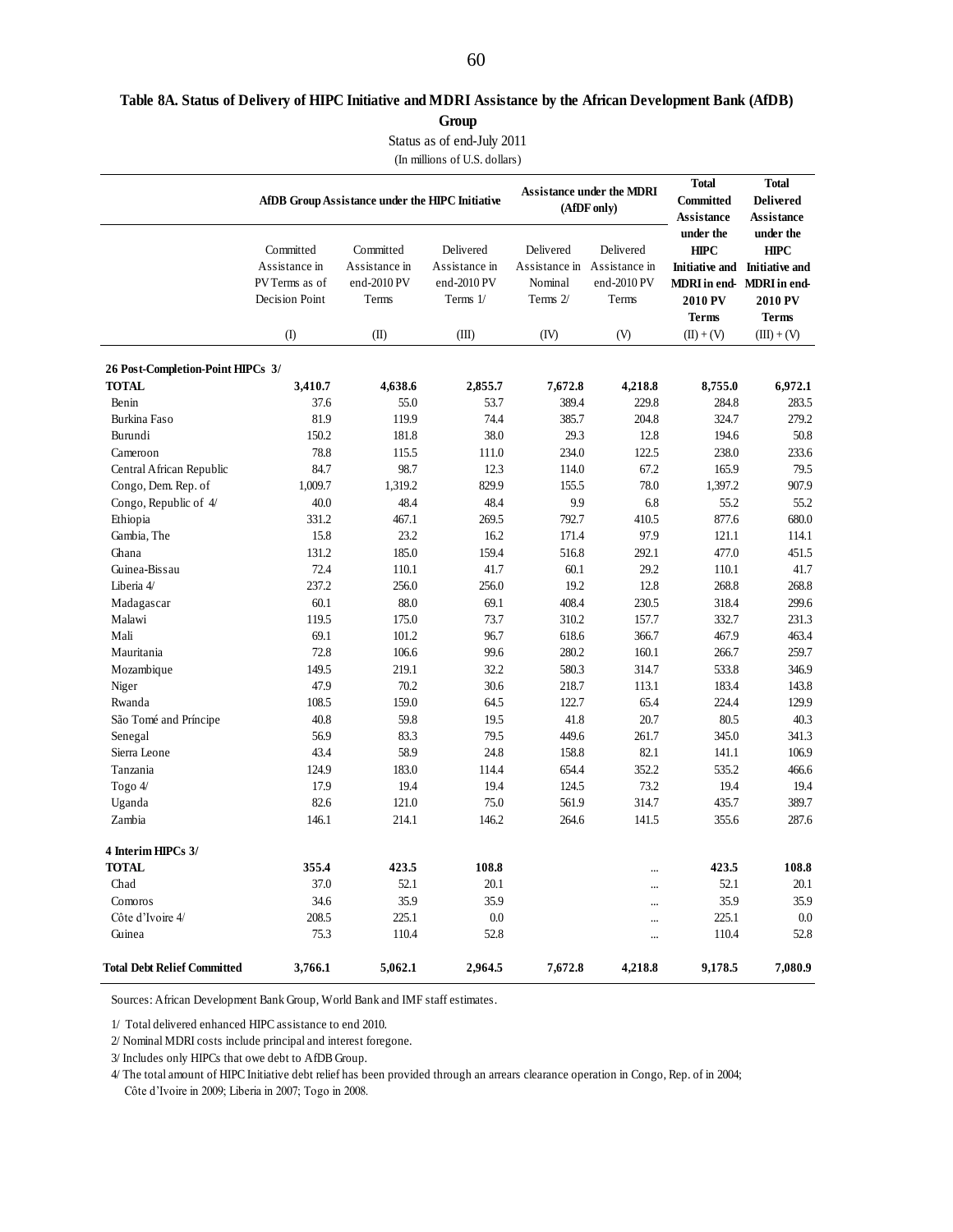**Table 8A. Status of Delivery of HIPC Initiative and MDRI Assistance by the African Development Bank (AfDB) Group**

Status as of end-July 2011

(In millions of U.S. dollars)

| | AfDB Group Assistance under the HIPC Initiative | | | Assistance under the MDRI (AfDF only) | | Total Committed Assistance under the HIPC Initiative and MDRI in end-2010 PV Terms | Total Delivered Assistance under the HIPC Initiative and MDRI in end-2010 PV Terms |
|---|---|---|---|---|---|---|---|
| | Committed Assistance in PV Terms as of Decision Point | Committed Assistance in end-2010 PV Terms | Delivered Assistance in end-2010 PV Terms 1/ | Delivered Assistance in Nominal Terms 2/ | Delivered Assistance in end-2010 PV Terms | | |
| | (I) | (II) | (III) | (IV) | (V) | (II) + (V) | (III) + (V) |
| **26 Post-Completion-Point HIPCs 3/** | | | | | | | |
| **TOTAL** | **3,410.7** | **4,638.6** | **2,855.7** | **7,672.8** | **4,218.8** | **8,755.0** | **6,972.1** |
| Benin | 37.6 | 55.0 | 53.7 | 389.4 | 229.8 | 284.8 | 283.5 |
| Burkina Faso | 81.9 | 119.9 | 74.4 | 385.7 | 204.8 | 324.7 | 279.2 |
| Burundi | 150.2 | 181.8 | 38.0 | 29.3 | 12.8 | 194.6 | 50.8 |
| Cameroon | 78.8 | 115.5 | 111.0 | 234.0 | 122.5 | 238.0 | 233.6 |
| Central African Republic | 84.7 | 98.7 | 12.3 | 114.0 | 67.2 | 165.9 | 79.5 |
| Congo, Dem. Rep. of | 1,009.7 | 1,319.2 | 829.9 | 155.5 | 78.0 | 1,397.2 | 907.9 |
| Congo, Republic of 4/ | 40.0 | 48.4 | 48.4 | 9.9 | 6.8 | 55.2 | 55.2 |
| Ethiopia | 331.2 | 467.1 | 269.5 | 792.7 | 410.5 | 877.6 | 680.0 |
| Gambia, The | 15.8 | 23.2 | 16.2 | 171.4 | 97.9 | 121.1 | 114.1 |
| Ghana | 131.2 | 185.0 | 159.4 | 516.8 | 292.1 | 477.0 | 451.5 |
| Guinea-Bissau | 72.4 | 110.1 | 41.7 | 60.1 | 29.2 | 110.1 | 41.7 |
| Liberia 4/ | 237.2 | 256.0 | 256.0 | 19.2 | 12.8 | 268.8 | 268.8 |
| Madagascar | 60.1 | 88.0 | 69.1 | 408.4 | 230.5 | 318.4 | 299.6 |
| Malawi | 119.5 | 175.0 | 73.7 | 310.2 | 157.7 | 332.7 | 231.3 |
| Mali | 69.1 | 101.2 | 96.7 | 618.6 | 366.7 | 467.9 | 463.4 |
| Mauritania | 72.8 | 106.6 | 99.6 | 280.2 | 160.1 | 266.7 | 259.7 |
| Mozambique | 149.5 | 219.1 | 32.2 | 580.3 | 314.7 | 533.8 | 346.9 |
| Niger | 47.9 | 70.2 | 30.6 | 218.7 | 113.1 | 183.4 | 143.8 |
| Rwanda | 108.5 | 159.0 | 64.5 | 122.7 | 65.4 | 224.4 | 129.9 |
| São Tomé and Príncipe | 40.8 | 59.8 | 19.5 | 41.8 | 20.7 | 80.5 | 40.3 |
| Senegal | 56.9 | 83.3 | 79.5 | 449.6 | 261.7 | 345.0 | 341.3 |
| Sierra Leone | 43.4 | 58.9 | 24.8 | 158.8 | 82.1 | 141.1 | 106.9 |
| Tanzania | 124.9 | 183.0 | 114.4 | 654.4 | 352.2 | 535.2 | 466.6 |
| Togo 4/ | 17.9 | 19.4 | 19.4 | 124.5 | 73.2 | 19.4 | 19.4 |
| Uganda | 82.6 | 121.0 | 75.0 | 561.9 | 314.7 | 435.7 | 389.7 |
| Zambia | 146.1 | 214.1 | 146.2 | 264.6 | 141.5 | 355.6 | 287.6 |
| **4 Interim HIPCs 3/** | | | | | | | |
| **TOTAL** | **355.4** | **423.5** | **108.8** | | ... | **423.5** | **108.8** |
| Chad | 37.0 | 52.1 | 20.1 | | ... | 52.1 | 20.1 |
| Comoros | 34.6 | 35.9 | 35.9 | | ... | 35.9 | 35.9 |
| Côte d'Ivoire 4/ | 208.5 | 225.1 | 0.0 | | ... | 225.1 | 0.0 |
| Guinea | 75.3 | 110.4 | 52.8 | | ... | 110.4 | 52.8 |
| **Total Debt Relief Committed** | **3,766.1** | **5,062.1** | **2,964.5** | **7,672.8** | **4,218.8** | **9,178.5** | **7,080.9** |

Sources: African Development Bank Group, World Bank and IMF staff estimates.

1/ Total delivered enhanced HIPC assistance to end 2010.

2/ Nominal MDRI costs include principal and interest foregone.

3/ Includes only HIPCs that owe debt to AfDB Group.

4/ The total amount of HIPC Initiative debt relief has been provided through an arrears clearance operation in Congo, Rep. of in 2004; Côte d'Ivoire in 2009; Liberia in 2007; Togo in 2008.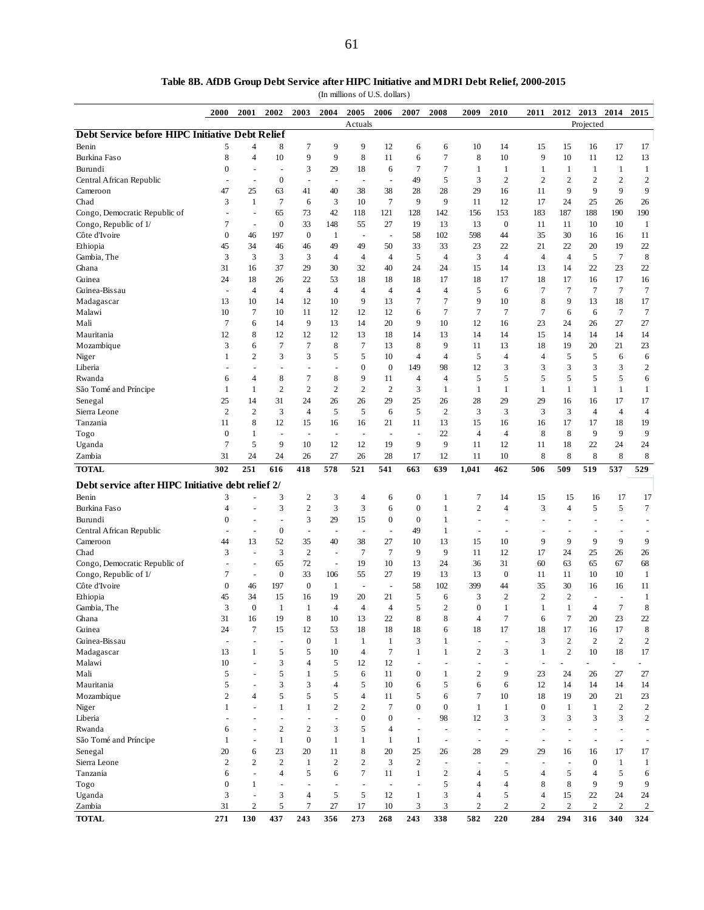**Table 8B. AfDB Group Debt Service after HIPC Initiative and MDRI Debt Relief, 2000-2015**

(In millions of U.S. dollars)

| | 2000 | 2001 | 2002 | 2003 | 2004 | 2005 | 2006 | 2007 | 2008 | 2009 | 2010 | 2011 | 2012 | 2013 | 2014 | 2015 |
|---|---|---|---|---|---|---|---|---|---|---|---|---|---|---|---|---|
| | | | | | | Actuals | | | | | | | | Projected | | |
| **Debt Service before HIPC Initiative Debt Relief** | | | | | | | | | | | | | | | | |
| Benin | 5 | 4 | 8 | 7 | 9 | 9 | 12 | 6 | 6 | 10 | 14 | 15 | 15 | 16 | 17 | 17 |
| Burkina Faso | 8 | 4 | 10 | 9 | 9 | 8 | 11 | 6 | 7 | 8 | 10 | 9 | 10 | 11 | 12 | 13 |
| Burundi | 0 | - | - | 3 | 29 | 18 | 6 | 7 | 7 | 1 | 1 | 1 | 1 | 1 | 1 | 1 |
| Central African Republic | - | - | 0 | - | - | - | - | 49 | 5 | 3 | 2 | 2 | 2 | 2 | 2 | 2 |
| Cameroon | 47 | 25 | 63 | 41 | 40 | 38 | 38 | 28 | 28 | 29 | 16 | 11 | 9 | 9 | 9 | 9 |
| Chad | 3 | 1 | 7 | 6 | 3 | 10 | 7 | 9 | 9 | 11 | 12 | 17 | 24 | 25 | 26 | 26 |
| Congo, Democratic Republic of | - | - | 65 | 73 | 42 | 118 | 121 | 128 | 142 | 156 | 153 | 183 | 187 | 188 | 190 | 190 |
| Congo, Republic of 1/ | 7 | - | 0 | 33 | 148 | 55 | 27 | 19 | 13 | 13 | 0 | 11 | 11 | 10 | 10 | 1 |
| Côte d'Ivoire | 0 | 46 | 197 | 0 | 1 | - | - | 58 | 102 | 598 | 44 | 35 | 30 | 16 | 16 | 11 |
| Ethiopia | 45 | 34 | 46 | 46 | 49 | 49 | 50 | 33 | 33 | 23 | 22 | 21 | 22 | 20 | 19 | 22 |
| Gambia, The | 3 | 3 | 3 | 3 | 4 | 4 | 4 | 5 | 4 | 3 | 4 | 4 | 4 | 5 | 7 | 8 |
| Ghana | 31 | 16 | 37 | 29 | 30 | 32 | 40 | 24 | 24 | 15 | 14 | 13 | 14 | 22 | 23 | 22 |
| Guinea | 24 | 18 | 26 | 22 | 53 | 18 | 18 | 18 | 17 | 18 | 17 | 18 | 17 | 16 | 17 | 16 |
| Guinea-Bissau | - | 4 | 4 | 4 | 4 | 4 | 4 | 4 | 4 | 5 | 6 | 7 | 7 | 7 | 7 | 7 |
| Madagascar | 13 | 10 | 14 | 12 | 10 | 9 | 13 | 7 | 7 | 9 | 10 | 8 | 9 | 13 | 18 | 17 |
| Malawi | 10 | 7 | 10 | 11 | 12 | 12 | 12 | 6 | 7 | 7 | 7 | 7 | 6 | 6 | 7 | 7 |
| Mali | 7 | 6 | 14 | 9 | 13 | 14 | 20 | 9 | 10 | 12 | 16 | 23 | 24 | 26 | 27 | 27 |
| Mauritania | 12 | 8 | 12 | 12 | 12 | 13 | 18 | 14 | 13 | 14 | 14 | 15 | 14 | 14 | 14 | 14 |
| Mozambique | 3 | 6 | 7 | 7 | 8 | 7 | 13 | 8 | 9 | 11 | 13 | 18 | 19 | 20 | 21 | 23 |
| Niger | 1 | 2 | 3 | 3 | 5 | 5 | 10 | 4 | 4 | 5 | 4 | 4 | 5 | 5 | 6 | 6 |
| Liberia | - | - | - | - | - | 0 | 0 | 149 | 98 | 12 | 3 | 3 | 3 | 3 | 3 | 2 |
| Rwanda | 6 | 4 | 8 | 7 | 8 | 9 | 11 | 4 | 4 | 5 | 5 | 5 | 5 | 5 | 5 | 6 |
| São Tomé and Príncipe | 1 | 1 | 2 | 2 | 2 | 2 | 2 | 3 | 1 | 1 | 1 | 1 | 1 | 1 | 1 | 1 |
| Senegal | 25 | 14 | 31 | 24 | 26 | 26 | 29 | 25 | 26 | 28 | 29 | 29 | 16 | 16 | 17 | 17 |
| Sierra Leone | 2 | 2 | 3 | 4 | 5 | 5 | 6 | 5 | 2 | 3 | 3 | 3 | 3 | 4 | 4 | 4 |
| Tanzania | 11 | 8 | 12 | 15 | 16 | 16 | 21 | 11 | 13 | 15 | 16 | 16 | 17 | 17 | 18 | 19 |
| Togo | 0 | 1 | - | - | - | - | - | - | 22 | 4 | 4 | 8 | 8 | 9 | 9 | 9 |
| Uganda | 7 | 5 | 9 | 10 | 12 | 12 | 19 | 9 | 9 | 11 | 12 | 11 | 18 | 22 | 24 | 24 |
| Zambia | 31 | 24 | 24 | 26 | 27 | 26 | 28 | 17 | 12 | 11 | 10 | 8 | 8 | 8 | 8 | 8 |
| **TOTAL** | **302** | **251** | **616** | **418** | **578** | **521** | **541** | **663** | **639** | **1,041** | **462** | **506** | **509** | **519** | **537** | **529** |
| **Debt service after HIPC Initiative debt relief 2/** | | | | | | | | | | | | | | | | |
| Benin | 3 | - | 3 | 2 | 3 | 4 | 6 | 0 | 1 | 7 | 14 | 15 | 15 | 16 | 17 | 17 |
| Burkina Faso | 4 | - | 3 | 2 | 3 | 3 | 6 | 0 | 1 | 2 | 4 | 3 | 4 | 5 | 5 | 7 |
| Burundi | 0 | - | - | 3 | 29 | 15 | 0 | 0 | 1 | - | - | - | - | - | - | - |
| Central African Republic | - | - | 0 | - | - | - | - | 49 | 1 | - | - | - | - | - | - | - |
| Cameroon | 44 | 13 | 52 | 35 | 40 | 38 | 27 | 10 | 13 | 15 | 10 | 9 | 9 | 9 | 9 | 9 |
| Chad | 3 | - | 3 | 2 | - | 7 | 7 | 9 | 9 | 11 | 12 | 17 | 24 | 25 | 26 | 26 |
| Congo, Democratic Republic of | - | - | 65 | 72 | - | 19 | 10 | 13 | 24 | 36 | 31 | 60 | 63 | 65 | 67 | 68 |
| Congo, Republic of 1/ | 7 | - | 0 | 33 | 106 | 55 | 27 | 19 | 13 | 13 | 0 | 11 | 11 | 10 | 10 | 1 |
| Côte d'Ivoire | 0 | 46 | 197 | 0 | 1 | - | - | 58 | 102 | 399 | 44 | 35 | 30 | 16 | 16 | 11 |
| Ethiopia | 45 | 34 | 15 | 16 | 19 | 20 | 21 | 5 | 6 | 3 | 2 | 2 | 2 | - | - | 1 |
| Gambia, The | 3 | 0 | 1 | 1 | 4 | 4 | 4 | 5 | 2 | 0 | 1 | 1 | 1 | 4 | 7 | 8 |
| Ghana | 31 | 16 | 19 | 8 | 10 | 13 | 22 | 8 | 8 | 4 | 7 | 6 | 7 | 20 | 23 | 22 |
| Guinea | 24 | 7 | 15 | 12 | 53 | 18 | 18 | 18 | 6 | 18 | 17 | 18 | 17 | 16 | 17 | 8 |
| Guinea-Bissau | - | - | - | 0 | 1 | 1 | 1 | 3 | 1 | - | - | 3 | 2 | 2 | 2 | 2 |
| Madagascar | 13 | 1 | 5 | 5 | 10 | 4 | 7 | 1 | 1 | 2 | 3 | 1 | 2 | 10 | 18 | 17 |
| Malawi | 10 | - | 3 | 4 | 5 | 12 | 12 | - | - | - | - | - | - | - | - | - |
| Mali | 5 | - | 5 | 1 | 5 | 6 | 11 | 0 | 1 | 2 | 9 | 23 | 24 | 26 | 27 | 27 |
| Mauritania | 5 | - | 3 | 3 | 4 | 5 | 10 | 6 | 5 | 6 | 6 | 12 | 14 | 14 | 14 | 14 |
| Mozambique | 2 | 4 | 5 | 5 | 5 | 4 | 11 | 5 | 6 | 7 | 10 | 18 | 19 | 20 | 21 | 23 |
| Niger | 1 | - | 1 | 1 | 2 | 2 | 7 | 0 | 0 | 1 | 1 | 0 | 1 | 1 | 2 | 2 |
| Liberia | - | - | - | - | - | 0 | 0 | - | 98 | 12 | 3 | 3 | 3 | 3 | 3 | 2 |
| Rwanda | 6 | - | 2 | 2 | 3 | 5 | 4 | - | - | - | - | - | - | - | - | - |
| São Tomé and Príncipe | 1 | - | 1 | 0 | 1 | 1 | 1 | 1 | - | - | - | - | - | - | - | - |
| Senegal | 20 | 6 | 23 | 20 | 11 | 8 | 20 | 25 | 26 | 28 | 29 | 29 | 16 | 16 | 17 | 17 |
| Sierra Leone | 2 | 2 | 2 | 1 | 2 | 2 | 3 | 2 | - | - | - | - | - | 0 | 1 | 1 |
| Tanzania | 6 | - | 4 | 5 | 6 | 7 | 11 | 1 | 2 | 4 | 5 | 4 | 5 | 4 | 5 | 6 |
| Togo | 0 | 1 | - | - | - | - | - | - | 5 | 4 | 4 | 8 | 8 | 9 | 9 | 9 |
| Uganda | 3 | - | 3 | 4 | 5 | 5 | 12 | 1 | 3 | 4 | 5 | 4 | 15 | 22 | 24 | 24 |
| Zambia | 31 | 2 | 5 | 7 | 27 | 17 | 10 | 3 | 3 | 2 | 2 | 2 | 2 | 2 | 2 | 2 |
| **TOTAL** | **271** | **130** | **437** | **243** | **356** | **273** | **268** | **243** | **338** | **582** | **220** | **284** | **294** | **316** | **340** | **324** |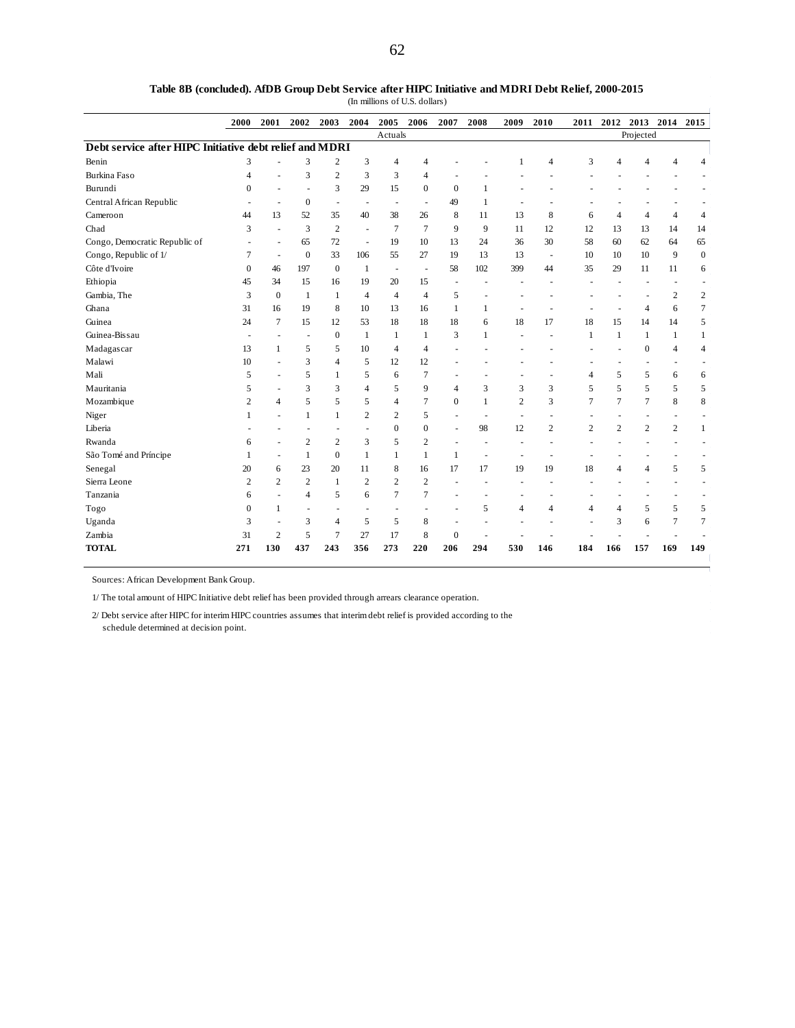**Table 8B (concluded). AfDB Group Debt Service after HIPC Initiative and MDRI Debt Relief, 2000-2015**

(In millions of U.S. dollars)

| | 2000 | 2001 | 2002 | 2003 | 2004 | 2005 | 2006 | 2007 | 2008 | 2009 | 2010 | 2011 | 2012 | 2013 | 2014 | 2015 |
|---|---|---|---|---|---|---|---|---|---|---|---|---|---|---|---|---|
| | | | | | | Actuals | | | | | | | | Projected | | |
| **Debt service after HIPC Initiative debt relief and MDRI** | | | | | | | | | | | | | | | | |
| Benin | 3 | - | 3 | 2 | 3 | 4 | 4 | - | - | 1 | 4 | 3 | 4 | 4 | 4 | 4 |
| Burkina Faso | 4 | - | 3 | 2 | 3 | 3 | 4 | - | - | - | - | - | - | - | - | - |
| Burundi | 0 | - | - | 3 | 29 | 15 | 0 | 0 | 1 | - | - | - | - | - | - | - |
| Central African Republic | - | - | 0 | - | - | - | - | 49 | 1 | - | - | - | - | - | - | - |
| Cameroon | 44 | 13 | 52 | 35 | 40 | 38 | 26 | 8 | 11 | 13 | 8 | 6 | 4 | 4 | 4 | 4 |
| Chad | 3 | - | 3 | 2 | - | 7 | 7 | 9 | 9 | 11 | 12 | 12 | 13 | 13 | 14 | 14 |
| Congo, Democratic Republic of | - | - | 65 | 72 | - | 19 | 10 | 13 | 24 | 36 | 30 | 58 | 60 | 62 | 64 | 65 |
| Congo, Republic of 1/ | 7 | - | 0 | 33 | 106 | 55 | 27 | 19 | 13 | 13 | - | 10 | 10 | 10 | 9 | 0 |
| Côte d'Ivoire | 0 | 46 | 197 | 0 | 1 | - | - | 58 | 102 | 399 | 44 | 35 | 29 | 11 | 11 | 6 |
| Ethiopia | 45 | 34 | 15 | 16 | 19 | 20 | 15 | - | - | - | - | - | - | - | - | - |
| Gambia, The | 3 | 0 | 1 | 1 | 4 | 4 | 4 | 5 | - | - | - | - | - | - | 2 | 2 |
| Ghana | 31 | 16 | 19 | 8 | 10 | 13 | 16 | 1 | 1 | - | - | - | - | 4 | 6 | 7 |
| Guinea | 24 | 7 | 15 | 12 | 53 | 18 | 18 | 18 | 6 | 18 | 17 | 18 | 15 | 14 | 14 | 5 |
| Guinea-Bissau | - | - | - | 0 | 1 | 1 | 1 | 3 | 1 | - | - | 1 | 1 | 1 | 1 | 1 |
| Madagascar | 13 | 1 | 5 | 5 | 10 | 4 | 4 | - | - | - | - | - | - | 0 | 4 | 4 |
| Malawi | 10 | - | 3 | 4 | 5 | 12 | 12 | - | - | - | - | - | - | - | - | - |
| Mali | 5 | - | 5 | 1 | 5 | 6 | 7 | - | - | - | - | 4 | 5 | 5 | 6 | 6 |
| Mauritania | 5 | - | 3 | 3 | 4 | 5 | 9 | 4 | 3 | 3 | 3 | 5 | 5 | 5 | 5 | 5 |
| Mozambique | 2 | 4 | 5 | 5 | 5 | 4 | 7 | 0 | 1 | 2 | 3 | 7 | 7 | 7 | 8 | 8 |
| Niger | 1 | - | 1 | 1 | 2 | 2 | 5 | - | - | - | - | - | - | - | - | - |
| Liberia | - | - | - | - | - | 0 | 0 | - | 98 | 12 | 2 | 2 | 2 | 2 | 2 | 1 |
| Rwanda | 6 | - | 2 | 2 | 3 | 5 | 2 | - | - | - | - | - | - | - | - | - |
| São Tomé and Príncipe | 1 | - | 1 | 0 | 1 | 1 | 1 | 1 | - | - | - | - | - | - | - | - |
| Senegal | 20 | 6 | 23 | 20 | 11 | 8 | 16 | 17 | 17 | 19 | 19 | 18 | 4 | 4 | 5 | 5 |
| Sierra Leone | 2 | 2 | 2 | 1 | 2 | 2 | 2 | - | - | - | - | - | - | - | - | - |
| Tanzania | 6 | - | 4 | 5 | 6 | 7 | 7 | - | - | - | - | - | - | - | - | - |
| Togo | 0 | 1 | - | - | - | - | - | - | 5 | 4 | 4 | 4 | 4 | 5 | 5 | 5 |
| Uganda | 3 | - | 3 | 4 | 5 | 5 | 8 | - | - | - | - | - | 3 | 6 | 7 | 7 |
| Zambia | 31 | 2 | 5 | 7 | 27 | 17 | 8 | 0 | - | - | - | - | - | - | - | - |
| **TOTAL** | **271** | **130** | **437** | **243** | **356** | **273** | **220** | **206** | **294** | **530** | **146** | **184** | **166** | **157** | **169** | **149** |

Sources: African Development Bank Group.

1/ The total amount of HIPC Initiative debt relief has been provided through arrears clearance operation.

2/ Debt service after HIPC for interim HIPC countries assumes that interim debt relief is provided according to the schedule determined at decision point.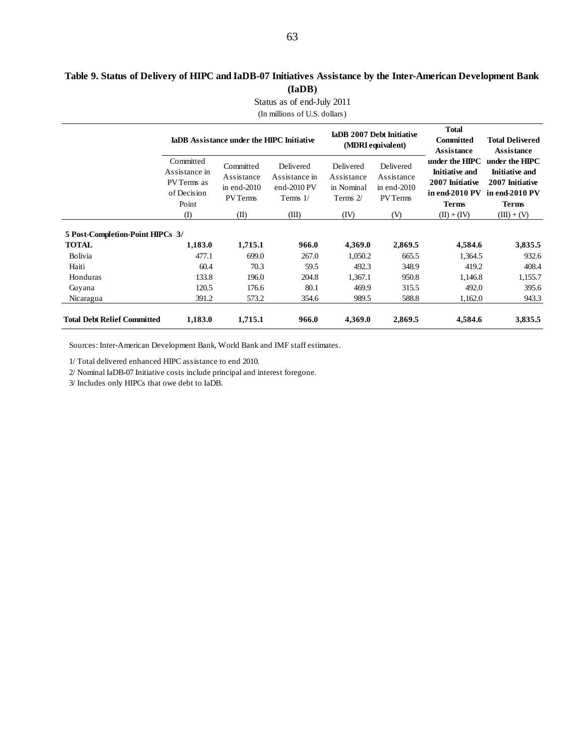**Table 9. Status of Delivery of HIPC and IaDB-07 Initiatives Assistance by the Inter-American Development Bank (IaDB)**

Status as of end-July 2011

(In millions of U.S. dollars)

| | IaDB Assistance under the HIPC Initiative | | | IaDB 2007 Debt Initiative (MDRI equivalent) | | Total Committed Assistance under the HIPC Initiative and 2007 Initiative in end-2010 PV Terms | Total Delivered Assistance under the HIPC Initiative and 2007 Initiative in end-2010 PV Terms |
|---|---|---|---|---|---|---|---|
| | Committed Assistance in PV Terms as of Decision Point | Committed Assistance in end-2010 PV Terms | Delivered Assistance in end-2010 PV Terms 1/ | Delivered Assistance in Nominal Terms 2/ | Delivered Assistance in end-2010 PV Terms | | |
| | (I) | (II) | (III) | (IV) | (V) | (II) + (IV) | (III) + (V) |
| **5 Post-Completion-Point HIPCs 3/** | | | | | | | |
| **TOTAL** | **1,183.0** | **1,715.1** | **966.0** | **4,369.0** | **2,869.5** | **4,584.6** | **3,835.5** |
| Bolivia | 477.1 | 699.0 | 267.0 | 1,050.2 | 665.5 | 1,364.5 | 932.6 |
| Haiti | 60.4 | 70.3 | 59.5 | 492.3 | 348.9 | 419.2 | 408.4 |
| Honduras | 133.8 | 196.0 | 204.8 | 1,367.1 | 950.8 | 1,146.8 | 1,155.7 |
| Guyana | 120.5 | 176.6 | 80.1 | 469.9 | 315.5 | 492.0 | 395.6 |
| Nicaragua | 391.2 | 573.2 | 354.6 | 989.5 | 588.8 | 1,162.0 | 943.3 |
| **Total Debt Relief Committed** | **1,183.0** | **1,715.1** | **966.0** | **4,369.0** | **2,869.5** | **4,584.6** | **3,835.5** |

Sources: Inter-American Development Bank, World Bank and IMF staff estimates.

1/ Total delivered enhanced HIPC assistance to end 2010.

2/ Nominal IaDB-07 Initiative costs include principal and interest foregone.

3/ Includes only HIPCs that owe debt to IaDB.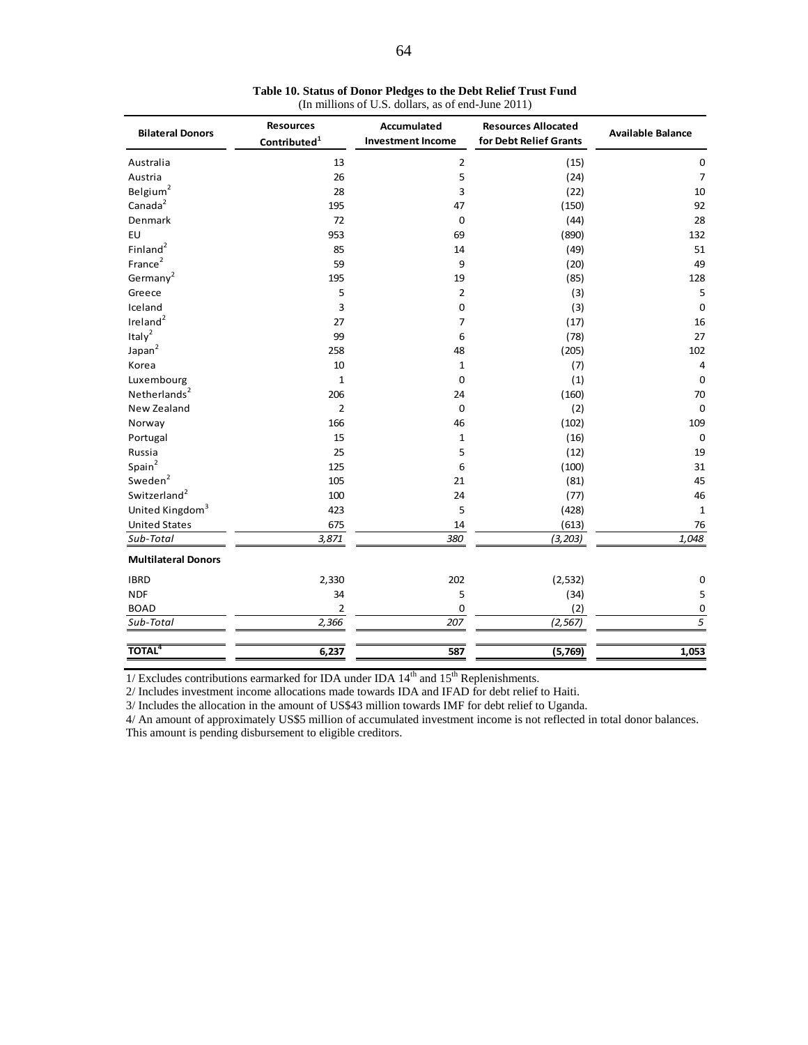**Table 10. Status of Donor Pledges to the Debt Relief Trust Fund**
(In millions of U.S. dollars, as of end-June 2011)

| Bilateral Donors | Resources Contributed[1] | Accumulated Investment Income | Resources Allocated for Debt Relief Grants | Available Balance |
|---|---|---|---|---|
| Australia | 13 | 2 | (15) | 0 |
| Austria | 26 | 5 | (24) | 7 |
| Belgium[2] | 28 | 3 | (22) | 10 |
| Canada[2] | 195 | 47 | (150) | 92 |
| Denmark | 72 | 0 | (44) | 28 |
| EU | 953 | 69 | (890) | 132 |
| Finland[2] | 85 | 14 | (49) | 51 |
| France[2] | 59 | 9 | (20) | 49 |
| Germany[2] | 195 | 19 | (85) | 128 |
| Greece | 5 | 2 | (3) | 5 |
| Iceland | 3 | 0 | (3) | 0 |
| Ireland[2] | 27 | 7 | (17) | 16 |
| Italy[2] | 99 | 6 | (78) | 27 |
| Japan[2] | 258 | 48 | (205) | 102 |
| Korea | 10 | 1 | (7) | 4 |
| Luxembourg | 1 | 0 | (1) | 0 |
| Netherlands[2] | 206 | 24 | (160) | 70 |
| New Zealand | 2 | 0 | (2) | 0 |
| Norway | 166 | 46 | (102) | 109 |
| Portugal | 15 | 1 | (16) | 0 |
| Russia | 25 | 5 | (12) | 19 |
| Spain[2] | 125 | 6 | (100) | 31 |
| Sweden[2] | 105 | 21 | (81) | 45 |
| Switzerland[2] | 100 | 24 | (77) | 46 |
| United Kingdom[3] | 423 | 5 | (428) | 1 |
| United States | 675 | 14 | (613) | 76 |
| *Sub-Total* | *3,871* | *380* | *(3,203)* | *1,048* |
| **Multilateral Donors** | | | | |
| IBRD | 2,330 | 202 | (2,532) | 0 |
| NDF | 34 | 5 | (34) | 5 |
| BOAD | 2 | 0 | (2) | 0 |
| *Sub-Total* | *2,366* | *207* | *(2,567)* | *5* |
| **TOTAL[4]** | **6,237** | **587** | **(5,769)** | **1,053** |

1/ Excludes contributions earmarked for IDA under IDA 14th and 15th Replenishments.

2/ Includes investment income allocations made towards IDA and IFAD for debt relief to Haiti.

3/ Includes the allocation in the amount of US$43 million towards IMF for debt relief to Uganda.

4/ An amount of approximately US$5 million of accumulated investment income is not reflected in total donor balances. This amount is pending disbursement to eligible creditors.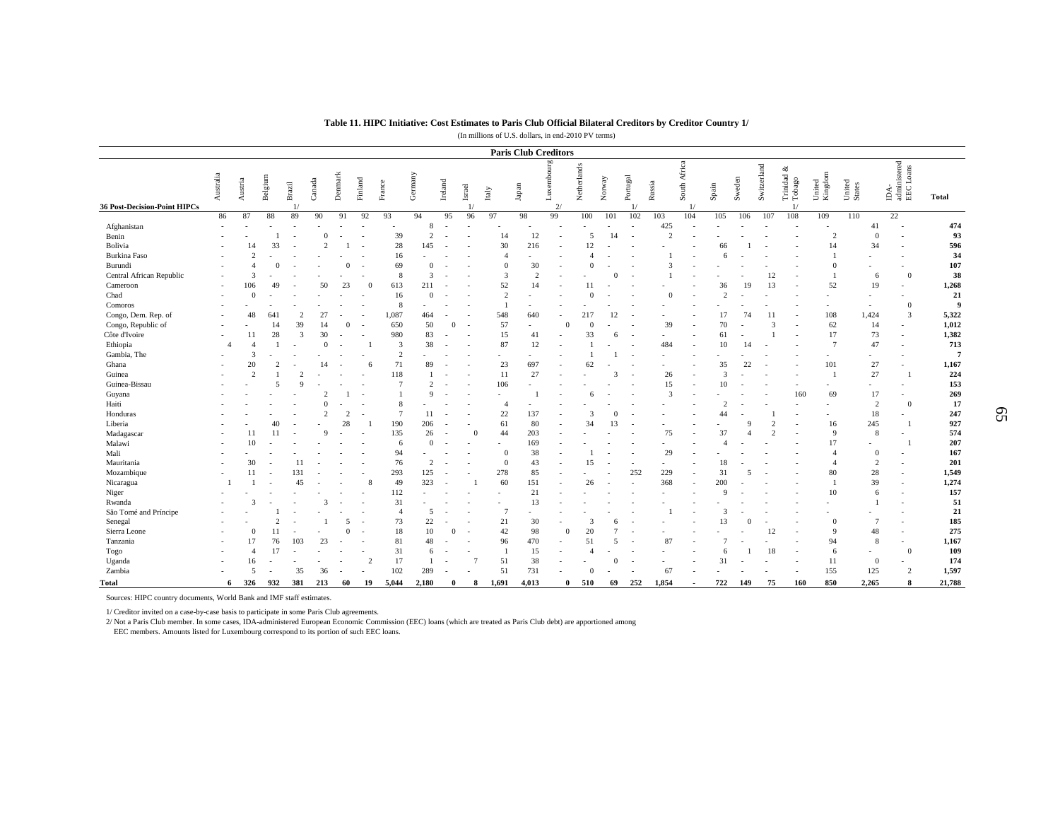**Table 11. HIPC Initiative: Cost Estimates to Paris Club Official Bilateral Creditors by Creditor Country 1/**

(In millions of U.S. dollars, in end-2010 PV terms)

| | Paris Club Creditors | | | | | | | | | | | | | | | | | | | | | | | | | | |
|---|---|---|---|---|---|---|---|---|---|---|---|---|---|---|---|---|---|---|---|---|---|---|---|---|---|---|---|
| 36 Post-Decision-Point HIPCs | Australia | Austria | Belgium | Brazil 1/ | Canada | Denmark | Finland | France | Germany | Ireland | Israel 1/ | Italy | Japan | Luxembourg 2/ | Netherlands | Norway | Portugal 1/ | Russia | South Africa 1/ | Spain | Sweden | Switzerland | Trinidad & Tobago 1/ | United Kingdom | United States | IDA-administered EEC Loans | Total |
| | 86 | 87 | 88 | 89 | 90 | 91 | 92 | 93 | 94 | 95 | 96 | 97 | 98 | 99 | 100 | 101 | 102 | 103 | 104 | 105 | 106 | 107 | 108 | 109 | 110 | 22 | |
| Afghanistan | - | - | - | - | - | - | - | - | 8 | - | - | - | - | - | - | - | - | 425 | - | - | - | - | - | - | 41 | - | 474 |
| Benin | - | - | 1 | - | 0 | - | - | 39 | 2 | - | - | 14 | 12 | - | 5 | 14 | - | 2 | - | - | - | - | - | 2 | 0 | - | 93 |
| Bolivia | - | 14 | 33 | - | 2 | 1 | - | 28 | 145 | - | - | 30 | 216 | - | 12 | - | - | - | - | 66 | 1 | - | - | 14 | 34 | - | 596 |
| Burkina Faso | - | 2 | - | - | - | - | - | 16 | - | - | - | 4 | - | - | 4 | - | - | 1 | - | 6 | - | - | - | 1 | - | - | 34 |
| Burundi | - | 4 | 0 | - | - | 0 | - | 69 | 0 | - | - | 0 | 30 | - | 0 | - | - | 3 | - | - | - | - | - | 0 | - | - | 107 |
| Central African Republic | - | 3 | - | - | - | - | - | 8 | 3 | - | - | 3 | 2 | - | - | 0 | - | 1 | - | - | - | 12 | - | 1 | 6 | 0 | 38 |
| Cameroon | - | 106 | 49 | - | 50 | 23 | 0 | 613 | 211 | - | - | 52 | 14 | - | 11 | - | - | - | - | 36 | 19 | 13 | - | 52 | 19 | - | 1,268 |
| Chad | - | 0 | - | - | - | - | - | 16 | 0 | - | - | 2 | - | - | 0 | - | - | 0 | - | 2 | - | - | - | - | - | - | 21 |
| Comoros | - | - | - | - | - | - | - | 8 | - | - | - | 1 | - | - | - | - | - | - | - | - | - | - | - | - | - | 0 | 9 |
| Congo, Dem. Rep. of | - | 48 | 641 | 2 | 27 | - | - | 1,087 | 464 | - | - | 548 | 640 | - | 217 | 12 | - | - | - | 17 | 74 | 11 | - | 108 | 1,424 | 3 | 5,322 |
| Congo, Republic of | - | - | 14 | 39 | 14 | 0 | - | 650 | 50 | 0 | - | 57 | - | 0 | 0 | - | - | 39 | - | 70 | - | 3 | - | 62 | 14 | - | 1,012 |
| Côte d'Ivoire | - | 11 | 28 | 3 | 30 | - | - | 980 | 83 | - | - | 15 | 41 | - | 33 | 6 | - | - | - | 61 | - | 1 | - | 17 | 73 | - | 1,382 |
| Ethiopia | 4 | 4 | 1 | - | 0 | - | 1 | 3 | 38 | - | - | 87 | 12 | - | 1 | - | - | 484 | - | 10 | 14 | - | - | 7 | 47 | - | 713 |
| Gambia, The | - | 3 | - | - | - | - | - | 2 | - | - | - | - | - | - | 1 | 1 | - | - | - | - | - | - | - | - | - | - | 7 |
| Ghana | - | 20 | 2 | - | 14 | - | 6 | 71 | 89 | - | - | 23 | 697 | - | 62 | - | - | - | - | 35 | 22 | - | - | 101 | 27 | - | 1,167 |
| Guinea | - | 2 | 1 | 2 | - | - | - | 118 | 1 | - | - | 11 | 27 | - | - | 3 | - | 26 | - | 3 | - | - | - | 1 | 27 | 1 | 224 |
| Guinea-Bissau | - | - | 5 | 9 | - | - | - | 7 | 2 | - | - | 106 | - | - | - | - | - | 15 | - | 10 | - | - | - | - | - | - | 153 |
| Guyana | - | - | - | - | 2 | 1 | - | 1 | 9 | - | - | - | 1 | - | 6 | - | - | 3 | - | - | - | - | 160 | 69 | 17 | - | 269 |
| Haiti | - | - | - | - | 0 | - | - | 8 | - | - | - | 4 | - | - | - | - | - | - | - | 2 | - | - | - | - | 2 | 0 | 17 |
| Honduras | - | - | - | - | 2 | 2 | - | 7 | 11 | - | - | 22 | 137 | - | 3 | 0 | - | - | - | 44 | - | 1 | - | - | 18 | - | 247 |
| Liberia | - | - | 40 | - | - | 28 | 1 | 190 | 206 | - | - | 61 | 80 | - | 34 | 13 | - | - | - | - | 9 | 2 | - | 16 | 245 | 1 | 927 |
| Madagascar | - | 11 | 11 | - | 9 | - | - | 135 | 26 | - | 0 | 44 | 203 | - | - | - | - | 75 | - | 37 | 4 | 2 | - | 9 | 8 | - | 574 |
| Malawi | - | 10 | - | - | - | - | - | 6 | 0 | - | - | - | 169 | - | - | - | - | - | - | 4 | - | - | - | 17 | - | 1 | 207 |
| Mali | - | - | - | - | - | - | - | 94 | - | - | - | 0 | 38 | - | 1 | - | - | 29 | - | - | - | - | - | 4 | 0 | - | 167 |
| Mauritania | - | 30 | - | 11 | - | - | - | 76 | 2 | - | - | 0 | 43 | - | 15 | - | - | - | - | 18 | - | - | - | 4 | 2 | - | 201 |
| Mozambique | - | 11 | - | 131 | - | - | - | 293 | 125 | - | - | 278 | 85 | - | - | - | 252 | 229 | - | 31 | 5 | - | - | 80 | 28 | - | 1,549 |
| Nicaragua | 1 | 1 | - | 45 | - | - | 8 | 49 | 323 | - | 1 | 60 | 151 | - | 26 | - | - | 368 | - | 200 | - | - | - | 1 | 39 | - | 1,274 |
| Niger | - | - | - | - | - | - | - | 112 | - | - | - | - | 21 | - | - | - | - | - | - | 9 | - | - | - | 10 | 6 | - | 157 |
| Rwanda | - | 3 | - | - | 3 | - | - | 31 | - | - | - | - | 13 | - | - | - | - | - | - | - | - | - | - | - | 1 | - | 51 |
| São Tomé and Príncipe | - | - | 1 | - | - | - | - | 4 | 5 | - | - | 7 | - | - | - | - | - | 1 | - | 3 | - | - | - | - | - | - | 21 |
| Senegal | - | - | 2 | - | 1 | 5 | - | 73 | 22 | - | - | 21 | 30 | - | 3 | 6 | - | - | - | 13 | 0 | - | - | 0 | 7 | - | 185 |
| Sierra Leone | - | 0 | 11 | - | - | 0 | - | 18 | 10 | 0 | - | 42 | 98 | 0 | 20 | 7 | - | - | - | - | - | 12 | - | 9 | 48 | - | 275 |
| Tanzania | - | 17 | 76 | 103 | 23 | - | - | 81 | 48 | - | - | 96 | 470 | - | 51 | 5 | - | 87 | - | 7 | - | - | - | 94 | 8 | - | 1,167 |
| Togo | - | 4 | 17 | - | - | - | - | 31 | 6 | - | - | 1 | 15 | - | 4 | - | - | - | - | 6 | 1 | 18 | - | 6 | - | 0 | 109 |
| Uganda | - | 16 | - | - | - | - | 2 | 17 | 1 | - | 7 | 51 | 38 | - | - | 0 | - | - | - | 31 | - | - | - | 11 | 0 | - | 174 |
| Zambia | - | 5 | - | 35 | 36 | - | - | 102 | 289 | - | - | 51 | 731 | - | 0 | - | - | 67 | - | - | - | - | - | 155 | 125 | 2 | 1,597 |
| **Total** | **6** | **326** | **932** | **381** | **213** | **60** | **19** | **5,044** | **2,180** | **0** | **8** | **1,691** | **4,013** | **0** | **510** | **69** | **252** | **1,854** | **-** | **722** | **149** | **75** | **160** | **850** | **2,265** | **8** | **21,788** |

Sources: HIPC country documents, World Bank and IMF staff estimates.

1/ Creditor invited on a case-by-case basis to participate in some Paris Club agreements.

2/ Not a Paris Club member. In some cases, IDA-administered European Economic Commission (EEC) loans (which are treated as Paris Club debt) are apportioned among EEC members. Amounts listed for Luxembourg correspond to its portion of such EEC loans.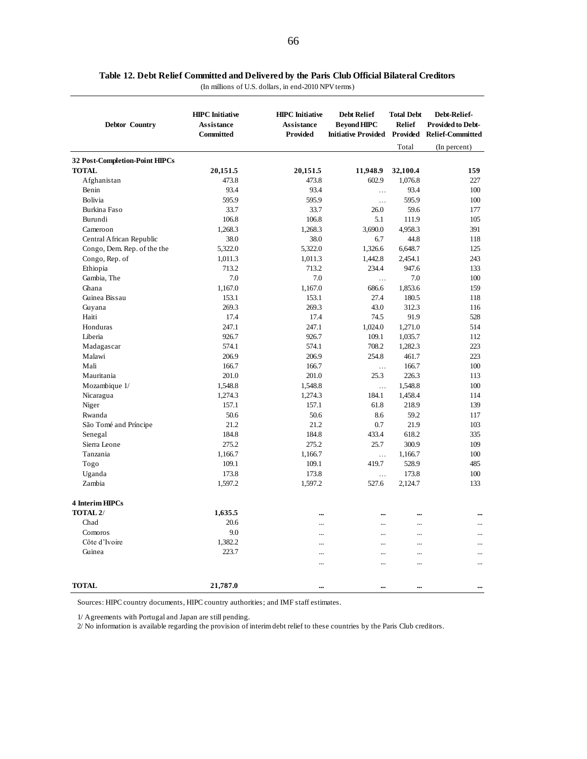**Table 12. Debt Relief Committed and Delivered by the Paris Club Official Bilateral Creditors**

(In millions of U.S. dollars, in end-2010 NPV terms)

| Debtor Country | HIPC Initiative Assistance Committed | HIPC Initiative Assistance Provided | Debt Relief Beyond HIPC Initiative Provided | Total Debt Relief Provided | Debt-Relief-Provided to Debt-Relief-Committed |
|---|---|---|---|---|---|
| | | | | Total | (In percent) |
| **32 Post-Completion-Point HIPCs** | | | | | |
| **TOTAL** | **20,151.5** | **20,151.5** | **11,948.9** | **32,100.4** | **159** |
| Afghanistan | 473.8 | 473.8 | 602.9 | 1,076.8 | 227 |
| Benin | 93.4 | 93.4 | … | 93.4 | 100 |
| Bolivia | 595.9 | 595.9 | … | 595.9 | 100 |
| Burkina Faso | 33.7 | 33.7 | 26.0 | 59.6 | 177 |
| Burundi | 106.8 | 106.8 | 5.1 | 111.9 | 105 |
| Cameroon | 1,268.3 | 1,268.3 | 3,690.0 | 4,958.3 | 391 |
| Central African Republic | 38.0 | 38.0 | 6.7 | 44.8 | 118 |
| Congo, Dem. Rep. of the the | 5,322.0 | 5,322.0 | 1,326.6 | 6,648.7 | 125 |
| Congo, Rep. of | 1,011.3 | 1,011.3 | 1,442.8 | 2,454.1 | 243 |
| Ethiopia | 713.2 | 713.2 | 234.4 | 947.6 | 133 |
| Gambia, The | 7.0 | 7.0 | … | 7.0 | 100 |
| Ghana | 1,167.0 | 1,167.0 | 686.6 | 1,853.6 | 159 |
| Guinea Bissau | 153.1 | 153.1 | 27.4 | 180.5 | 118 |
| Guyana | 269.3 | 269.3 | 43.0 | 312.3 | 116 |
| Haiti | 17.4 | 17.4 | 74.5 | 91.9 | 528 |
| Honduras | 247.1 | 247.1 | 1,024.0 | 1,271.0 | 514 |
| Liberia | 926.7 | 926.7 | 109.1 | 1,035.7 | 112 |
| Madagascar | 574.1 | 574.1 | 708.2 | 1,282.3 | 223 |
| Malawi | 206.9 | 206.9 | 254.8 | 461.7 | 223 |
| Mali | 166.7 | 166.7 | … | 166.7 | 100 |
| Mauritania | 201.0 | 201.0 | 25.3 | 226.3 | 113 |
| Mozambique 1/ | 1,548.8 | 1,548.8 | … | 1,548.8 | 100 |
| Nicaragua | 1,274.3 | 1,274.3 | 184.1 | 1,458.4 | 114 |
| Niger | 157.1 | 157.1 | 61.8 | 218.9 | 139 |
| Rwanda | 50.6 | 50.6 | 8.6 | 59.2 | 117 |
| São Tomé and Príncipe | 21.2 | 21.2 | 0.7 | 21.9 | 103 |
| Senegal | 184.8 | 184.8 | 433.4 | 618.2 | 335 |
| Sierra Leone | 275.2 | 275.2 | 25.7 | 300.9 | 109 |
| Tanzania | 1,166.7 | 1,166.7 | … | 1,166.7 | 100 |
| Togo | 109.1 | 109.1 | 419.7 | 528.9 | 485 |
| Uganda | 173.8 | 173.8 | … | 173.8 | 100 |
| Zambia | 1,597.2 | 1,597.2 | 527.6 | 2,124.7 | 133 |
| **4 Interim HIPCs** | | | | | |
| **TOTAL 2/** | **1,635.5** | **...** | **...** | **...** | **...** |
| Chad | 20.6 | ... | ... | ... | ... |
| Comoros | 9.0 | ... | ... | ... | ... |
| Côte d'Ivoire | 1,382.2 | ... | ... | ... | ... |
| Guinea | 223.7 | ... | ... | ... | ... |
| | | ... | ... | ... | ... |
| **TOTAL** | **21,787.0** | **...** | **...** | **...** | **...** |

Sources: HIPC country documents, HIPC country authorities; and IMF staff estimates.

1/ Agreements with Portugal and Japan are still pending.
2/ No information is available regarding the provision of interim debt relief to these countries by the Paris Club creditors.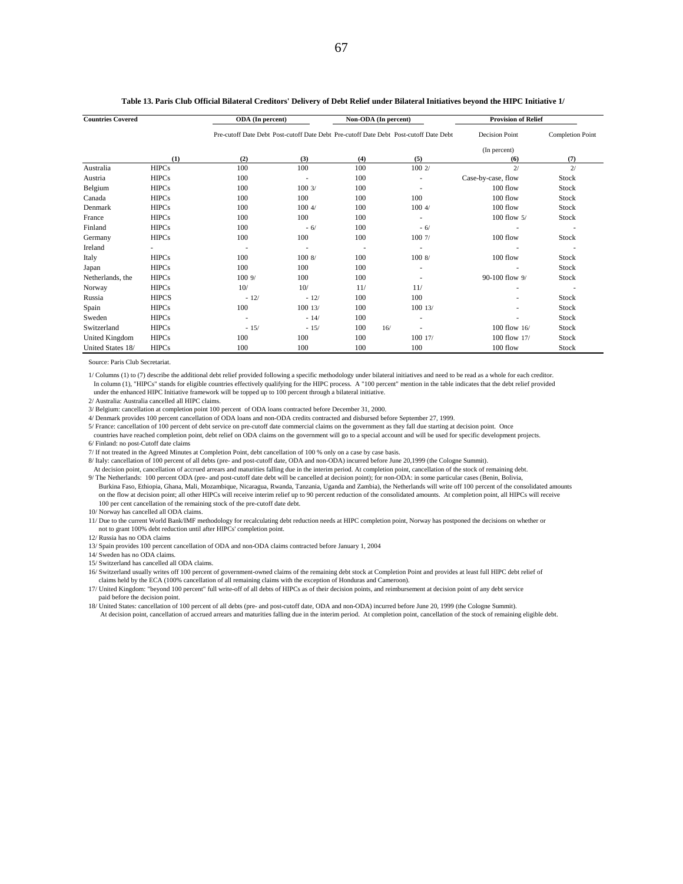**Table 13. Paris Club Official Bilateral Creditors' Delivery of Debt Relief under Bilateral Initiatives beyond the HIPC Initiative 1/**

| Countries Covered | | ODA (In percent) | | Non-ODA (In percent) | | Provision of Relief | |
|---|---|---|---|---|---|---|---|
| | | Pre-cutoff Date Debt | Post-cutoff Date Debt | Pre-cutoff Date Debt | Post-cutoff Date Debt | Decision Point (In percent) | Completion Point |
| | (1) | (2) | (3) | (4) | (5) | (6) | (7) |
| Australia | HIPCs | 100 | 100 | 100 | 100 2/ | 2/ | 2/ |
| Austria | HIPCs | 100 | - | 100 | - | Case-by-case, flow | Stock |
| Belgium | HIPCs | 100 | 100 3/ | 100 | - | 100 flow | Stock |
| Canada | HIPCs | 100 | 100 | 100 | 100 | 100 flow | Stock |
| Denmark | HIPCs | 100 | 100 4/ | 100 | 100 4/ | 100 flow | Stock |
| France | HIPCs | 100 | 100 | 100 | - | 100 flow 5/ | Stock |
| Finland | HIPCs | 100 | - 6/ | 100 | - 6/ | - | - |
| Germany | HIPCs | 100 | 100 | 100 | 100 7/ | 100 flow | Stock |
| Ireland | - | - | - | - | - | - | - |
| Italy | HIPCs | 100 | 100 8/ | 100 | 100 8/ | 100 flow | Stock |
| Japan | HIPCs | 100 | 100 | 100 | - | - | Stock |
| Netherlands, the | HIPCs | 100 9/ | 100 | 100 | - | 90-100 flow 9/ | Stock |
| Norway | HIPCs | 10/ | 10/ | 11/ | 11/ | - | - |
| Russia | HIPCS | - 12/ | - 12/ | 100 | 100 | - | Stock |
| Spain | HIPCs | 100 | 100 13/ | 100 | 100 13/ | - | Stock |
| Sweden | HIPCs | - | - 14/ | 100 | - | - | Stock |
| Switzerland | HIPCs | - 15/ | - 15/ | 100 16/ | - | 100 flow 16/ | Stock |
| United Kingdom | HIPCs | 100 | 100 | 100 | 100 17/ | 100 flow 17/ | Stock |
| United States 18/ | HIPCs | 100 | 100 | 100 | 100 | 100 flow | Stock |

Source: Paris Club Secretariat.

1/ Columns (1) to (7) describe the additional debt relief provided following a specific methodology under bilateral initiatives and need to be read as a whole for each creditor. In column (1), "HIPCs" stands for eligible countries effectively qualifying for the HIPC process. A "100 percent" mention in the table indicates that the debt relief provided under the enhanced HIPC Initiative framework will be topped up to 100 percent through a bilateral initiative.

2/ Australia: Australia cancelled all HIPC claims.

3/ Belgium: cancellation at completion point 100 percent of ODA loans contracted before December 31, 2000.

4/ Denmark provides 100 percent cancellation of ODA loans and non-ODA credits contracted and disbursed before September 27, 1999.

5/ France: cancellation of 100 percent of debt service on pre-cutoff date commercial claims on the government as they fall due starting at decision point. Once countries have reached completion point, debt relief on ODA claims on the government will go to a special account and will be used for specific development projects.

6/ Finland: no post-Cutoff date claims

7/ If not treated in the Agreed Minutes at Completion Point, debt cancellation of 100 % only on a case by case basis.

8/ Italy: cancellation of 100 percent of all debts (pre- and post-cutoff date, ODA and non-ODA) incurred before June 20,1999 (the Cologne Summit). At decision point, cancellation of accrued arrears and maturities falling due in the interim period. At completion point, cancellation of the stock of remaining debt.

9/ The Netherlands: 100 percent ODA (pre- and post-cutoff date debt will be cancelled at decision point); for non-ODA: in some particular cases (Benin, Bolivia, Burkina Faso, Ethiopia, Ghana, Mali, Mozambique, Nicaragua, Rwanda, Tanzania, Uganda and Zambia), the Netherlands will write off 100 percent of the consolidated amounts on the flow at decision point; all other HIPCs will receive interim relief up to 90 percent reduction of the consolidated amounts. At completion point, all HIPCs will receive 100 per cent cancellation of the remaining stock of the pre-cutoff date debt.

10/ Norway has cancelled all ODA claims.

11/ Due to the current World Bank/IMF methodology for recalculating debt reduction needs at HIPC completion point, Norway has postponed the decisions on whether or not to grant 100% debt reduction until after HIPCs' completion point.

12/ Russia has no ODA claims

13/ Spain provides 100 percent cancellation of ODA and non-ODA claims contracted before January 1, 2004

14/ Sweden has no ODA claims.

15/ Switzerland has cancelled all ODA claims.

16/ Switzerland usually writes off 100 percent of government-owned claims of the remaining debt stock at Completion Point and provides at least full HIPC debt relief of claims held by the ECA (100% cancellation of all remaining claims with the exception of Honduras and Cameroon).

17/ United Kingdom: "beyond 100 percent" full write-off of all debts of HIPCs as of their decision points, and reimbursement at decision point of any debt service paid before the decision point.

18/ United States: cancellation of 100 percent of all debts (pre- and post-cutoff date, ODA and non-ODA) incurred before June 20, 1999 (the Cologne Summit). At decision point, cancellation of accrued arrears and maturities falling due in the interim period. At completion point, cancellation of the stock of remaining eligible debt.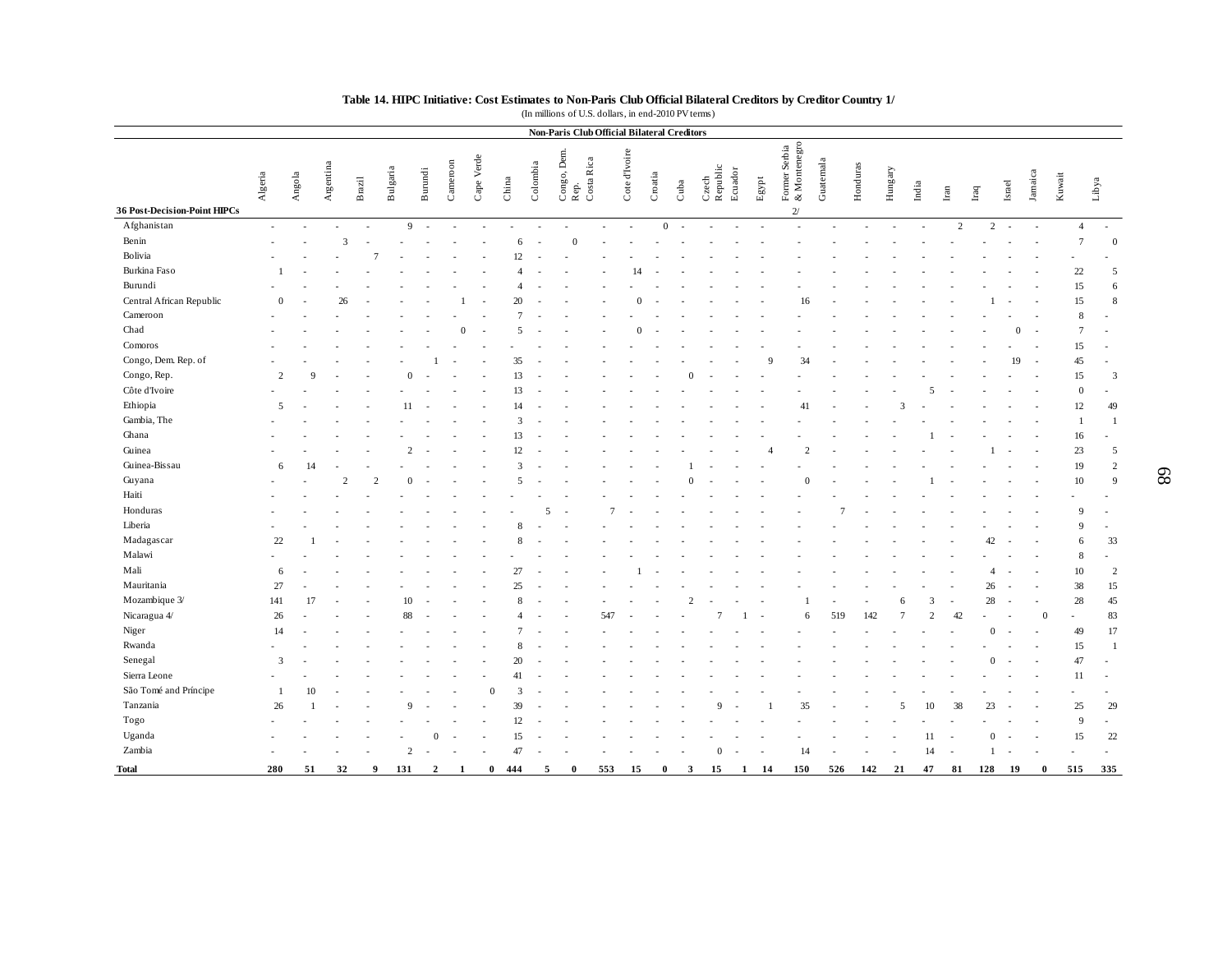**Table 14. HIPC Initiative: Cost Estimates to Non-Paris Club Official Bilateral Creditors by Creditor Country 1/**

(In millions of U.S. dollars, in end-2010 PV terms)

| | Non-Paris Club Official Bilateral Creditors | | | | | | | | | | | | | | | | | | | | | | | | | | | | |
|---|---|---|---|---|---|---|---|---|---|---|---|---|---|---|---|---|---|---|---|---|---|---|---|---|---|---|---|---|---|
| **36 Post-Decision-Point HIPCs** | Algeria | Angola | Argentina | Brazil | Bulgaria | Burundi | Cameroon | Cape Verde | China | Colombia | Congo, Dem. Rep. | Costa Rica | Cote d'Ivoire | Croatia | Cuba | Czech Republic | Ecuador | Egypt | Former Serbia & Montenegro 2/ | Guatemala | Honduras | Hungary | India | Iran | Iraq | Israel | Jamaica | Kuwait | Libya |
| Afghanistan | - | - | - | - | 9 | - | - | - | - | - | - | - | - | 0 | - | - | - | - | - | - | - | - | - | 2 | 2 | - | - | 4 | - |
| Benin | - | - | 3 | - | - | - | - | - | 6 | - | 0 | - | - | - | - | - | - | - | - | - | - | - | - | - | - | - | - | 7 | 0 |
| Bolivia | - | - | - | 7 | - | - | - | - | 12 | - | - | - | - | - | - | - | - | - | - | - | - | - | - | - | - | - | - | - | - |
| Burkina Faso | 1 | - | - | - | - | - | - | - | 4 | - | - | - | 14 | - | - | - | - | - | - | - | - | - | - | - | - | - | - | 22 | 5 |
| Burundi | - | - | - | - | - | - | - | - | 4 | - | - | - | - | - | - | - | - | - | - | - | - | - | - | - | - | - | - | 15 | 6 |
| Central African Republic | 0 | - | 26 | - | - | - | 1 | - | 20 | - | - | - | 0 | - | - | - | - | - | 16 | - | - | - | - | - | 1 | - | - | 15 | 8 |
| Cameroon | - | - | - | - | - | - | - | - | 7 | - | - | - | - | - | - | - | - | - | - | - | - | - | - | - | - | - | - | 8 | - |
| Chad | - | - | - | - | - | - | 0 | - | 5 | - | - | - | 0 | - | - | - | - | - | - | - | - | - | - | - | - | 0 | - | 7 | - |
| Comoros | - | - | - | - | - | - | - | - | - | - | - | - | - | - | - | - | - | - | - | - | - | - | - | - | - | - | - | 15 | - |
| Congo, Dem. Rep. of | - | - | - | - | - | 1 | - | - | 35 | - | - | - | - | - | - | - | - | 9 | 34 | - | - | - | - | - | - | 19 | - | 45 | - |
| Congo, Rep. | 2 | 9 | - | - | 0 | - | - | - | 13 | - | - | - | - | - | 0 | - | - | - | - | - | - | - | - | - | - | - | - | 15 | 3 |
| Côte d'Ivoire | - | - | - | - | - | - | - | - | 13 | - | - | - | - | - | - | - | - | - | - | - | - | - | 5 | - | - | - | - | 0 | - |
| Ethiopia | 5 | - | - | - | 11 | - | - | - | 14 | - | - | - | - | - | - | - | - | - | 41 | - | - | 3 | - | - | - | - | - | 12 | 49 |
| Gambia, The | - | - | - | - | - | - | - | - | 3 | - | - | - | - | - | - | - | - | - | - | - | - | - | - | - | - | - | - | 1 | 1 |
| Ghana | - | - | - | - | - | - | - | - | 13 | - | - | - | - | - | - | - | - | - | - | - | - | - | 1 | - | - | - | - | 16 | - |
| Guinea | - | - | - | - | 2 | - | - | - | 12 | - | - | - | - | - | - | - | - | 4 | 2 | - | - | - | - | - | 1 | - | - | 23 | 5 |
| Guinea-Bissau | 6 | 14 | - | - | - | - | - | - | 3 | - | - | - | - | - | 1 | - | - | - | - | - | - | - | - | - | - | - | - | 19 | 2 |
| Guyana | - | - | 2 | 2 | 0 | - | - | - | 5 | - | - | - | - | - | 0 | - | - | - | 0 | - | - | - | 1 | - | - | - | - | 10 | 9 |
| Haiti | - | - | - | - | - | - | - | - | - | - | - | - | - | - | - | - | - | - | - | - | - | - | - | - | - | - | - | - | - |
| Honduras | - | - | - | - | - | - | - | - | - | 5 | - | 7 | - | - | - | - | - | - | - | 7 | - | - | - | - | - | - | - | 9 | - |
| Liberia | - | - | - | - | - | - | - | - | 8 | - | - | - | - | - | - | - | - | - | - | - | - | - | - | - | - | - | - | 9 | - |
| Madagascar | 22 | 1 | - | - | - | - | - | - | 8 | - | - | - | - | - | - | - | - | - | - | - | - | - | - | - | 42 | - | - | 6 | 33 |
| Malawi | - | - | - | - | - | - | - | - | - | - | - | - | - | - | - | - | - | - | - | - | - | - | - | - | - | - | - | 8 | - |
| Mali | 6 | - | - | - | - | - | - | - | 27 | - | - | - | 1 | - | - | - | - | - | - | - | - | - | - | - | 4 | - | - | 10 | 2 |
| Mauritania | 27 | - | - | - | - | - | - | - | 25 | - | - | - | - | - | - | - | - | - | - | - | - | - | - | - | 26 | - | - | 38 | 15 |
| Mozambique 3/ | 141 | 17 | - | - | 10 | - | - | - | 8 | - | - | - | - | - | 2 | - | - | - | 1 | - | - | 6 | 3 | - | 28 | - | - | 28 | 45 |
| Nicaragua 4/ | 26 | - | - | - | 88 | - | - | - | 4 | - | - | 547 | - | - | - | 7 | 1 | - | 6 | 519 | 142 | 7 | 2 | 42 | - | - | 0 | - | 83 |
| Niger | 14 | - | - | - | - | - | - | - | 7 | - | - | - | - | - | - | - | - | - | - | - | - | - | - | - | 0 | - | - | 49 | 17 |
| Rwanda | - | - | - | - | - | - | - | - | 8 | - | - | - | - | - | - | - | - | - | - | - | - | - | - | - | - | - | - | 15 | 1 |
| Senegal | 3 | - | - | - | - | - | - | - | 20 | - | - | - | - | - | - | - | - | - | - | - | - | - | - | - | 0 | - | - | 47 | - |
| Sierra Leone | - | - | - | - | - | - | - | - | 41 | - | - | - | - | - | - | - | - | - | - | - | - | - | - | - | - | - | - | 11 | - |
| São Tomé and Príncipe | 1 | 10 | - | - | - | - | - | 0 | 3 | - | - | - | - | - | - | - | - | - | - | - | - | - | - | - | - | - | - | - | - |
| Tanzania | 26 | 1 | - | - | 9 | - | - | - | 39 | - | - | - | - | - | - | 9 | - | 1 | 35 | - | - | 5 | 10 | 38 | 23 | - | - | 25 | 29 |
| Togo | - | - | - | - | - | - | - | - | 12 | - | - | - | - | - | - | - | - | - | - | - | - | - | - | - | - | - | - | 9 | - |
| Uganda | - | - | - | - | - | 0 | - | - | 15 | - | - | - | - | - | - | - | - | - | - | - | - | - | 11 | - | 0 | - | - | 15 | 22 |
| Zambia | - | - | - | - | 2 | - | - | - | 47 | - | - | - | - | - | - | 0 | - | - | 14 | - | - | - | 14 | - | 1 | - | - | - | - |
| **Total** | **280** | **51** | **32** | **9** | **131** | **2** | **1** | **0** | **444** | **5** | **0** | **553** | **15** | **0** | **3** | **15** | **1** | **14** | **150** | **526** | **142** | **21** | **47** | **81** | **128** | **19** | **0** | **515** | **335** |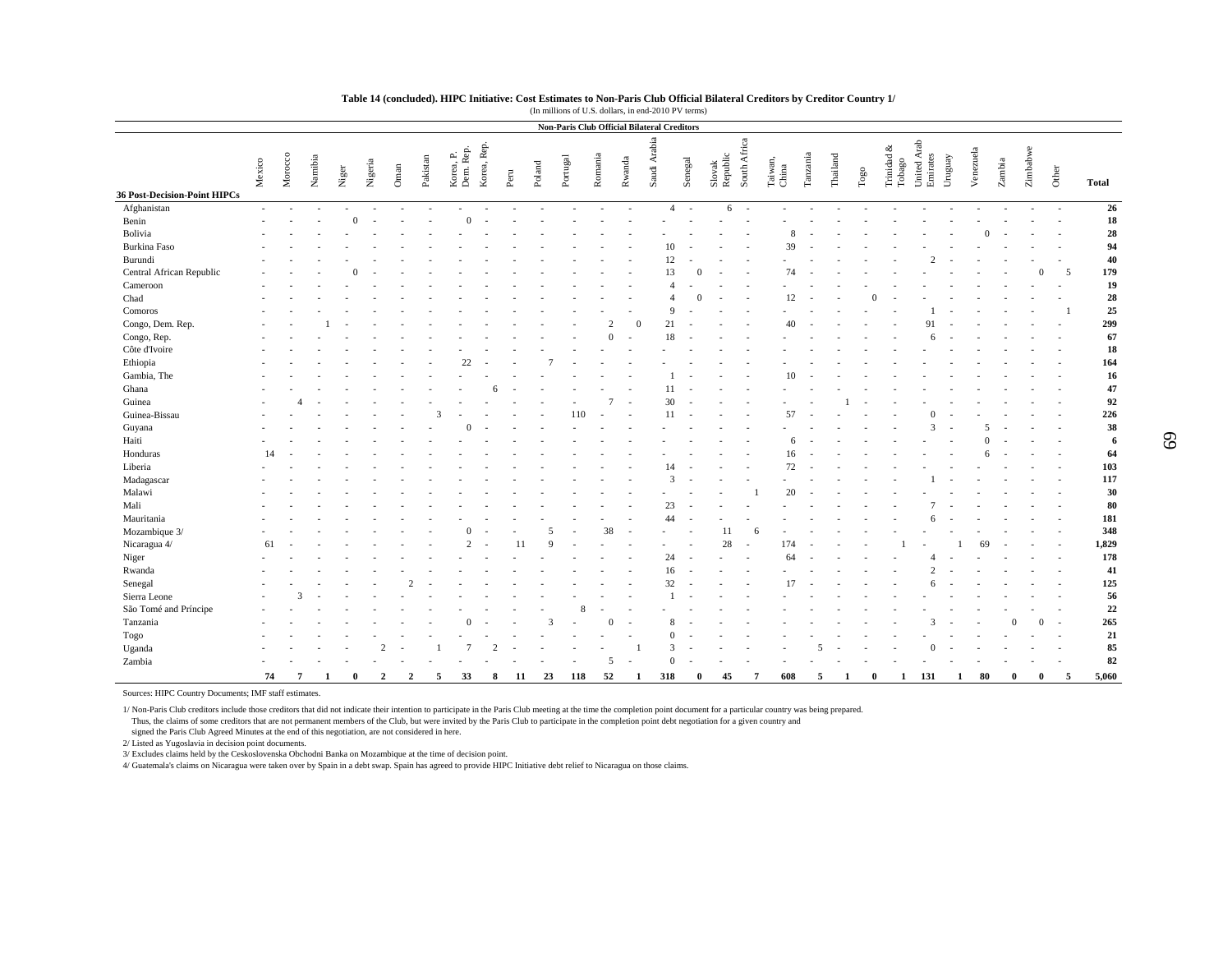**Table 14 (concluded). HIPC Initiative: Cost Estimates to Non-Paris Club Official Bilateral Creditors by Creditor Country 1/**

(In millions of U.S. dollars, in end-2010 PV terms)

| | Non-Paris Club Official Bilateral Creditors | | | | | | | | | | | | | | | | | | | | | | | | | | | | | |
|---|---|---|---|---|---|---|---|---|---|---|---|---|---|---|---|---|---|---|---|---|---|---|---|---|---|---|---|---|---|---|
| **36 Post-Decision-Point HIPCs** | Mexico | Morocco | Namibia | Niger | Nigeria | Oman | Pakistan | Korea, P. Dem. Rep. | Korea, Rep. | Peru | Poland | Portugal | Romania | Rwanda | Saudi Arabia | Senegal | Slovak Republic | South Africa | Taiwan, China | Tanzania | Thailand | Togo | Trinidad & Tobago | United Arab Emirates | Uruguay | Venezuela | Zambia | Zimbabwe | Other | **Total** |
| Afghanistan | - | - | - | - | - | - | - | - | - | - | - | - | - | - | 4 | - | 6 | - | - | - | - | - | - | - | - | - | - | - | - | **26** |
| Benin | - | - | - | 0 | - | - | - | 0 | - | - | - | - | - | - | - | - | - | - | - | - | - | - | - | - | - | - | - | - | - | **18** |
| Bolivia | - | - | - | - | - | - | - | - | - | - | - | - | - | - | - | - | - | - | 8 | - | - | - | - | - | - | 0 | - | - | - | **28** |
| Burkina Faso | - | - | - | - | - | - | - | - | - | - | - | - | - | - | 10 | - | - | - | 39 | - | - | - | - | - | - | - | - | - | - | **94** |
| Burundi | - | - | - | - | - | - | - | - | - | - | - | - | - | - | 12 | - | - | - | - | - | - | - | - | 2 | - | - | - | - | - | **40** |
| Central African Republic | - | - | - | 0 | - | - | - | - | - | - | - | - | - | - | 13 | 0 | - | - | 74 | - | - | - | - | - | - | - | - | 0 | 5 | **179** |
| Cameroon | - | - | - | - | - | - | - | - | - | - | - | - | - | - | 4 | - | - | - | - | - | - | - | - | - | - | - | - | - | - | **19** |
| Chad | - | - | - | - | - | - | - | - | - | - | - | - | - | - | 4 | 0 | - | - | 12 | - | - | 0 | - | - | - | - | - | - | - | **28** |
| Comoros | - | - | - | - | - | - | - | - | - | - | - | - | - | - | 9 | - | - | - | - | - | - | - | - | 1 | - | - | - | - | 1 | **25** |
| Congo, Dem. Rep. | - | - | 1 | - | - | - | - | - | - | - | - | - | 2 | 0 | 21 | - | - | - | 40 | - | - | - | - | 91 | - | - | - | - | - | **299** |
| Congo, Rep. | - | - | - | - | - | - | - | - | - | - | - | - | 0 | - | 18 | - | - | - | - | - | - | - | - | 6 | - | - | - | - | - | **67** |
| Côte d'Ivoire | - | - | - | - | - | - | - | - | - | - | - | - | - | - | - | - | - | - | - | - | - | - | - | - | - | - | - | - | - | **18** |
| Ethiopia | - | - | - | - | - | - | - | 22 | - | - | 7 | - | - | - | - | - | - | - | - | - | - | - | - | - | - | - | - | - | - | **164** |
| Gambia, The | - | - | - | - | - | - | - | - | - | - | - | - | - | - | 1 | - | - | - | 10 | - | - | - | - | - | - | - | - | - | - | **16** |
| Ghana | - | - | - | - | - | - | - | - | 6 | - | - | - | - | - | 11 | - | - | - | - | - | - | - | - | - | - | - | - | - | - | **47** |
| Guinea | - | 4 | - | - | - | - | - | - | - | - | - | - | 7 | - | 30 | - | - | - | - | - | 1 | - | - | - | - | - | - | - | - | **92** |
| Guinea-Bissau | - | - | - | - | - | - | 3 | - | - | - | - | 110 | - | - | 11 | - | - | - | 57 | - | - | - | - | 0 | - | - | - | - | - | **226** |
| Guyana | - | - | - | - | - | - | - | 0 | - | - | - | - | - | - | - | - | - | - | - | - | - | - | - | 3 | - | 5 | - | - | - | **38** |
| Haiti | - | - | - | - | - | - | - | - | - | - | - | - | - | - | - | - | - | - | 6 | - | - | - | - | - | - | 0 | - | - | - | **6** |
| Honduras | 14 | - | - | - | - | - | - | - | - | - | - | - | - | - | - | - | - | - | 16 | - | - | - | - | - | - | 6 | - | - | - | **64** |
| Liberia | - | - | - | - | - | - | - | - | - | - | - | - | - | - | 14 | - | - | - | 72 | - | - | - | - | - | - | - | - | - | - | **103** |
| Madagascar | - | - | - | - | - | - | - | - | - | - | - | - | - | - | 3 | - | - | - | - | - | - | - | - | 1 | - | - | - | - | - | **117** |
| Malawi | - | - | - | - | - | - | - | - | - | - | - | - | - | - | - | - | - | 1 | 20 | - | - | - | - | - | - | - | - | - | - | **30** |
| Mali | - | - | - | - | - | - | - | - | - | - | - | - | - | - | 23 | - | - | - | - | - | - | - | - | 7 | - | - | - | - | - | **80** |
| Mauritania | - | - | - | - | - | - | - | - | - | - | - | - | - | - | 44 | - | - | - | - | - | - | - | - | 6 | - | - | - | - | - | **181** |
| Mozambique 3/ | - | - | - | - | - | - | - | 0 | - | - | 5 | - | 38 | - | - | - | 11 | 6 | - | - | - | - | - | - | - | - | - | - | - | **348** |
| Nicaragua 4/ | 61 | - | - | - | - | - | - | 2 | - | 11 | 9 | - | - | - | - | - | 28 | - | 174 | - | - | - | 1 | - | 1 | 69 | - | - | - | **1,829** |
| Niger | - | - | - | - | - | - | - | - | - | - | - | - | - | - | 24 | - | - | - | 64 | - | - | - | - | 4 | - | - | - | - | - | **178** |
| Rwanda | - | - | - | - | - | - | - | - | - | - | - | - | - | - | 16 | - | - | - | - | - | - | - | - | 2 | - | - | - | - | - | **41** |
| Senegal | - | - | - | - | - | 2 | - | - | - | - | - | - | - | - | 32 | - | - | - | 17 | - | - | - | - | 6 | - | - | - | - | - | **125** |
| Sierra Leone | - | 3 | - | - | - | - | - | - | - | - | - | - | - | - | 1 | - | - | - | - | - | - | - | - | - | - | - | - | - | - | **56** |
| São Tomé and Príncipe | - | - | - | - | - | - | - | - | - | - | - | 8 | - | - | - | - | - | - | - | - | - | - | - | - | - | - | - | - | - | **22** |
| Tanzania | - | - | - | - | - | - | - | 0 | - | - | 3 | - | 0 | - | 8 | - | - | - | - | - | - | - | - | 3 | - | - | 0 | 0 | - | **265** |
| Togo | - | - | - | - | - | - | - | - | - | - | - | - | - | - | 0 | - | - | - | - | - | - | - | - | - | - | - | - | - | - | **21** |
| Uganda | - | - | - | - | 2 | - | 1 | 7 | 2 | - | - | - | - | 1 | 3 | - | - | - | - | 5 | - | - | - | 0 | - | - | - | - | - | **85** |
| Zambia | - | - | - | - | - | - | - | - | - | - | - | - | 5 | - | 0 | - | - | - | - | - | - | - | - | - | - | - | - | - | - | **82** |
| | **74** | **7** | **1** | **0** | **2** | **2** | **5** | **33** | **8** | **11** | **23** | **118** | **52** | **1** | **318** | **0** | **45** | **7** | **608** | **5** | **1** | **0** | **1** | **131** | **1** | **80** | **0** | **0** | **5** | **5,060** |

Sources: HIPC Country Documents; IMF staff estimates.

1/ Non-Paris Club creditors include those creditors that did not indicate their intention to participate in the Paris Club meeting at the time the completion point document for a particular country was being prepared. Thus, the claims of some creditors that are not permanent members of the Club, but were invited by the Paris Club to participate in the completion point debt negotiation for a given country and signed the Paris Club Agreed Minutes at the end of this negotiation, are not considered in here.

2/ Listed as Yugoslavia in decision point documents.

3/ Excludes claims held by the Ceskoslovenska Obchodni Banka on Mozambique at the time of decision point.

4/ Guatemala's claims on Nicaragua were taken over by Spain in a debt swap. Spain has agreed to provide HIPC Initiative debt relief to Nicaragua on those claims.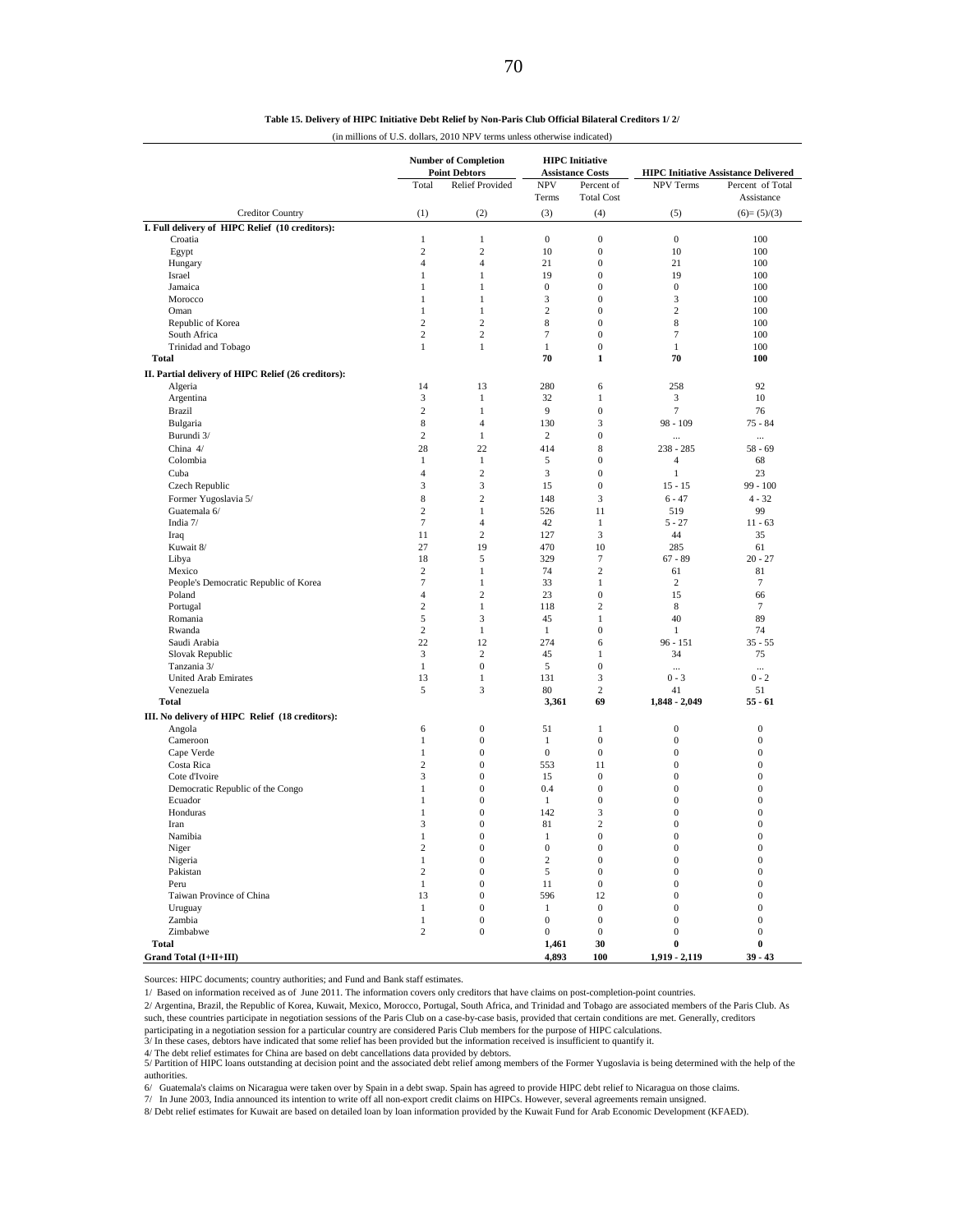**Table 15. Delivery of HIPC Initiative Debt Relief by Non-Paris Club Official Bilateral Creditors 1/ 2/**

(in millions of U.S. dollars, 2010 NPV terms unless otherwise indicated)

| | Number of Completion Point Debtors | | HIPC Initiative Assistance Costs | | HIPC Initiative Assistance Delivered | |
|---|---|---|---|---|---|---|
| | Total | Relief Provided | NPV Terms | Percent of Total Cost | NPV Terms | Percent of Total Assistance |
| Creditor Country | (1) | (2) | (3) | (4) | (5) | (6)= (5)/(3) |
| **I. Full delivery of HIPC Relief (10 creditors):** | | | | | | |
| Croatia | 1 | 1 | 0 | 0 | 0 | 100 |
| Egypt | 2 | 2 | 10 | 0 | 10 | 100 |
| Hungary | 4 | 4 | 21 | 0 | 21 | 100 |
| Israel | 1 | 1 | 19 | 0 | 19 | 100 |
| Jamaica | 1 | 1 | 0 | 0 | 0 | 100 |
| Morocco | 1 | 1 | 3 | 0 | 3 | 100 |
| Oman | 1 | 1 | 2 | 0 | 2 | 100 |
| Republic of Korea | 2 | 2 | 8 | 0 | 8 | 100 |
| South Africa | 2 | 2 | 7 | 0 | 7 | 100 |
| Trinidad and Tobago | 1 | 1 | 1 | 0 | 1 | 100 |
| **Total** | | | **70** | **1** | **70** | **100** |
| **II. Partial delivery of HIPC Relief (26 creditors):** | | | | | | |
| Algeria | 14 | 13 | 280 | 6 | 258 | 92 |
| Argentina | 3 | 1 | 32 | 1 | 3 | 10 |
| Brazil | 2 | 1 | 9 | 0 | 7 | 76 |
| Bulgaria | 8 | 4 | 130 | 3 | 98 - 109 | 75 - 84 |
| Burundi 3/ | 2 | 1 | 2 | 0 | ... | ... |
| China 4/ | 28 | 22 | 414 | 8 | 238 - 285 | 58 - 69 |
| Colombia | 1 | 1 | 5 | 0 | 4 | 68 |
| Cuba | 4 | 2 | 3 | 0 | 1 | 23 |
| Czech Republic | 3 | 3 | 15 | 0 | 15 - 15 | 99 - 100 |
| Former Yugoslavia 5/ | 8 | 2 | 148 | 3 | 6 - 47 | 4 - 32 |
| Guatemala 6/ | 2 | 1 | 526 | 11 | 519 | 99 |
| India 7/ | 7 | 4 | 42 | 1 | 5 - 27 | 11 - 63 |
| Iraq | 11 | 2 | 127 | 3 | 44 | 35 |
| Kuwait 8/ | 27 | 19 | 470 | 10 | 285 | 61 |
| Libya | 18 | 5 | 329 | 7 | 67 - 89 | 20 - 27 |
| Mexico | 2 | 1 | 74 | 2 | 61 | 81 |
| People's Democratic Republic of Korea | 7 | 1 | 33 | 1 | 2 | 7 |
| Poland | 4 | 2 | 23 | 0 | 15 | 66 |
| Portugal | 2 | 1 | 118 | 2 | 8 | 7 |
| Romania | 5 | 3 | 45 | 1 | 40 | 89 |
| Rwanda | 2 | 1 | 1 | 0 | 1 | 74 |
| Saudi Arabia | 22 | 12 | 274 | 6 | 96 - 151 | 35 - 55 |
| Slovak Republic | 3 | 2 | 45 | 1 | 34 | 75 |
| Tanzania 3/ | 1 | 0 | 5 | 0 | ... | ... |
| United Arab Emirates | 13 | 1 | 131 | 3 | 0 - 3 | 0 - 2 |
| Venezuela | 5 | 3 | 80 | 2 | 41 | 51 |
| **Total** | | | **3,361** | **69** | **1,848 - 2,049** | **55 - 61** |
| **III. No delivery of HIPC Relief (18 creditors):** | | | | | | |
| Angola | 6 | 0 | 51 | 1 | 0 | 0 |
| Cameroon | 1 | 0 | 1 | 0 | 0 | 0 |
| Cape Verde | 1 | 0 | 0 | 0 | 0 | 0 |
| Costa Rica | 2 | 0 | 553 | 11 | 0 | 0 |
| Cote d'Ivoire | 3 | 0 | 15 | 0 | 0 | 0 |
| Democratic Republic of the Congo | 1 | 0 | 0.4 | 0 | 0 | 0 |
| Ecuador | 1 | 0 | 1 | 0 | 0 | 0 |
| Honduras | 1 | 0 | 142 | 3 | 0 | 0 |
| Iran | 3 | 0 | 81 | 2 | 0 | 0 |
| Namibia | 1 | 0 | 1 | 0 | 0 | 0 |
| Niger | 2 | 0 | 0 | 0 | 0 | 0 |
| Nigeria | 1 | 0 | 2 | 0 | 0 | 0 |
| Pakistan | 2 | 0 | 5 | 0 | 0 | 0 |
| Peru | 1 | 0 | 11 | 0 | 0 | 0 |
| Taiwan Province of China | 13 | 0 | 596 | 12 | 0 | 0 |
| Uruguay | 1 | 0 | 1 | 0 | 0 | 0 |
| Zambia | 1 | 0 | 0 | 0 | 0 | 0 |
| Zimbabwe | 2 | 0 | 0 | 0 | 0 | 0 |
| **Total** | | | **1,461** | **30** | **0** | **0** |
| **Grand Total (I+II+III)** | | | **4,893** | **100** | **1,919 - 2,119** | **39 - 43** |

Sources: HIPC documents; country authorities; and Fund and Bank staff estimates.

1/ Based on information received as of June 2011. The information covers only creditors that have claims on post-completion-point countries.

2/ Argentina, Brazil, the Republic of Korea, Kuwait, Mexico, Morocco, Portugal, South Africa, and Trinidad and Tobago are associated members of the Paris Club. As such, these countries participate in negotiation sessions of the Paris Club on a case-by-case basis, provided that certain conditions are met. Generally, creditors participating in a negotiation session for a particular country are considered Paris Club members for the purpose of HIPC calculations.

3/ In these cases, debtors have indicated that some relief has been provided but the information received is insufficient to quantify it.

4/ The debt relief estimates for China are based on debt cancellations data provided by debtors.

5/ Partition of HIPC loans outstanding at decision point and the associated debt relief among members of the Former Yugoslavia is being determined with the help of the authorities.

6/ Guatemala's claims on Nicaragua were taken over by Spain in a debt swap. Spain has agreed to provide HIPC debt relief to Nicaragua on those claims.

7/ In June 2003, India announced its intention to write off all non-export credit claims on HIPCs. However, several agreements remain unsigned.

8/ Debt relief estimates for Kuwait are based on detailed loan by loan information provided by the Kuwait Fund for Arab Economic Development (KFAED).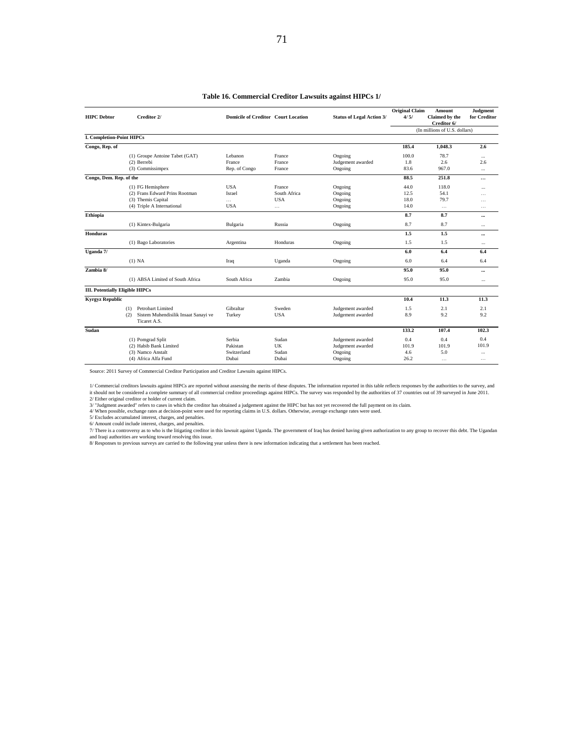**Table 16. Commercial Creditor Lawsuits against HIPCs 1/**

| HIPC Debtor | Creditor 2/ | Domicile of Creditor | Court Location | Status of Legal Action 3/ | Original Claim 4/ 5/ | Amount Claimed by the Creditor 6/ | Judgment for Creditor |
|---|---|---|---|---|---|---|---|
| | | | | | (In millions of U.S. dollars) | | |
| **I. Completion-Point HIPCs** | | | | | | | |
| **Congo, Rep. of** | | | | | **185.4** | **1,048.3** | **2.6** |
| | (1) Groupe Antoine Tabet (GAT) | Lebanon | France | Ongoing | 100.0 | 78.7 | ... |
| | (2) Berrebi | France | France | Judgement awarded | 1.8 | 2.6 | 2.6 |
| | (3) Commissimpex | Rep. of Congo | France | Ongoing | 83.6 | 967.0 | ... |
| **Congo, Dem. Rep. of the** | | | | | **88.5** | **251.8** | **…** |
| | (1) FG Hemisphere | USA | France | Ongoing | 44.0 | 118.0 | ... |
| | (2) Frans Edward Prins Rootman | Israel | South Africa | Ongoing | 12.5 | 54.1 | … |
| | (3) Themis Capital | … | USA | Ongoing | 18.0 | 79.7 | … |
| | (4) Triple A International | USA | … | Ongoing | 14.0 | … | … |
| **Ethiopia** | | | | | **8.7** | **8.7** | **...** |
| | (1) Kintex-Bulgaria | Bulgaria | Russia | Ongoing | 8.7 | 8.7 | ... |
| **Honduras** | | | | | **1.5** | **1.5** | **...** |
| | (1) Bago Laboratories | Argentina | Honduras | Ongoing | 1.5 | 1.5 | ... |
| **Uganda 7/** | | | | | **6.0** | **6.4** | **6.4** |
| | (1) NA | Iraq | Uganda | Ongoing | 6.0 | 6.4 | 6.4 |
| **Zambia 8/** | | | | | **95.0** | **95.0** | **...** |
| | (1) ABSA Limited of South Africa | South Africa | Zambia | Ongoing | 95.0 | 95.0 | ... |
| **III. Potentially Eligible HIPCs** | | | | | | | |
| **Kyrgyz Republic** | | | | | **10.4** | **11.3** | **11.3** |
| | (1) Petrobart Limited | Gibraltar | Sweden | Judgement awarded | 1.5 | 2.1 | 2.1 |
| | (2) Sistem Muhendisilik Insaat Sanayi ve Ticaret A.S. | Turkey | USA | Judgement awarded | 8.9 | 9.2 | 9.2 |
| **Sudan** | | | | | **133.2** | **107.4** | **102.3** |
| | (1) Pomgrad Split | Serbia | Sudan | Judgement awarded | 0.4 | 0.4 | 0.4 |
| | (2) Habib Bank Limited | Pakistan | UK | Judgement awarded | 101.9 | 101.9 | 101.9 |
| | (3) Namco Anstalt | Switzerland | Sudan | Ongoing | 4.6 | 5.0 | ... |
| | (4) Africa Alfa Fund | Dubai | Dubai | Ongoing | 26.2 | … | … |

Source: 2011 Survey of Commercial Creditor Participation and Creditor Lawsuits against HIPCs.

1/ Commercial creditors lawsuits against HIPCs are reported without assessing the merits of these disputes. The information reported in this table reflects responses by the authorities to the survey, and it should not be considered a complete summary of all commercial creditor proceedings against HIPCs. The survey was responded by the authorities of 37 countries out of 39 surveyed in June 2011.
2/ Either original creditor or holder of current claim.
3/ "Judgment awarded" refers to cases in which the creditor has obtained a judgement against the HIPC but has not yet recovered the full payment on its claim.
4/ When possible, exchange rates at decision-point were used for reporting claims in U.S. dollars. Otherwise, average exchange rates were used.
5/ Excludes accumulated interest, charges, and penalties.
6/ Amount could include interest, charges, and penalties.
7/ There is a controversy as to who is the litigating creditor in this lawsuit against Uganda. The government of Iraq has denied having given authorization to any group to recover this debt. The Ugandan and Iraqi authorities are working toward resolving this issue.
8/ Responses to previous surveys are carried to the following year unless there is new information indicating that a settlement has been reached.